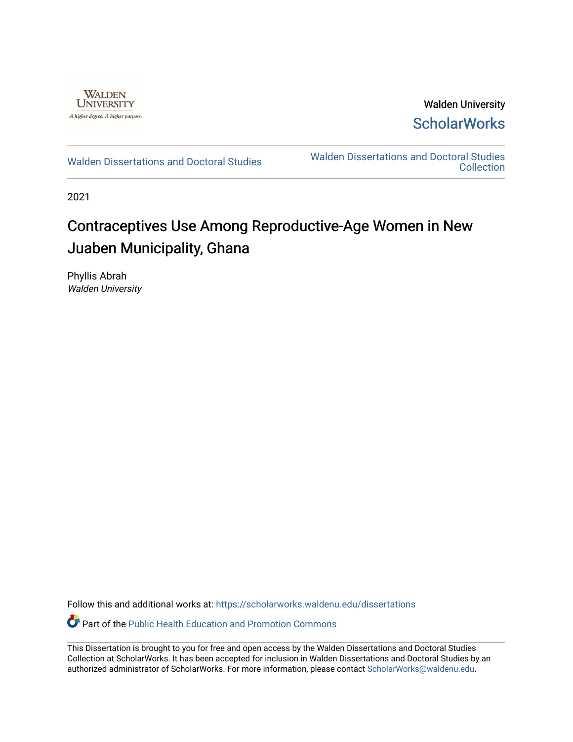Walden University

ScholarWorks

Walden Dissertations and Doctoral Studies

Walden Dissertations and Doctoral Studies Collection

2021

# Contraceptives Use Among Reproductive-Age Women in New Juaben Municipality, Ghana

Phyllis Abrah
*Walden University*

Follow this and additional works at: https://scholarworks.waldenu.edu/dissertations

Part of the Public Health Education and Promotion Commons

This Dissertation is brought to you for free and open access by the Walden Dissertations and Doctoral Studies Collection at ScholarWorks. It has been accepted for inclusion in Walden Dissertations and Doctoral Studies by an authorized administrator of ScholarWorks. For more information, please contact ScholarWorks@waldenu.edu.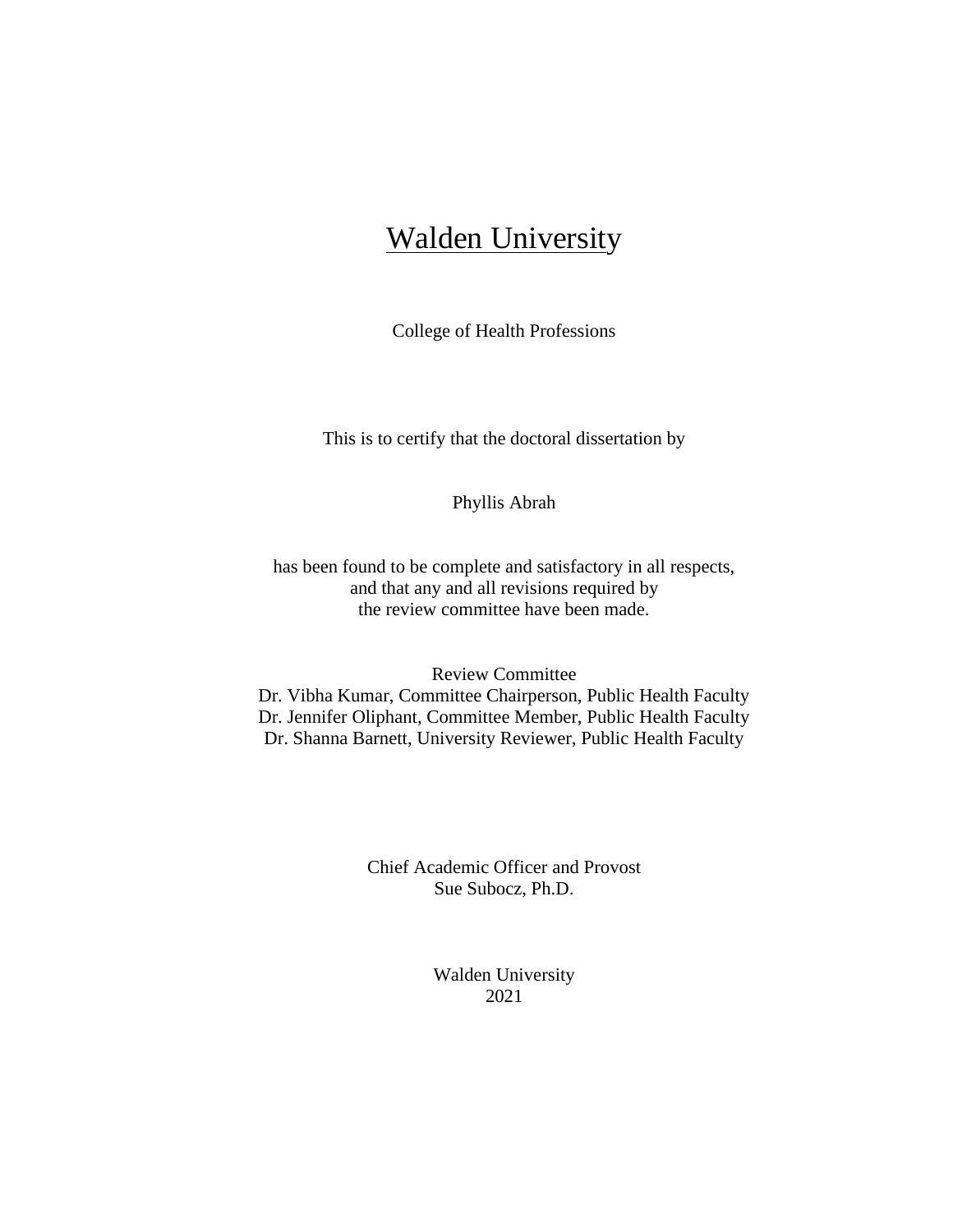Walden University

College of Health Professions

This is to certify that the doctoral dissertation by

Phyllis Abrah

has been found to be complete and satisfactory in all respects,
and that any and all revisions required by
the review committee have been made.

Review Committee
Dr. Vibha Kumar, Committee Chairperson, Public Health Faculty
Dr. Jennifer Oliphant, Committee Member, Public Health Faculty
Dr. Shanna Barnett, University Reviewer, Public Health Faculty

Chief Academic Officer and Provost
Sue Subocz, Ph.D.

Walden University
2021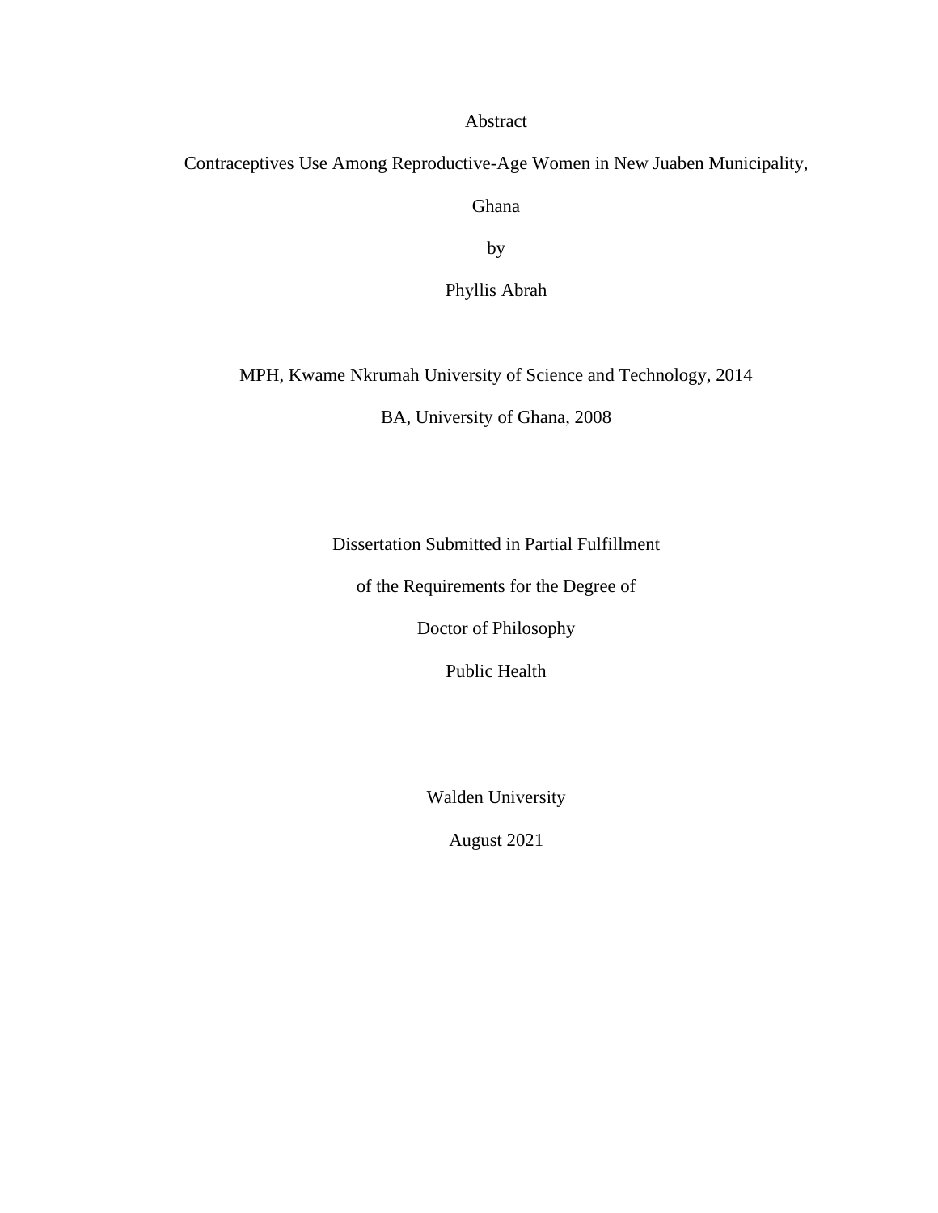Abstract

Contraceptives Use Among Reproductive-Age Women in New Juaben Municipality, Ghana

by

Phyllis Abrah

MPH, Kwame Nkrumah University of Science and Technology, 2014

BA, University of Ghana, 2008

Dissertation Submitted in Partial Fulfillment

of the Requirements for the Degree of

Doctor of Philosophy

Public Health

Walden University

August 2021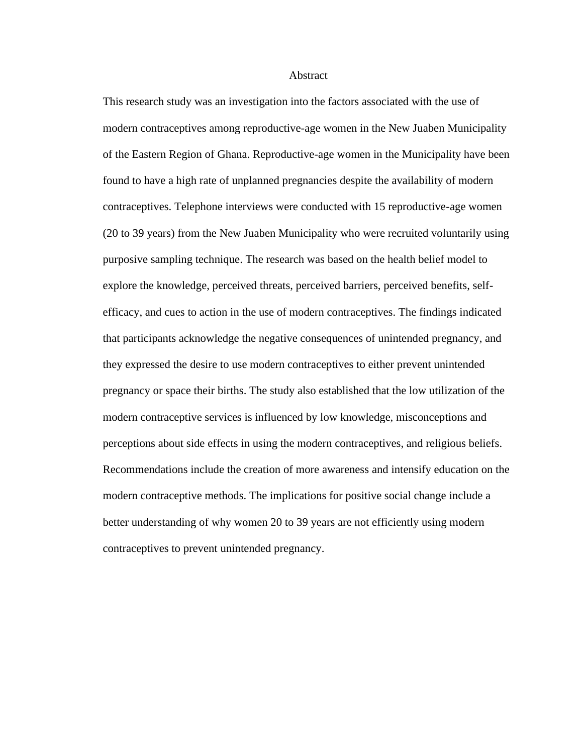# Abstract

This research study was an investigation into the factors associated with the use of modern contraceptives among reproductive-age women in the New Juaben Municipality of the Eastern Region of Ghana. Reproductive-age women in the Municipality have been found to have a high rate of unplanned pregnancies despite the availability of modern contraceptives. Telephone interviews were conducted with 15 reproductive-age women (20 to 39 years) from the New Juaben Municipality who were recruited voluntarily using purposive sampling technique. The research was based on the health belief model to explore the knowledge, perceived threats, perceived barriers, perceived benefits, self-efficacy, and cues to action in the use of modern contraceptives. The findings indicated that participants acknowledge the negative consequences of unintended pregnancy, and they expressed the desire to use modern contraceptives to either prevent unintended pregnancy or space their births. The study also established that the low utilization of the modern contraceptive services is influenced by low knowledge, misconceptions and perceptions about side effects in using the modern contraceptives, and religious beliefs. Recommendations include the creation of more awareness and intensify education on the modern contraceptive methods. The implications for positive social change include a better understanding of why women 20 to 39 years are not efficiently using modern contraceptives to prevent unintended pregnancy.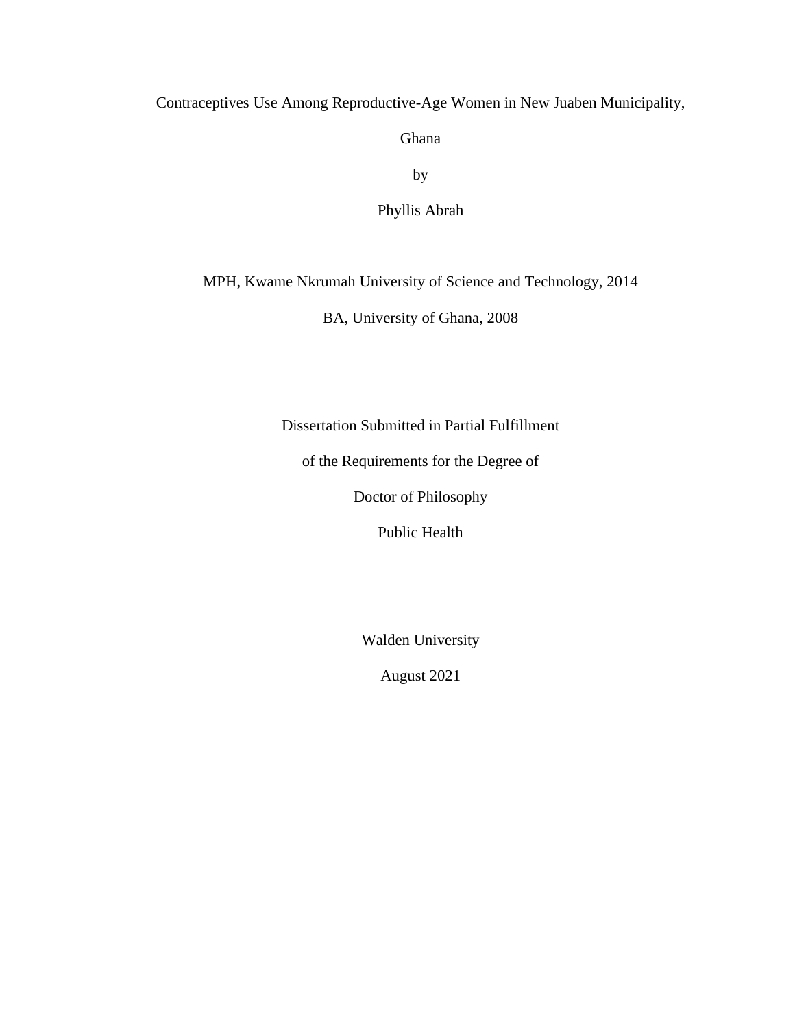Contraceptives Use Among Reproductive-Age Women in New Juaben Municipality,

Ghana

by

Phyllis Abrah

MPH, Kwame Nkrumah University of Science and Technology, 2014

BA, University of Ghana, 2008

Dissertation Submitted in Partial Fulfillment

of the Requirements for the Degree of

Doctor of Philosophy

Public Health

Walden University

August 2021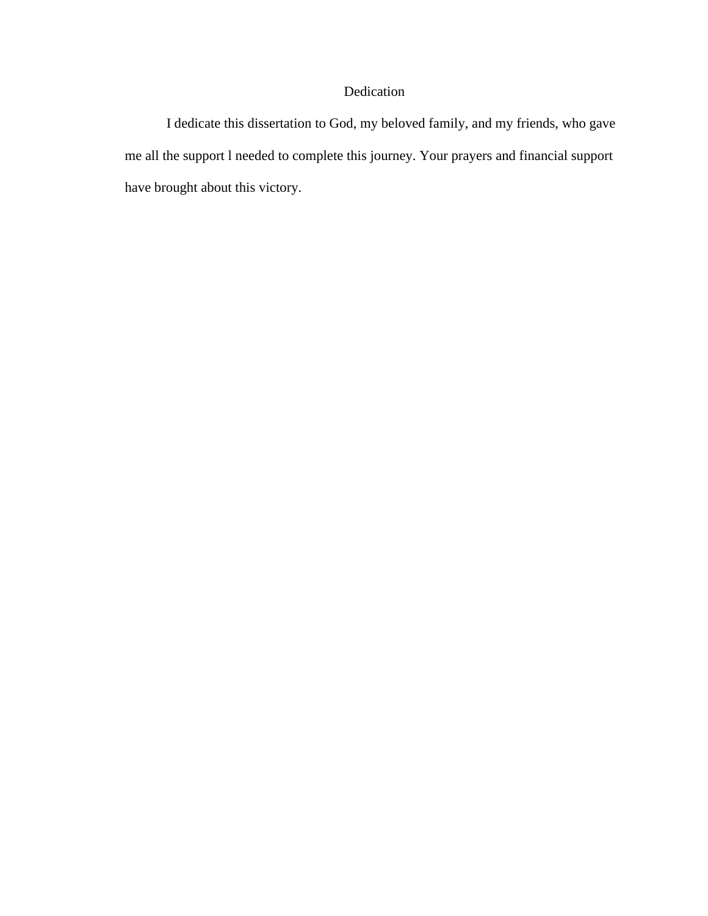# Dedication

I dedicate this dissertation to God, my beloved family, and my friends, who gave me all the support l needed to complete this journey. Your prayers and financial support have brought about this victory.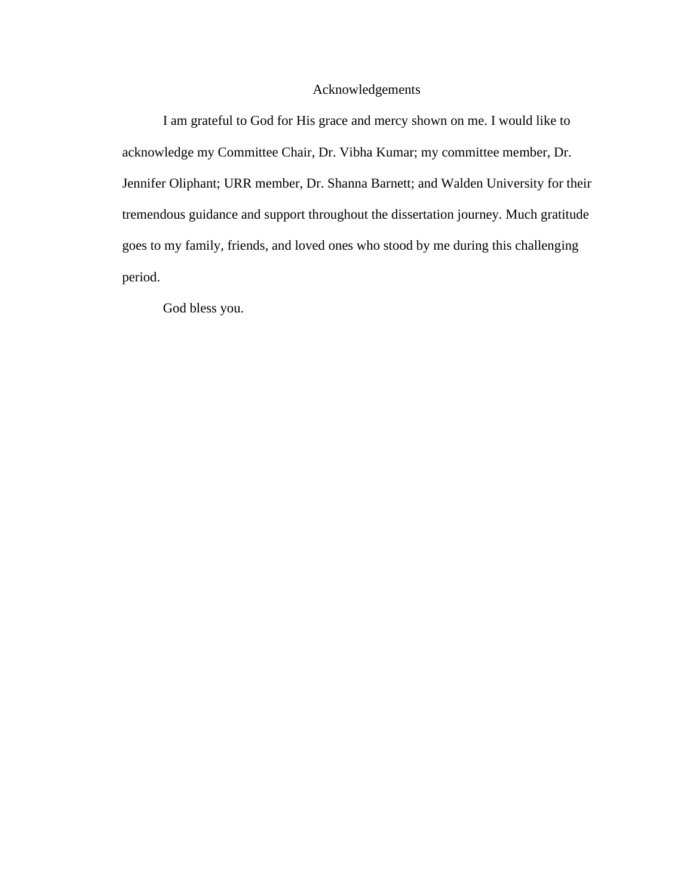# Acknowledgements

I am grateful to God for His grace and mercy shown on me. I would like to acknowledge my Committee Chair, Dr. Vibha Kumar; my committee member, Dr. Jennifer Oliphant; URR member, Dr. Shanna Barnett; and Walden University for their tremendous guidance and support throughout the dissertation journey. Much gratitude goes to my family, friends, and loved ones who stood by me during this challenging period.

God bless you.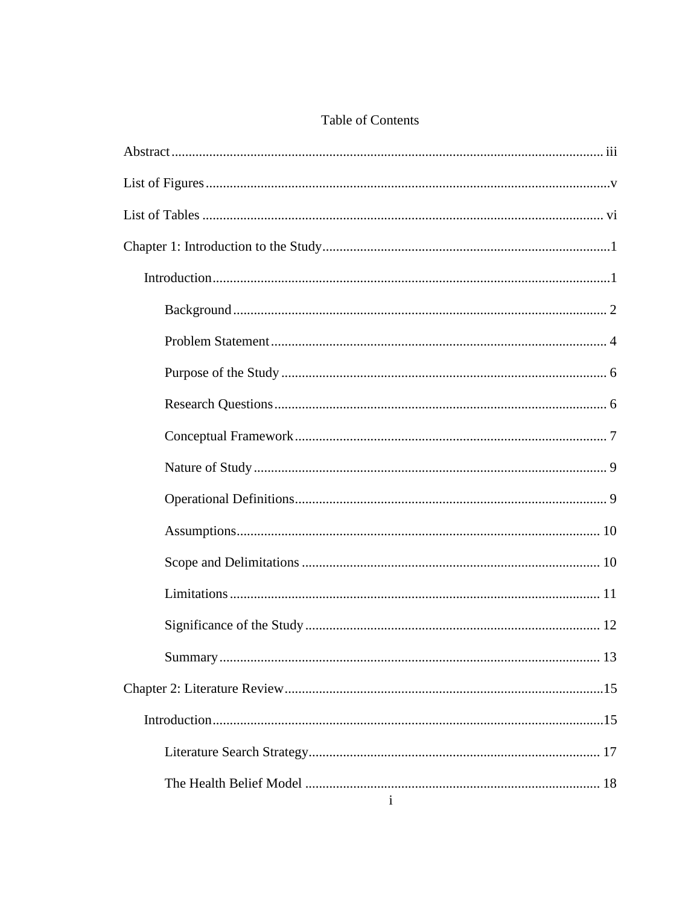# Table of Contents

Abstract ..... iii

List of Figures ..... v

List of Tables ..... vi

Chapter 1: Introduction to the Study ..... 1

- Introduction ..... 1
  - Background ..... 2
  - Problem Statement ..... 4
  - Purpose of the Study ..... 6
  - Research Questions ..... 6
  - Conceptual Framework ..... 7
  - Nature of Study ..... 9
  - Operational Definitions ..... 9
  - Assumptions ..... 10
  - Scope and Delimitations ..... 10
  - Limitations ..... 11
  - Significance of the Study ..... 12
  - Summary ..... 13

Chapter 2: Literature Review ..... 15

- Introduction ..... 15
  - Literature Search Strategy ..... 17
  - The Health Belief Model ..... 18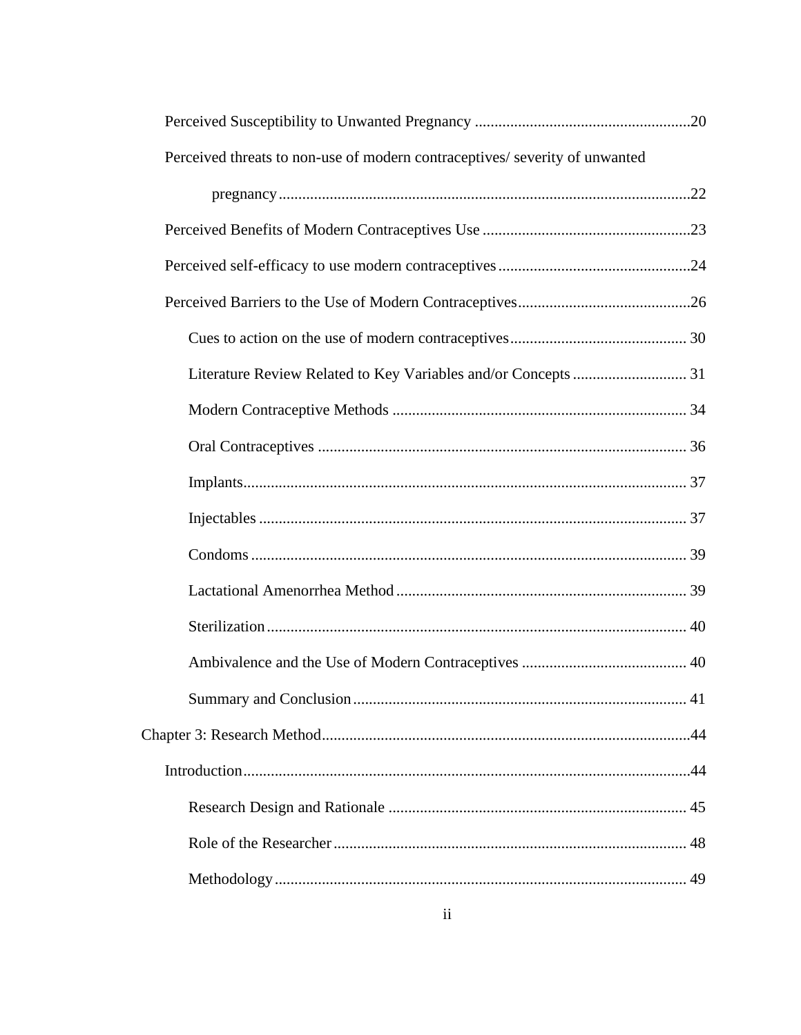Perceived Susceptibility to Unwanted Pregnancy .......................................................20

Perceived threats to non-use of modern contraceptives/ severity of unwanted pregnancy.........................................................................................................22

Perceived Benefits of Modern Contraceptives Use .....................................................23

Perceived self-efficacy to use modern contraceptives.................................................24

Perceived Barriers to the Use of Modern Contraceptives............................................26

Cues to action on the use of modern contraceptives............................................. 30

Literature Review Related to Key Variables and/or Concepts ............................. 31

Modern Contraceptive Methods ........................................................................... 34

Oral Contraceptives .............................................................................................. 36

Implants................................................................................................................. 37

Injectables ............................................................................................................. 37

Condoms ............................................................................................................... 39

Lactational Amenorrhea Method .......................................................................... 39

Sterilization........................................................................................................... 40

Ambivalence and the Use of Modern Contraceptives .......................................... 40

Summary and Conclusion..................................................................................... 41

Chapter 3: Research Method.............................................................................................44

Introduction.................................................................................................................44

Research Design and Rationale ............................................................................ 45

Role of the Researcher.......................................................................................... 48

Methodology......................................................................................................... 49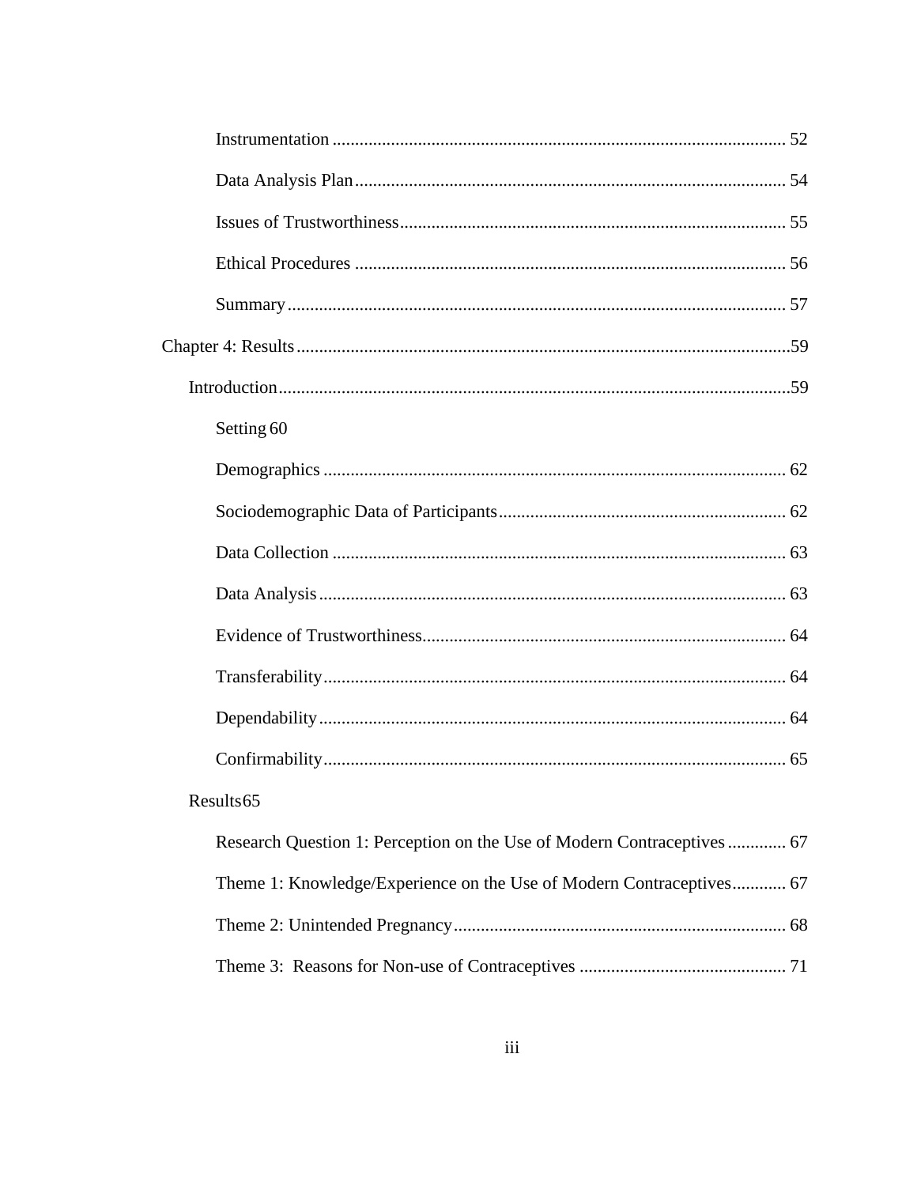Instrumentation ..................................................................................................... 52

Data Analysis Plan ................................................................................................ 54

Issues of Trustworthiness ...................................................................................... 55

Ethical Procedures ................................................................................................ 56

Summary ............................................................................................................... 57

Chapter 4: Results ..............................................................................................................59

Introduction ..................................................................................................................59

Setting 60

Demographics ....................................................................................................... 62

Sociodemographic Data of Participants ................................................................ 62

Data Collection ..................................................................................................... 63

Data Analysis ........................................................................................................ 63

Evidence of Trustworthiness ................................................................................. 64

Transferability ....................................................................................................... 64

Dependability ........................................................................................................ 64

Confirmability ....................................................................................................... 65

Results 65

Research Question 1: Perception on the Use of Modern Contraceptives ............. 67

Theme 1: Knowledge/Experience on the Use of Modern Contraceptives ............ 67

Theme 2: Unintended Pregnancy .......................................................................... 68

Theme 3: Reasons for Non-use of Contraceptives .............................................. 71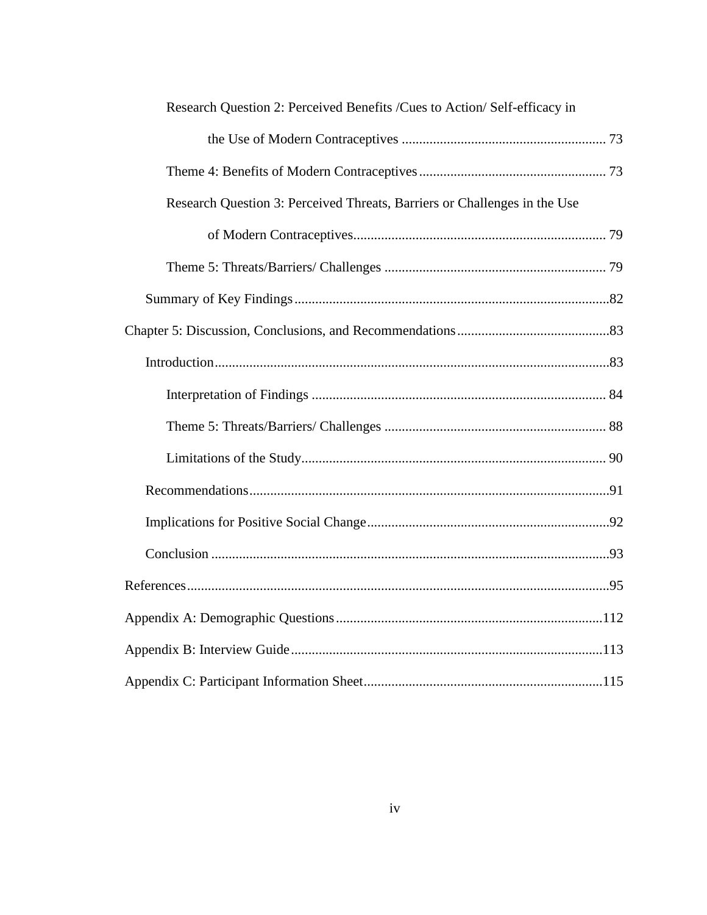Research Question 2: Perceived Benefits /Cues to Action/ Self-efficacy in the Use of Modern Contraceptives ........................................................... 73

Theme 4: Benefits of Modern Contraceptives ...................................................... 73

Research Question 3: Perceived Threats, Barriers or Challenges in the Use of Modern Contraceptives......................................................................... 79

Theme 5: Threats/Barriers/ Challenges ................................................................ 79

Summary of Key Findings ..........................................................................................82

Chapter 5: Discussion, Conclusions, and Recommendations ............................................83

Introduction..................................................................................................................83

Interpretation of Findings ..................................................................................... 84

Theme 5: Threats/Barriers/ Challenges ................................................................ 88

Limitations of the Study........................................................................................ 90

Recommendations........................................................................................................91

Implications for Positive Social Change......................................................................92

Conclusion ...................................................................................................................93

References............................................................................................................................95

Appendix A: Demographic Questions .............................................................................112

Appendix B: Interview Guide ..........................................................................................113

Appendix C: Participant Information Sheet.....................................................................115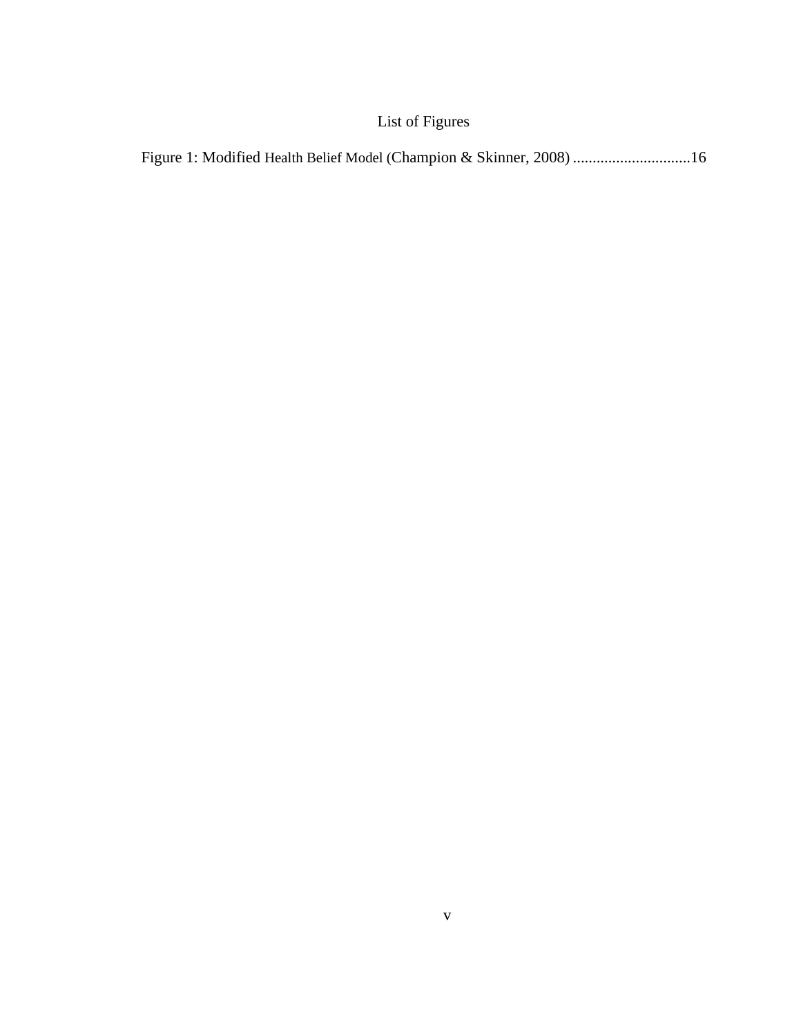# List of Figures

Figure 1: Modified Health Belief Model (Champion & Skinner, 2008) ..............................16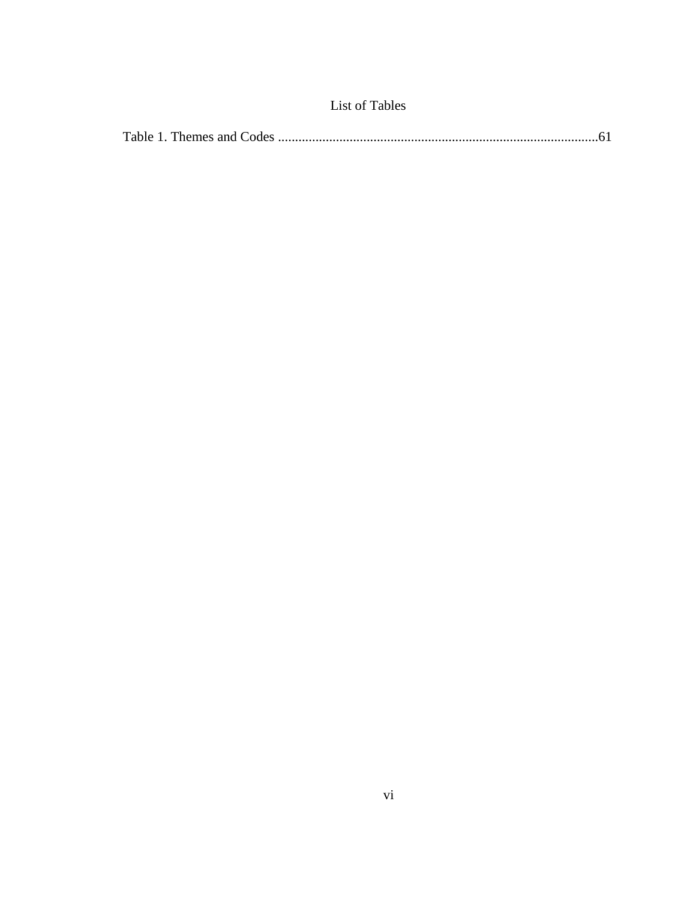# List of Tables

Table 1. Themes and Codes ..............................................................................................61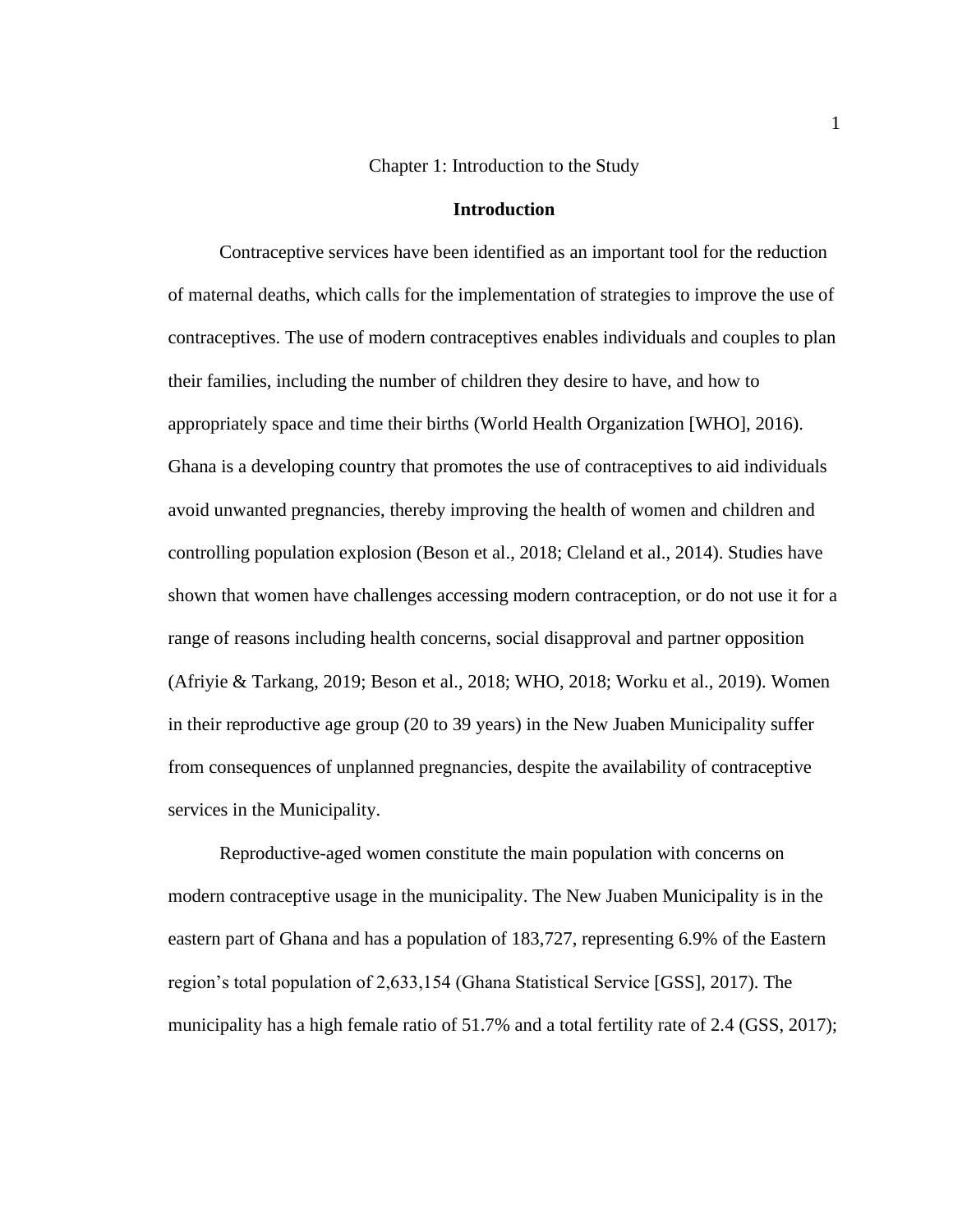# Chapter 1: Introduction to the Study

## Introduction

Contraceptive services have been identified as an important tool for the reduction of maternal deaths, which calls for the implementation of strategies to improve the use of contraceptives. The use of modern contraceptives enables individuals and couples to plan their families, including the number of children they desire to have, and how to appropriately space and time their births (World Health Organization [WHO], 2016). Ghana is a developing country that promotes the use of contraceptives to aid individuals avoid unwanted pregnancies, thereby improving the health of women and children and controlling population explosion (Beson et al., 2018; Cleland et al., 2014). Studies have shown that women have challenges accessing modern contraception, or do not use it for a range of reasons including health concerns, social disapproval and partner opposition (Afriyie & Tarkang, 2019; Beson et al., 2018; WHO, 2018; Worku et al., 2019). Women in their reproductive age group (20 to 39 years) in the New Juaben Municipality suffer from consequences of unplanned pregnancies, despite the availability of contraceptive services in the Municipality.

Reproductive-aged women constitute the main population with concerns on modern contraceptive usage in the municipality. The New Juaben Municipality is in the eastern part of Ghana and has a population of 183,727, representing 6.9% of the Eastern region's total population of 2,633,154 (Ghana Statistical Service [GSS], 2017). The municipality has a high female ratio of 51.7% and a total fertility rate of 2.4 (GSS, 2017);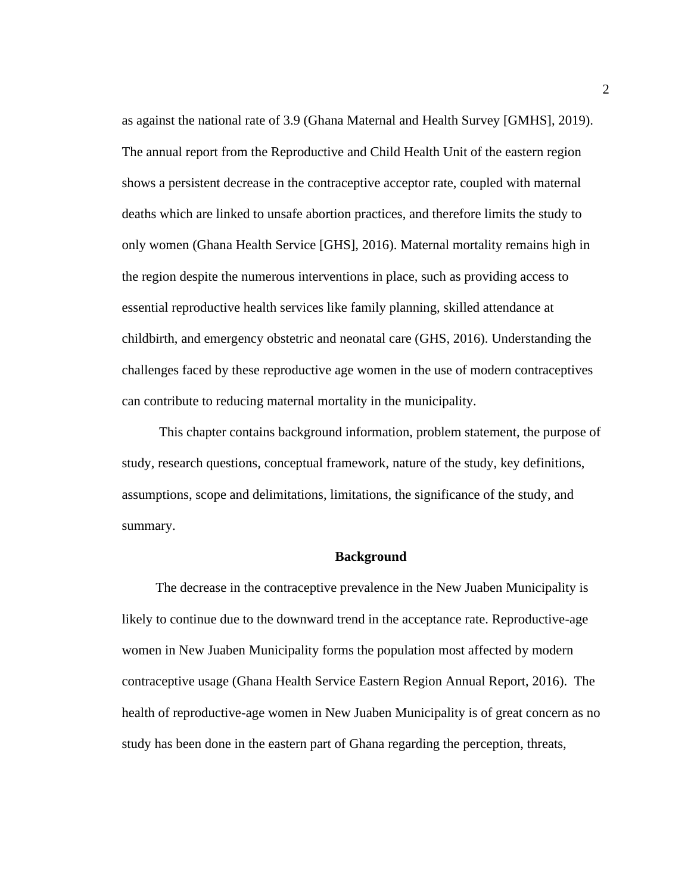as against the national rate of 3.9 (Ghana Maternal and Health Survey [GMHS], 2019). The annual report from the Reproductive and Child Health Unit of the eastern region shows a persistent decrease in the contraceptive acceptor rate, coupled with maternal deaths which are linked to unsafe abortion practices, and therefore limits the study to only women (Ghana Health Service [GHS], 2016). Maternal mortality remains high in the region despite the numerous interventions in place, such as providing access to essential reproductive health services like family planning, skilled attendance at childbirth, and emergency obstetric and neonatal care (GHS, 2016). Understanding the challenges faced by these reproductive age women in the use of modern contraceptives can contribute to reducing maternal mortality in the municipality.

This chapter contains background information, problem statement, the purpose of study, research questions, conceptual framework, nature of the study, key definitions, assumptions, scope and delimitations, limitations, the significance of the study, and summary.

## Background

The decrease in the contraceptive prevalence in the New Juaben Municipality is likely to continue due to the downward trend in the acceptance rate. Reproductive-age women in New Juaben Municipality forms the population most affected by modern contraceptive usage (Ghana Health Service Eastern Region Annual Report, 2016). The health of reproductive-age women in New Juaben Municipality is of great concern as no study has been done in the eastern part of Ghana regarding the perception, threats,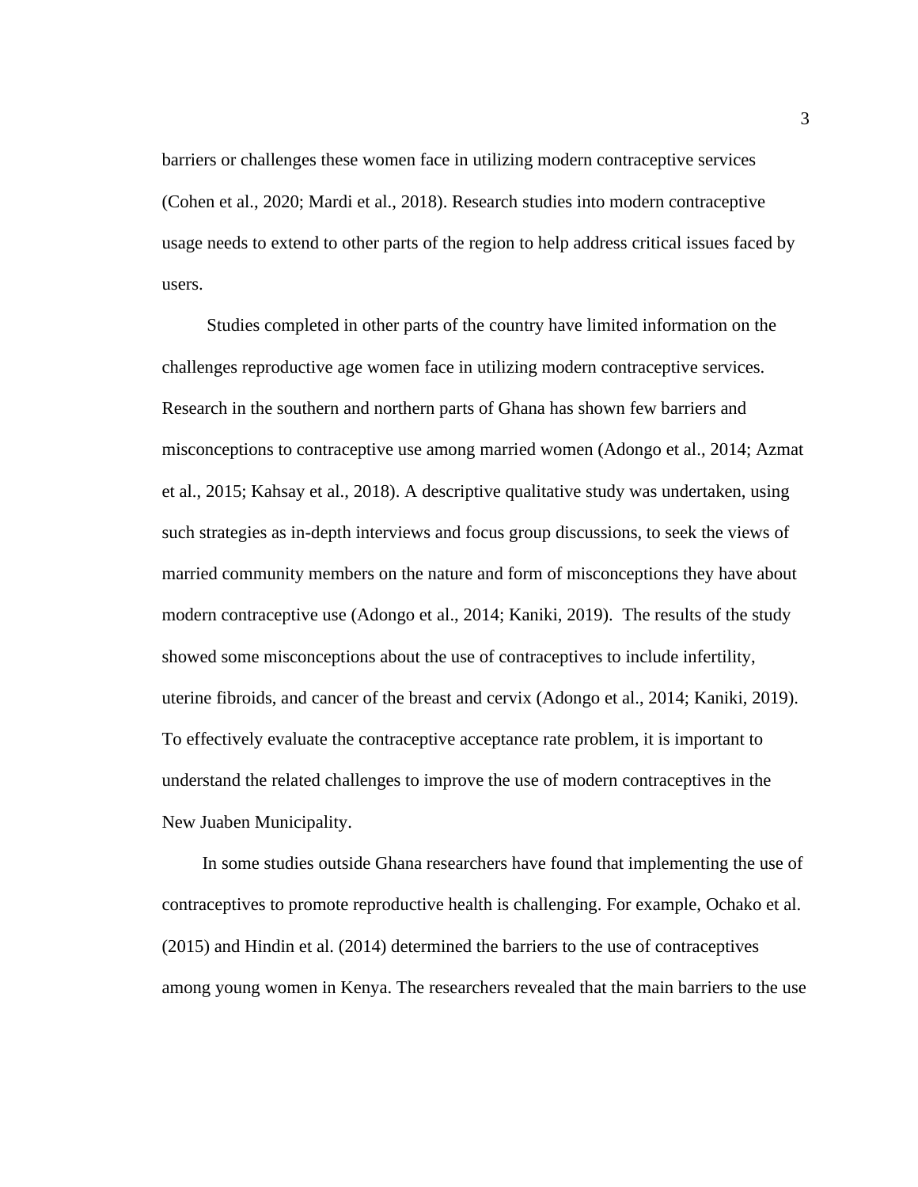barriers or challenges these women face in utilizing modern contraceptive services (Cohen et al., 2020; Mardi et al., 2018). Research studies into modern contraceptive usage needs to extend to other parts of the region to help address critical issues faced by users.

Studies completed in other parts of the country have limited information on the challenges reproductive age women face in utilizing modern contraceptive services. Research in the southern and northern parts of Ghana has shown few barriers and misconceptions to contraceptive use among married women (Adongo et al., 2014; Azmat et al., 2015; Kahsay et al., 2018). A descriptive qualitative study was undertaken, using such strategies as in-depth interviews and focus group discussions, to seek the views of married community members on the nature and form of misconceptions they have about modern contraceptive use (Adongo et al., 2014; Kaniki, 2019). The results of the study showed some misconceptions about the use of contraceptives to include infertility, uterine fibroids, and cancer of the breast and cervix (Adongo et al., 2014; Kaniki, 2019). To effectively evaluate the contraceptive acceptance rate problem, it is important to understand the related challenges to improve the use of modern contraceptives in the New Juaben Municipality.

In some studies outside Ghana researchers have found that implementing the use of contraceptives to promote reproductive health is challenging. For example, Ochako et al. (2015) and Hindin et al. (2014) determined the barriers to the use of contraceptives among young women in Kenya. The researchers revealed that the main barriers to the use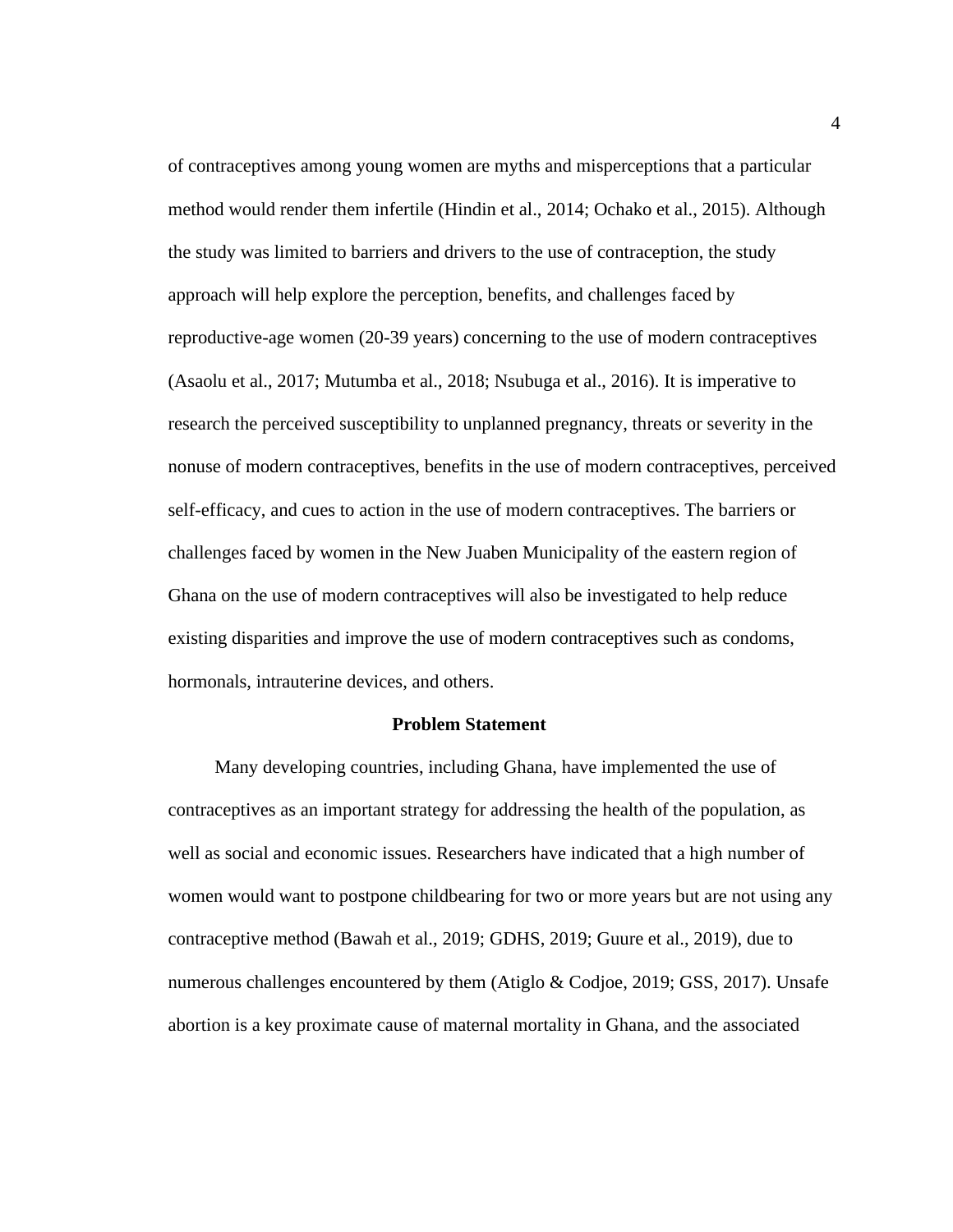of contraceptives among young women are myths and misperceptions that a particular method would render them infertile (Hindin et al., 2014; Ochako et al., 2015). Although the study was limited to barriers and drivers to the use of contraception, the study approach will help explore the perception, benefits, and challenges faced by reproductive-age women (20-39 years) concerning to the use of modern contraceptives (Asaolu et al., 2017; Mutumba et al., 2018; Nsubuga et al., 2016). It is imperative to research the perceived susceptibility to unplanned pregnancy, threats or severity in the nonuse of modern contraceptives, benefits in the use of modern contraceptives, perceived self-efficacy, and cues to action in the use of modern contraceptives. The barriers or challenges faced by women in the New Juaben Municipality of the eastern region of Ghana on the use of modern contraceptives will also be investigated to help reduce existing disparities and improve the use of modern contraceptives such as condoms, hormonals, intrauterine devices, and others.

## Problem Statement

Many developing countries, including Ghana, have implemented the use of contraceptives as an important strategy for addressing the health of the population, as well as social and economic issues. Researchers have indicated that a high number of women would want to postpone childbearing for two or more years but are not using any contraceptive method (Bawah et al., 2019; GDHS, 2019; Guure et al., 2019), due to numerous challenges encountered by them (Atiglo & Codjoe, 2019; GSS, 2017). Unsafe abortion is a key proximate cause of maternal mortality in Ghana, and the associated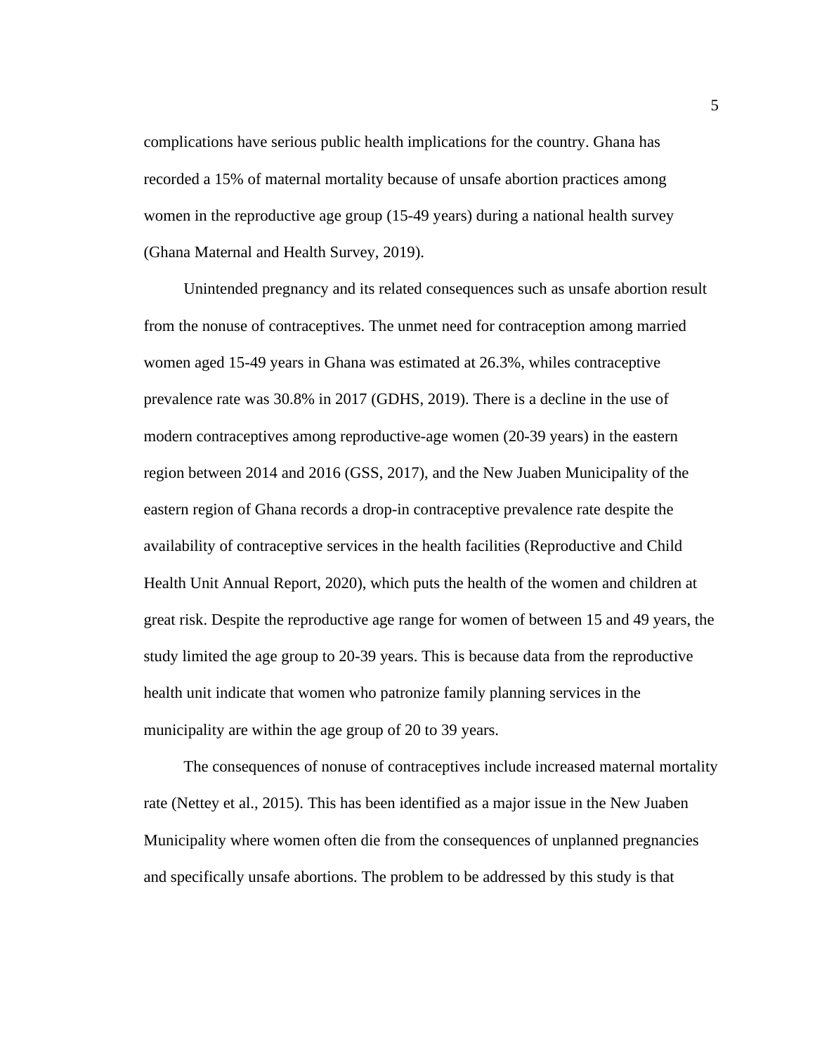complications have serious public health implications for the country. Ghana has recorded a 15% of maternal mortality because of unsafe abortion practices among women in the reproductive age group (15-49 years) during a national health survey (Ghana Maternal and Health Survey, 2019).

Unintended pregnancy and its related consequences such as unsafe abortion result from the nonuse of contraceptives. The unmet need for contraception among married women aged 15-49 years in Ghana was estimated at 26.3%, whiles contraceptive prevalence rate was 30.8% in 2017 (GDHS, 2019). There is a decline in the use of modern contraceptives among reproductive-age women (20-39 years) in the eastern region between 2014 and 2016 (GSS, 2017), and the New Juaben Municipality of the eastern region of Ghana records a drop-in contraceptive prevalence rate despite the availability of contraceptive services in the health facilities (Reproductive and Child Health Unit Annual Report, 2020), which puts the health of the women and children at great risk. Despite the reproductive age range for women of between 15 and 49 years, the study limited the age group to 20-39 years. This is because data from the reproductive health unit indicate that women who patronize family planning services in the municipality are within the age group of 20 to 39 years.

The consequences of nonuse of contraceptives include increased maternal mortality rate (Nettey et al., 2015). This has been identified as a major issue in the New Juaben Municipality where women often die from the consequences of unplanned pregnancies and specifically unsafe abortions. The problem to be addressed by this study is that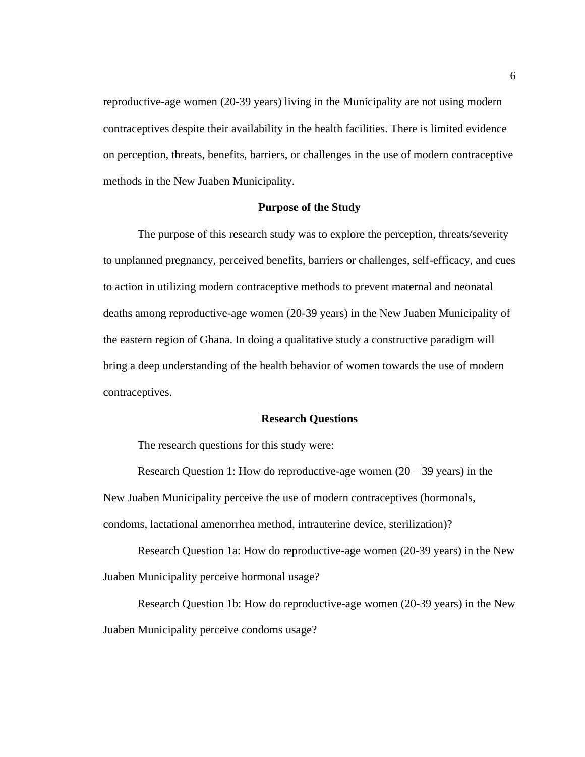reproductive-age women (20-39 years) living in the Municipality are not using modern contraceptives despite their availability in the health facilities. There is limited evidence on perception, threats, benefits, barriers, or challenges in the use of modern contraceptive methods in the New Juaben Municipality.

## Purpose of the Study

The purpose of this research study was to explore the perception, threats/severity to unplanned pregnancy, perceived benefits, barriers or challenges, self-efficacy, and cues to action in utilizing modern contraceptive methods to prevent maternal and neonatal deaths among reproductive-age women (20-39 years) in the New Juaben Municipality of the eastern region of Ghana. In doing a qualitative study a constructive paradigm will bring a deep understanding of the health behavior of women towards the use of modern contraceptives.

## Research Questions

The research questions for this study were:

Research Question 1: How do reproductive-age women (20 – 39 years) in the New Juaben Municipality perceive the use of modern contraceptives (hormonals, condoms, lactational amenorrhea method, intrauterine device, sterilization)?

Research Question 1a: How do reproductive-age women (20-39 years) in the New Juaben Municipality perceive hormonal usage?

Research Question 1b: How do reproductive-age women (20-39 years) in the New Juaben Municipality perceive condoms usage?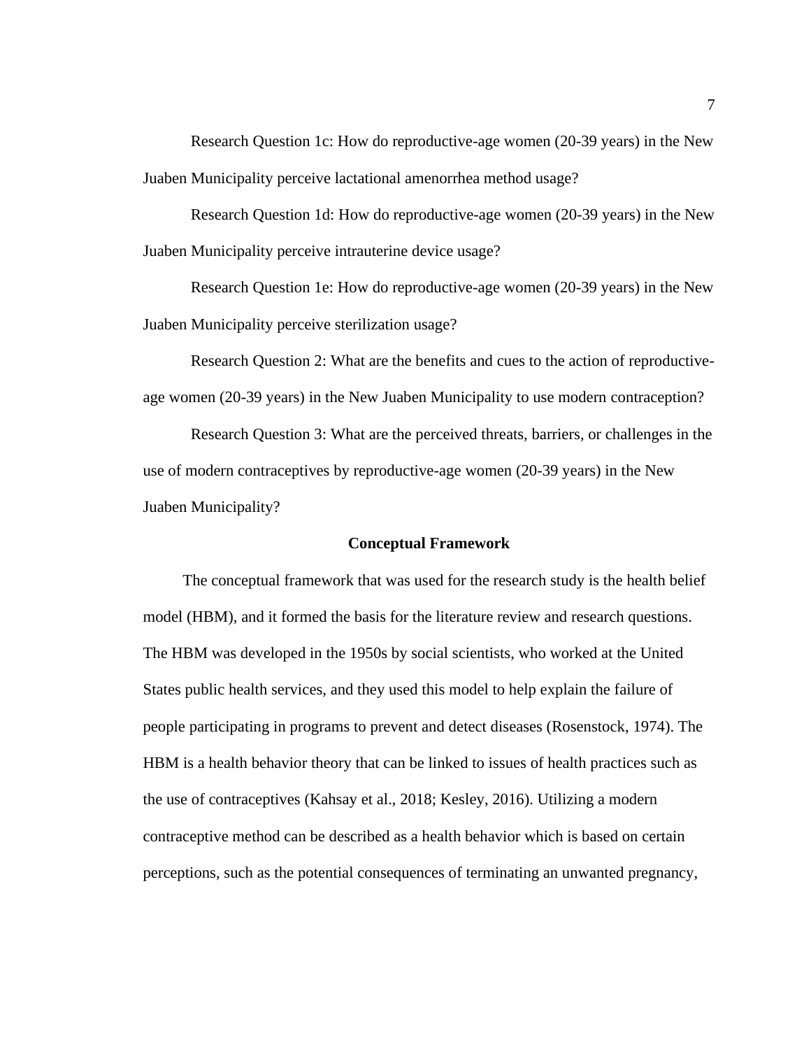Research Question 1c: How do reproductive-age women (20-39 years) in the New Juaben Municipality perceive lactational amenorrhea method usage?

Research Question 1d: How do reproductive-age women (20-39 years) in the New Juaben Municipality perceive intrauterine device usage?

Research Question 1e: How do reproductive-age women (20-39 years) in the New Juaben Municipality perceive sterilization usage?

Research Question 2: What are the benefits and cues to the action of reproductive-age women (20-39 years) in the New Juaben Municipality to use modern contraception?

Research Question 3: What are the perceived threats, barriers, or challenges in the use of modern contraceptives by reproductive-age women (20-39 years) in the New Juaben Municipality?

## Conceptual Framework

The conceptual framework that was used for the research study is the health belief model (HBM), and it formed the basis for the literature review and research questions. The HBM was developed in the 1950s by social scientists, who worked at the United States public health services, and they used this model to help explain the failure of people participating in programs to prevent and detect diseases (Rosenstock, 1974). The HBM is a health behavior theory that can be linked to issues of health practices such as the use of contraceptives (Kahsay et al., 2018; Kesley, 2016). Utilizing a modern contraceptive method can be described as a health behavior which is based on certain perceptions, such as the potential consequences of terminating an unwanted pregnancy,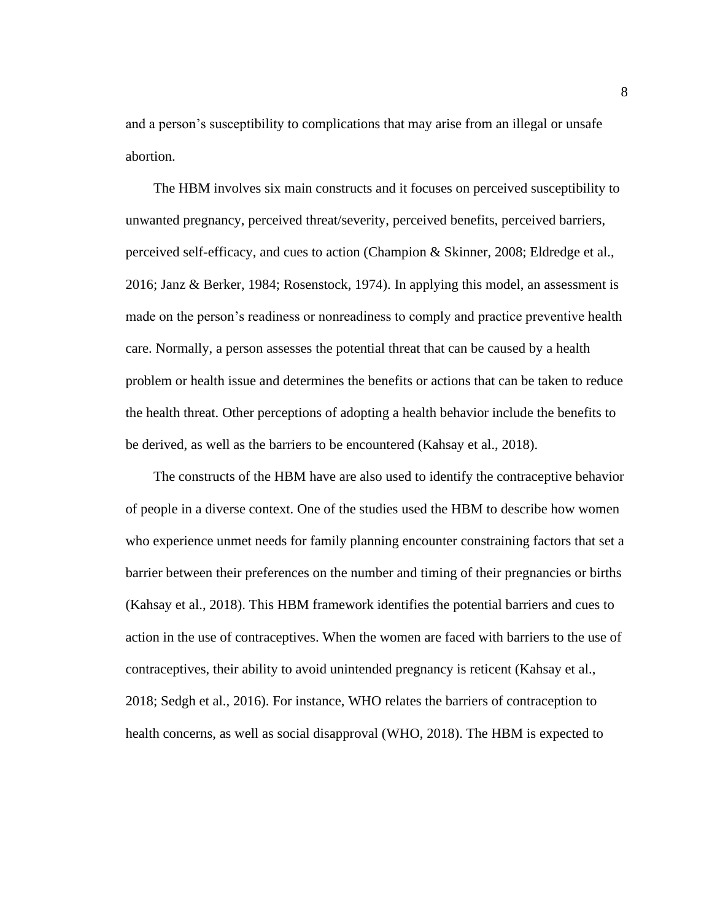and a person's susceptibility to complications that may arise from an illegal or unsafe abortion.

The HBM involves six main constructs and it focuses on perceived susceptibility to unwanted pregnancy, perceived threat/severity, perceived benefits, perceived barriers, perceived self-efficacy, and cues to action (Champion & Skinner, 2008; Eldredge et al., 2016; Janz & Berker, 1984; Rosenstock, 1974). In applying this model, an assessment is made on the person's readiness or nonreadiness to comply and practice preventive health care. Normally, a person assesses the potential threat that can be caused by a health problem or health issue and determines the benefits or actions that can be taken to reduce the health threat. Other perceptions of adopting a health behavior include the benefits to be derived, as well as the barriers to be encountered (Kahsay et al., 2018).

The constructs of the HBM have are also used to identify the contraceptive behavior of people in a diverse context. One of the studies used the HBM to describe how women who experience unmet needs for family planning encounter constraining factors that set a barrier between their preferences on the number and timing of their pregnancies or births (Kahsay et al., 2018). This HBM framework identifies the potential barriers and cues to action in the use of contraceptives. When the women are faced with barriers to the use of contraceptives, their ability to avoid unintended pregnancy is reticent (Kahsay et al., 2018; Sedgh et al., 2016). For instance, WHO relates the barriers of contraception to health concerns, as well as social disapproval (WHO, 2018). The HBM is expected to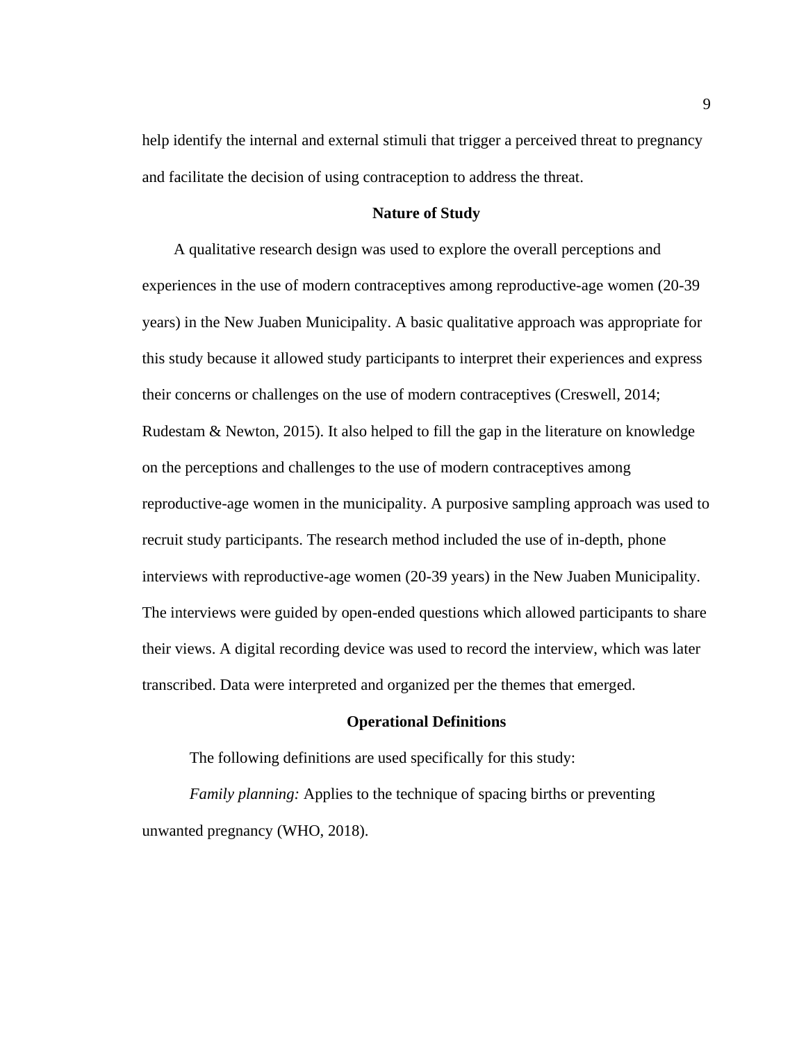help identify the internal and external stimuli that trigger a perceived threat to pregnancy and facilitate the decision of using contraception to address the threat.

## Nature of Study

A qualitative research design was used to explore the overall perceptions and experiences in the use of modern contraceptives among reproductive-age women (20-39 years) in the New Juaben Municipality. A basic qualitative approach was appropriate for this study because it allowed study participants to interpret their experiences and express their concerns or challenges on the use of modern contraceptives (Creswell, 2014; Rudestam & Newton, 2015). It also helped to fill the gap in the literature on knowledge on the perceptions and challenges to the use of modern contraceptives among reproductive-age women in the municipality. A purposive sampling approach was used to recruit study participants. The research method included the use of in-depth, phone interviews with reproductive-age women (20-39 years) in the New Juaben Municipality. The interviews were guided by open-ended questions which allowed participants to share their views. A digital recording device was used to record the interview, which was later transcribed. Data were interpreted and organized per the themes that emerged.

## Operational Definitions

The following definitions are used specifically for this study:

*Family planning:* Applies to the technique of spacing births or preventing unwanted pregnancy (WHO, 2018).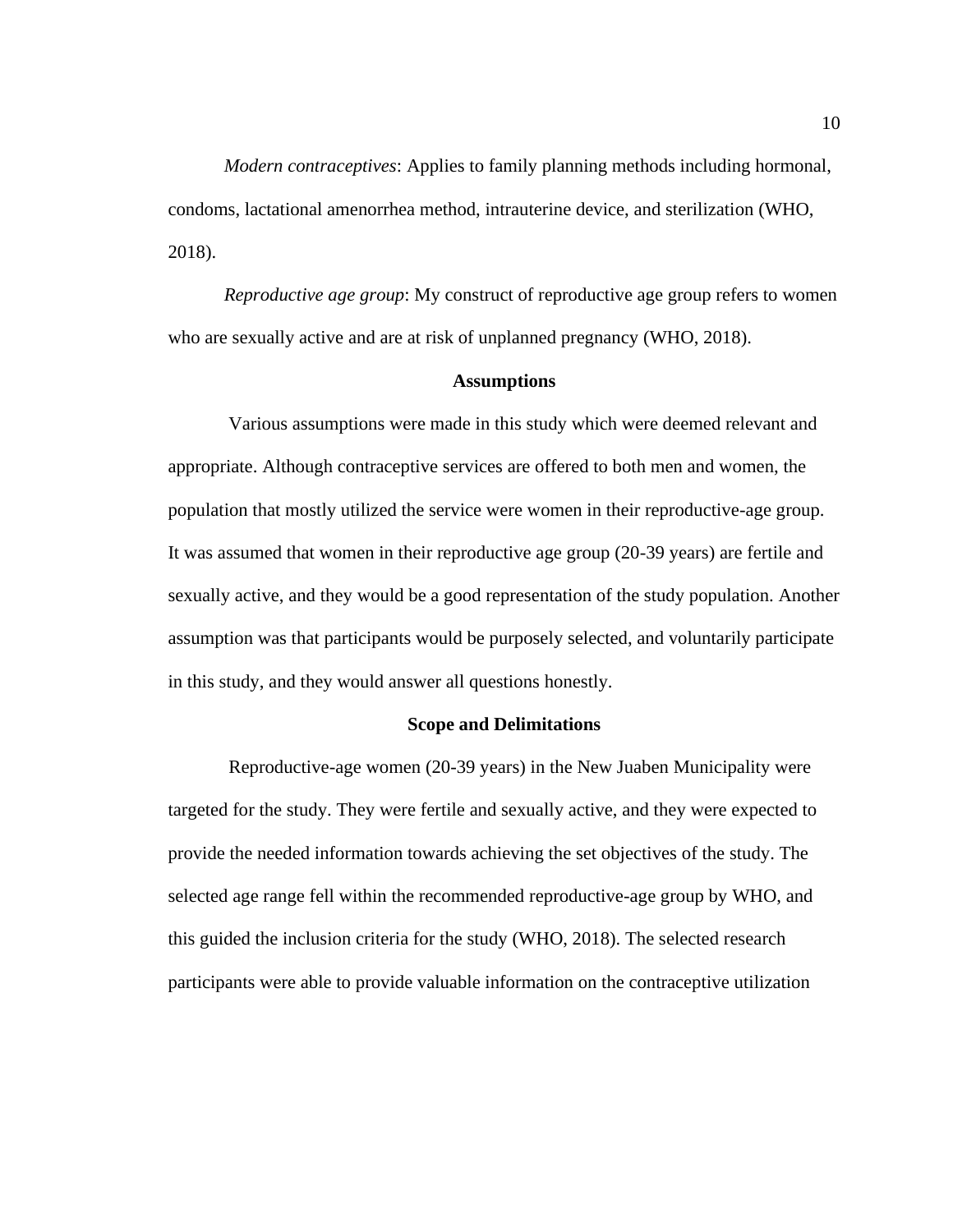*Modern contraceptives*: Applies to family planning methods including hormonal, condoms, lactational amenorrhea method, intrauterine device, and sterilization (WHO, 2018).

*Reproductive age group*: My construct of reproductive age group refers to women who are sexually active and are at risk of unplanned pregnancy (WHO, 2018).

## Assumptions

Various assumptions were made in this study which were deemed relevant and appropriate. Although contraceptive services are offered to both men and women, the population that mostly utilized the service were women in their reproductive-age group. It was assumed that women in their reproductive age group (20-39 years) are fertile and sexually active, and they would be a good representation of the study population. Another assumption was that participants would be purposely selected, and voluntarily participate in this study, and they would answer all questions honestly.

## Scope and Delimitations

Reproductive-age women (20-39 years) in the New Juaben Municipality were targeted for the study. They were fertile and sexually active, and they were expected to provide the needed information towards achieving the set objectives of the study. The selected age range fell within the recommended reproductive-age group by WHO, and this guided the inclusion criteria for the study (WHO, 2018). The selected research participants were able to provide valuable information on the contraceptive utilization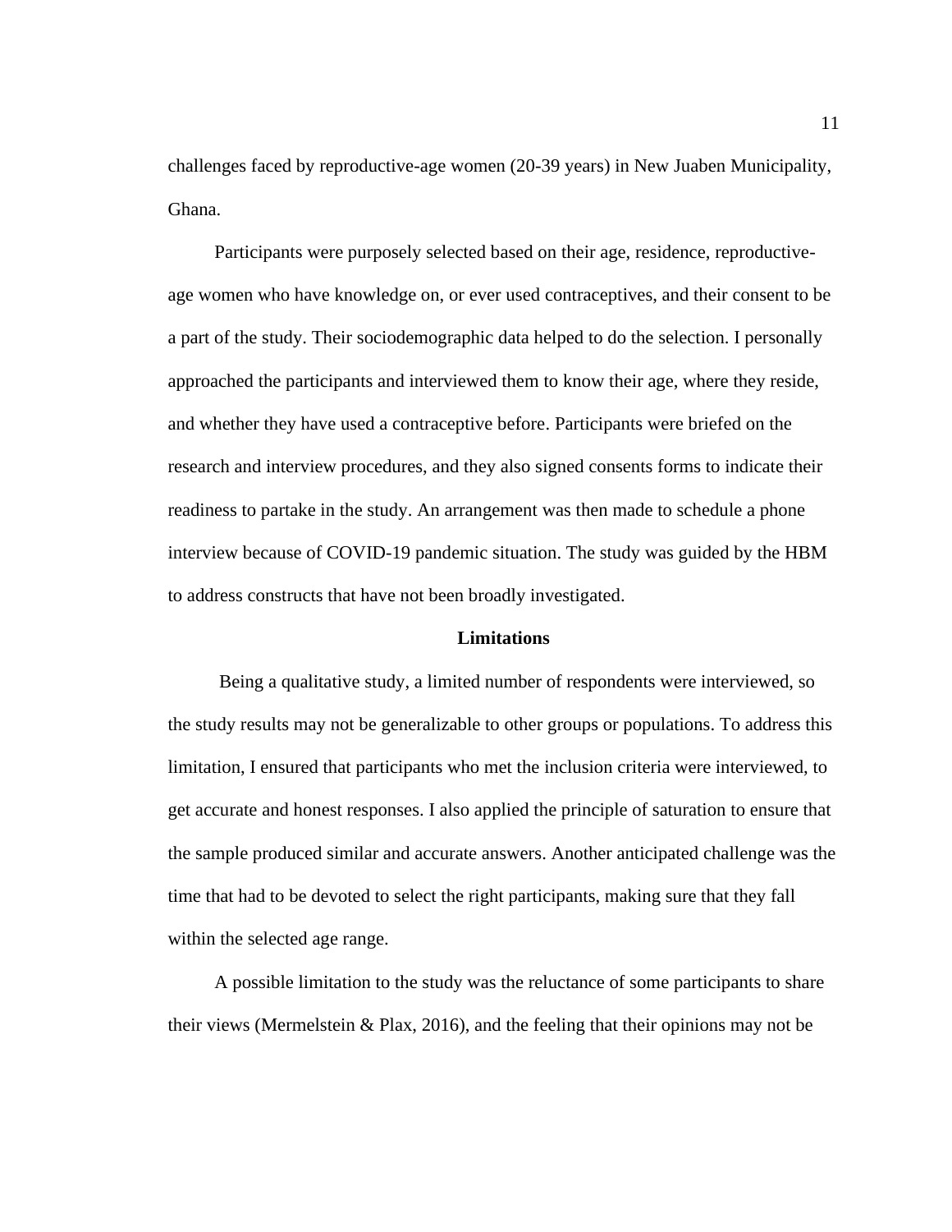challenges faced by reproductive-age women (20-39 years) in New Juaben Municipality, Ghana.

Participants were purposely selected based on their age, residence, reproductive-age women who have knowledge on, or ever used contraceptives, and their consent to be a part of the study. Their sociodemographic data helped to do the selection. I personally approached the participants and interviewed them to know their age, where they reside, and whether they have used a contraceptive before. Participants were briefed on the research and interview procedures, and they also signed consents forms to indicate their readiness to partake in the study. An arrangement was then made to schedule a phone interview because of COVID-19 pandemic situation. The study was guided by the HBM to address constructs that have not been broadly investigated.

## Limitations

Being a qualitative study, a limited number of respondents were interviewed, so the study results may not be generalizable to other groups or populations. To address this limitation, I ensured that participants who met the inclusion criteria were interviewed, to get accurate and honest responses. I also applied the principle of saturation to ensure that the sample produced similar and accurate answers. Another anticipated challenge was the time that had to be devoted to select the right participants, making sure that they fall within the selected age range.

A possible limitation to the study was the reluctance of some participants to share their views (Mermelstein & Plax, 2016), and the feeling that their opinions may not be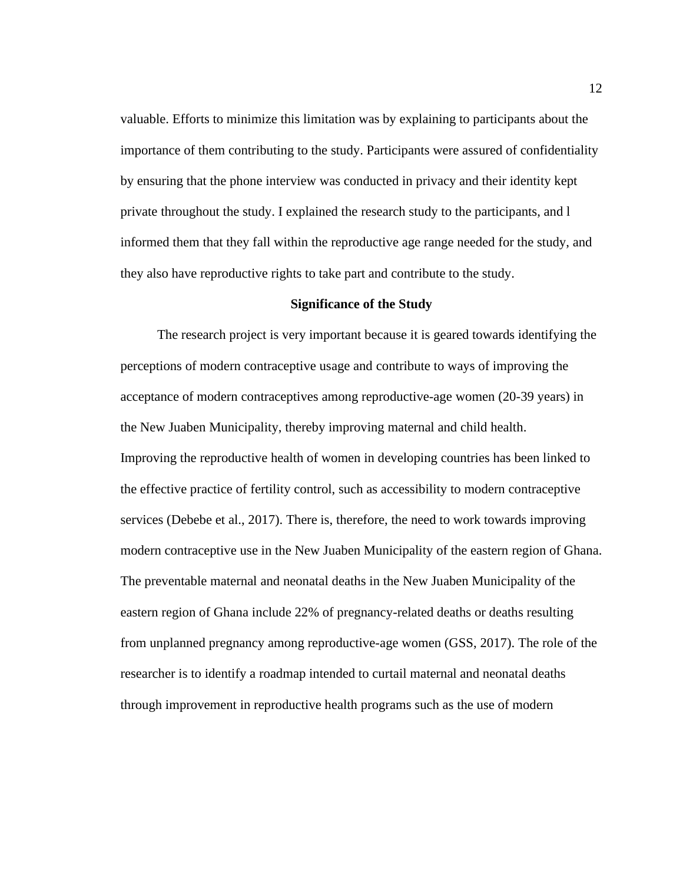valuable. Efforts to minimize this limitation was by explaining to participants about the importance of them contributing to the study. Participants were assured of confidentiality by ensuring that the phone interview was conducted in privacy and their identity kept private throughout the study. I explained the research study to the participants, and l informed them that they fall within the reproductive age range needed for the study, and they also have reproductive rights to take part and contribute to the study.

## Significance of the Study

The research project is very important because it is geared towards identifying the perceptions of modern contraceptive usage and contribute to ways of improving the acceptance of modern contraceptives among reproductive-age women (20-39 years) in the New Juaben Municipality, thereby improving maternal and child health. Improving the reproductive health of women in developing countries has been linked to the effective practice of fertility control, such as accessibility to modern contraceptive services (Debebe et al., 2017). There is, therefore, the need to work towards improving modern contraceptive use in the New Juaben Municipality of the eastern region of Ghana. The preventable maternal and neonatal deaths in the New Juaben Municipality of the eastern region of Ghana include 22% of pregnancy-related deaths or deaths resulting from unplanned pregnancy among reproductive-age women (GSS, 2017). The role of the researcher is to identify a roadmap intended to curtail maternal and neonatal deaths through improvement in reproductive health programs such as the use of modern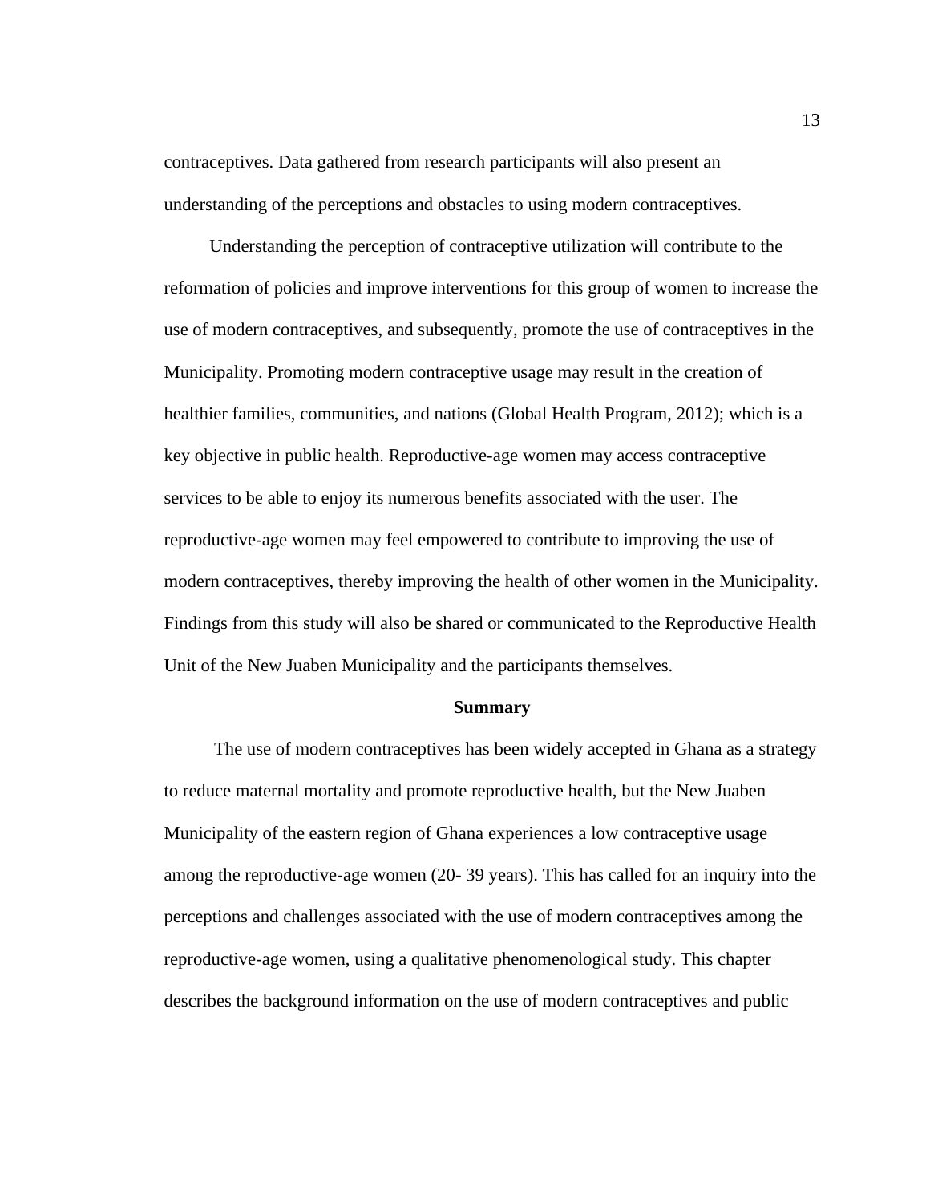contraceptives. Data gathered from research participants will also present an understanding of the perceptions and obstacles to using modern contraceptives.

Understanding the perception of contraceptive utilization will contribute to the reformation of policies and improve interventions for this group of women to increase the use of modern contraceptives, and subsequently, promote the use of contraceptives in the Municipality. Promoting modern contraceptive usage may result in the creation of healthier families, communities, and nations (Global Health Program, 2012); which is a key objective in public health. Reproductive-age women may access contraceptive services to be able to enjoy its numerous benefits associated with the user. The reproductive-age women may feel empowered to contribute to improving the use of modern contraceptives, thereby improving the health of other women in the Municipality. Findings from this study will also be shared or communicated to the Reproductive Health Unit of the New Juaben Municipality and the participants themselves.

## Summary

The use of modern contraceptives has been widely accepted in Ghana as a strategy to reduce maternal mortality and promote reproductive health, but the New Juaben Municipality of the eastern region of Ghana experiences a low contraceptive usage among the reproductive-age women (20- 39 years). This has called for an inquiry into the perceptions and challenges associated with the use of modern contraceptives among the reproductive-age women, using a qualitative phenomenological study. This chapter describes the background information on the use of modern contraceptives and public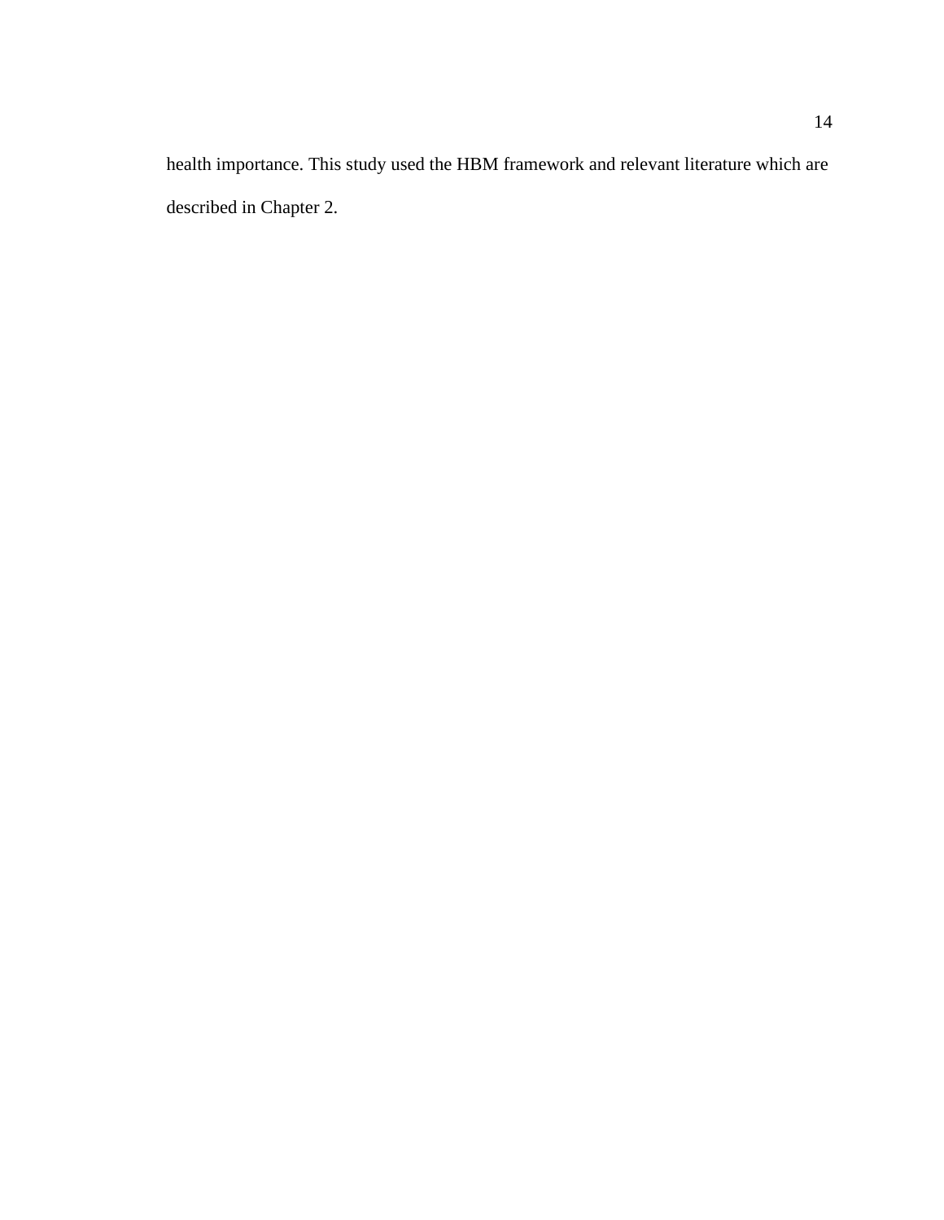health importance. This study used the HBM framework and relevant literature which are described in Chapter 2.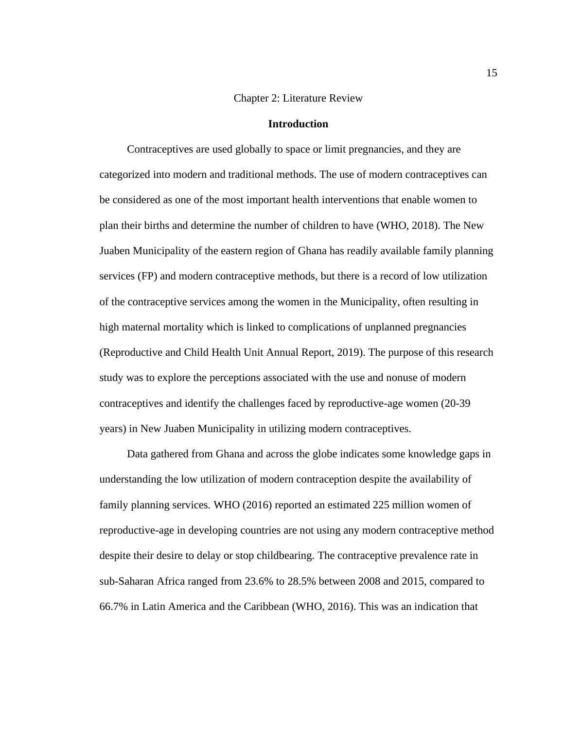# Chapter 2: Literature Review

## Introduction

Contraceptives are used globally to space or limit pregnancies, and they are categorized into modern and traditional methods. The use of modern contraceptives can be considered as one of the most important health interventions that enable women to plan their births and determine the number of children to have (WHO, 2018). The New Juaben Municipality of the eastern region of Ghana has readily available family planning services (FP) and modern contraceptive methods, but there is a record of low utilization of the contraceptive services among the women in the Municipality, often resulting in high maternal mortality which is linked to complications of unplanned pregnancies (Reproductive and Child Health Unit Annual Report, 2019). The purpose of this research study was to explore the perceptions associated with the use and nonuse of modern contraceptives and identify the challenges faced by reproductive-age women (20-39 years) in New Juaben Municipality in utilizing modern contraceptives.

Data gathered from Ghana and across the globe indicates some knowledge gaps in understanding the low utilization of modern contraception despite the availability of family planning services. WHO (2016) reported an estimated 225 million women of reproductive-age in developing countries are not using any modern contraceptive method despite their desire to delay or stop childbearing. The contraceptive prevalence rate in sub-Saharan Africa ranged from 23.6% to 28.5% between 2008 and 2015, compared to 66.7% in Latin America and the Caribbean (WHO, 2016). This was an indication that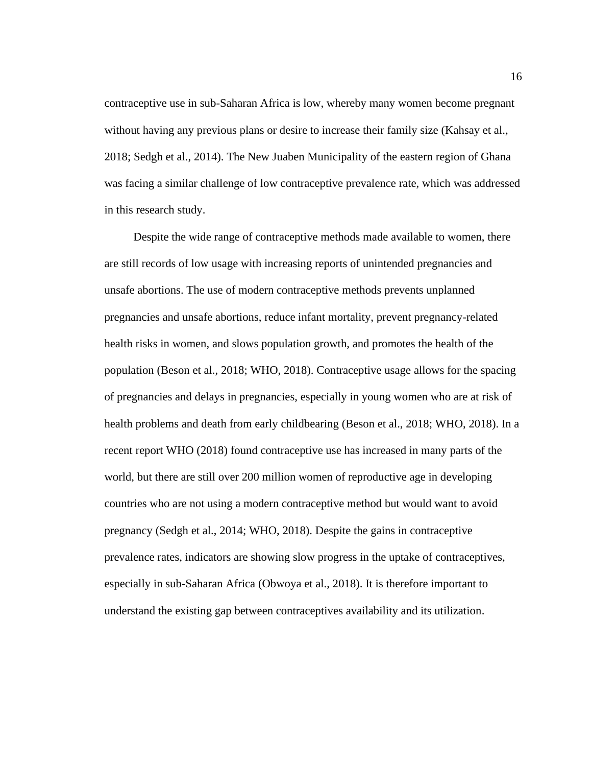contraceptive use in sub-Saharan Africa is low, whereby many women become pregnant without having any previous plans or desire to increase their family size (Kahsay et al., 2018; Sedgh et al., 2014). The New Juaben Municipality of the eastern region of Ghana was facing a similar challenge of low contraceptive prevalence rate, which was addressed in this research study.

Despite the wide range of contraceptive methods made available to women, there are still records of low usage with increasing reports of unintended pregnancies and unsafe abortions. The use of modern contraceptive methods prevents unplanned pregnancies and unsafe abortions, reduce infant mortality, prevent pregnancy-related health risks in women, and slows population growth, and promotes the health of the population (Beson et al., 2018; WHO, 2018). Contraceptive usage allows for the spacing of pregnancies and delays in pregnancies, especially in young women who are at risk of health problems and death from early childbearing (Beson et al., 2018; WHO, 2018). In a recent report WHO (2018) found contraceptive use has increased in many parts of the world, but there are still over 200 million women of reproductive age in developing countries who are not using a modern contraceptive method but would want to avoid pregnancy (Sedgh et al., 2014; WHO, 2018). Despite the gains in contraceptive prevalence rates, indicators are showing slow progress in the uptake of contraceptives, especially in sub-Saharan Africa (Obwoya et al., 2018). It is therefore important to understand the existing gap between contraceptives availability and its utilization.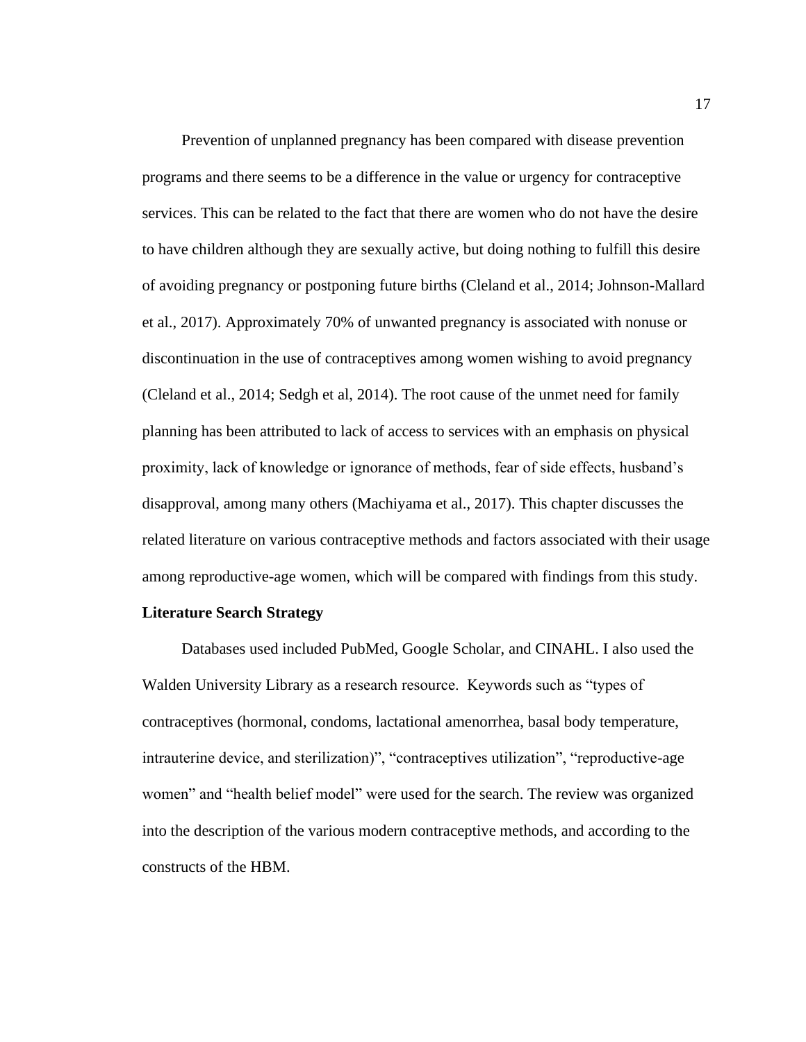Prevention of unplanned pregnancy has been compared with disease prevention programs and there seems to be a difference in the value or urgency for contraceptive services. This can be related to the fact that there are women who do not have the desire to have children although they are sexually active, but doing nothing to fulfill this desire of avoiding pregnancy or postponing future births (Cleland et al., 2014; Johnson-Mallard et al., 2017). Approximately 70% of unwanted pregnancy is associated with nonuse or discontinuation in the use of contraceptives among women wishing to avoid pregnancy (Cleland et al., 2014; Sedgh et al, 2014). The root cause of the unmet need for family planning has been attributed to lack of access to services with an emphasis on physical proximity, lack of knowledge or ignorance of methods, fear of side effects, husband's disapproval, among many others (Machiyama et al., 2017). This chapter discusses the related literature on various contraceptive methods and factors associated with their usage among reproductive-age women, which will be compared with findings from this study.

**Literature Search Strategy**

Databases used included PubMed, Google Scholar, and CINAHL. I also used the Walden University Library as a research resource. Keywords such as "types of contraceptives (hormonal, condoms, lactational amenorrhea, basal body temperature, intrauterine device, and sterilization)", "contraceptives utilization", "reproductive-age women" and "health belief model" were used for the search. The review was organized into the description of the various modern contraceptive methods, and according to the constructs of the HBM.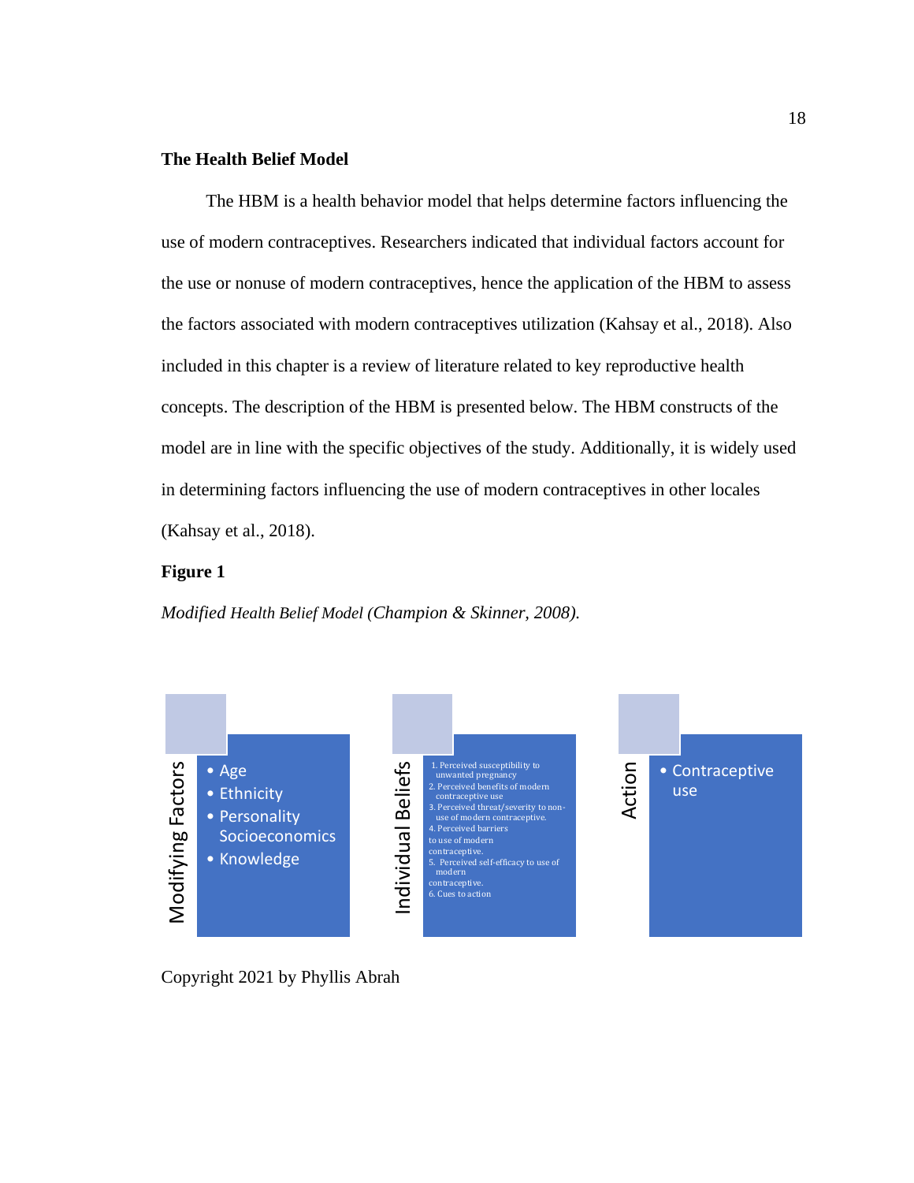**The Health Belief Model**

The HBM is a health behavior model that helps determine factors influencing the use of modern contraceptives. Researchers indicated that individual factors account for the use or nonuse of modern contraceptives, hence the application of the HBM to assess the factors associated with modern contraceptives utilization (Kahsay et al., 2018). Also included in this chapter is a review of literature related to key reproductive health concepts. The description of the HBM is presented below. The HBM constructs of the model are in line with the specific objectives of the study. Additionally, it is widely used in determining factors influencing the use of modern contraceptives in other locales (Kahsay et al., 2018).

**Figure 1**

*Modified Health Belief Model (Champion & Skinner, 2008).*

Modifying Factors
- Age
- Ethnicity
- Personality Socioeconomics
- Knowledge

Individual Beliefs
1. Perceived susceptibility to unwanted pregnancy
2. Perceived benefits of modern contraceptive use
3. Perceived threat/severity to non-use of modern contraceptive.
4. Perceived barriers to use of modern contraceptive.
5. Perceived self-efficacy to use of modern contraceptive.
6. Cues to action

Action
- Contraceptive use

Copyright 2021 by Phyllis Abrah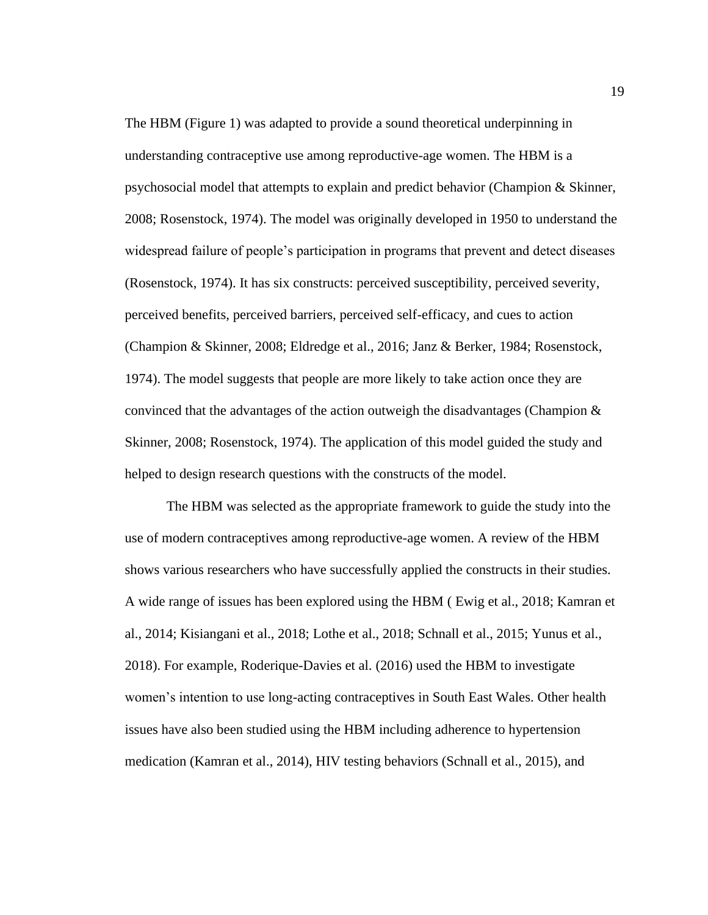The HBM (Figure 1) was adapted to provide a sound theoretical underpinning in understanding contraceptive use among reproductive-age women. The HBM is a psychosocial model that attempts to explain and predict behavior (Champion & Skinner, 2008; Rosenstock, 1974). The model was originally developed in 1950 to understand the widespread failure of people's participation in programs that prevent and detect diseases (Rosenstock, 1974). It has six constructs: perceived susceptibility, perceived severity, perceived benefits, perceived barriers, perceived self-efficacy, and cues to action (Champion & Skinner, 2008; Eldredge et al., 2016; Janz & Berker, 1984; Rosenstock, 1974). The model suggests that people are more likely to take action once they are convinced that the advantages of the action outweigh the disadvantages (Champion & Skinner, 2008; Rosenstock, 1974). The application of this model guided the study and helped to design research questions with the constructs of the model.

The HBM was selected as the appropriate framework to guide the study into the use of modern contraceptives among reproductive-age women. A review of the HBM shows various researchers who have successfully applied the constructs in their studies. A wide range of issues has been explored using the HBM ( Ewig et al., 2018; Kamran et al., 2014; Kisiangani et al., 2018; Lothe et al., 2018; Schnall et al., 2015; Yunus et al., 2018). For example, Roderique-Davies et al. (2016) used the HBM to investigate women's intention to use long-acting contraceptives in South East Wales. Other health issues have also been studied using the HBM including adherence to hypertension medication (Kamran et al., 2014), HIV testing behaviors (Schnall et al., 2015), and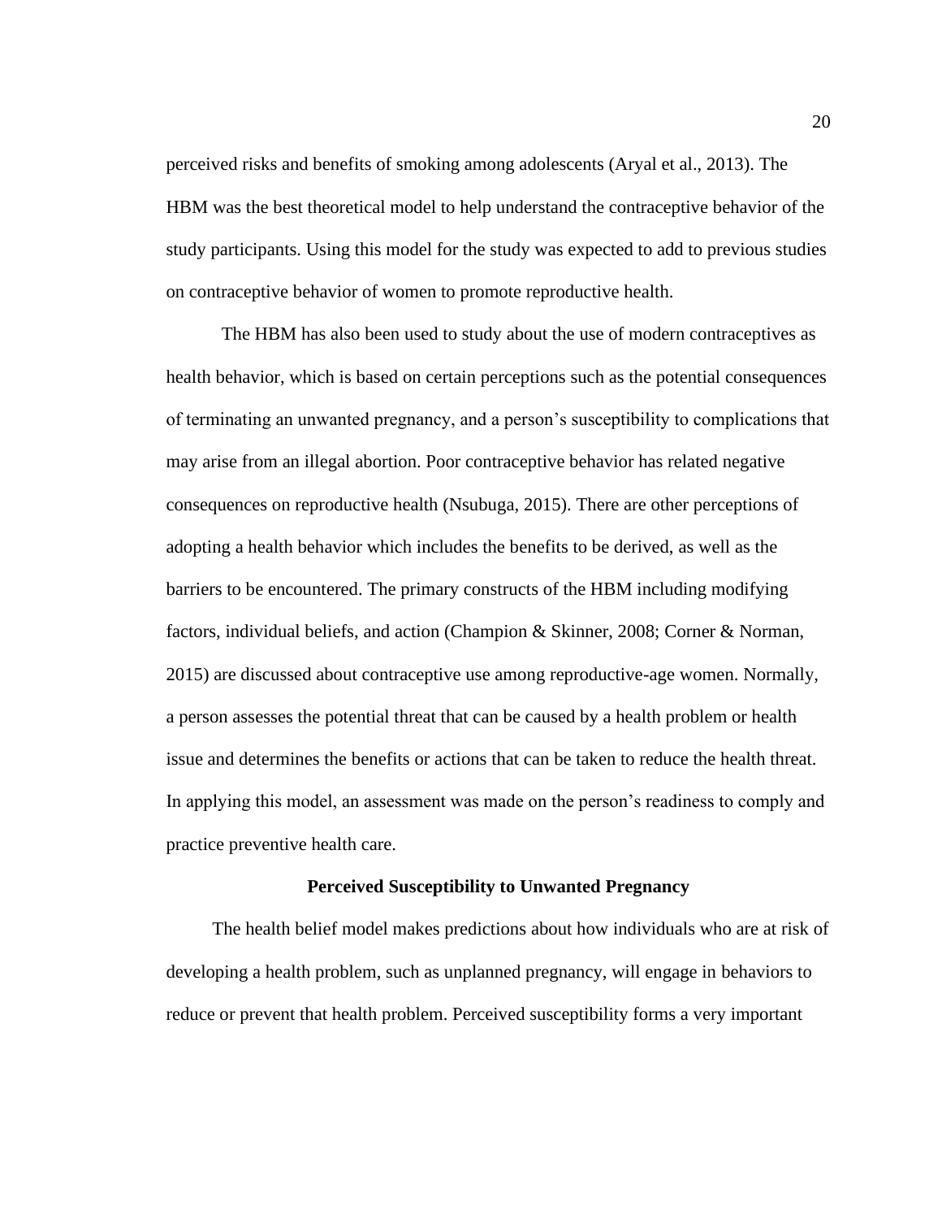perceived risks and benefits of smoking among adolescents (Aryal et al., 2013). The HBM was the best theoretical model to help understand the contraceptive behavior of the study participants. Using this model for the study was expected to add to previous studies on contraceptive behavior of women to promote reproductive health.

The HBM has also been used to study about the use of modern contraceptives as health behavior, which is based on certain perceptions such as the potential consequences of terminating an unwanted pregnancy, and a person's susceptibility to complications that may arise from an illegal abortion. Poor contraceptive behavior has related negative consequences on reproductive health (Nsubuga, 2015). There are other perceptions of adopting a health behavior which includes the benefits to be derived, as well as the barriers to be encountered. The primary constructs of the HBM including modifying factors, individual beliefs, and action (Champion & Skinner, 2008; Corner & Norman, 2015) are discussed about contraceptive use among reproductive-age women. Normally, a person assesses the potential threat that can be caused by a health problem or health issue and determines the benefits or actions that can be taken to reduce the health threat. In applying this model, an assessment was made on the person's readiness to comply and practice preventive health care.

## Perceived Susceptibility to Unwanted Pregnancy

The health belief model makes predictions about how individuals who are at risk of developing a health problem, such as unplanned pregnancy, will engage in behaviors to reduce or prevent that health problem. Perceived susceptibility forms a very important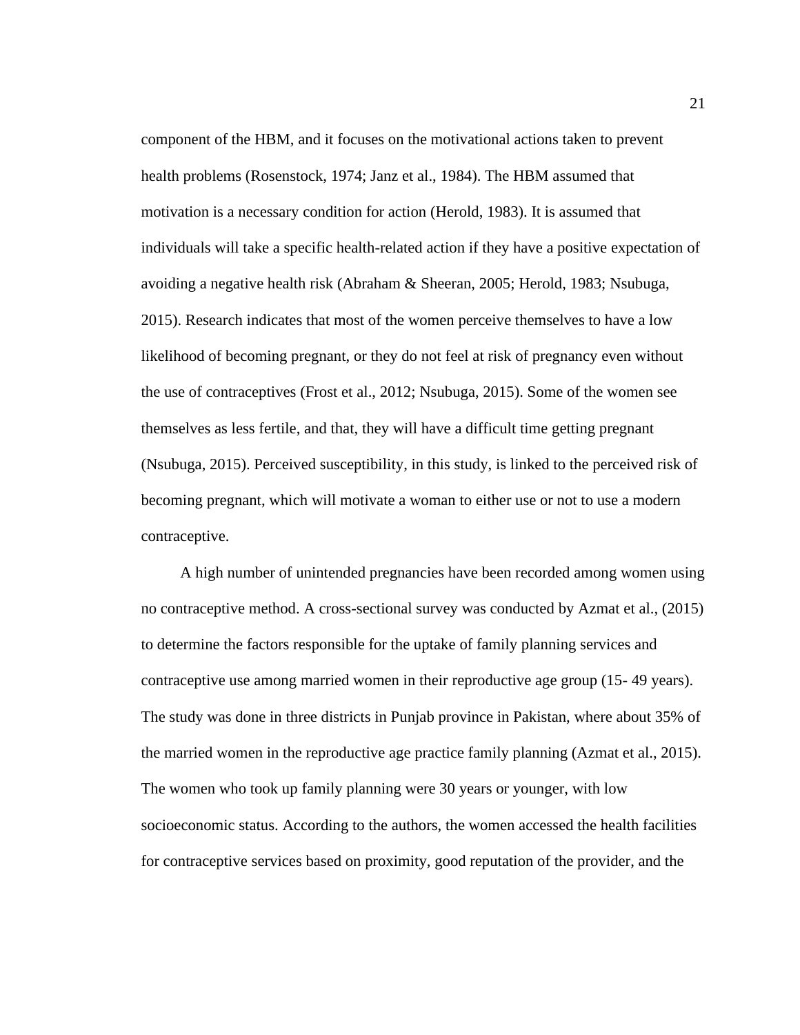component of the HBM, and it focuses on the motivational actions taken to prevent health problems (Rosenstock, 1974; Janz et al., 1984). The HBM assumed that motivation is a necessary condition for action (Herold, 1983). It is assumed that individuals will take a specific health-related action if they have a positive expectation of avoiding a negative health risk (Abraham & Sheeran, 2005; Herold, 1983; Nsubuga, 2015). Research indicates that most of the women perceive themselves to have a low likelihood of becoming pregnant, or they do not feel at risk of pregnancy even without the use of contraceptives (Frost et al., 2012; Nsubuga, 2015). Some of the women see themselves as less fertile, and that, they will have a difficult time getting pregnant (Nsubuga, 2015). Perceived susceptibility, in this study, is linked to the perceived risk of becoming pregnant, which will motivate a woman to either use or not to use a modern contraceptive.

A high number of unintended pregnancies have been recorded among women using no contraceptive method. A cross-sectional survey was conducted by Azmat et al., (2015) to determine the factors responsible for the uptake of family planning services and contraceptive use among married women in their reproductive age group (15- 49 years). The study was done in three districts in Punjab province in Pakistan, where about 35% of the married women in the reproductive age practice family planning (Azmat et al., 2015). The women who took up family planning were 30 years or younger, with low socioeconomic status. According to the authors, the women accessed the health facilities for contraceptive services based on proximity, good reputation of the provider, and the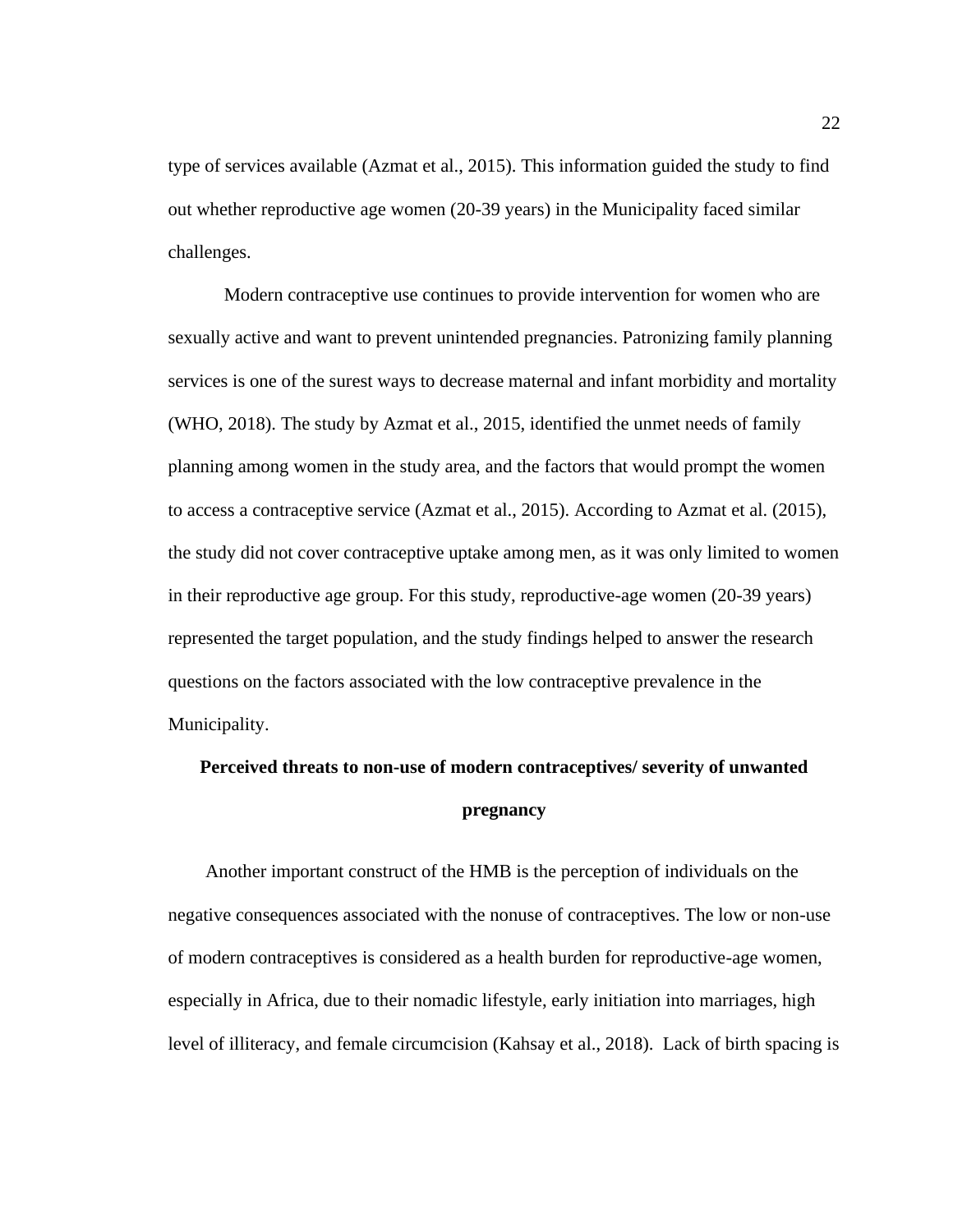type of services available (Azmat et al., 2015). This information guided the study to find out whether reproductive age women (20-39 years) in the Municipality faced similar challenges.

Modern contraceptive use continues to provide intervention for women who are sexually active and want to prevent unintended pregnancies. Patronizing family planning services is one of the surest ways to decrease maternal and infant morbidity and mortality (WHO, 2018). The study by Azmat et al., 2015, identified the unmet needs of family planning among women in the study area, and the factors that would prompt the women to access a contraceptive service (Azmat et al., 2015). According to Azmat et al. (2015), the study did not cover contraceptive uptake among men, as it was only limited to women in their reproductive age group. For this study, reproductive-age women (20-39 years) represented the target population, and the study findings helped to answer the research questions on the factors associated with the low contraceptive prevalence in the Municipality.

### Perceived threats to non-use of modern contraceptives/ severity of unwanted pregnancy

Another important construct of the HMB is the perception of individuals on the negative consequences associated with the nonuse of contraceptives. The low or non-use of modern contraceptives is considered as a health burden for reproductive-age women, especially in Africa, due to their nomadic lifestyle, early initiation into marriages, high level of illiteracy, and female circumcision (Kahsay et al., 2018). Lack of birth spacing is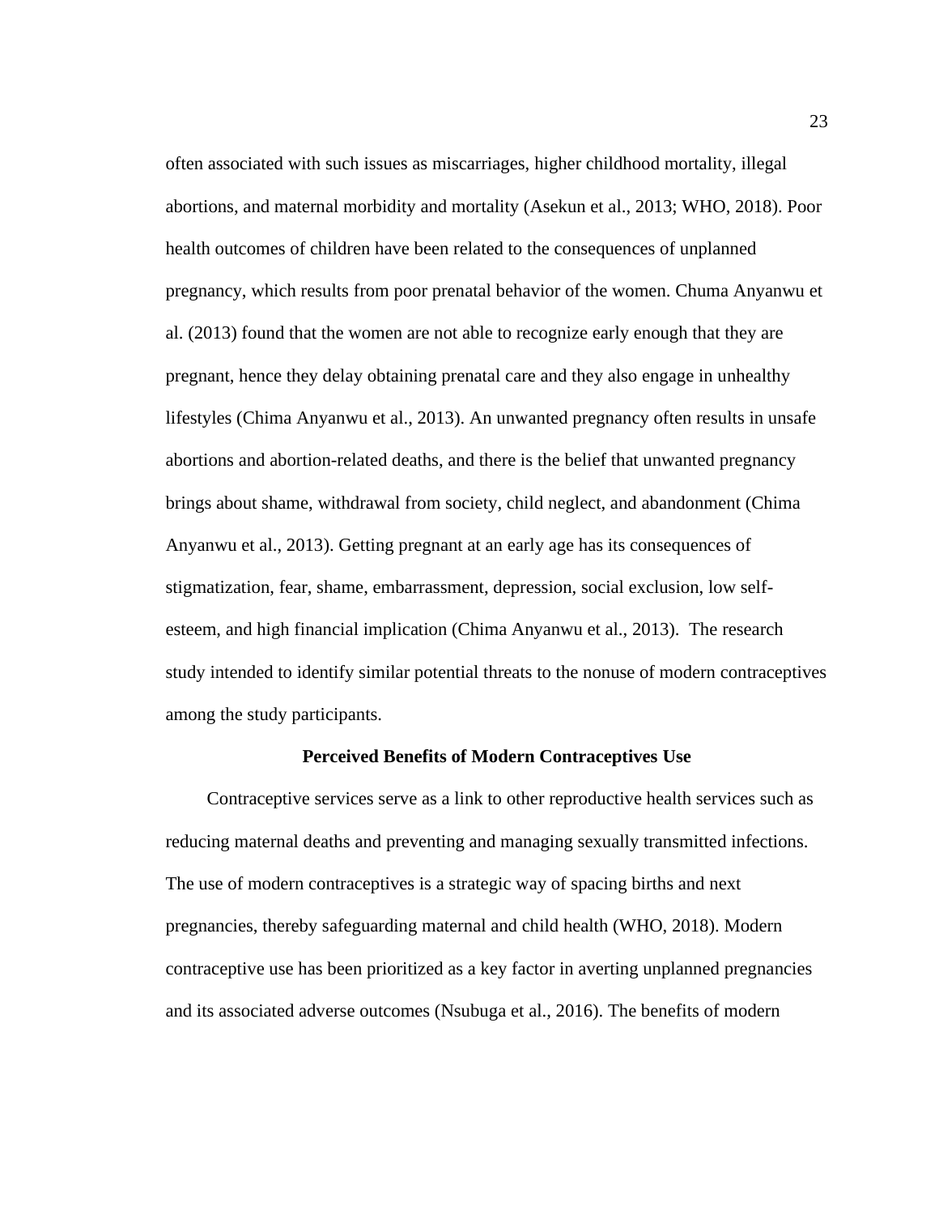often associated with such issues as miscarriages, higher childhood mortality, illegal abortions, and maternal morbidity and mortality (Asekun et al., 2013; WHO, 2018). Poor health outcomes of children have been related to the consequences of unplanned pregnancy, which results from poor prenatal behavior of the women. Chuma Anyanwu et al. (2013) found that the women are not able to recognize early enough that they are pregnant, hence they delay obtaining prenatal care and they also engage in unhealthy lifestyles (Chima Anyanwu et al., 2013). An unwanted pregnancy often results in unsafe abortions and abortion-related deaths, and there is the belief that unwanted pregnancy brings about shame, withdrawal from society, child neglect, and abandonment (Chima Anyanwu et al., 2013). Getting pregnant at an early age has its consequences of stigmatization, fear, shame, embarrassment, depression, social exclusion, low self-esteem, and high financial implication (Chima Anyanwu et al., 2013). The research study intended to identify similar potential threats to the nonuse of modern contraceptives among the study participants.

## Perceived Benefits of Modern Contraceptives Use

Contraceptive services serve as a link to other reproductive health services such as reducing maternal deaths and preventing and managing sexually transmitted infections. The use of modern contraceptives is a strategic way of spacing births and next pregnancies, thereby safeguarding maternal and child health (WHO, 2018). Modern contraceptive use has been prioritized as a key factor in averting unplanned pregnancies and its associated adverse outcomes (Nsubuga et al., 2016). The benefits of modern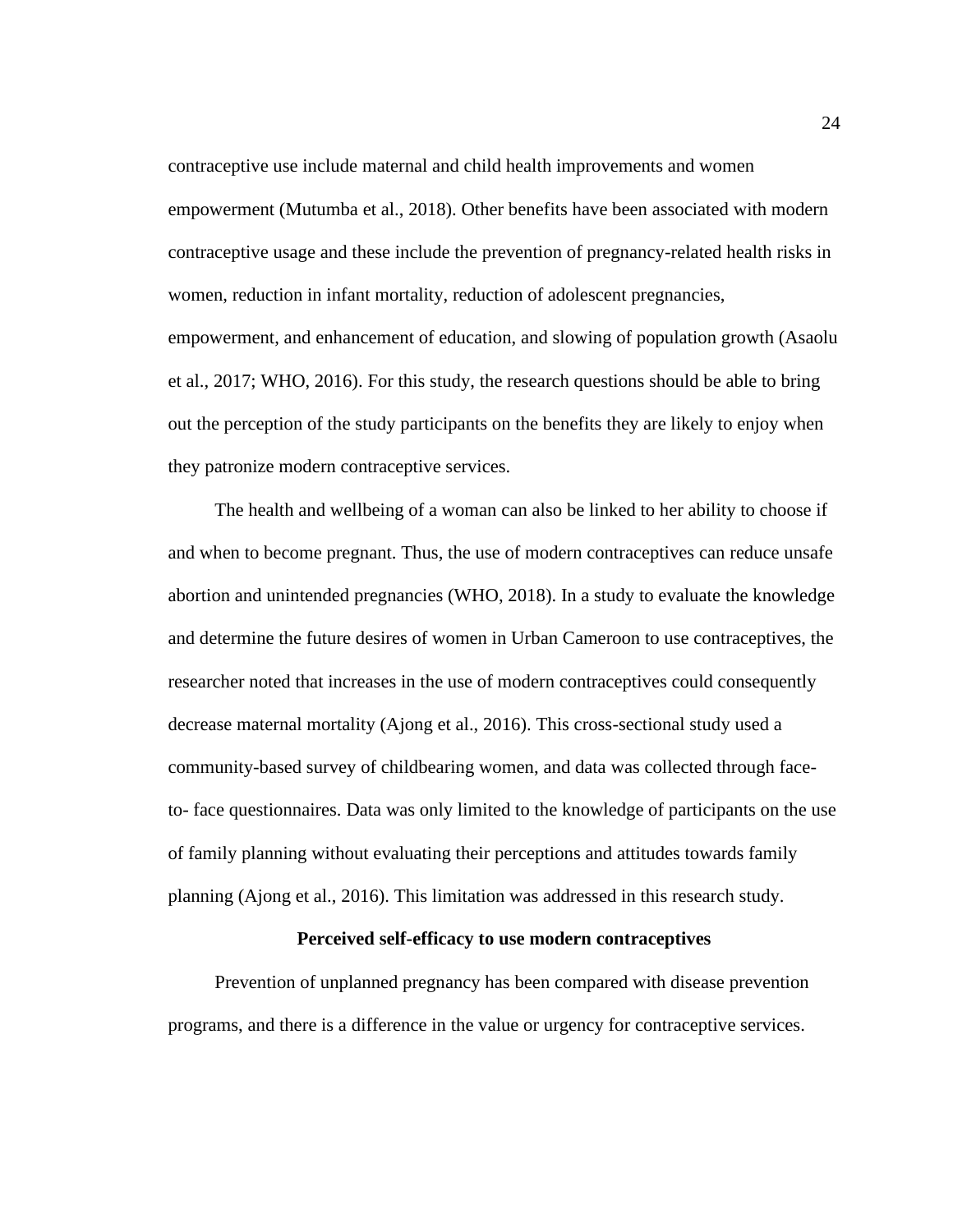contraceptive use include maternal and child health improvements and women empowerment (Mutumba et al., 2018). Other benefits have been associated with modern contraceptive usage and these include the prevention of pregnancy-related health risks in women, reduction in infant mortality, reduction of adolescent pregnancies, empowerment, and enhancement of education, and slowing of population growth (Asaolu et al., 2017; WHO, 2016). For this study, the research questions should be able to bring out the perception of the study participants on the benefits they are likely to enjoy when they patronize modern contraceptive services.

The health and wellbeing of a woman can also be linked to her ability to choose if and when to become pregnant. Thus, the use of modern contraceptives can reduce unsafe abortion and unintended pregnancies (WHO, 2018). In a study to evaluate the knowledge and determine the future desires of women in Urban Cameroon to use contraceptives, the researcher noted that increases in the use of modern contraceptives could consequently decrease maternal mortality (Ajong et al., 2016). This cross-sectional study used a community-based survey of childbearing women, and data was collected through face-to- face questionnaires. Data was only limited to the knowledge of participants on the use of family planning without evaluating their perceptions and attitudes towards family planning (Ajong et al., 2016). This limitation was addressed in this research study.

### Perceived self-efficacy to use modern contraceptives

Prevention of unplanned pregnancy has been compared with disease prevention programs, and there is a difference in the value or urgency for contraceptive services.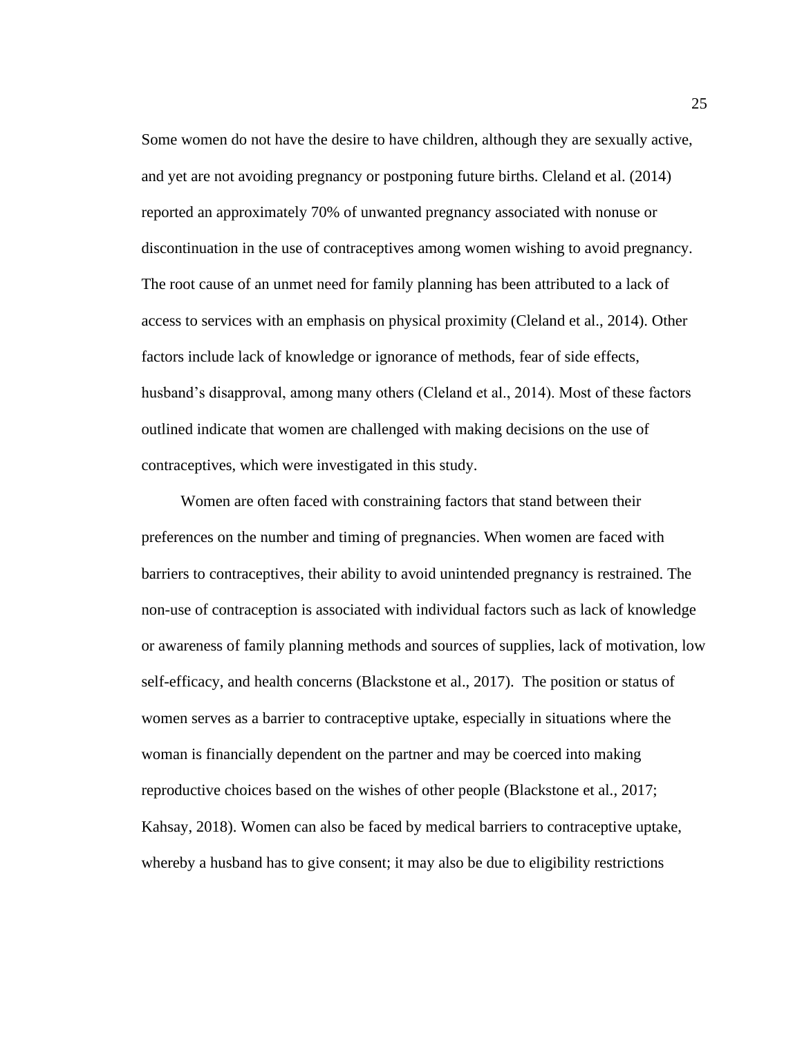Some women do not have the desire to have children, although they are sexually active, and yet are not avoiding pregnancy or postponing future births. Cleland et al. (2014) reported an approximately 70% of unwanted pregnancy associated with nonuse or discontinuation in the use of contraceptives among women wishing to avoid pregnancy. The root cause of an unmet need for family planning has been attributed to a lack of access to services with an emphasis on physical proximity (Cleland et al., 2014). Other factors include lack of knowledge or ignorance of methods, fear of side effects, husband's disapproval, among many others (Cleland et al., 2014). Most of these factors outlined indicate that women are challenged with making decisions on the use of contraceptives, which were investigated in this study.

Women are often faced with constraining factors that stand between their preferences on the number and timing of pregnancies. When women are faced with barriers to contraceptives, their ability to avoid unintended pregnancy is restrained. The non-use of contraception is associated with individual factors such as lack of knowledge or awareness of family planning methods and sources of supplies, lack of motivation, low self-efficacy, and health concerns (Blackstone et al., 2017). The position or status of women serves as a barrier to contraceptive uptake, especially in situations where the woman is financially dependent on the partner and may be coerced into making reproductive choices based on the wishes of other people (Blackstone et al., 2017; Kahsay, 2018). Women can also be faced by medical barriers to contraceptive uptake, whereby a husband has to give consent; it may also be due to eligibility restrictions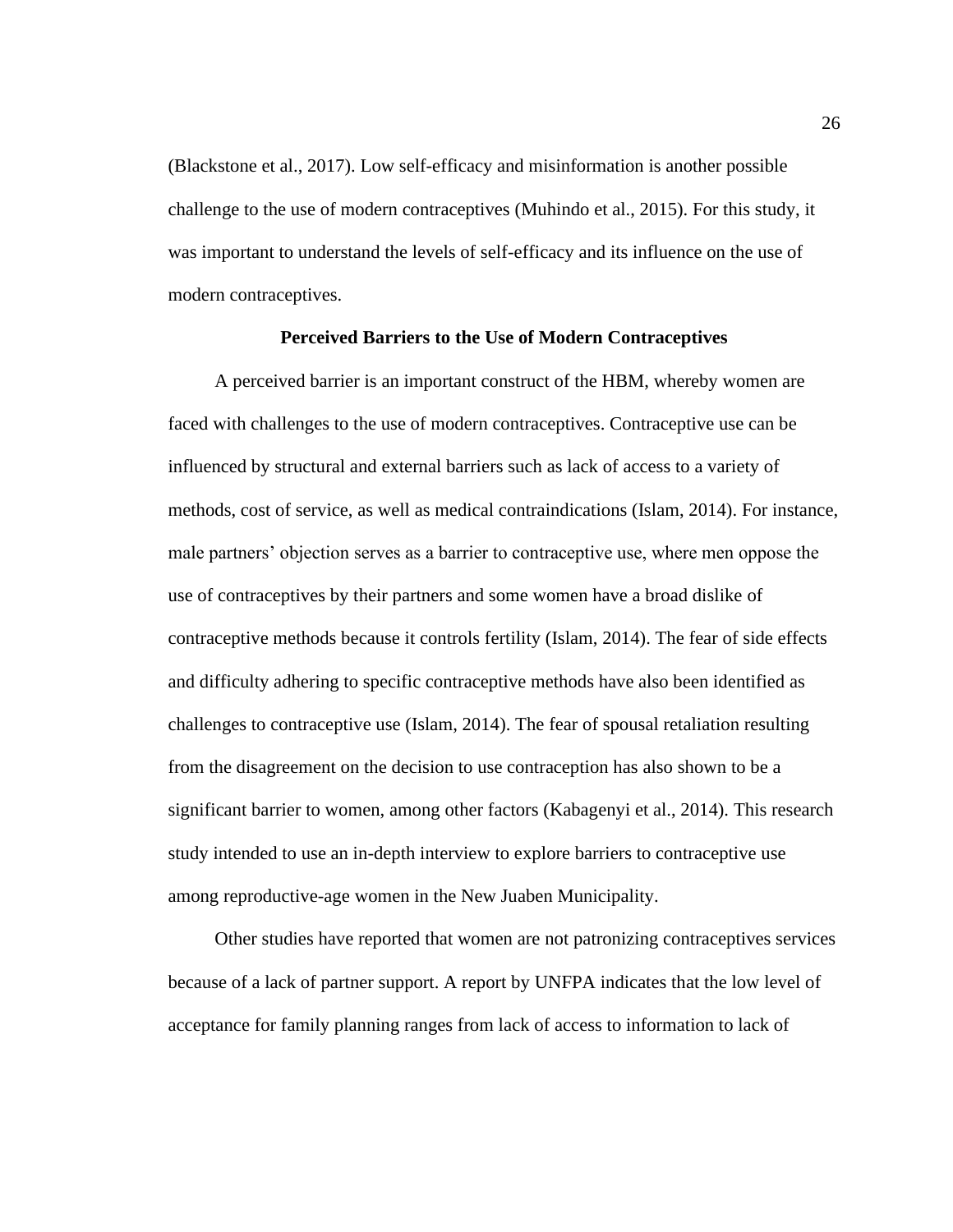(Blackstone et al., 2017). Low self-efficacy and misinformation is another possible challenge to the use of modern contraceptives (Muhindo et al., 2015). For this study, it was important to understand the levels of self-efficacy and its influence on the use of modern contraceptives.

## Perceived Barriers to the Use of Modern Contraceptives

A perceived barrier is an important construct of the HBM, whereby women are faced with challenges to the use of modern contraceptives. Contraceptive use can be influenced by structural and external barriers such as lack of access to a variety of methods, cost of service, as well as medical contraindications (Islam, 2014). For instance, male partners' objection serves as a barrier to contraceptive use, where men oppose the use of contraceptives by their partners and some women have a broad dislike of contraceptive methods because it controls fertility (Islam, 2014). The fear of side effects and difficulty adhering to specific contraceptive methods have also been identified as challenges to contraceptive use (Islam, 2014). The fear of spousal retaliation resulting from the disagreement on the decision to use contraception has also shown to be a significant barrier to women, among other factors (Kabagenyi et al., 2014). This research study intended to use an in-depth interview to explore barriers to contraceptive use among reproductive-age women in the New Juaben Municipality.

Other studies have reported that women are not patronizing contraceptives services because of a lack of partner support. A report by UNFPA indicates that the low level of acceptance for family planning ranges from lack of access to information to lack of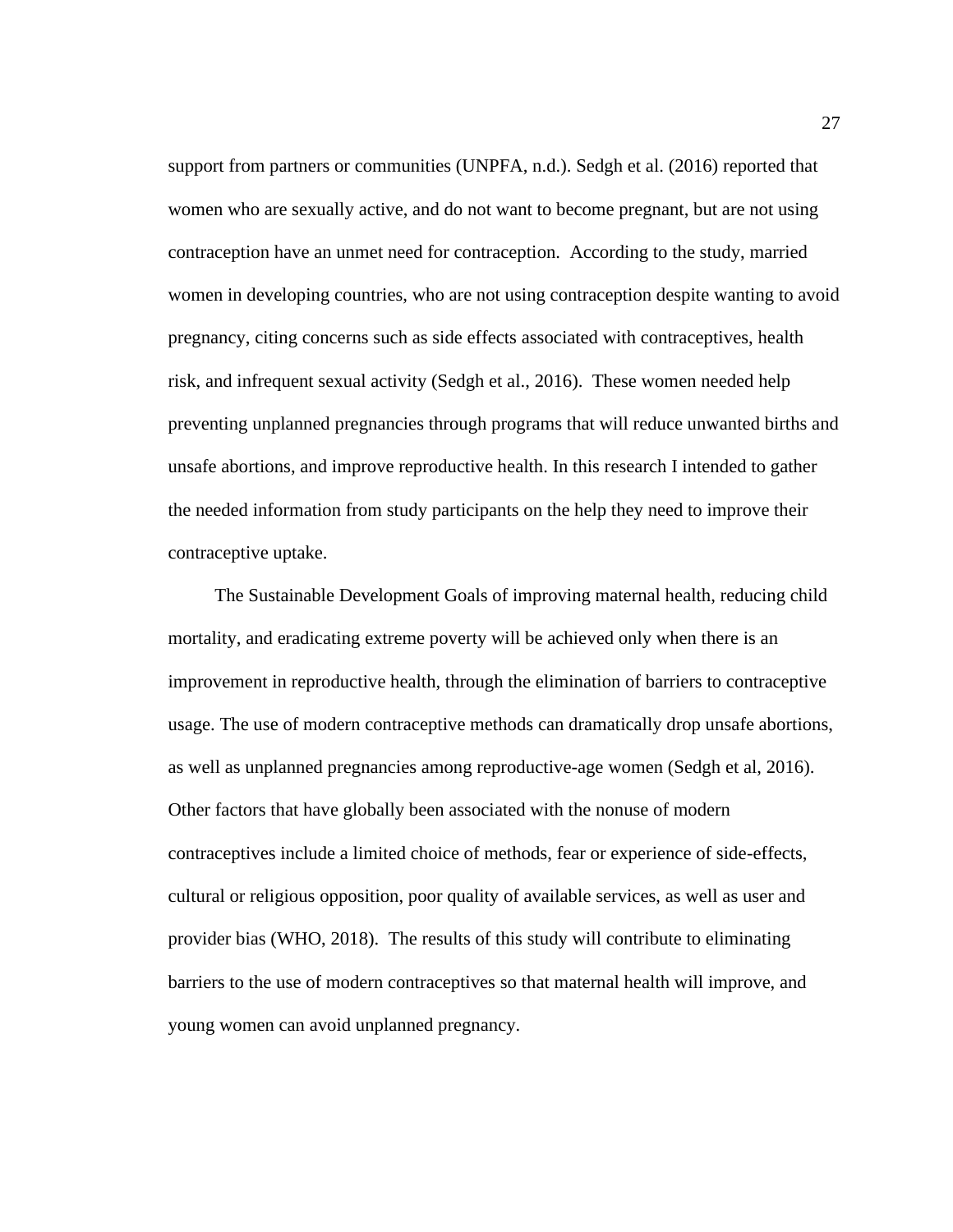support from partners or communities (UNPFA, n.d.). Sedgh et al. (2016) reported that women who are sexually active, and do not want to become pregnant, but are not using contraception have an unmet need for contraception. According to the study, married women in developing countries, who are not using contraception despite wanting to avoid pregnancy, citing concerns such as side effects associated with contraceptives, health risk, and infrequent sexual activity (Sedgh et al., 2016). These women needed help preventing unplanned pregnancies through programs that will reduce unwanted births and unsafe abortions, and improve reproductive health. In this research I intended to gather the needed information from study participants on the help they need to improve their contraceptive uptake.

The Sustainable Development Goals of improving maternal health, reducing child mortality, and eradicating extreme poverty will be achieved only when there is an improvement in reproductive health, through the elimination of barriers to contraceptive usage. The use of modern contraceptive methods can dramatically drop unsafe abortions, as well as unplanned pregnancies among reproductive-age women (Sedgh et al, 2016). Other factors that have globally been associated with the nonuse of modern contraceptives include a limited choice of methods, fear or experience of side-effects, cultural or religious opposition, poor quality of available services, as well as user and provider bias (WHO, 2018). The results of this study will contribute to eliminating barriers to the use of modern contraceptives so that maternal health will improve, and young women can avoid unplanned pregnancy.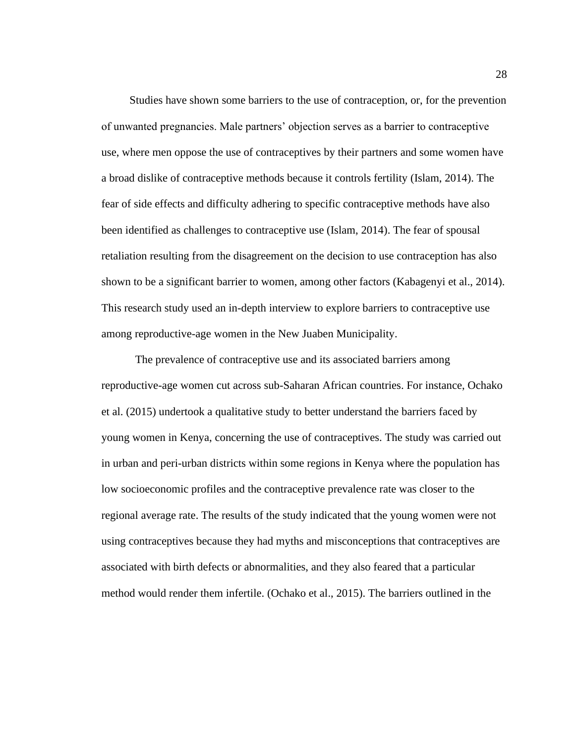Studies have shown some barriers to the use of contraception, or, for the prevention of unwanted pregnancies. Male partners' objection serves as a barrier to contraceptive use, where men oppose the use of contraceptives by their partners and some women have a broad dislike of contraceptive methods because it controls fertility (Islam, 2014). The fear of side effects and difficulty adhering to specific contraceptive methods have also been identified as challenges to contraceptive use (Islam, 2014). The fear of spousal retaliation resulting from the disagreement on the decision to use contraception has also shown to be a significant barrier to women, among other factors (Kabagenyi et al., 2014). This research study used an in-depth interview to explore barriers to contraceptive use among reproductive-age women in the New Juaben Municipality.

The prevalence of contraceptive use and its associated barriers among reproductive-age women cut across sub-Saharan African countries. For instance, Ochako et al. (2015) undertook a qualitative study to better understand the barriers faced by young women in Kenya, concerning the use of contraceptives. The study was carried out in urban and peri-urban districts within some regions in Kenya where the population has low socioeconomic profiles and the contraceptive prevalence rate was closer to the regional average rate. The results of the study indicated that the young women were not using contraceptives because they had myths and misconceptions that contraceptives are associated with birth defects or abnormalities, and they also feared that a particular method would render them infertile. (Ochako et al., 2015). The barriers outlined in the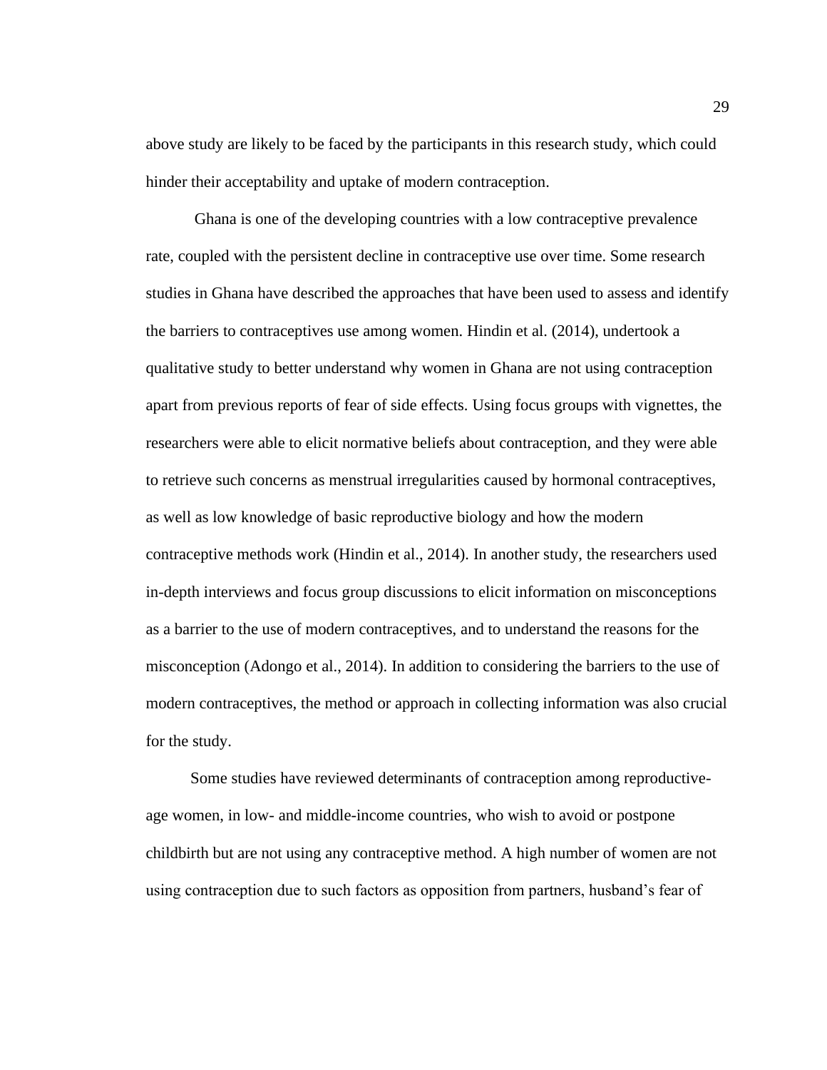above study are likely to be faced by the participants in this research study, which could hinder their acceptability and uptake of modern contraception.

Ghana is one of the developing countries with a low contraceptive prevalence rate, coupled with the persistent decline in contraceptive use over time. Some research studies in Ghana have described the approaches that have been used to assess and identify the barriers to contraceptives use among women. Hindin et al. (2014), undertook a qualitative study to better understand why women in Ghana are not using contraception apart from previous reports of fear of side effects. Using focus groups with vignettes, the researchers were able to elicit normative beliefs about contraception, and they were able to retrieve such concerns as menstrual irregularities caused by hormonal contraceptives, as well as low knowledge of basic reproductive biology and how the modern contraceptive methods work (Hindin et al., 2014). In another study, the researchers used in-depth interviews and focus group discussions to elicit information on misconceptions as a barrier to the use of modern contraceptives, and to understand the reasons for the misconception (Adongo et al., 2014). In addition to considering the barriers to the use of modern contraceptives, the method or approach in collecting information was also crucial for the study.

Some studies have reviewed determinants of contraception among reproductive-age women, in low- and middle-income countries, who wish to avoid or postpone childbirth but are not using any contraceptive method. A high number of women are not using contraception due to such factors as opposition from partners, husband's fear of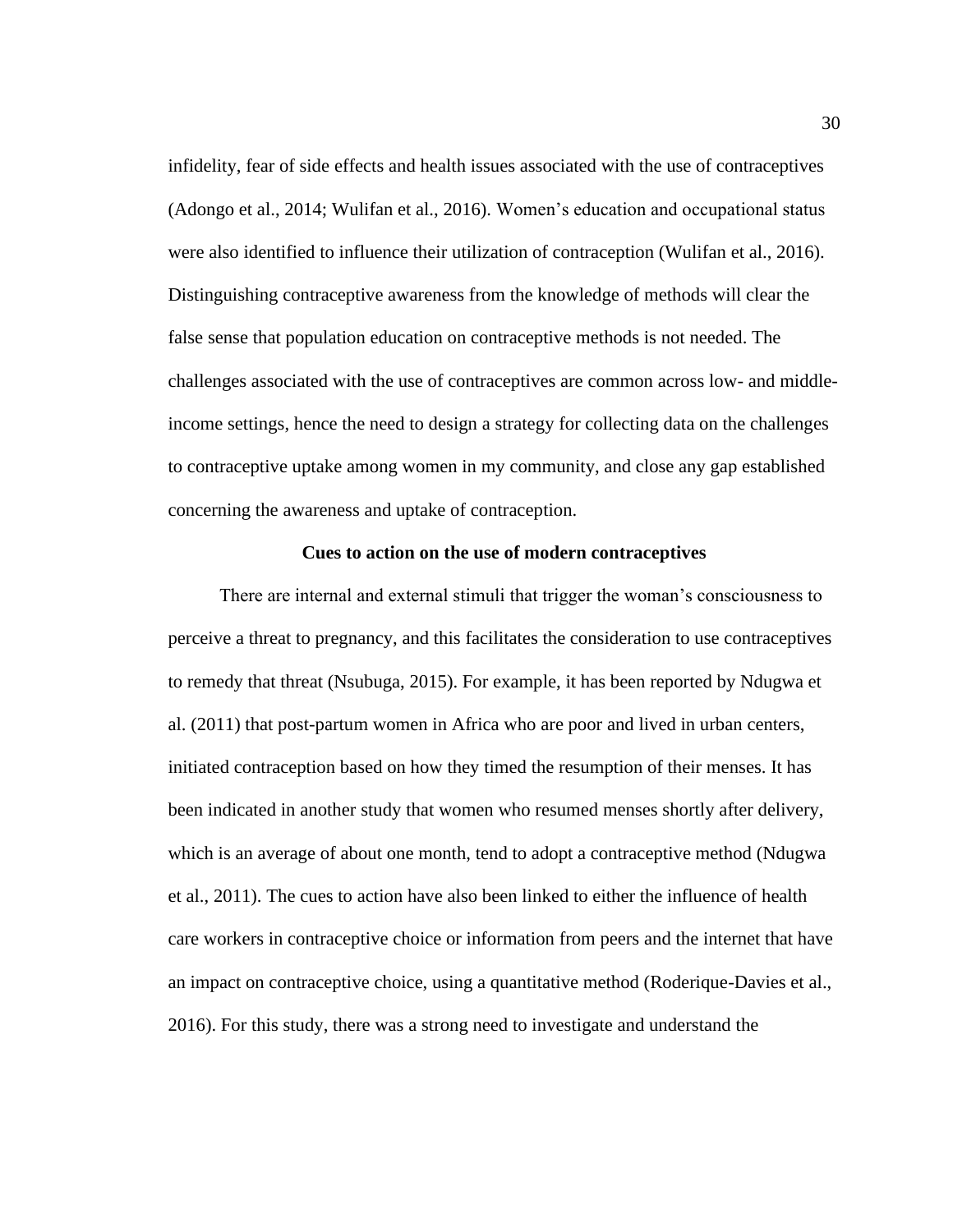infidelity, fear of side effects and health issues associated with the use of contraceptives (Adongo et al., 2014; Wulifan et al., 2016). Women's education and occupational status were also identified to influence their utilization of contraception (Wulifan et al., 2016). Distinguishing contraceptive awareness from the knowledge of methods will clear the false sense that population education on contraceptive methods is not needed. The challenges associated with the use of contraceptives are common across low- and middle-income settings, hence the need to design a strategy for collecting data on the challenges to contraceptive uptake among women in my community, and close any gap established concerning the awareness and uptake of contraception.

### Cues to action on the use of modern contraceptives

There are internal and external stimuli that trigger the woman's consciousness to perceive a threat to pregnancy, and this facilitates the consideration to use contraceptives to remedy that threat (Nsubuga, 2015). For example, it has been reported by Ndugwa et al. (2011) that post-partum women in Africa who are poor and lived in urban centers, initiated contraception based on how they timed the resumption of their menses. It has been indicated in another study that women who resumed menses shortly after delivery, which is an average of about one month, tend to adopt a contraceptive method (Ndugwa et al., 2011). The cues to action have also been linked to either the influence of health care workers in contraceptive choice or information from peers and the internet that have an impact on contraceptive choice, using a quantitative method (Roderique-Davies et al., 2016). For this study, there was a strong need to investigate and understand the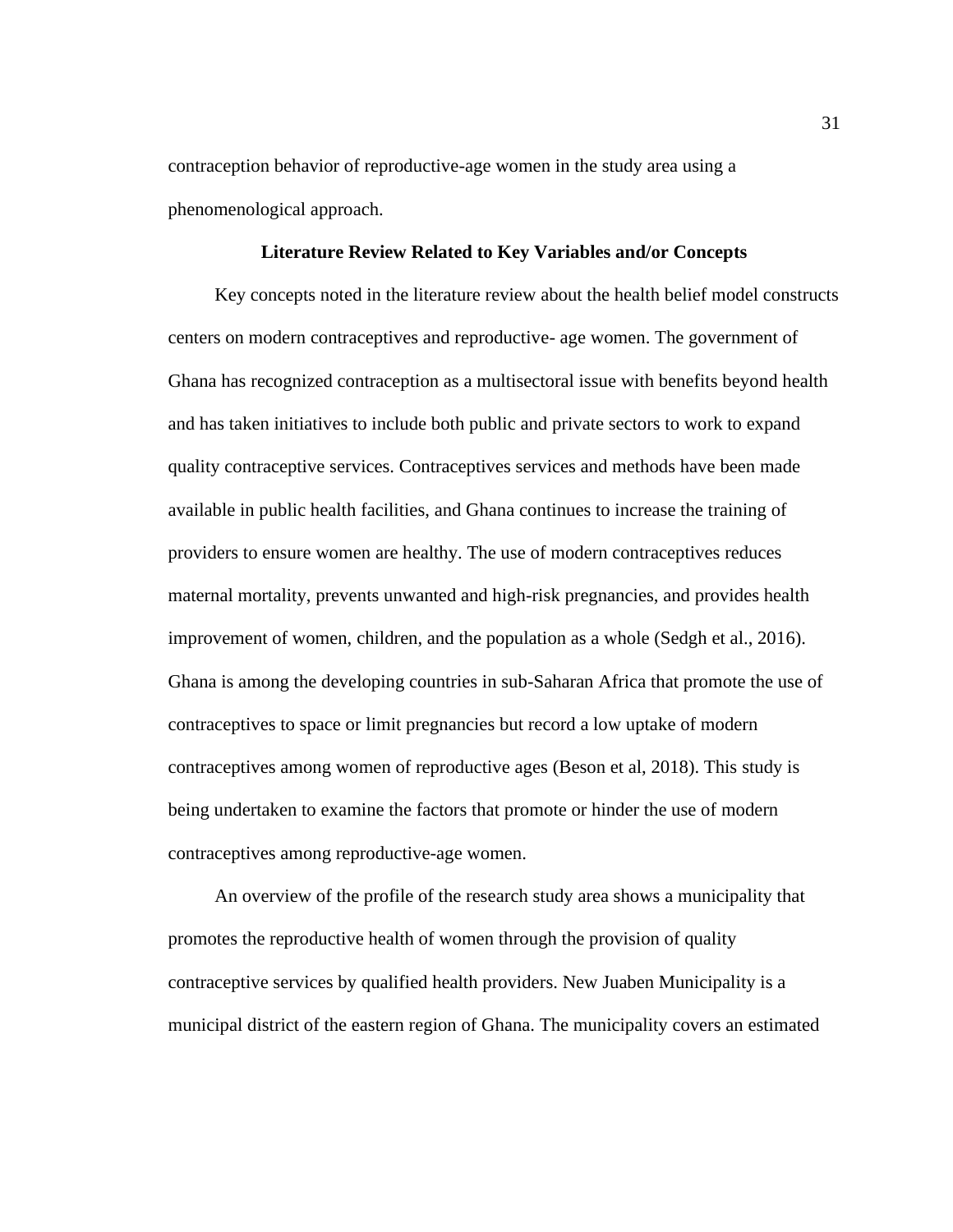contraception behavior of reproductive-age women in the study area using a phenomenological approach.

## Literature Review Related to Key Variables and/or Concepts

Key concepts noted in the literature review about the health belief model constructs centers on modern contraceptives and reproductive- age women. The government of Ghana has recognized contraception as a multisectoral issue with benefits beyond health and has taken initiatives to include both public and private sectors to work to expand quality contraceptive services. Contraceptives services and methods have been made available in public health facilities, and Ghana continues to increase the training of providers to ensure women are healthy. The use of modern contraceptives reduces maternal mortality, prevents unwanted and high-risk pregnancies, and provides health improvement of women, children, and the population as a whole (Sedgh et al., 2016). Ghana is among the developing countries in sub-Saharan Africa that promote the use of contraceptives to space or limit pregnancies but record a low uptake of modern contraceptives among women of reproductive ages (Beson et al, 2018). This study is being undertaken to examine the factors that promote or hinder the use of modern contraceptives among reproductive-age women.

An overview of the profile of the research study area shows a municipality that promotes the reproductive health of women through the provision of quality contraceptive services by qualified health providers. New Juaben Municipality is a municipal district of the eastern region of Ghana. The municipality covers an estimated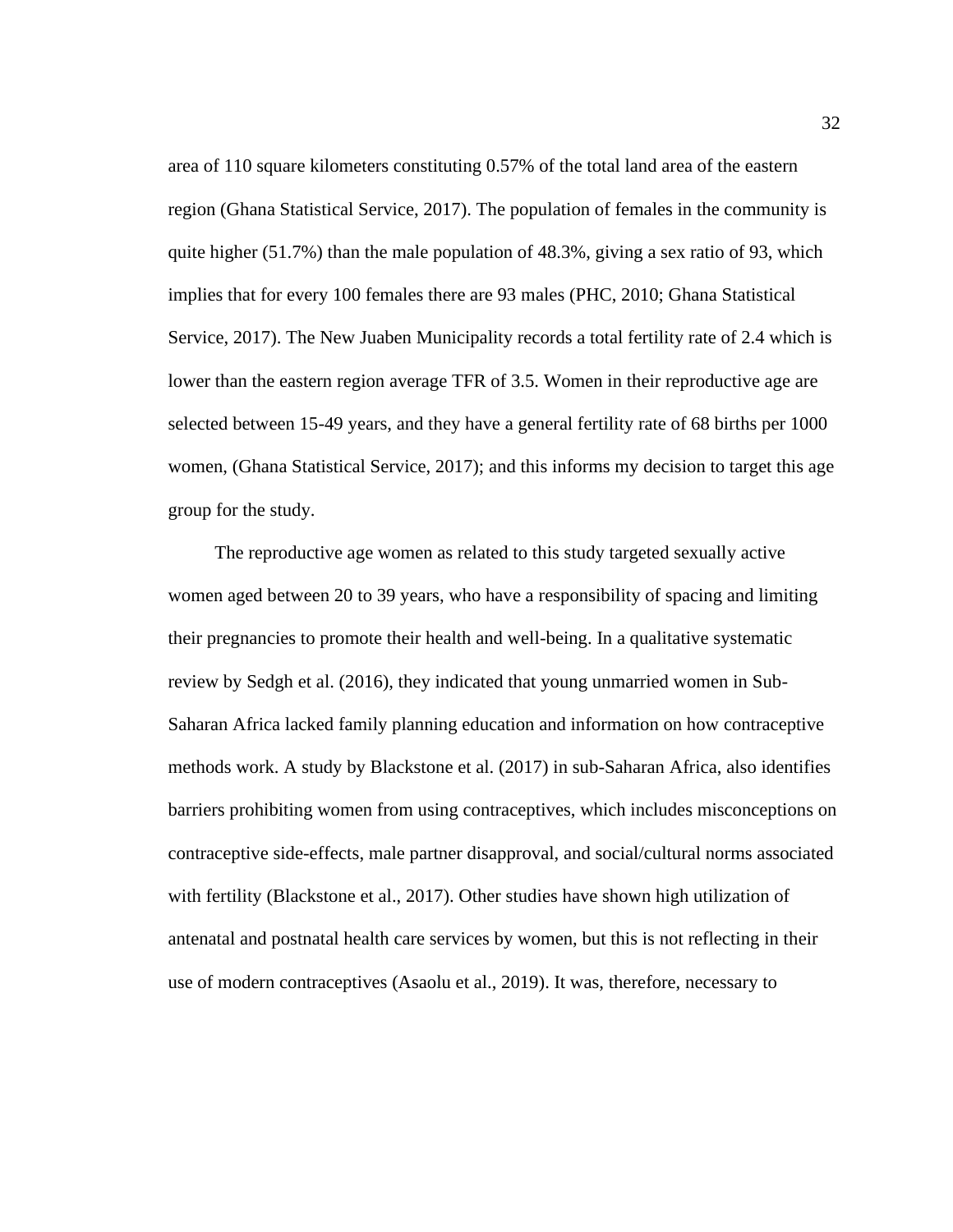area of 110 square kilometers constituting 0.57% of the total land area of the eastern region (Ghana Statistical Service, 2017). The population of females in the community is quite higher (51.7%) than the male population of 48.3%, giving a sex ratio of 93, which implies that for every 100 females there are 93 males (PHC, 2010; Ghana Statistical Service, 2017). The New Juaben Municipality records a total fertility rate of 2.4 which is lower than the eastern region average TFR of 3.5. Women in their reproductive age are selected between 15-49 years, and they have a general fertility rate of 68 births per 1000 women, (Ghana Statistical Service, 2017); and this informs my decision to target this age group for the study.

The reproductive age women as related to this study targeted sexually active women aged between 20 to 39 years, who have a responsibility of spacing and limiting their pregnancies to promote their health and well-being. In a qualitative systematic review by Sedgh et al. (2016), they indicated that young unmarried women in Sub-Saharan Africa lacked family planning education and information on how contraceptive methods work. A study by Blackstone et al. (2017) in sub-Saharan Africa, also identifies barriers prohibiting women from using contraceptives, which includes misconceptions on contraceptive side-effects, male partner disapproval, and social/cultural norms associated with fertility (Blackstone et al., 2017). Other studies have shown high utilization of antenatal and postnatal health care services by women, but this is not reflecting in their use of modern contraceptives (Asaolu et al., 2019). It was, therefore, necessary to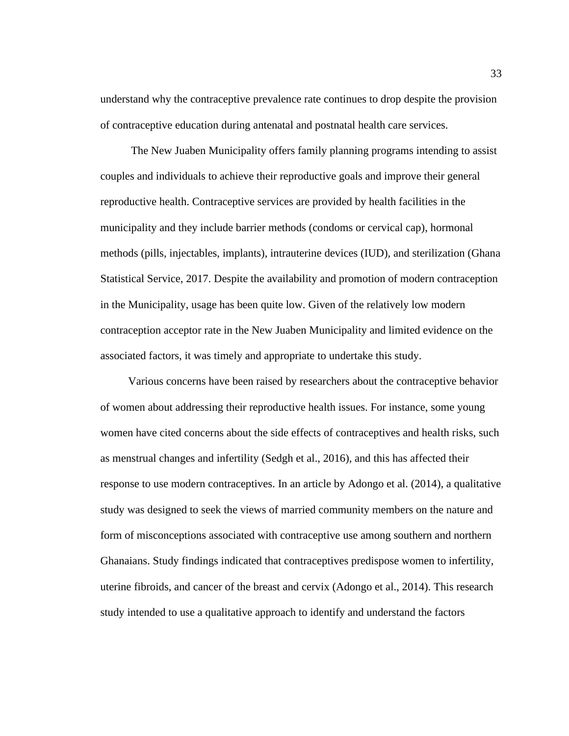understand why the contraceptive prevalence rate continues to drop despite the provision of contraceptive education during antenatal and postnatal health care services.

The New Juaben Municipality offers family planning programs intending to assist couples and individuals to achieve their reproductive goals and improve their general reproductive health. Contraceptive services are provided by health facilities in the municipality and they include barrier methods (condoms or cervical cap), hormonal methods (pills, injectables, implants), intrauterine devices (IUD), and sterilization (Ghana Statistical Service, 2017. Despite the availability and promotion of modern contraception in the Municipality, usage has been quite low. Given of the relatively low modern contraception acceptor rate in the New Juaben Municipality and limited evidence on the associated factors, it was timely and appropriate to undertake this study.

Various concerns have been raised by researchers about the contraceptive behavior of women about addressing their reproductive health issues. For instance, some young women have cited concerns about the side effects of contraceptives and health risks, such as menstrual changes and infertility (Sedgh et al., 2016), and this has affected their response to use modern contraceptives. In an article by Adongo et al. (2014), a qualitative study was designed to seek the views of married community members on the nature and form of misconceptions associated with contraceptive use among southern and northern Ghanaians. Study findings indicated that contraceptives predispose women to infertility, uterine fibroids, and cancer of the breast and cervix (Adongo et al., 2014). This research study intended to use a qualitative approach to identify and understand the factors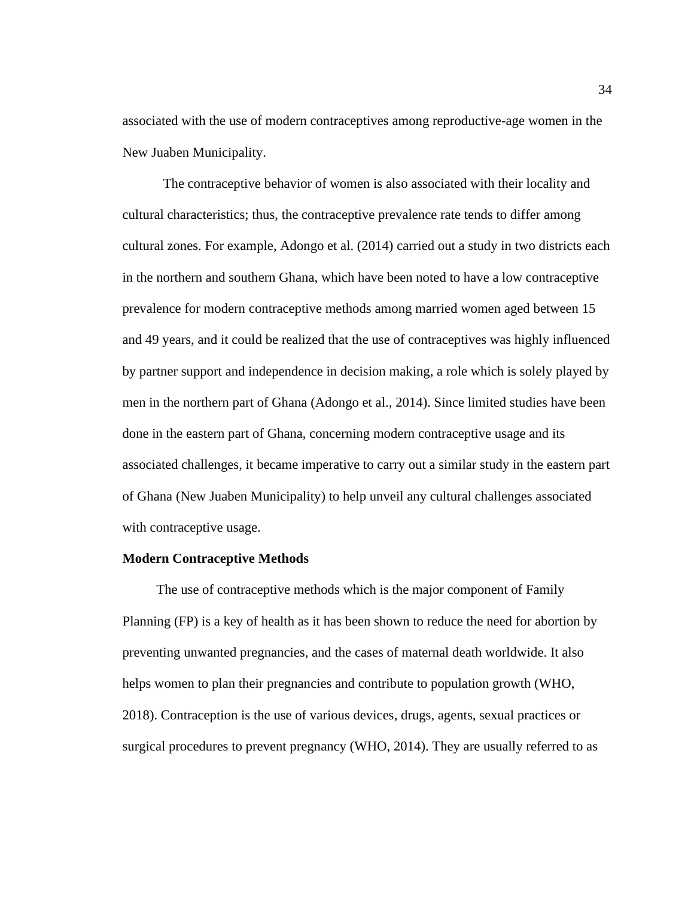associated with the use of modern contraceptives among reproductive-age women in the New Juaben Municipality.

The contraceptive behavior of women is also associated with their locality and cultural characteristics; thus, the contraceptive prevalence rate tends to differ among cultural zones. For example, Adongo et al. (2014) carried out a study in two districts each in the northern and southern Ghana, which have been noted to have a low contraceptive prevalence for modern contraceptive methods among married women aged between 15 and 49 years, and it could be realized that the use of contraceptives was highly influenced by partner support and independence in decision making, a role which is solely played by men in the northern part of Ghana (Adongo et al., 2014). Since limited studies have been done in the eastern part of Ghana, concerning modern contraceptive usage and its associated challenges, it became imperative to carry out a similar study in the eastern part of Ghana (New Juaben Municipality) to help unveil any cultural challenges associated with contraceptive usage.

**Modern Contraceptive Methods**

The use of contraceptive methods which is the major component of Family Planning (FP) is a key of health as it has been shown to reduce the need for abortion by preventing unwanted pregnancies, and the cases of maternal death worldwide. It also helps women to plan their pregnancies and contribute to population growth (WHO, 2018). Contraception is the use of various devices, drugs, agents, sexual practices or surgical procedures to prevent pregnancy (WHO, 2014). They are usually referred to as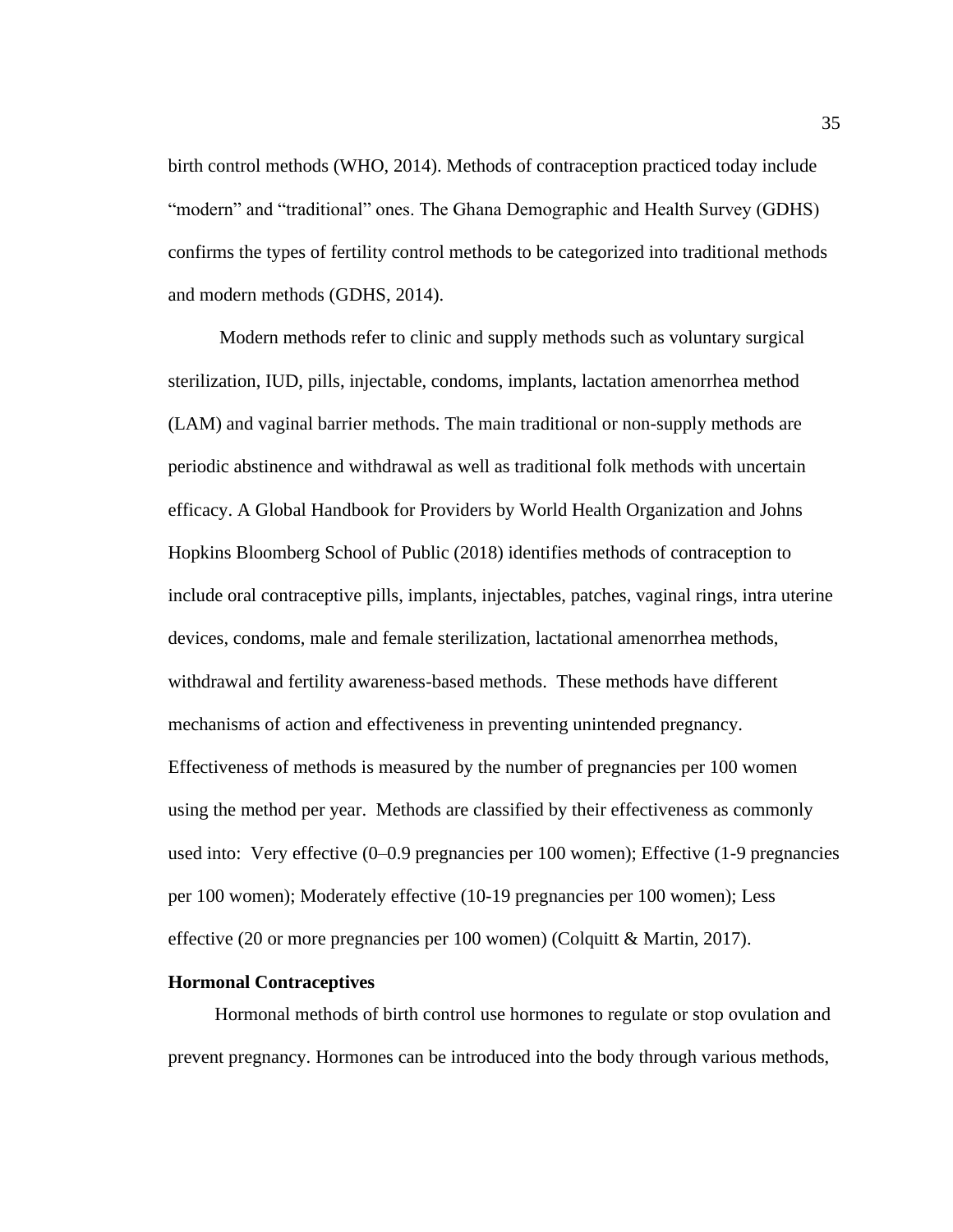birth control methods (WHO, 2014). Methods of contraception practiced today include “modern” and “traditional” ones. The Ghana Demographic and Health Survey (GDHS) confirms the types of fertility control methods to be categorized into traditional methods and modern methods (GDHS, 2014).

Modern methods refer to clinic and supply methods such as voluntary surgical sterilization, IUD, pills, injectable, condoms, implants, lactation amenorrhea method (LAM) and vaginal barrier methods. The main traditional or non-supply methods are periodic abstinence and withdrawal as well as traditional folk methods with uncertain efficacy. A Global Handbook for Providers by World Health Organization and Johns Hopkins Bloomberg School of Public (2018) identifies methods of contraception to include oral contraceptive pills, implants, injectables, patches, vaginal rings, intra uterine devices, condoms, male and female sterilization, lactational amenorrhea methods, withdrawal and fertility awareness-based methods. These methods have different mechanisms of action and effectiveness in preventing unintended pregnancy. Effectiveness of methods is measured by the number of pregnancies per 100 women using the method per year. Methods are classified by their effectiveness as commonly used into: Very effective (0–0.9 pregnancies per 100 women); Effective (1-9 pregnancies per 100 women); Moderately effective (10-19 pregnancies per 100 women); Less effective (20 or more pregnancies per 100 women) (Colquitt & Martin, 2017).

**Hormonal Contraceptives**

Hormonal methods of birth control use hormones to regulate or stop ovulation and prevent pregnancy. Hormones can be introduced into the body through various methods,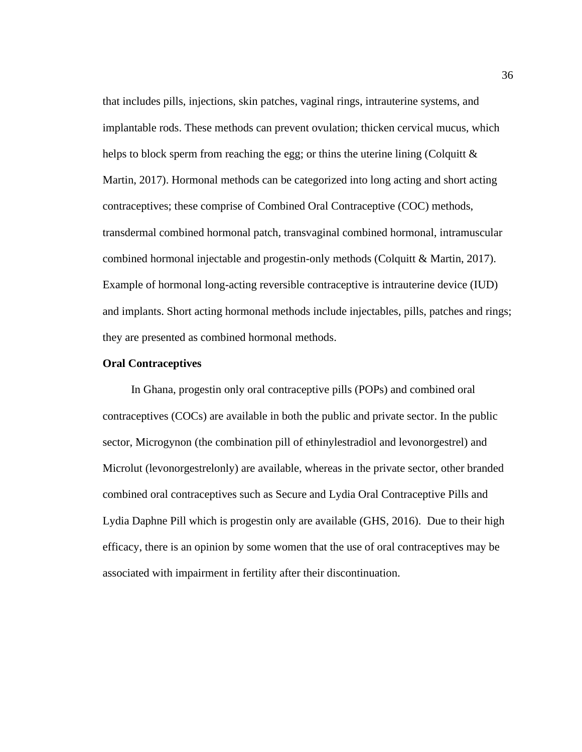that includes pills, injections, skin patches, vaginal rings, intrauterine systems, and implantable rods. These methods can prevent ovulation; thicken cervical mucus, which helps to block sperm from reaching the egg; or thins the uterine lining (Colquitt & Martin, 2017). Hormonal methods can be categorized into long acting and short acting contraceptives; these comprise of Combined Oral Contraceptive (COC) methods, transdermal combined hormonal patch, transvaginal combined hormonal, intramuscular combined hormonal injectable and progestin-only methods (Colquitt & Martin, 2017). Example of hormonal long-acting reversible contraceptive is intrauterine device (IUD) and implants. Short acting hormonal methods include injectables, pills, patches and rings; they are presented as combined hormonal methods.

**Oral Contraceptives**

In Ghana, progestin only oral contraceptive pills (POPs) and combined oral contraceptives (COCs) are available in both the public and private sector. In the public sector, Microgynon (the combination pill of ethinylestradiol and levonorgestrel) and Microlut (levonorgestrelonly) are available, whereas in the private sector, other branded combined oral contraceptives such as Secure and Lydia Oral Contraceptive Pills and Lydia Daphne Pill which is progestin only are available (GHS, 2016). Due to their high efficacy, there is an opinion by some women that the use of oral contraceptives may be associated with impairment in fertility after their discontinuation.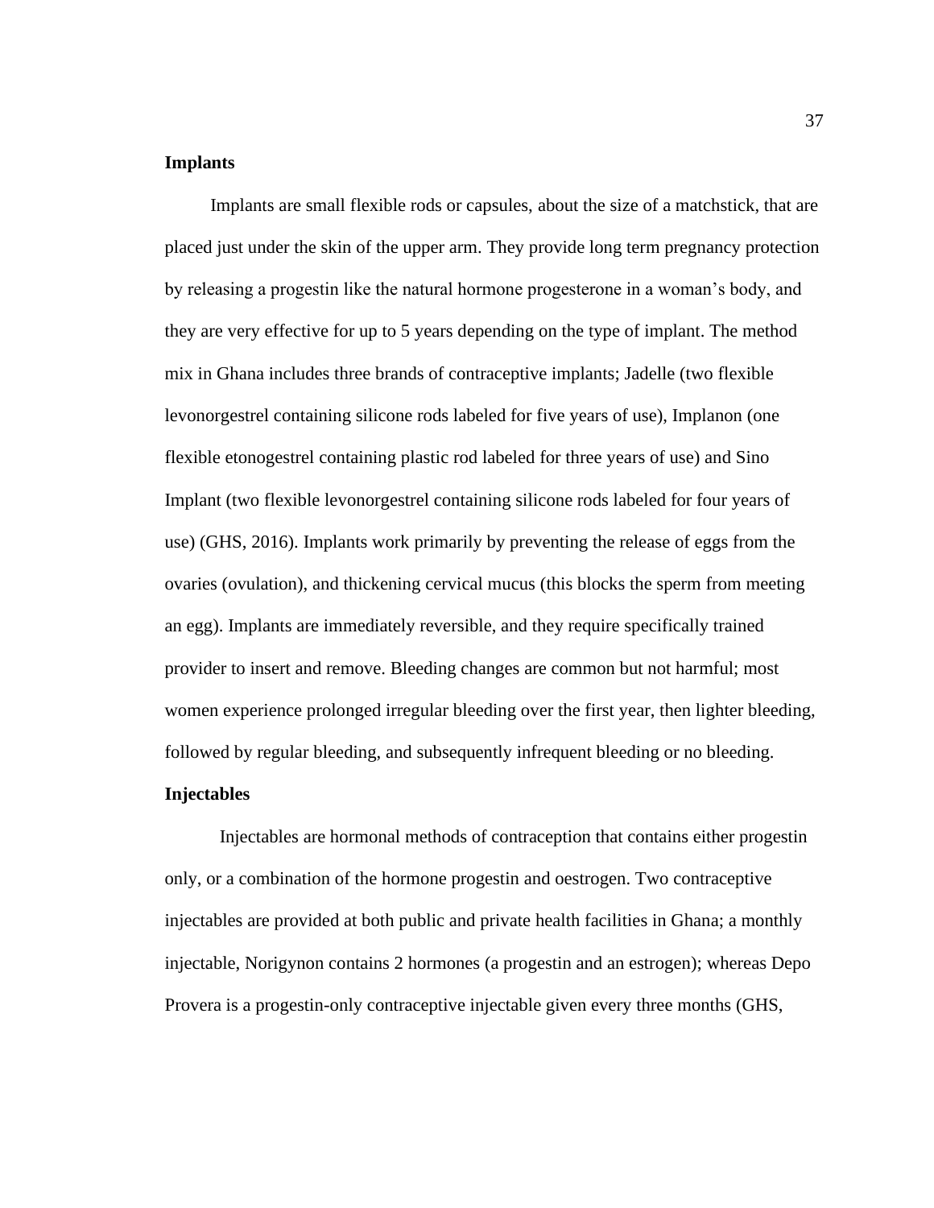**Implants**

Implants are small flexible rods or capsules, about the size of a matchstick, that are placed just under the skin of the upper arm. They provide long term pregnancy protection by releasing a progestin like the natural hormone progesterone in a woman's body, and they are very effective for up to 5 years depending on the type of implant. The method mix in Ghana includes three brands of contraceptive implants; Jadelle (two flexible levonorgestrel containing silicone rods labeled for five years of use), Implanon (one flexible etonogestrel containing plastic rod labeled for three years of use) and Sino Implant (two flexible levonorgestrel containing silicone rods labeled for four years of use) (GHS, 2016). Implants work primarily by preventing the release of eggs from the ovaries (ovulation), and thickening cervical mucus (this blocks the sperm from meeting an egg). Implants are immediately reversible, and they require specifically trained provider to insert and remove. Bleeding changes are common but not harmful; most women experience prolonged irregular bleeding over the first year, then lighter bleeding, followed by regular bleeding, and subsequently infrequent bleeding or no bleeding.

**Injectables**

Injectables are hormonal methods of contraception that contains either progestin only, or a combination of the hormone progestin and oestrogen. Two contraceptive injectables are provided at both public and private health facilities in Ghana; a monthly injectable, Norigynon contains 2 hormones (a progestin and an estrogen); whereas Depo Provera is a progestin-only contraceptive injectable given every three months (GHS,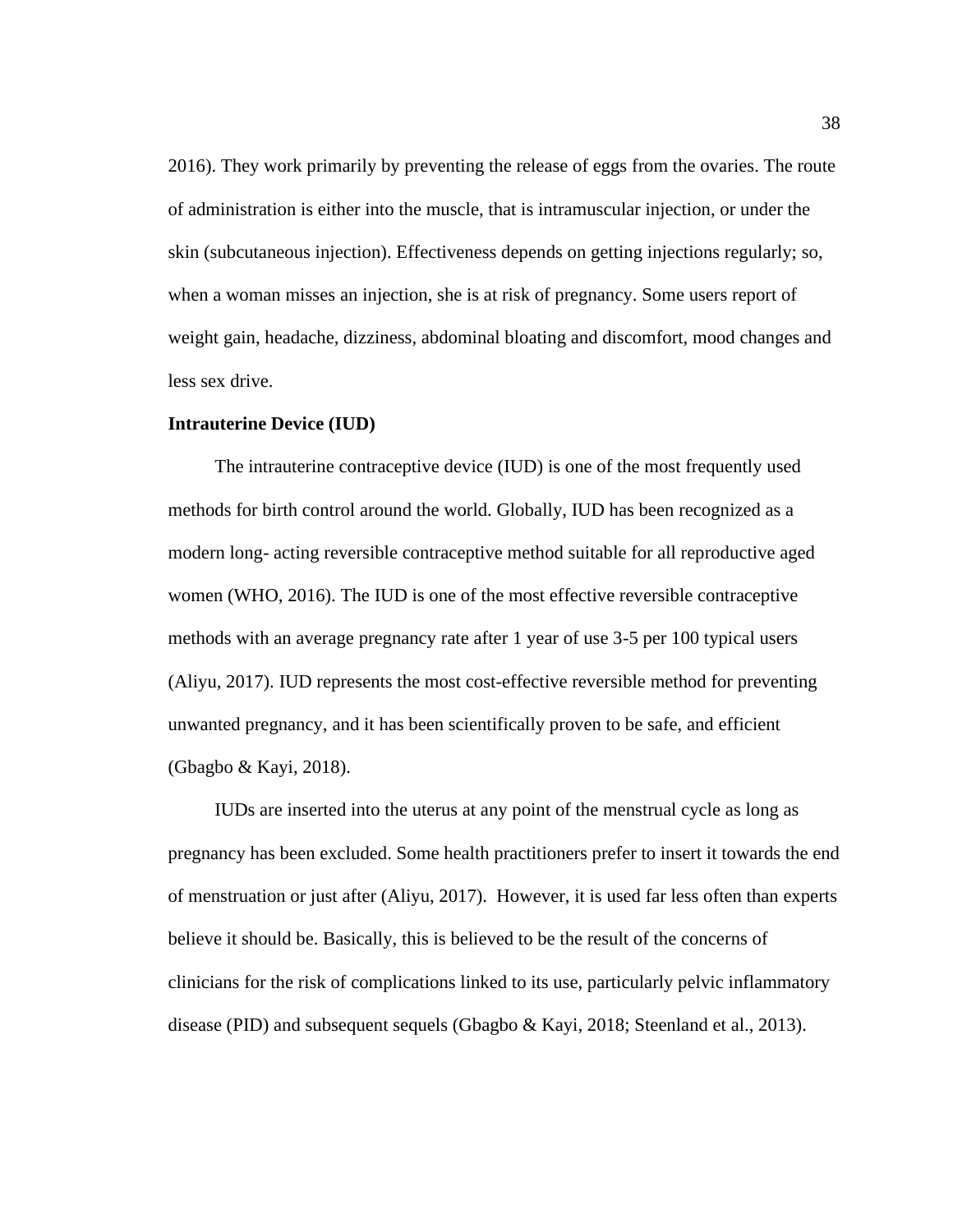2016). They work primarily by preventing the release of eggs from the ovaries. The route of administration is either into the muscle, that is intramuscular injection, or under the skin (subcutaneous injection). Effectiveness depends on getting injections regularly; so, when a woman misses an injection, she is at risk of pregnancy. Some users report of weight gain, headache, dizziness, abdominal bloating and discomfort, mood changes and less sex drive.

**Intrauterine Device (IUD)**

The intrauterine contraceptive device (IUD) is one of the most frequently used methods for birth control around the world. Globally, IUD has been recognized as a modern long- acting reversible contraceptive method suitable for all reproductive aged women (WHO, 2016). The IUD is one of the most effective reversible contraceptive methods with an average pregnancy rate after 1 year of use 3-5 per 100 typical users (Aliyu, 2017). IUD represents the most cost-effective reversible method for preventing unwanted pregnancy, and it has been scientifically proven to be safe, and efficient (Gbagbo & Kayi, 2018).

IUDs are inserted into the uterus at any point of the menstrual cycle as long as pregnancy has been excluded. Some health practitioners prefer to insert it towards the end of menstruation or just after (Aliyu, 2017). However, it is used far less often than experts believe it should be. Basically, this is believed to be the result of the concerns of clinicians for the risk of complications linked to its use, particularly pelvic inflammatory disease (PID) and subsequent sequels (Gbagbo & Kayi, 2018; Steenland et al., 2013).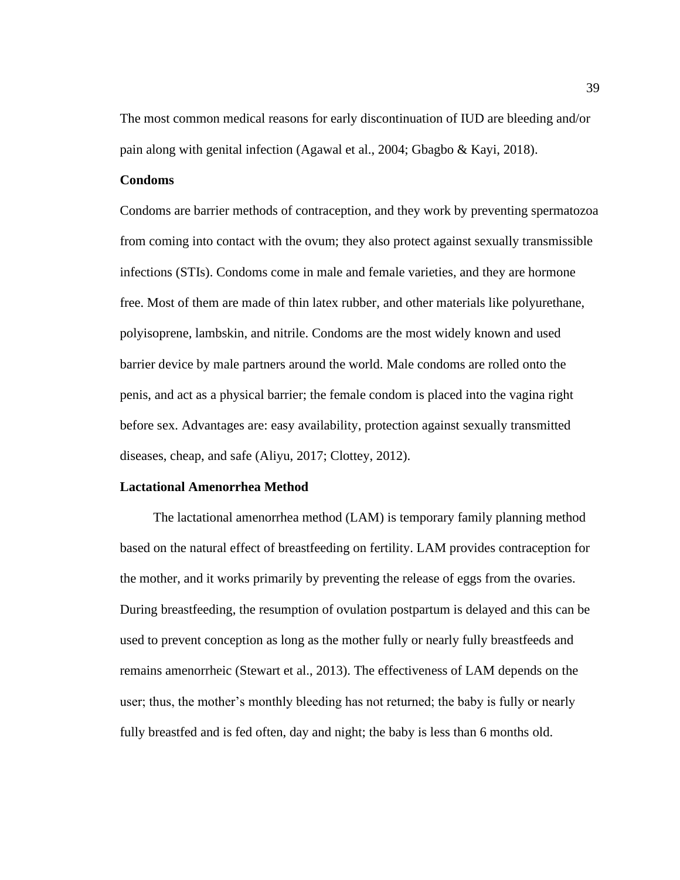The most common medical reasons for early discontinuation of IUD are bleeding and/or pain along with genital infection (Agawal et al., 2004; Gbagbo & Kayi, 2018).

**Condoms**

Condoms are barrier methods of contraception, and they work by preventing spermatozoa from coming into contact with the ovum; they also protect against sexually transmissible infections (STIs). Condoms come in male and female varieties, and they are hormone free. Most of them are made of thin latex rubber, and other materials like polyurethane, polyisoprene, lambskin, and nitrile. Condoms are the most widely known and used barrier device by male partners around the world. Male condoms are rolled onto the penis, and act as a physical barrier; the female condom is placed into the vagina right before sex. Advantages are: easy availability, protection against sexually transmitted diseases, cheap, and safe (Aliyu, 2017; Clottey, 2012).

**Lactational Amenorrhea Method**

The lactational amenorrhea method (LAM) is temporary family planning method based on the natural effect of breastfeeding on fertility. LAM provides contraception for the mother, and it works primarily by preventing the release of eggs from the ovaries. During breastfeeding, the resumption of ovulation postpartum is delayed and this can be used to prevent conception as long as the mother fully or nearly fully breastfeeds and remains amenorrheic (Stewart et al., 2013). The effectiveness of LAM depends on the user; thus, the mother's monthly bleeding has not returned; the baby is fully or nearly fully breastfed and is fed often, day and night; the baby is less than 6 months old.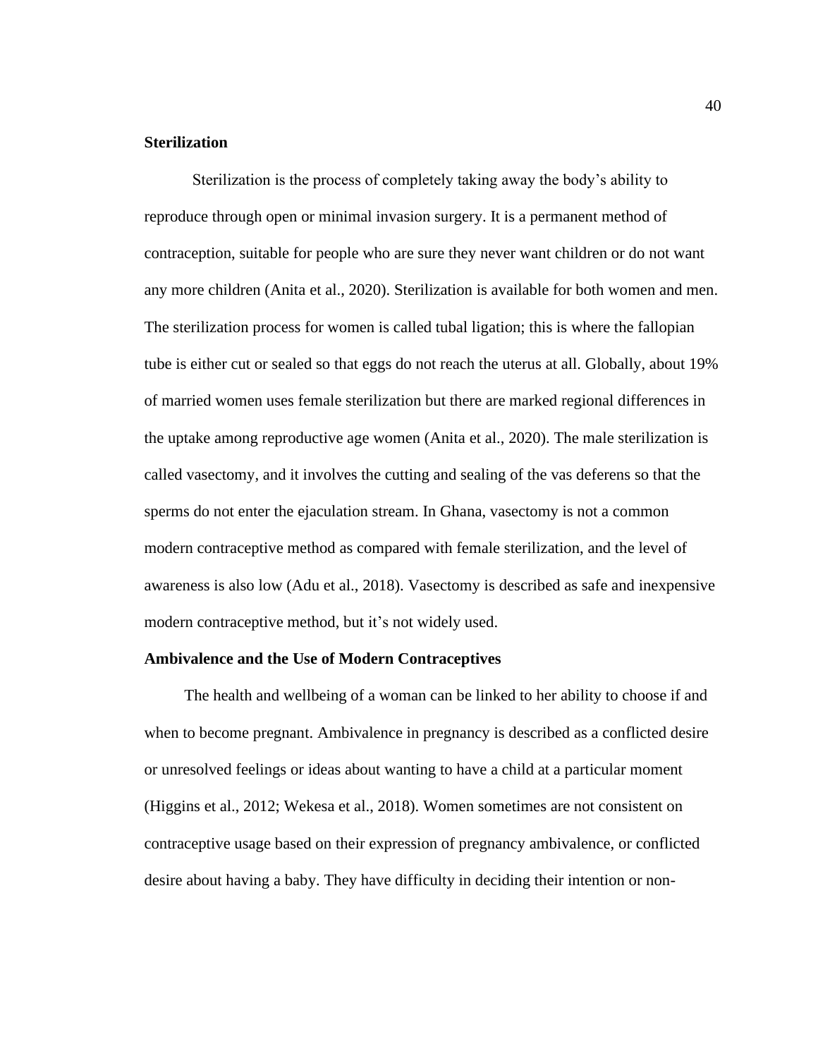**Sterilization**

Sterilization is the process of completely taking away the body's ability to reproduce through open or minimal invasion surgery. It is a permanent method of contraception, suitable for people who are sure they never want children or do not want any more children (Anita et al., 2020). Sterilization is available for both women and men. The sterilization process for women is called tubal ligation; this is where the fallopian tube is either cut or sealed so that eggs do not reach the uterus at all. Globally, about 19% of married women uses female sterilization but there are marked regional differences in the uptake among reproductive age women (Anita et al., 2020). The male sterilization is called vasectomy, and it involves the cutting and sealing of the vas deferens so that the sperms do not enter the ejaculation stream. In Ghana, vasectomy is not a common modern contraceptive method as compared with female sterilization, and the level of awareness is also low (Adu et al., 2018). Vasectomy is described as safe and inexpensive modern contraceptive method, but it's not widely used.

**Ambivalence and the Use of Modern Contraceptives**

The health and wellbeing of a woman can be linked to her ability to choose if and when to become pregnant. Ambivalence in pregnancy is described as a conflicted desire or unresolved feelings or ideas about wanting to have a child at a particular moment (Higgins et al., 2012; Wekesa et al., 2018). Women sometimes are not consistent on contraceptive usage based on their expression of pregnancy ambivalence, or conflicted desire about having a baby. They have difficulty in deciding their intention or non-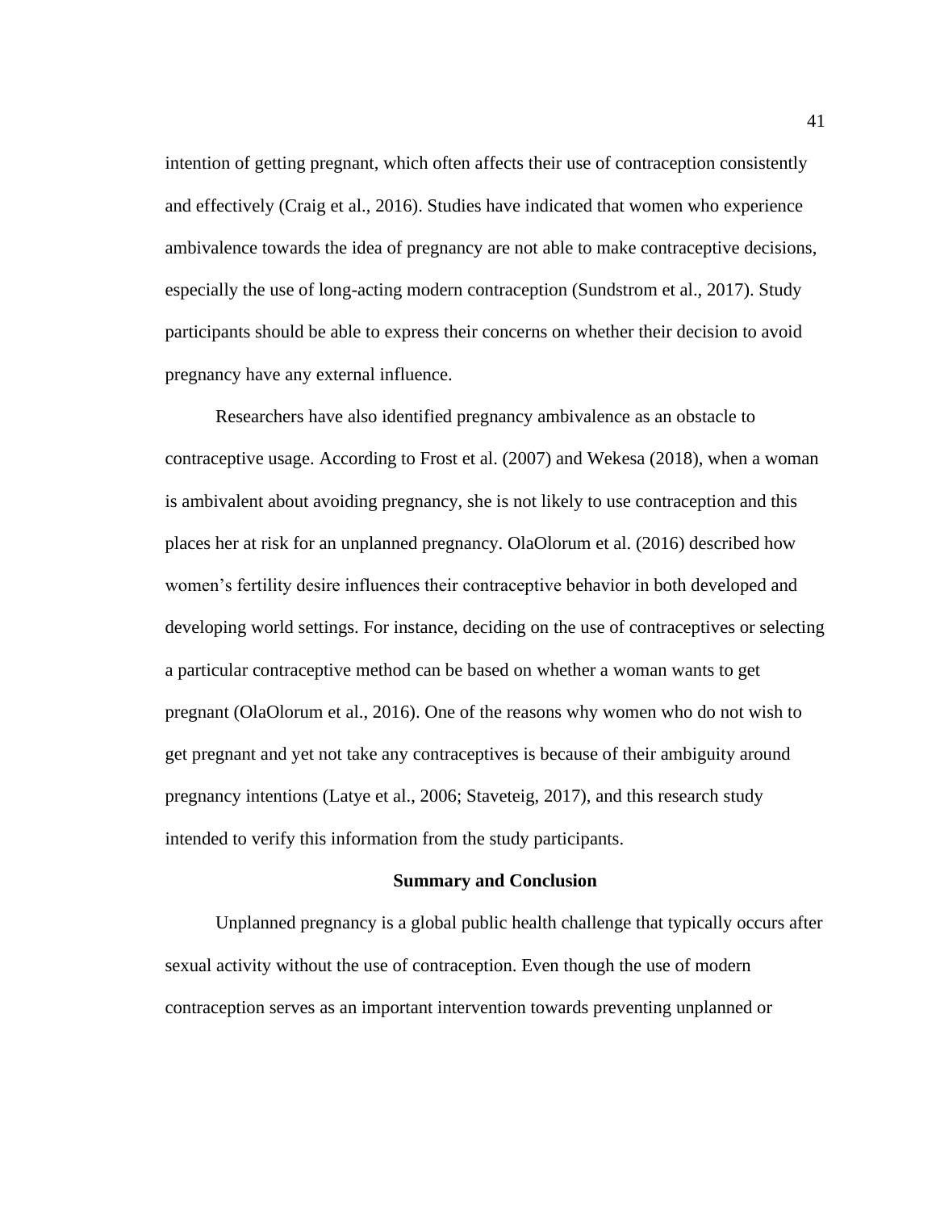intention of getting pregnant, which often affects their use of contraception consistently and effectively (Craig et al., 2016). Studies have indicated that women who experience ambivalence towards the idea of pregnancy are not able to make contraceptive decisions, especially the use of long-acting modern contraception (Sundstrom et al., 2017). Study participants should be able to express their concerns on whether their decision to avoid pregnancy have any external influence.

Researchers have also identified pregnancy ambivalence as an obstacle to contraceptive usage. According to Frost et al. (2007) and Wekesa (2018), when a woman is ambivalent about avoiding pregnancy, she is not likely to use contraception and this places her at risk for an unplanned pregnancy. OlaOlorum et al. (2016) described how women's fertility desire influences their contraceptive behavior in both developed and developing world settings. For instance, deciding on the use of contraceptives or selecting a particular contraceptive method can be based on whether a woman wants to get pregnant (OlaOlorum et al., 2016). One of the reasons why women who do not wish to get pregnant and yet not take any contraceptives is because of their ambiguity around pregnancy intentions (Latye et al., 2006; Staveteig, 2017), and this research study intended to verify this information from the study participants.

## Summary and Conclusion

Unplanned pregnancy is a global public health challenge that typically occurs after sexual activity without the use of contraception. Even though the use of modern contraception serves as an important intervention towards preventing unplanned or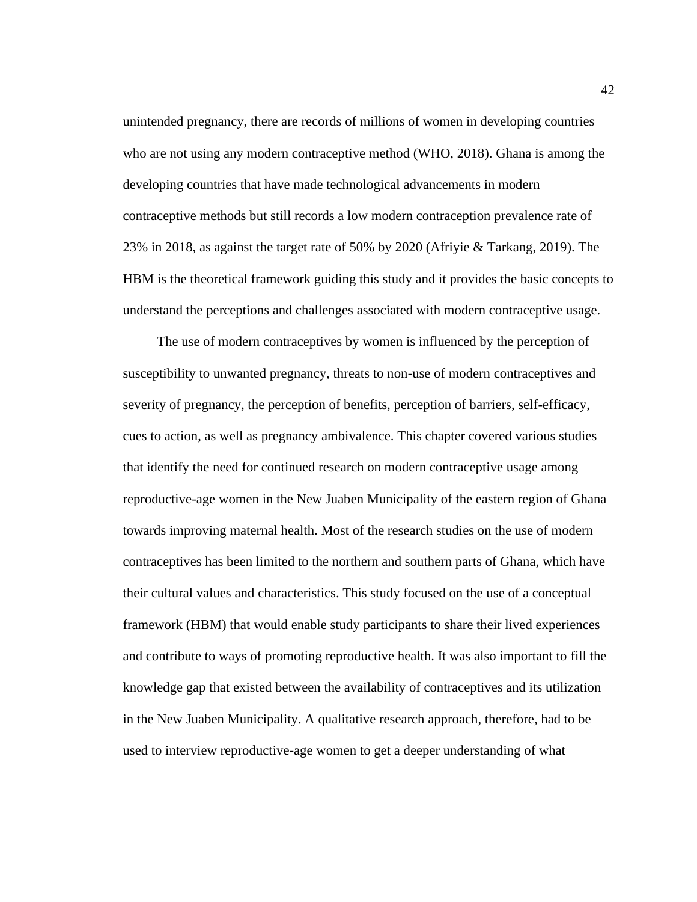unintended pregnancy, there are records of millions of women in developing countries who are not using any modern contraceptive method (WHO, 2018). Ghana is among the developing countries that have made technological advancements in modern contraceptive methods but still records a low modern contraception prevalence rate of 23% in 2018, as against the target rate of 50% by 2020 (Afriyie & Tarkang, 2019). The HBM is the theoretical framework guiding this study and it provides the basic concepts to understand the perceptions and challenges associated with modern contraceptive usage.

The use of modern contraceptives by women is influenced by the perception of susceptibility to unwanted pregnancy, threats to non-use of modern contraceptives and severity of pregnancy, the perception of benefits, perception of barriers, self-efficacy, cues to action, as well as pregnancy ambivalence. This chapter covered various studies that identify the need for continued research on modern contraceptive usage among reproductive-age women in the New Juaben Municipality of the eastern region of Ghana towards improving maternal health. Most of the research studies on the use of modern contraceptives has been limited to the northern and southern parts of Ghana, which have their cultural values and characteristics. This study focused on the use of a conceptual framework (HBM) that would enable study participants to share their lived experiences and contribute to ways of promoting reproductive health. It was also important to fill the knowledge gap that existed between the availability of contraceptives and its utilization in the New Juaben Municipality. A qualitative research approach, therefore, had to be used to interview reproductive-age women to get a deeper understanding of what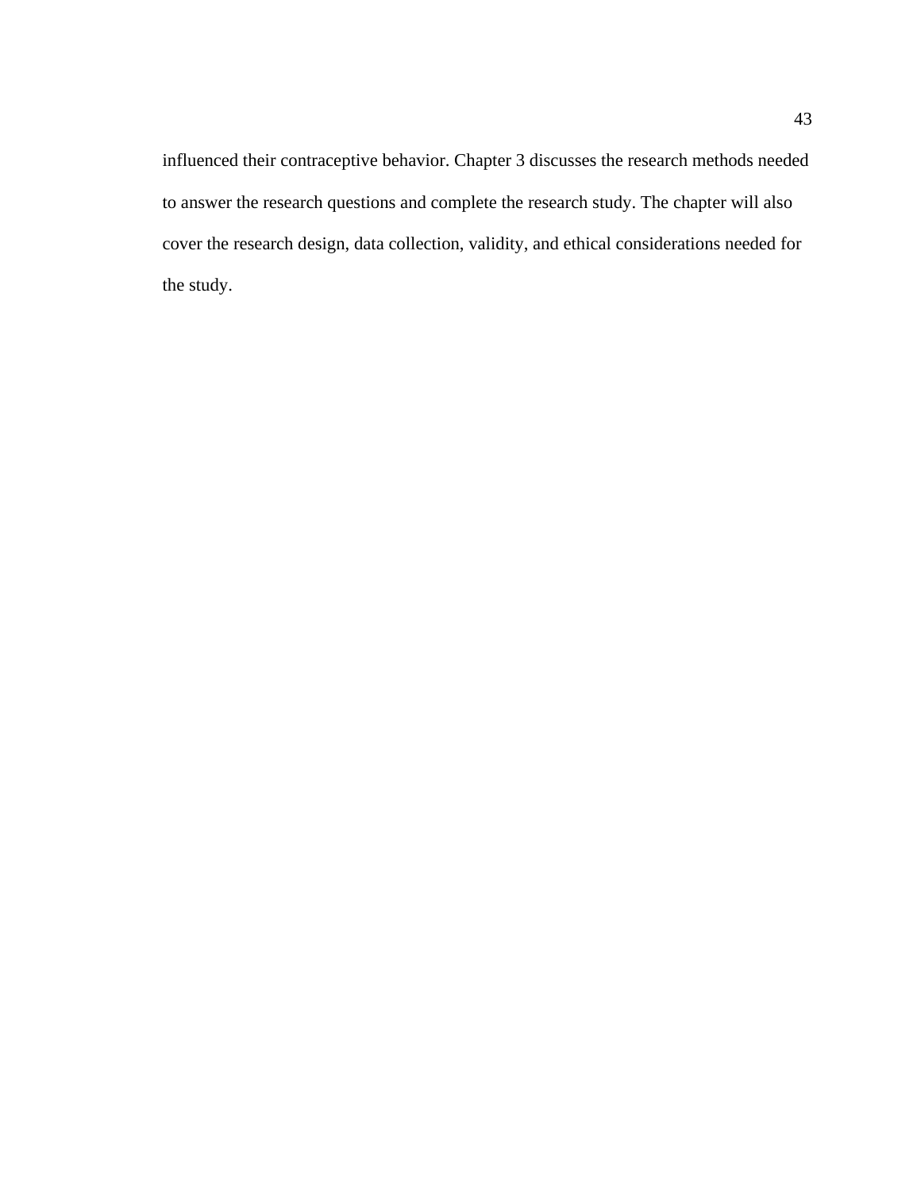influenced their contraceptive behavior. Chapter 3 discusses the research methods needed to answer the research questions and complete the research study. The chapter will also cover the research design, data collection, validity, and ethical considerations needed for the study.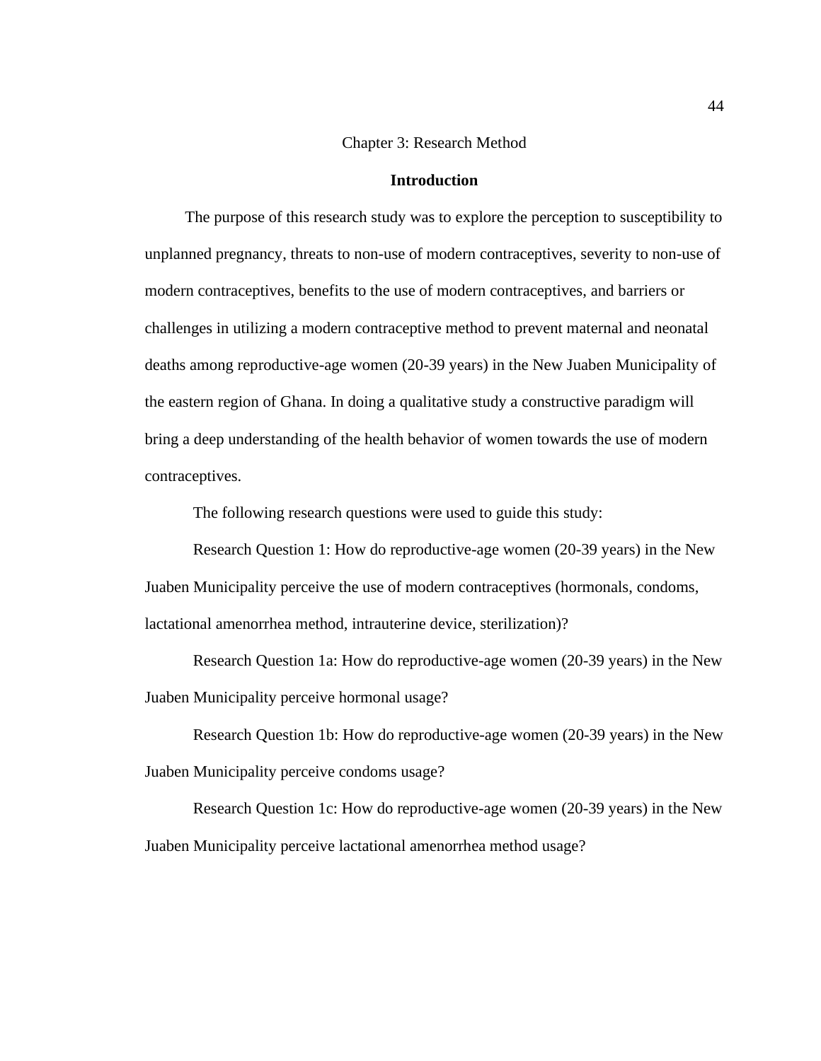# Chapter 3: Research Method

## Introduction

The purpose of this research study was to explore the perception to susceptibility to unplanned pregnancy, threats to non-use of modern contraceptives, severity to non-use of modern contraceptives, benefits to the use of modern contraceptives, and barriers or challenges in utilizing a modern contraceptive method to prevent maternal and neonatal deaths among reproductive-age women (20-39 years) in the New Juaben Municipality of the eastern region of Ghana. In doing a qualitative study a constructive paradigm will bring a deep understanding of the health behavior of women towards the use of modern contraceptives.

The following research questions were used to guide this study:

Research Question 1: How do reproductive-age women (20-39 years) in the New Juaben Municipality perceive the use of modern contraceptives (hormonals, condoms, lactational amenorrhea method, intrauterine device, sterilization)?

Research Question 1a: How do reproductive-age women (20-39 years) in the New Juaben Municipality perceive hormonal usage?

Research Question 1b: How do reproductive-age women (20-39 years) in the New Juaben Municipality perceive condoms usage?

Research Question 1c: How do reproductive-age women (20-39 years) in the New Juaben Municipality perceive lactational amenorrhea method usage?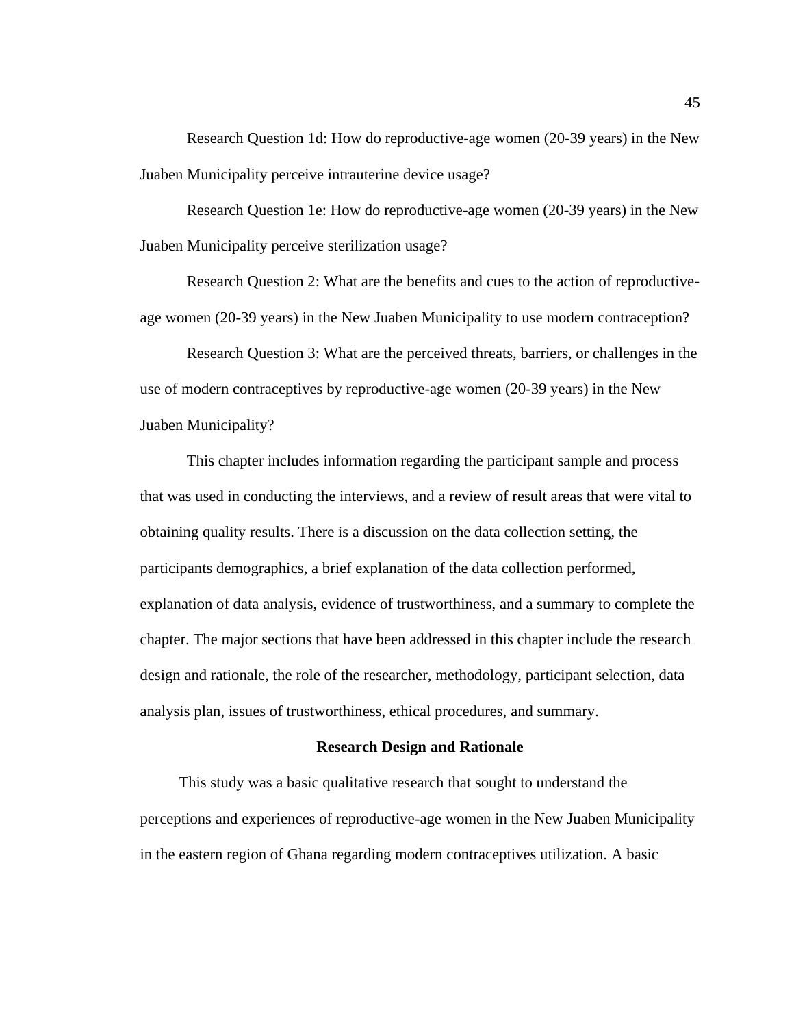Research Question 1d: How do reproductive-age women (20-39 years) in the New Juaben Municipality perceive intrauterine device usage?

Research Question 1e: How do reproductive-age women (20-39 years) in the New Juaben Municipality perceive sterilization usage?

Research Question 2: What are the benefits and cues to the action of reproductive-age women (20-39 years) in the New Juaben Municipality to use modern contraception?

Research Question 3: What are the perceived threats, barriers, or challenges in the use of modern contraceptives by reproductive-age women (20-39 years) in the New Juaben Municipality?

This chapter includes information regarding the participant sample and process that was used in conducting the interviews, and a review of result areas that were vital to obtaining quality results. There is a discussion on the data collection setting, the participants demographics, a brief explanation of the data collection performed, explanation of data analysis, evidence of trustworthiness, and a summary to complete the chapter. The major sections that have been addressed in this chapter include the research design and rationale, the role of the researcher, methodology, participant selection, data analysis plan, issues of trustworthiness, ethical procedures, and summary.

## Research Design and Rationale

This study was a basic qualitative research that sought to understand the perceptions and experiences of reproductive-age women in the New Juaben Municipality in the eastern region of Ghana regarding modern contraceptives utilization. A basic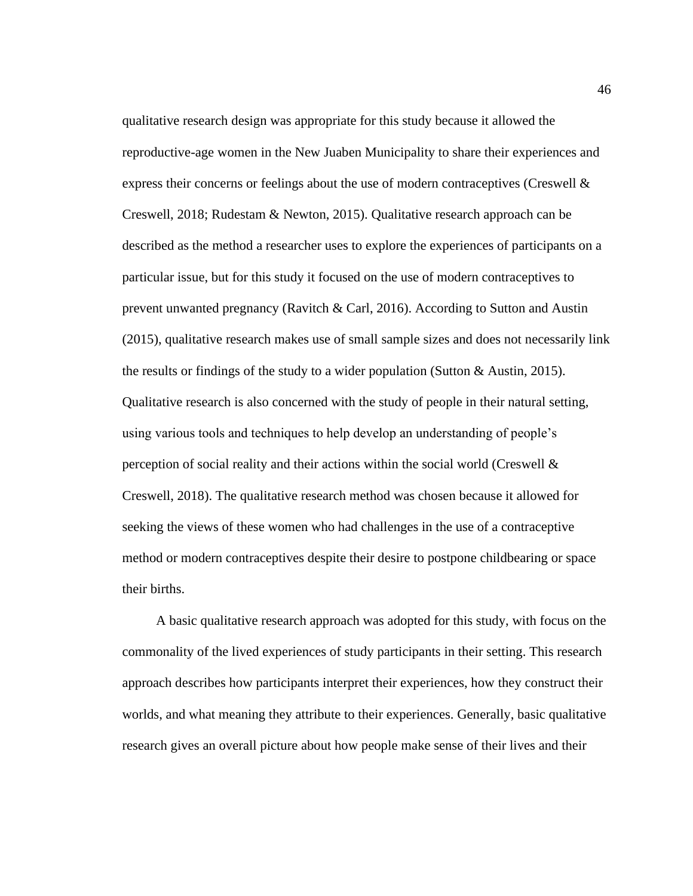qualitative research design was appropriate for this study because it allowed the reproductive-age women in the New Juaben Municipality to share their experiences and express their concerns or feelings about the use of modern contraceptives (Creswell & Creswell, 2018; Rudestam & Newton, 2015). Qualitative research approach can be described as the method a researcher uses to explore the experiences of participants on a particular issue, but for this study it focused on the use of modern contraceptives to prevent unwanted pregnancy (Ravitch & Carl, 2016). According to Sutton and Austin (2015), qualitative research makes use of small sample sizes and does not necessarily link the results or findings of the study to a wider population (Sutton & Austin, 2015). Qualitative research is also concerned with the study of people in their natural setting, using various tools and techniques to help develop an understanding of people's perception of social reality and their actions within the social world (Creswell & Creswell, 2018). The qualitative research method was chosen because it allowed for seeking the views of these women who had challenges in the use of a contraceptive method or modern contraceptives despite their desire to postpone childbearing or space their births.

A basic qualitative research approach was adopted for this study, with focus on the commonality of the lived experiences of study participants in their setting. This research approach describes how participants interpret their experiences, how they construct their worlds, and what meaning they attribute to their experiences. Generally, basic qualitative research gives an overall picture about how people make sense of their lives and their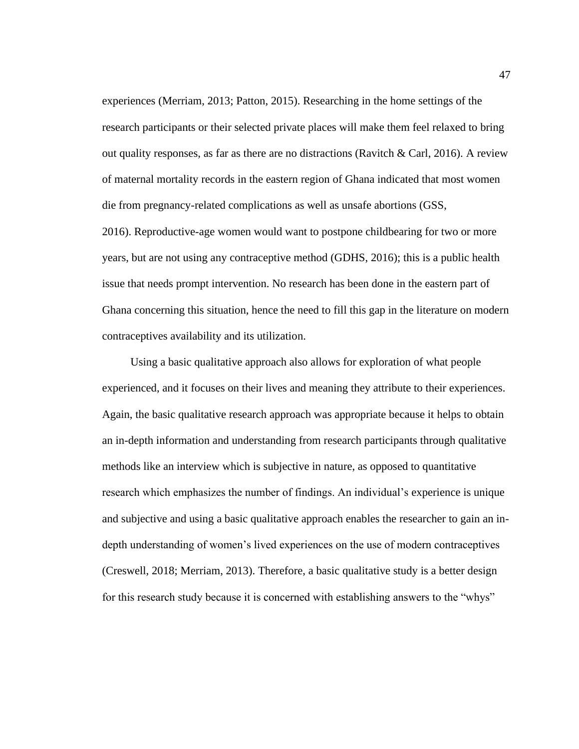experiences (Merriam, 2013; Patton, 2015). Researching in the home settings of the research participants or their selected private places will make them feel relaxed to bring out quality responses, as far as there are no distractions (Ravitch & Carl, 2016). A review of maternal mortality records in the eastern region of Ghana indicated that most women die from pregnancy-related complications as well as unsafe abortions (GSS, 2016). Reproductive-age women would want to postpone childbearing for two or more years, but are not using any contraceptive method (GDHS, 2016); this is a public health issue that needs prompt intervention. No research has been done in the eastern part of Ghana concerning this situation, hence the need to fill this gap in the literature on modern contraceptives availability and its utilization.

Using a basic qualitative approach also allows for exploration of what people experienced, and it focuses on their lives and meaning they attribute to their experiences. Again, the basic qualitative research approach was appropriate because it helps to obtain an in-depth information and understanding from research participants through qualitative methods like an interview which is subjective in nature, as opposed to quantitative research which emphasizes the number of findings. An individual's experience is unique and subjective and using a basic qualitative approach enables the researcher to gain an in-depth understanding of women's lived experiences on the use of modern contraceptives (Creswell, 2018; Merriam, 2013). Therefore, a basic qualitative study is a better design for this research study because it is concerned with establishing answers to the "whys"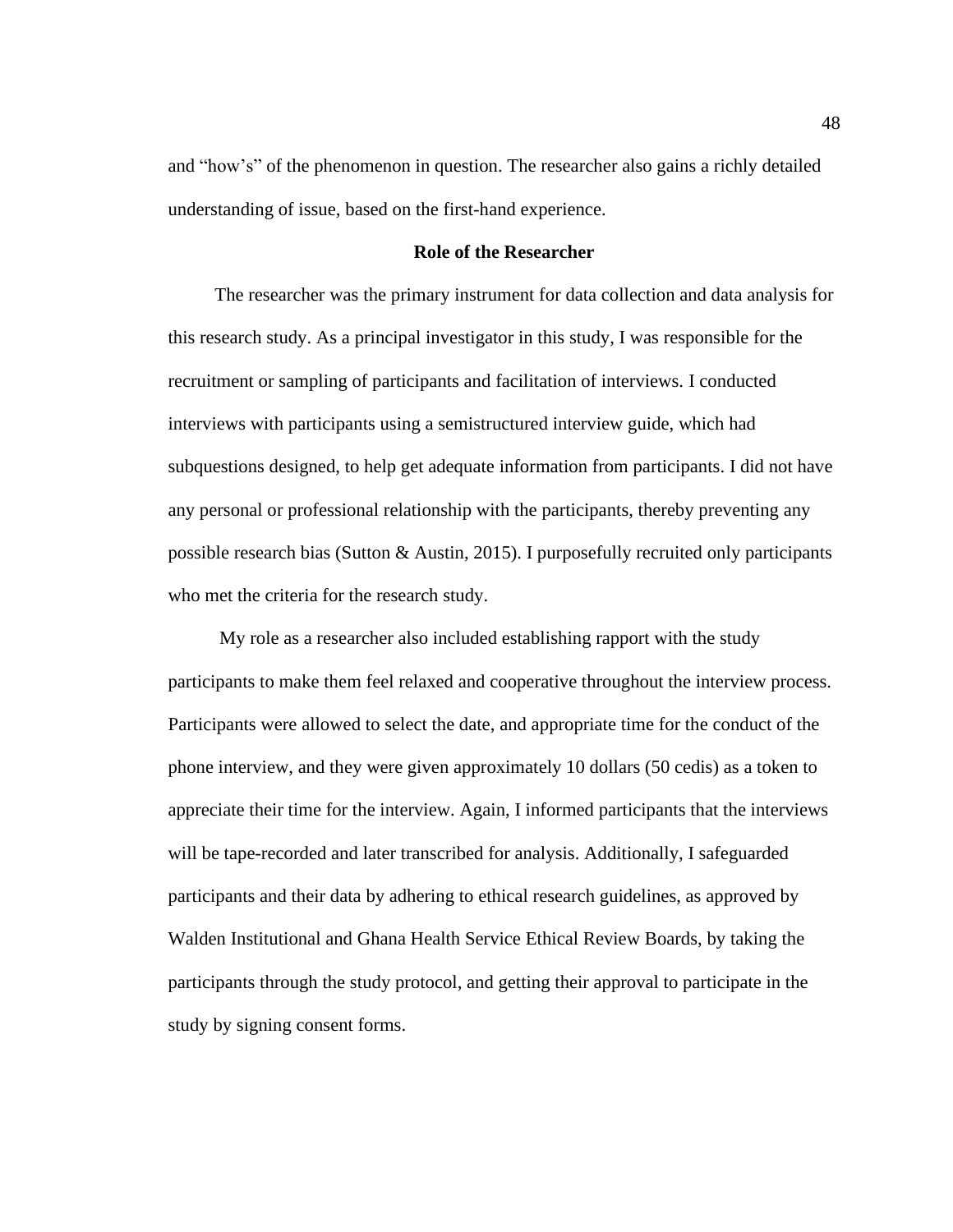and "how's" of the phenomenon in question. The researcher also gains a richly detailed understanding of issue, based on the first-hand experience.

## Role of the Researcher

The researcher was the primary instrument for data collection and data analysis for this research study. As a principal investigator in this study, I was responsible for the recruitment or sampling of participants and facilitation of interviews. I conducted interviews with participants using a semistructured interview guide, which had subquestions designed, to help get adequate information from participants. I did not have any personal or professional relationship with the participants, thereby preventing any possible research bias (Sutton & Austin, 2015). I purposefully recruited only participants who met the criteria for the research study.

My role as a researcher also included establishing rapport with the study participants to make them feel relaxed and cooperative throughout the interview process. Participants were allowed to select the date, and appropriate time for the conduct of the phone interview, and they were given approximately 10 dollars (50 cedis) as a token to appreciate their time for the interview. Again, I informed participants that the interviews will be tape-recorded and later transcribed for analysis. Additionally, I safeguarded participants and their data by adhering to ethical research guidelines, as approved by Walden Institutional and Ghana Health Service Ethical Review Boards, by taking the participants through the study protocol, and getting their approval to participate in the study by signing consent forms.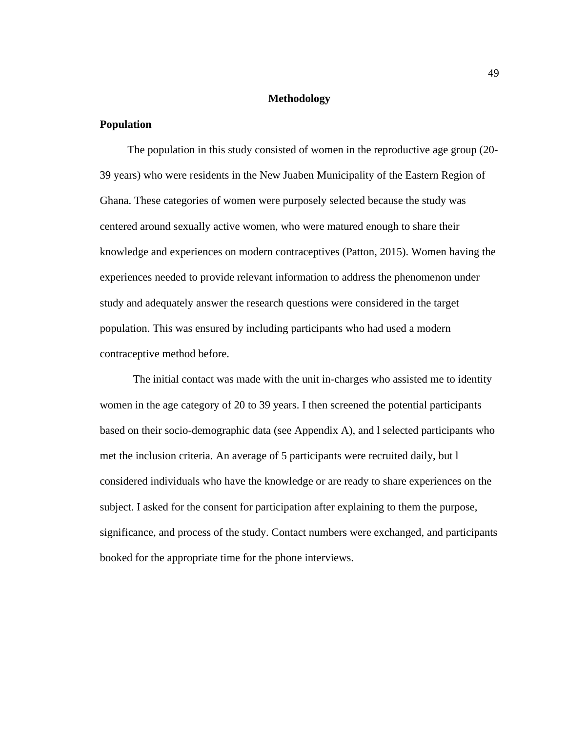# Methodology

## Population

The population in this study consisted of women in the reproductive age group (20-39 years) who were residents in the New Juaben Municipality of the Eastern Region of Ghana. These categories of women were purposely selected because the study was centered around sexually active women, who were matured enough to share their knowledge and experiences on modern contraceptives (Patton, 2015). Women having the experiences needed to provide relevant information to address the phenomenon under study and adequately answer the research questions were considered in the target population. This was ensured by including participants who had used a modern contraceptive method before.

The initial contact was made with the unit in-charges who assisted me to identity women in the age category of 20 to 39 years. I then screened the potential participants based on their socio-demographic data (see Appendix A), and l selected participants who met the inclusion criteria. An average of 5 participants were recruited daily, but l considered individuals who have the knowledge or are ready to share experiences on the subject. I asked for the consent for participation after explaining to them the purpose, significance, and process of the study. Contact numbers were exchanged, and participants booked for the appropriate time for the phone interviews.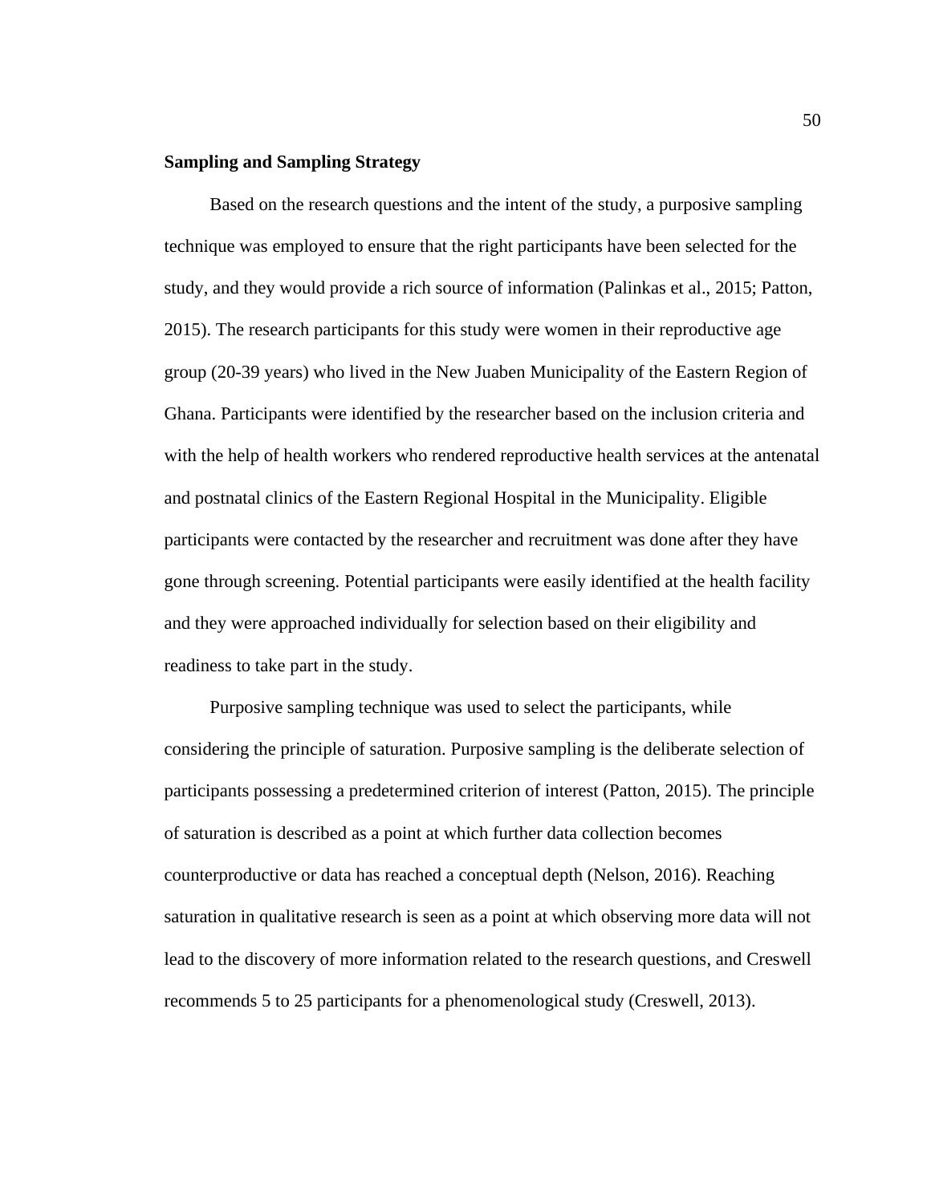**Sampling and Sampling Strategy**

Based on the research questions and the intent of the study, a purposive sampling technique was employed to ensure that the right participants have been selected for the study, and they would provide a rich source of information (Palinkas et al., 2015; Patton, 2015). The research participants for this study were women in their reproductive age group (20-39 years) who lived in the New Juaben Municipality of the Eastern Region of Ghana. Participants were identified by the researcher based on the inclusion criteria and with the help of health workers who rendered reproductive health services at the antenatal and postnatal clinics of the Eastern Regional Hospital in the Municipality. Eligible participants were contacted by the researcher and recruitment was done after they have gone through screening. Potential participants were easily identified at the health facility and they were approached individually for selection based on their eligibility and readiness to take part in the study.

Purposive sampling technique was used to select the participants, while considering the principle of saturation. Purposive sampling is the deliberate selection of participants possessing a predetermined criterion of interest (Patton, 2015). The principle of saturation is described as a point at which further data collection becomes counterproductive or data has reached a conceptual depth (Nelson, 2016). Reaching saturation in qualitative research is seen as a point at which observing more data will not lead to the discovery of more information related to the research questions, and Creswell recommends 5 to 25 participants for a phenomenological study (Creswell, 2013).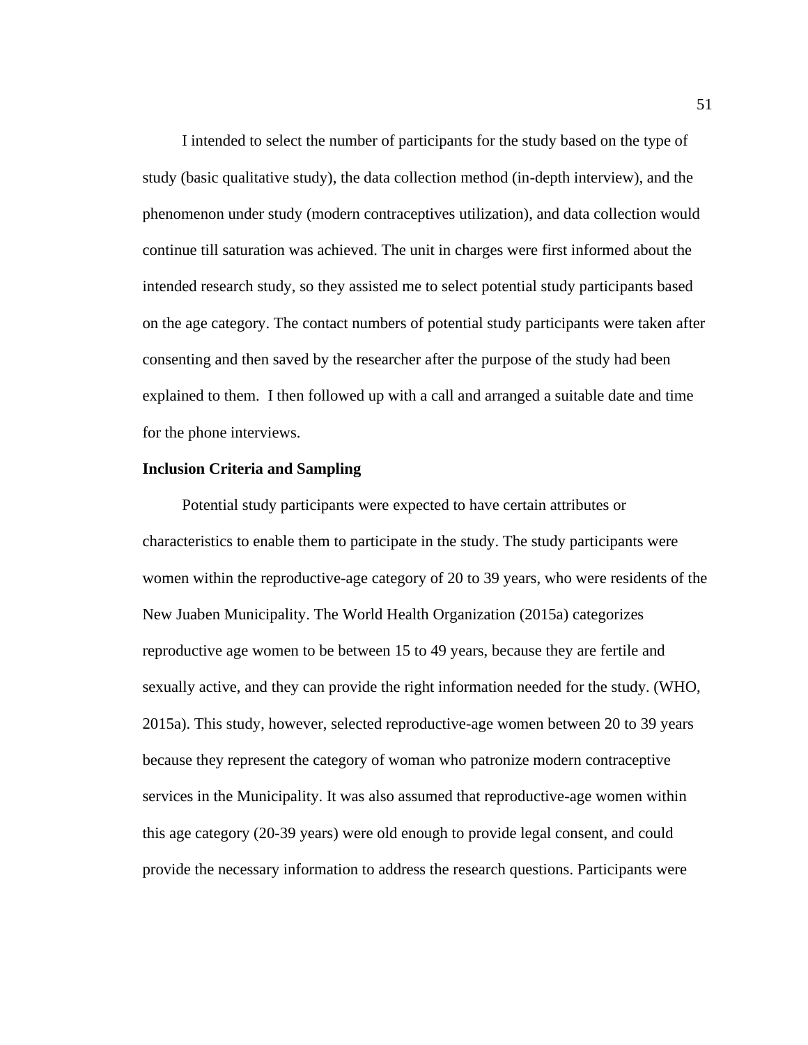I intended to select the number of participants for the study based on the type of study (basic qualitative study), the data collection method (in-depth interview), and the phenomenon under study (modern contraceptives utilization), and data collection would continue till saturation was achieved. The unit in charges were first informed about the intended research study, so they assisted me to select potential study participants based on the age category. The contact numbers of potential study participants were taken after consenting and then saved by the researcher after the purpose of the study had been explained to them. I then followed up with a call and arranged a suitable date and time for the phone interviews.

**Inclusion Criteria and Sampling**

Potential study participants were expected to have certain attributes or characteristics to enable them to participate in the study. The study participants were women within the reproductive-age category of 20 to 39 years, who were residents of the New Juaben Municipality. The World Health Organization (2015a) categorizes reproductive age women to be between 15 to 49 years, because they are fertile and sexually active, and they can provide the right information needed for the study. (WHO, 2015a). This study, however, selected reproductive-age women between 20 to 39 years because they represent the category of woman who patronize modern contraceptive services in the Municipality. It was also assumed that reproductive-age women within this age category (20-39 years) were old enough to provide legal consent, and could provide the necessary information to address the research questions. Participants were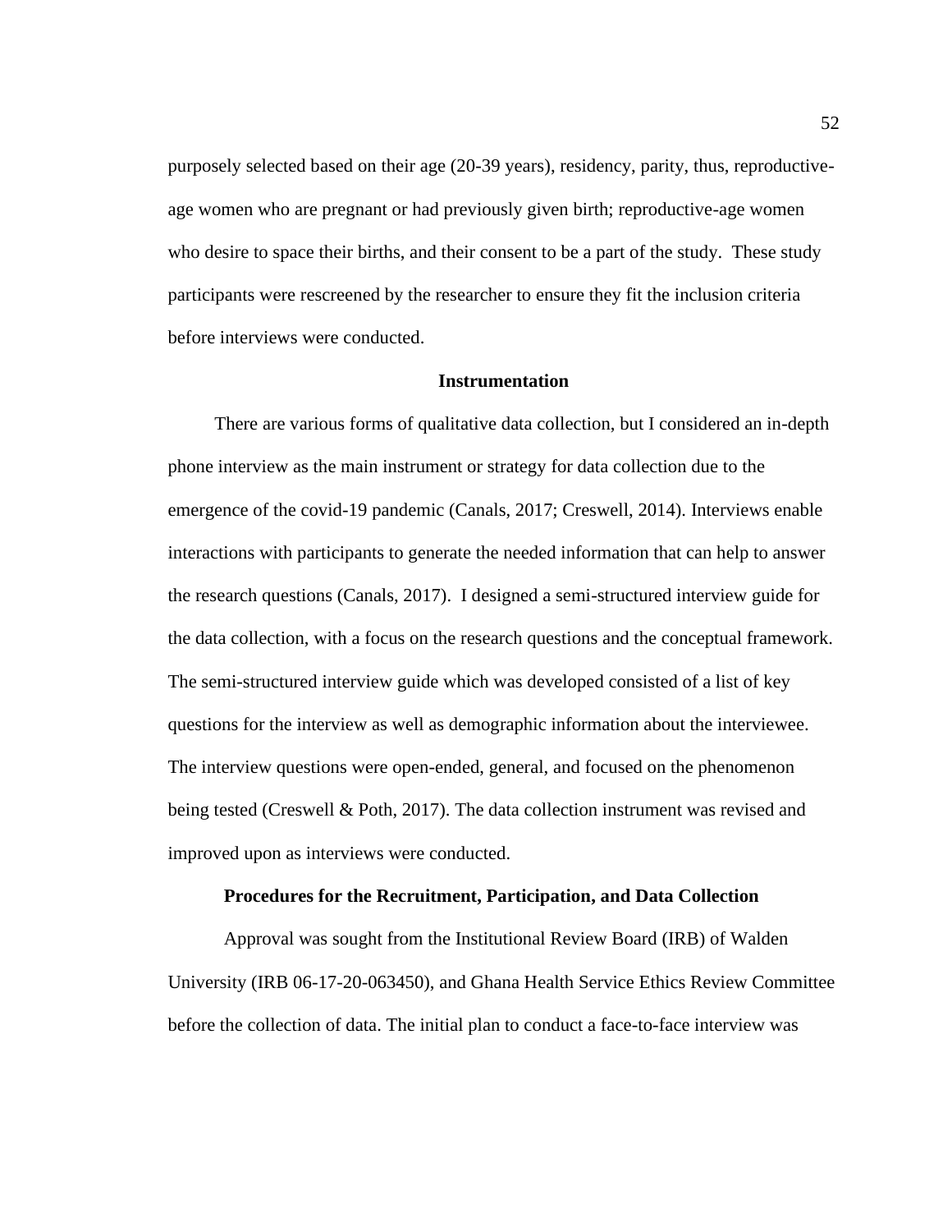purposely selected based on their age (20-39 years), residency, parity, thus, reproductive-age women who are pregnant or had previously given birth; reproductive-age women who desire to space their births, and their consent to be a part of the study. These study participants were rescreened by the researcher to ensure they fit the inclusion criteria before interviews were conducted.

## Instrumentation

There are various forms of qualitative data collection, but I considered an in-depth phone interview as the main instrument or strategy for data collection due to the emergence of the covid-19 pandemic (Canals, 2017; Creswell, 2014). Interviews enable interactions with participants to generate the needed information that can help to answer the research questions (Canals, 2017). I designed a semi-structured interview guide for the data collection, with a focus on the research questions and the conceptual framework. The semi-structured interview guide which was developed consisted of a list of key questions for the interview as well as demographic information about the interviewee. The interview questions were open-ended, general, and focused on the phenomenon being tested (Creswell & Poth, 2017). The data collection instrument was revised and improved upon as interviews were conducted.

## Procedures for the Recruitment, Participation, and Data Collection

Approval was sought from the Institutional Review Board (IRB) of Walden University (IRB 06-17-20-063450), and Ghana Health Service Ethics Review Committee before the collection of data. The initial plan to conduct a face-to-face interview was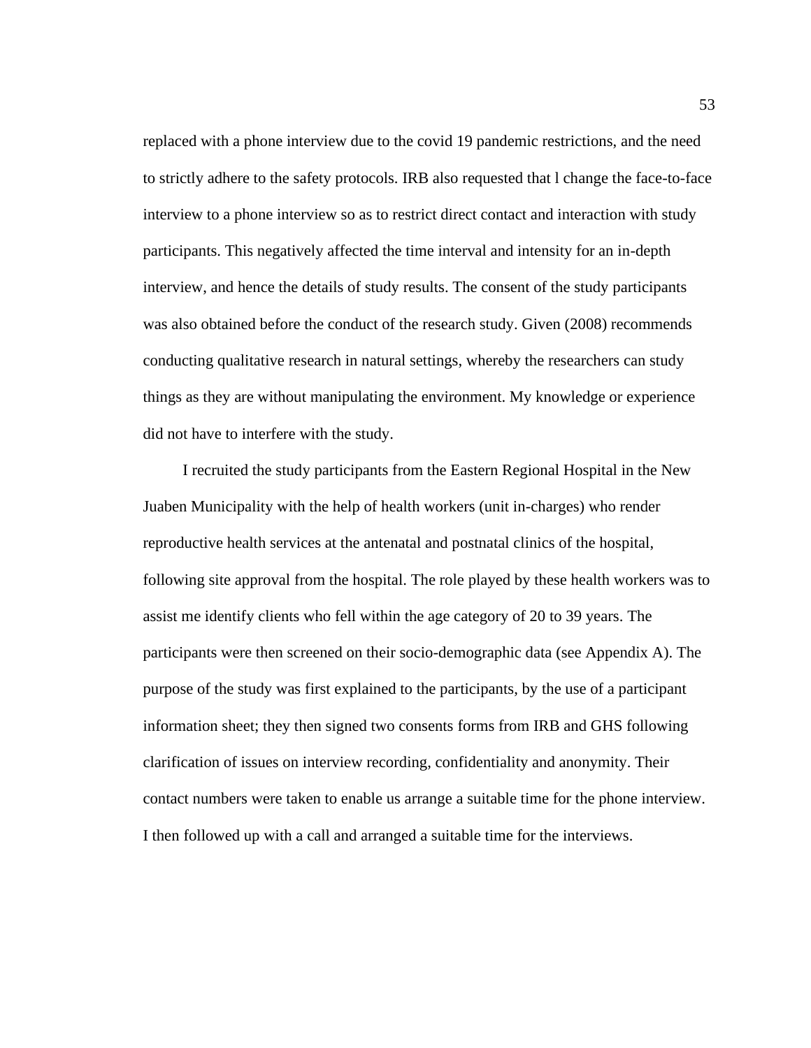replaced with a phone interview due to the covid 19 pandemic restrictions, and the need to strictly adhere to the safety protocols. IRB also requested that l change the face-to-face interview to a phone interview so as to restrict direct contact and interaction with study participants. This negatively affected the time interval and intensity for an in-depth interview, and hence the details of study results. The consent of the study participants was also obtained before the conduct of the research study. Given (2008) recommends conducting qualitative research in natural settings, whereby the researchers can study things as they are without manipulating the environment. My knowledge or experience did not have to interfere with the study.

I recruited the study participants from the Eastern Regional Hospital in the New Juaben Municipality with the help of health workers (unit in-charges) who render reproductive health services at the antenatal and postnatal clinics of the hospital, following site approval from the hospital. The role played by these health workers was to assist me identify clients who fell within the age category of 20 to 39 years. The participants were then screened on their socio-demographic data (see Appendix A). The purpose of the study was first explained to the participants, by the use of a participant information sheet; they then signed two consents forms from IRB and GHS following clarification of issues on interview recording, confidentiality and anonymity. Their contact numbers were taken to enable us arrange a suitable time for the phone interview. I then followed up with a call and arranged a suitable time for the interviews.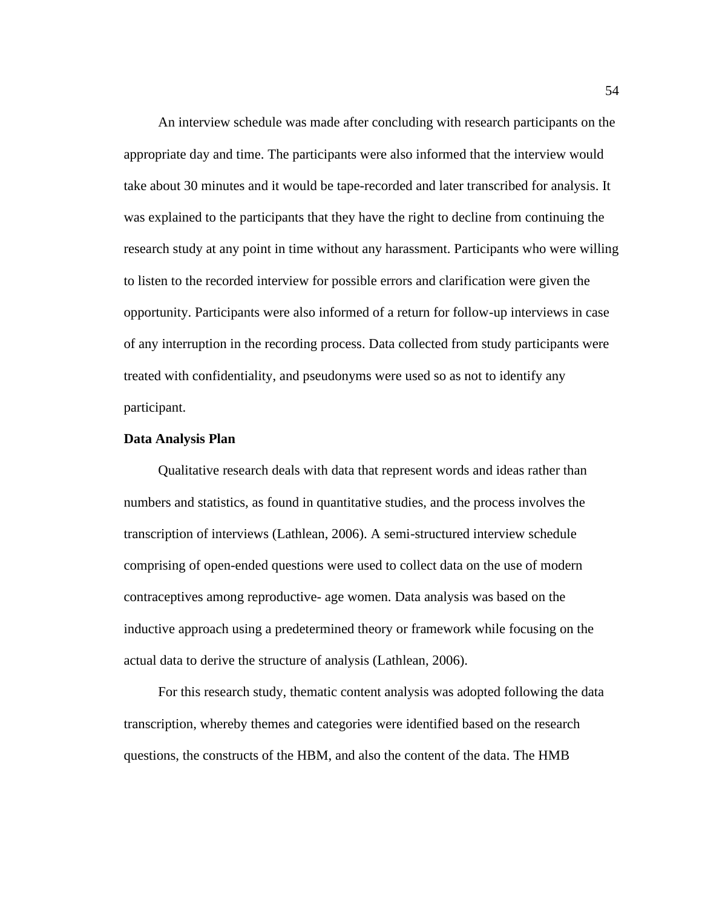An interview schedule was made after concluding with research participants on the appropriate day and time. The participants were also informed that the interview would take about 30 minutes and it would be tape-recorded and later transcribed for analysis. It was explained to the participants that they have the right to decline from continuing the research study at any point in time without any harassment. Participants who were willing to listen to the recorded interview for possible errors and clarification were given the opportunity. Participants were also informed of a return for follow-up interviews in case of any interruption in the recording process. Data collected from study participants were treated with confidentiality, and pseudonyms were used so as not to identify any participant.

**Data Analysis Plan**

Qualitative research deals with data that represent words and ideas rather than numbers and statistics, as found in quantitative studies, and the process involves the transcription of interviews (Lathlean, 2006). A semi-structured interview schedule comprising of open-ended questions were used to collect data on the use of modern contraceptives among reproductive- age women. Data analysis was based on the inductive approach using a predetermined theory or framework while focusing on the actual data to derive the structure of analysis (Lathlean, 2006).

For this research study, thematic content analysis was adopted following the data transcription, whereby themes and categories were identified based on the research questions, the constructs of the HBM, and also the content of the data. The HMB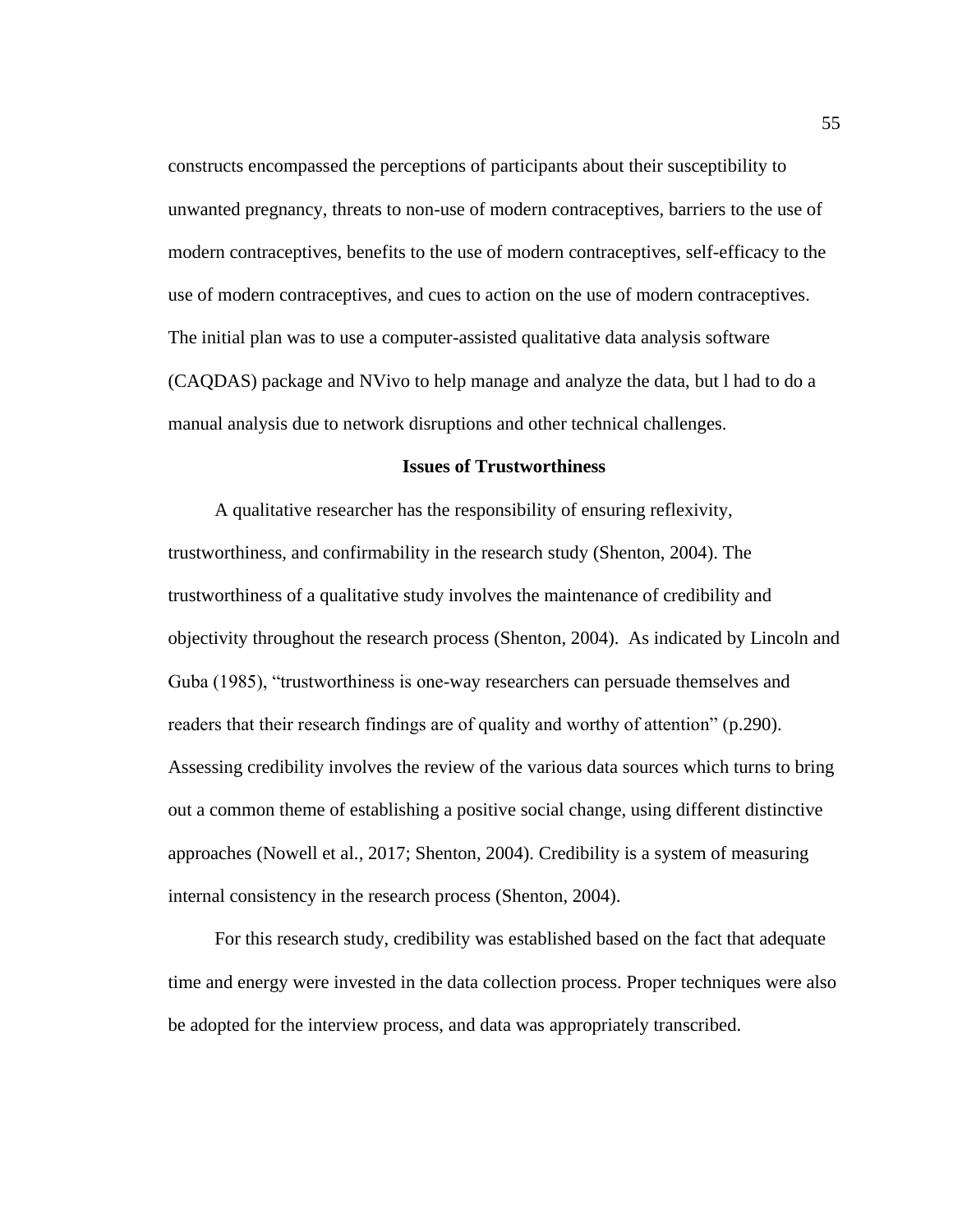constructs encompassed the perceptions of participants about their susceptibility to unwanted pregnancy, threats to non-use of modern contraceptives, barriers to the use of modern contraceptives, benefits to the use of modern contraceptives, self-efficacy to the use of modern contraceptives, and cues to action on the use of modern contraceptives. The initial plan was to use a computer-assisted qualitative data analysis software (CAQDAS) package and NVivo to help manage and analyze the data, but l had to do a manual analysis due to network disruptions and other technical challenges.

## Issues of Trustworthiness

A qualitative researcher has the responsibility of ensuring reflexivity, trustworthiness, and confirmability in the research study (Shenton, 2004). The trustworthiness of a qualitative study involves the maintenance of credibility and objectivity throughout the research process (Shenton, 2004). As indicated by Lincoln and Guba (1985), "trustworthiness is one-way researchers can persuade themselves and readers that their research findings are of quality and worthy of attention" (p.290). Assessing credibility involves the review of the various data sources which turns to bring out a common theme of establishing a positive social change, using different distinctive approaches (Nowell et al., 2017; Shenton, 2004). Credibility is a system of measuring internal consistency in the research process (Shenton, 2004).

For this research study, credibility was established based on the fact that adequate time and energy were invested in the data collection process. Proper techniques were also be adopted for the interview process, and data was appropriately transcribed.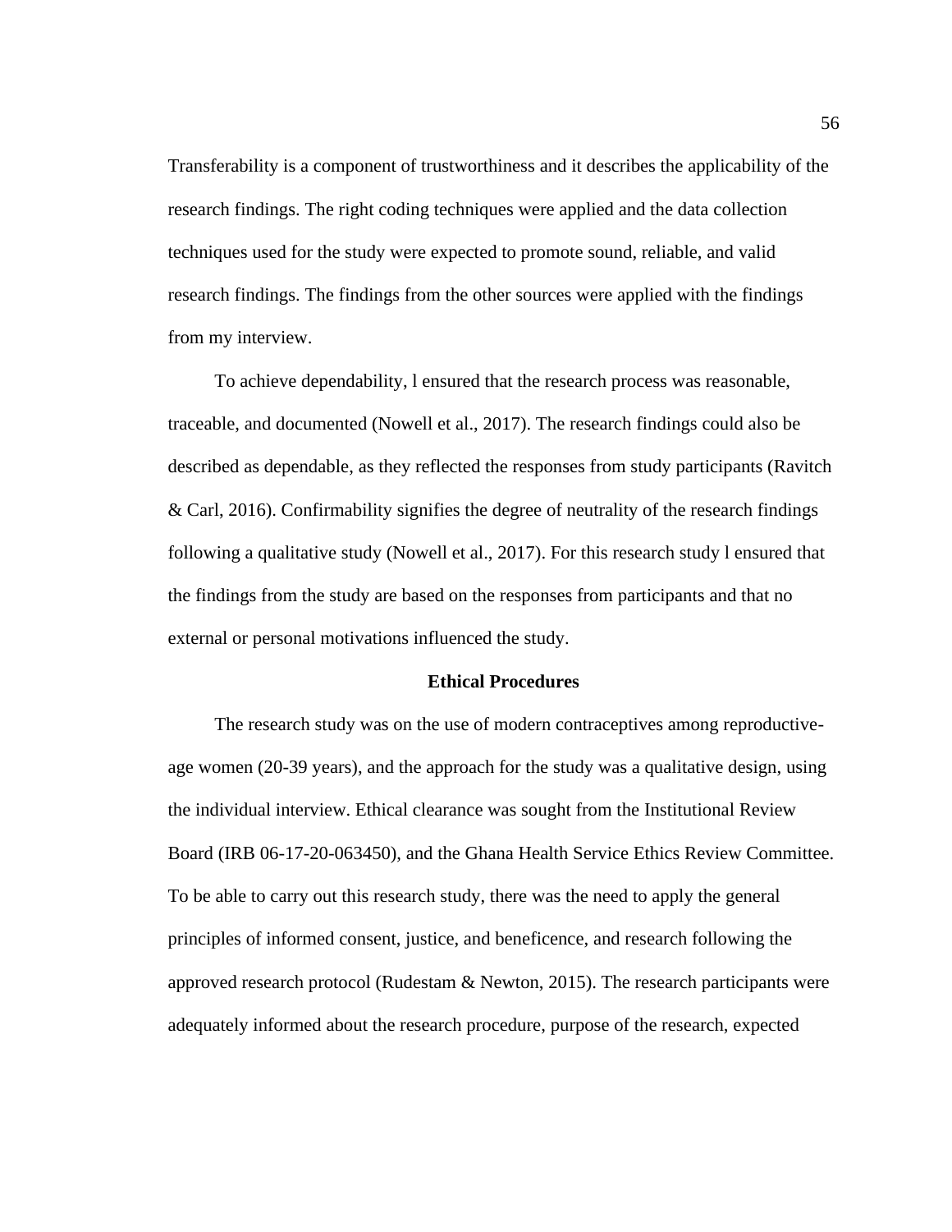Transferability is a component of trustworthiness and it describes the applicability of the research findings. The right coding techniques were applied and the data collection techniques used for the study were expected to promote sound, reliable, and valid research findings. The findings from the other sources were applied with the findings from my interview.

To achieve dependability, l ensured that the research process was reasonable, traceable, and documented (Nowell et al., 2017). The research findings could also be described as dependable, as they reflected the responses from study participants (Ravitch & Carl, 2016). Confirmability signifies the degree of neutrality of the research findings following a qualitative study (Nowell et al., 2017). For this research study l ensured that the findings from the study are based on the responses from participants and that no external or personal motivations influenced the study.

## Ethical Procedures

The research study was on the use of modern contraceptives among reproductive-age women (20-39 years), and the approach for the study was a qualitative design, using the individual interview. Ethical clearance was sought from the Institutional Review Board (IRB 06-17-20-063450), and the Ghana Health Service Ethics Review Committee. To be able to carry out this research study, there was the need to apply the general principles of informed consent, justice, and beneficence, and research following the approved research protocol (Rudestam & Newton, 2015). The research participants were adequately informed about the research procedure, purpose of the research, expected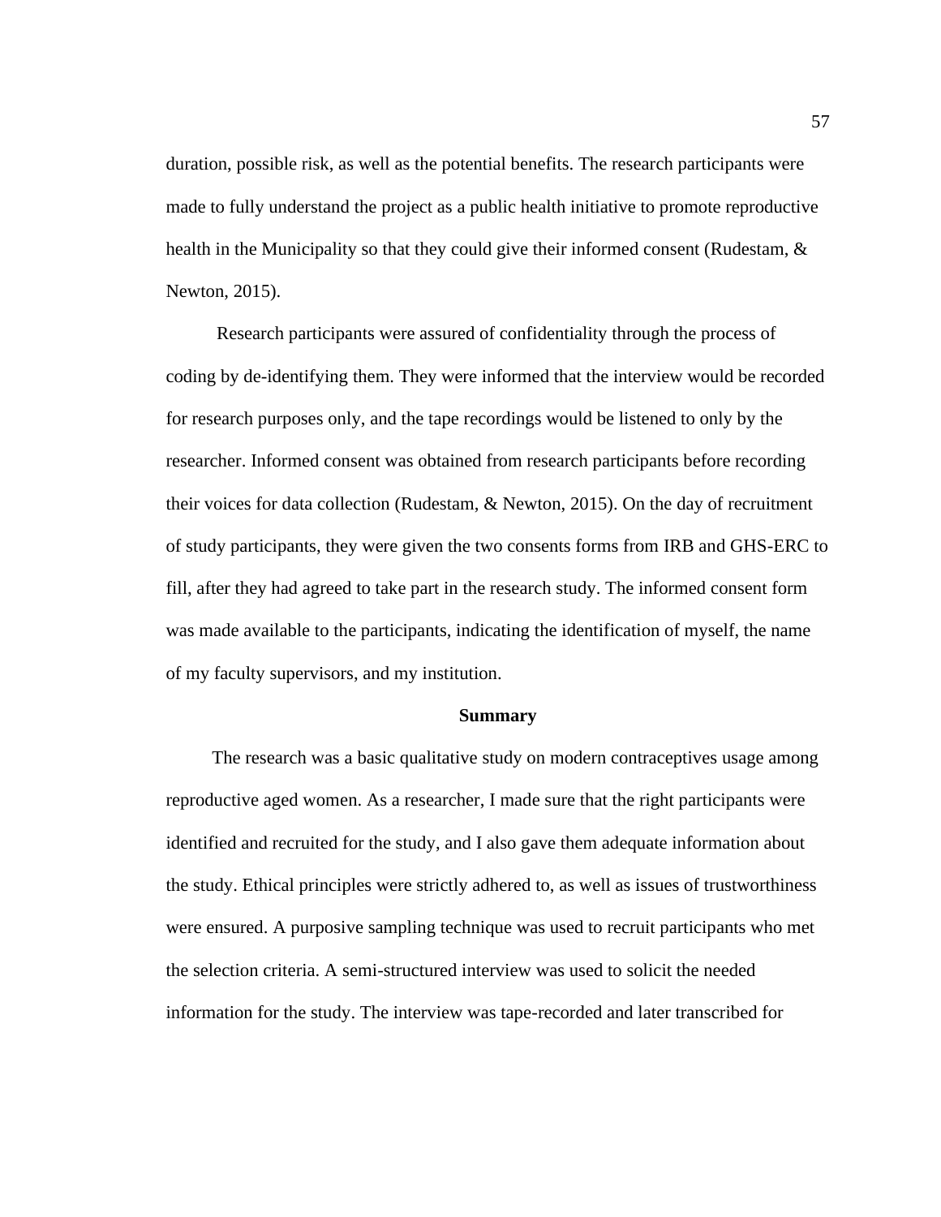duration, possible risk, as well as the potential benefits. The research participants were made to fully understand the project as a public health initiative to promote reproductive health in the Municipality so that they could give their informed consent (Rudestam, & Newton, 2015).

Research participants were assured of confidentiality through the process of coding by de-identifying them. They were informed that the interview would be recorded for research purposes only, and the tape recordings would be listened to only by the researcher. Informed consent was obtained from research participants before recording their voices for data collection (Rudestam, & Newton, 2015). On the day of recruitment of study participants, they were given the two consents forms from IRB and GHS-ERC to fill, after they had agreed to take part in the research study. The informed consent form was made available to the participants, indicating the identification of myself, the name of my faculty supervisors, and my institution.

## Summary

The research was a basic qualitative study on modern contraceptives usage among reproductive aged women. As a researcher, I made sure that the right participants were identified and recruited for the study, and I also gave them adequate information about the study. Ethical principles were strictly adhered to, as well as issues of trustworthiness were ensured. A purposive sampling technique was used to recruit participants who met the selection criteria. A semi-structured interview was used to solicit the needed information for the study. The interview was tape-recorded and later transcribed for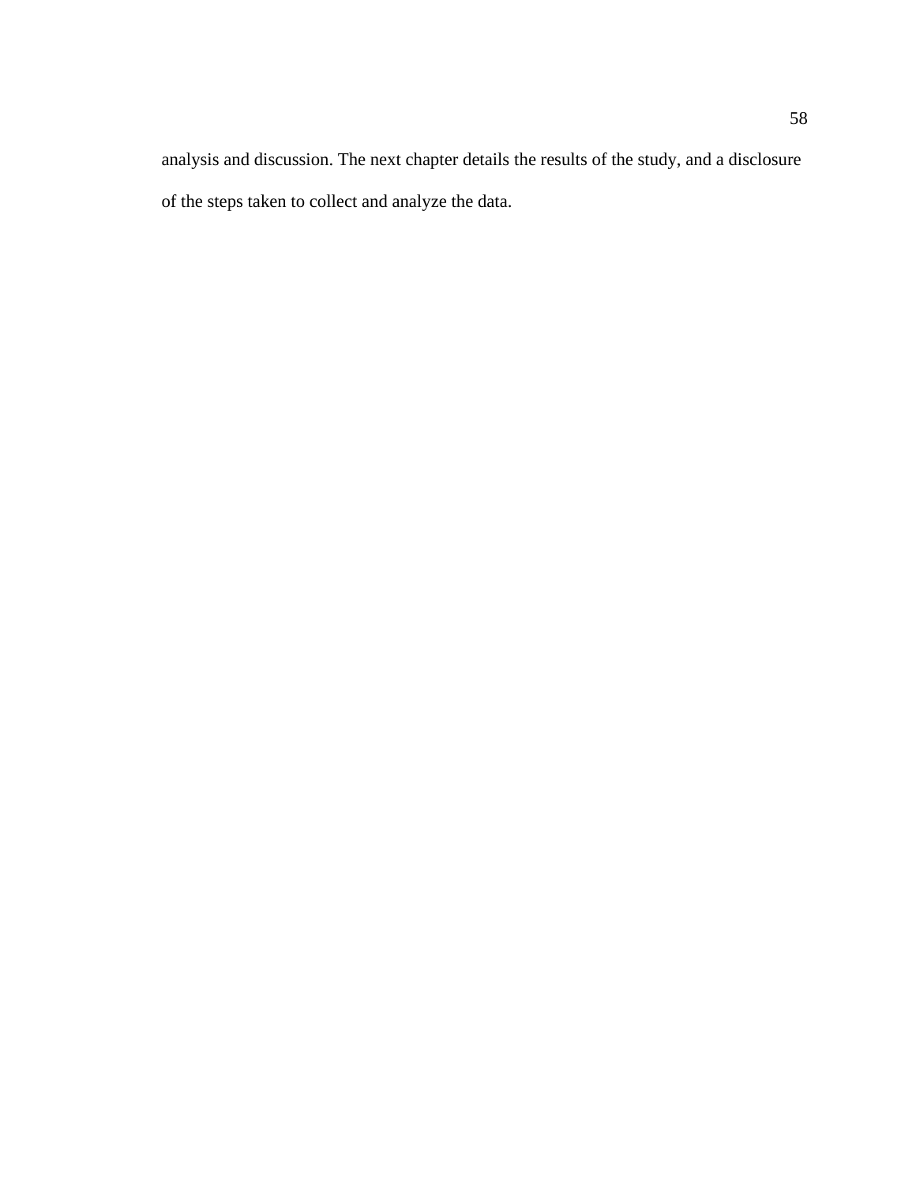analysis and discussion. The next chapter details the results of the study, and a disclosure of the steps taken to collect and analyze the data.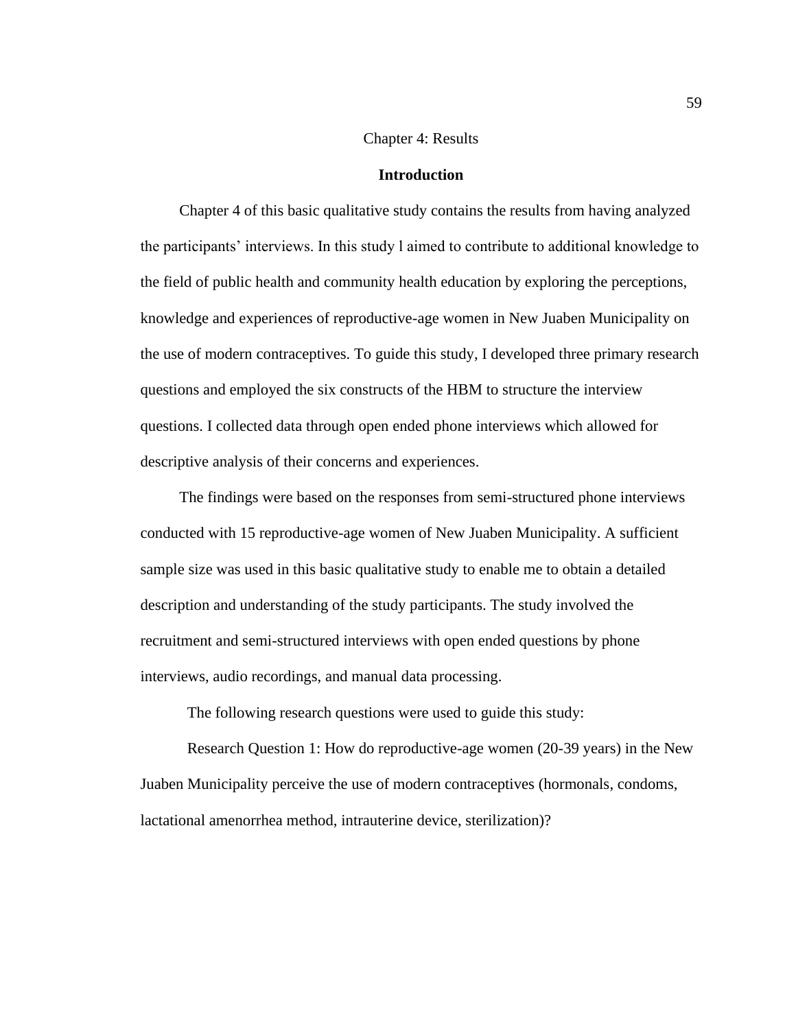# Chapter 4: Results

## Introduction

Chapter 4 of this basic qualitative study contains the results from having analyzed the participants' interviews. In this study l aimed to contribute to additional knowledge to the field of public health and community health education by exploring the perceptions, knowledge and experiences of reproductive-age women in New Juaben Municipality on the use of modern contraceptives. To guide this study, I developed three primary research questions and employed the six constructs of the HBM to structure the interview questions. I collected data through open ended phone interviews which allowed for descriptive analysis of their concerns and experiences.

The findings were based on the responses from semi-structured phone interviews conducted with 15 reproductive-age women of New Juaben Municipality. A sufficient sample size was used in this basic qualitative study to enable me to obtain a detailed description and understanding of the study participants. The study involved the recruitment and semi-structured interviews with open ended questions by phone interviews, audio recordings, and manual data processing.

The following research questions were used to guide this study:

Research Question 1: How do reproductive-age women (20-39 years) in the New Juaben Municipality perceive the use of modern contraceptives (hormonals, condoms, lactational amenorrhea method, intrauterine device, sterilization)?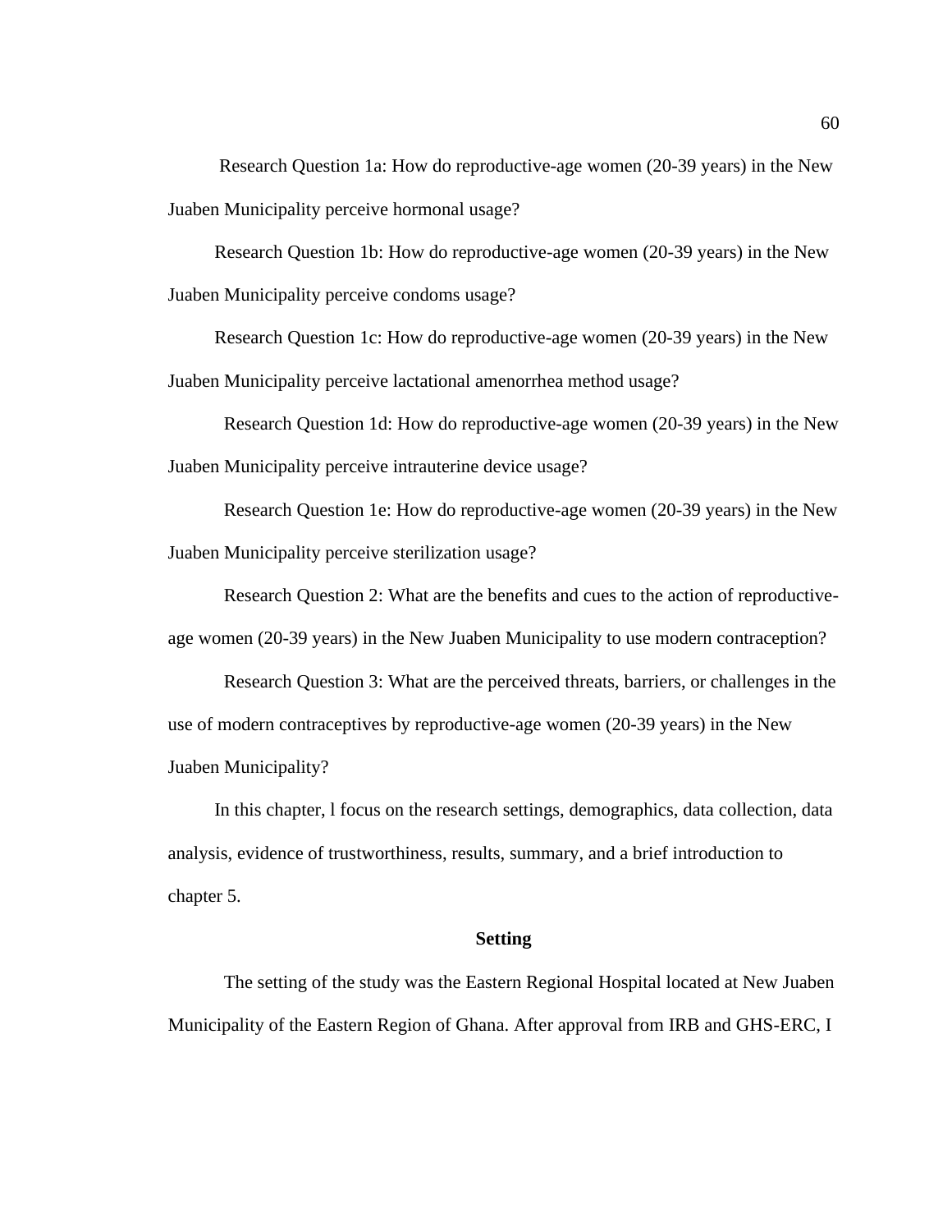Research Question 1a: How do reproductive-age women (20-39 years) in the New Juaben Municipality perceive hormonal usage?

Research Question 1b: How do reproductive-age women (20-39 years) in the New Juaben Municipality perceive condoms usage?

Research Question 1c: How do reproductive-age women (20-39 years) in the New Juaben Municipality perceive lactational amenorrhea method usage?

Research Question 1d: How do reproductive-age women (20-39 years) in the New Juaben Municipality perceive intrauterine device usage?

Research Question 1e: How do reproductive-age women (20-39 years) in the New Juaben Municipality perceive sterilization usage?

Research Question 2: What are the benefits and cues to the action of reproductive-age women (20-39 years) in the New Juaben Municipality to use modern contraception?

Research Question 3: What are the perceived threats, barriers, or challenges in the use of modern contraceptives by reproductive-age women (20-39 years) in the New Juaben Municipality?

In this chapter, l focus on the research settings, demographics, data collection, data analysis, evidence of trustworthiness, results, summary, and a brief introduction to chapter 5.

## Setting

The setting of the study was the Eastern Regional Hospital located at New Juaben Municipality of the Eastern Region of Ghana. After approval from IRB and GHS-ERC, I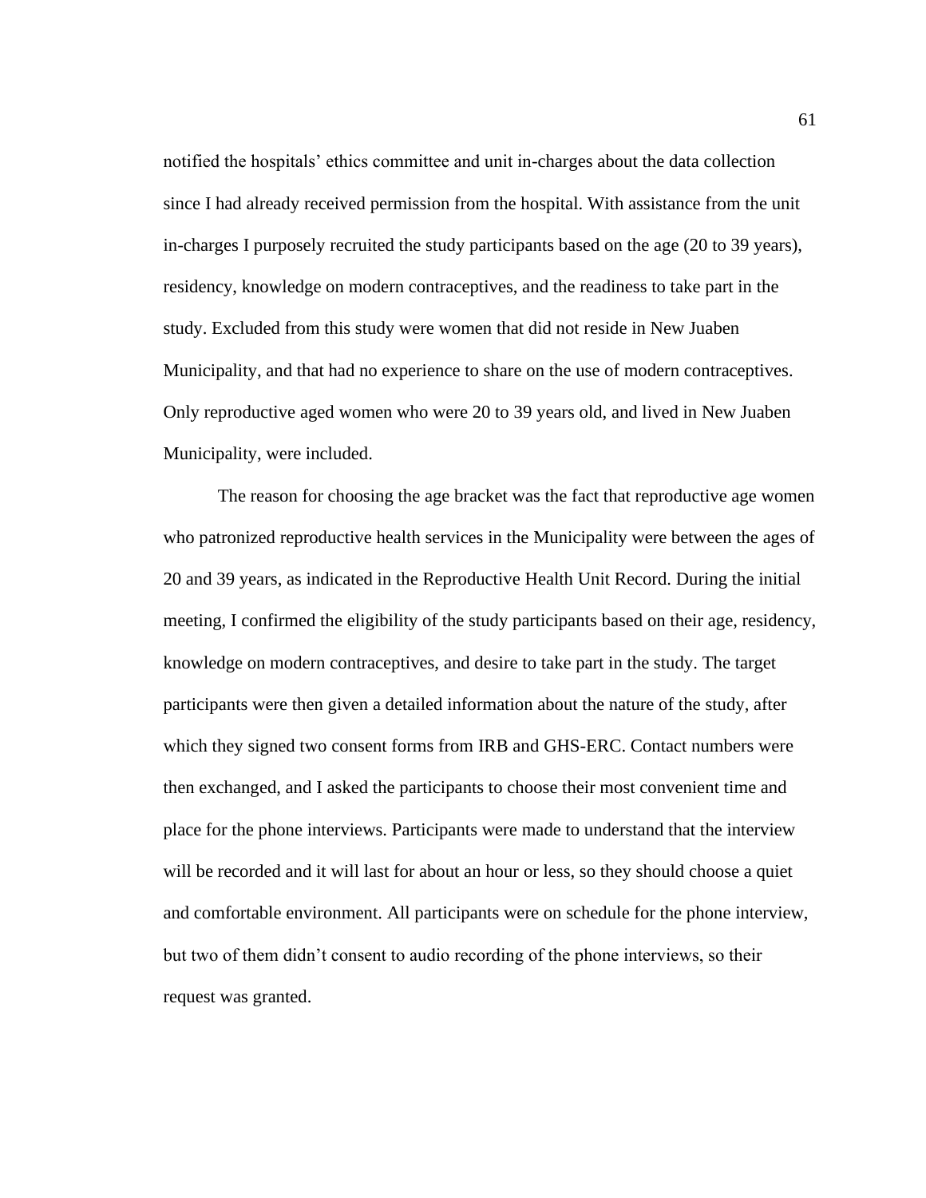notified the hospitals' ethics committee and unit in-charges about the data collection since I had already received permission from the hospital. With assistance from the unit in-charges I purposely recruited the study participants based on the age (20 to 39 years), residency, knowledge on modern contraceptives, and the readiness to take part in the study. Excluded from this study were women that did not reside in New Juaben Municipality, and that had no experience to share on the use of modern contraceptives. Only reproductive aged women who were 20 to 39 years old, and lived in New Juaben Municipality, were included.

The reason for choosing the age bracket was the fact that reproductive age women who patronized reproductive health services in the Municipality were between the ages of 20 and 39 years, as indicated in the Reproductive Health Unit Record. During the initial meeting, I confirmed the eligibility of the study participants based on their age, residency, knowledge on modern contraceptives, and desire to take part in the study. The target participants were then given a detailed information about the nature of the study, after which they signed two consent forms from IRB and GHS-ERC. Contact numbers were then exchanged, and I asked the participants to choose their most convenient time and place for the phone interviews. Participants were made to understand that the interview will be recorded and it will last for about an hour or less, so they should choose a quiet and comfortable environment. All participants were on schedule for the phone interview, but two of them didn't consent to audio recording of the phone interviews, so their request was granted.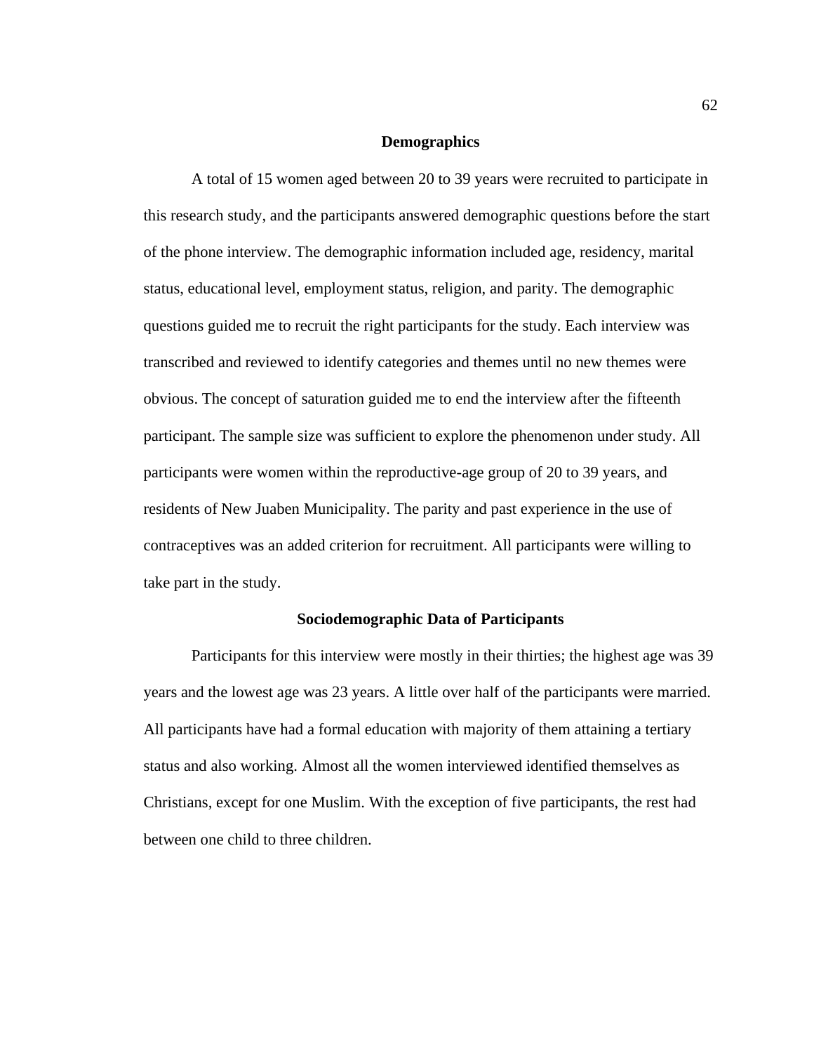## Demographics

A total of 15 women aged between 20 to 39 years were recruited to participate in this research study, and the participants answered demographic questions before the start of the phone interview. The demographic information included age, residency, marital status, educational level, employment status, religion, and parity. The demographic questions guided me to recruit the right participants for the study. Each interview was transcribed and reviewed to identify categories and themes until no new themes were obvious. The concept of saturation guided me to end the interview after the fifteenth participant. The sample size was sufficient to explore the phenomenon under study. All participants were women within the reproductive-age group of 20 to 39 years, and residents of New Juaben Municipality. The parity and past experience in the use of contraceptives was an added criterion for recruitment. All participants were willing to take part in the study.

## Sociodemographic Data of Participants

Participants for this interview were mostly in their thirties; the highest age was 39 years and the lowest age was 23 years. A little over half of the participants were married. All participants have had a formal education with majority of them attaining a tertiary status and also working. Almost all the women interviewed identified themselves as Christians, except for one Muslim. With the exception of five participants, the rest had between one child to three children.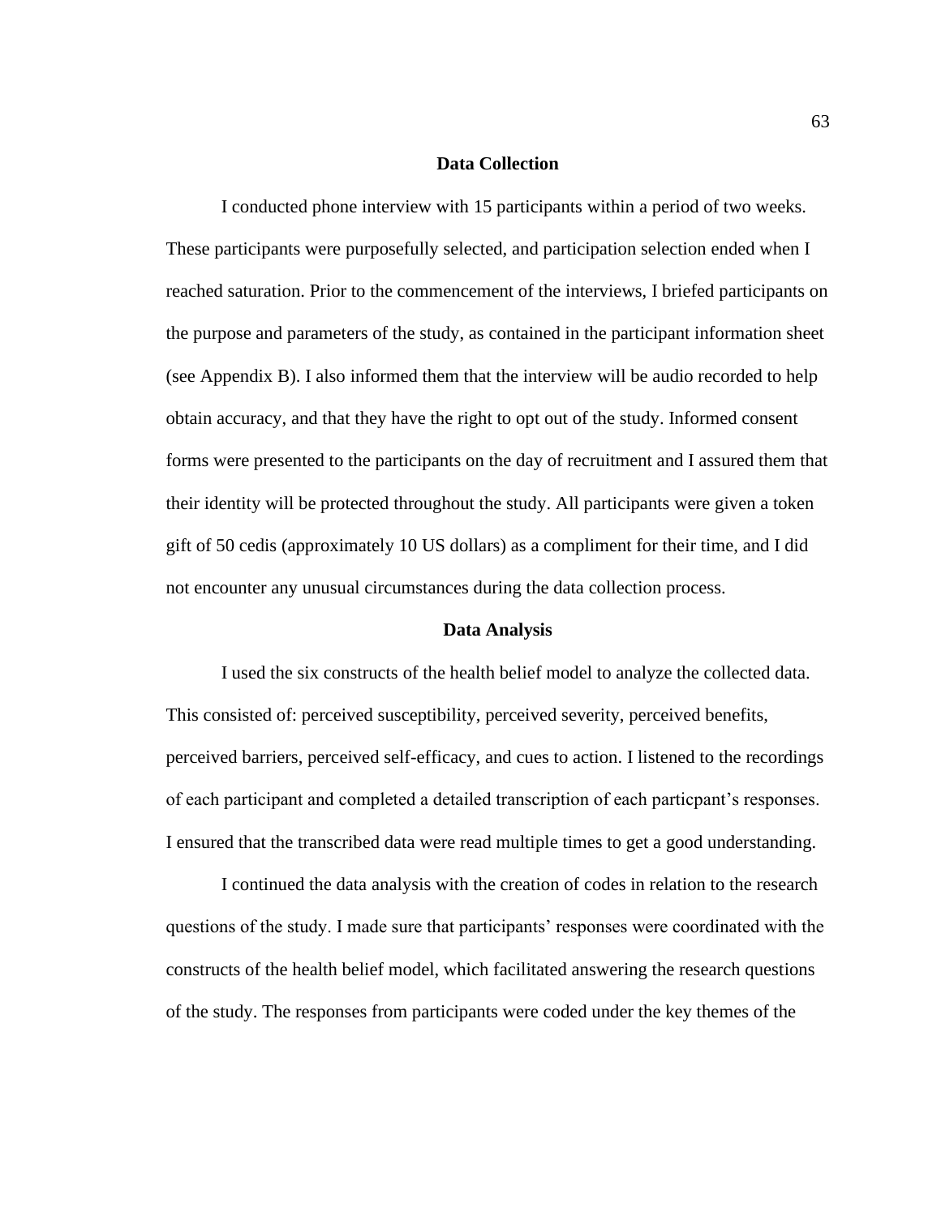## Data Collection

I conducted phone interview with 15 participants within a period of two weeks. These participants were purposefully selected, and participation selection ended when I reached saturation. Prior to the commencement of the interviews, I briefed participants on the purpose and parameters of the study, as contained in the participant information sheet (see Appendix B). I also informed them that the interview will be audio recorded to help obtain accuracy, and that they have the right to opt out of the study. Informed consent forms were presented to the participants on the day of recruitment and I assured them that their identity will be protected throughout the study. All participants were given a token gift of 50 cedis (approximately 10 US dollars) as a compliment for their time, and I did not encounter any unusual circumstances during the data collection process.

## Data Analysis

I used the six constructs of the health belief model to analyze the collected data. This consisted of: perceived susceptibility, perceived severity, perceived benefits, perceived barriers, perceived self-efficacy, and cues to action. I listened to the recordings of each participant and completed a detailed transcription of each particpant's responses. I ensured that the transcribed data were read multiple times to get a good understanding.

I continued the data analysis with the creation of codes in relation to the research questions of the study. I made sure that participants' responses were coordinated with the constructs of the health belief model, which facilitated answering the research questions of the study. The responses from participants were coded under the key themes of the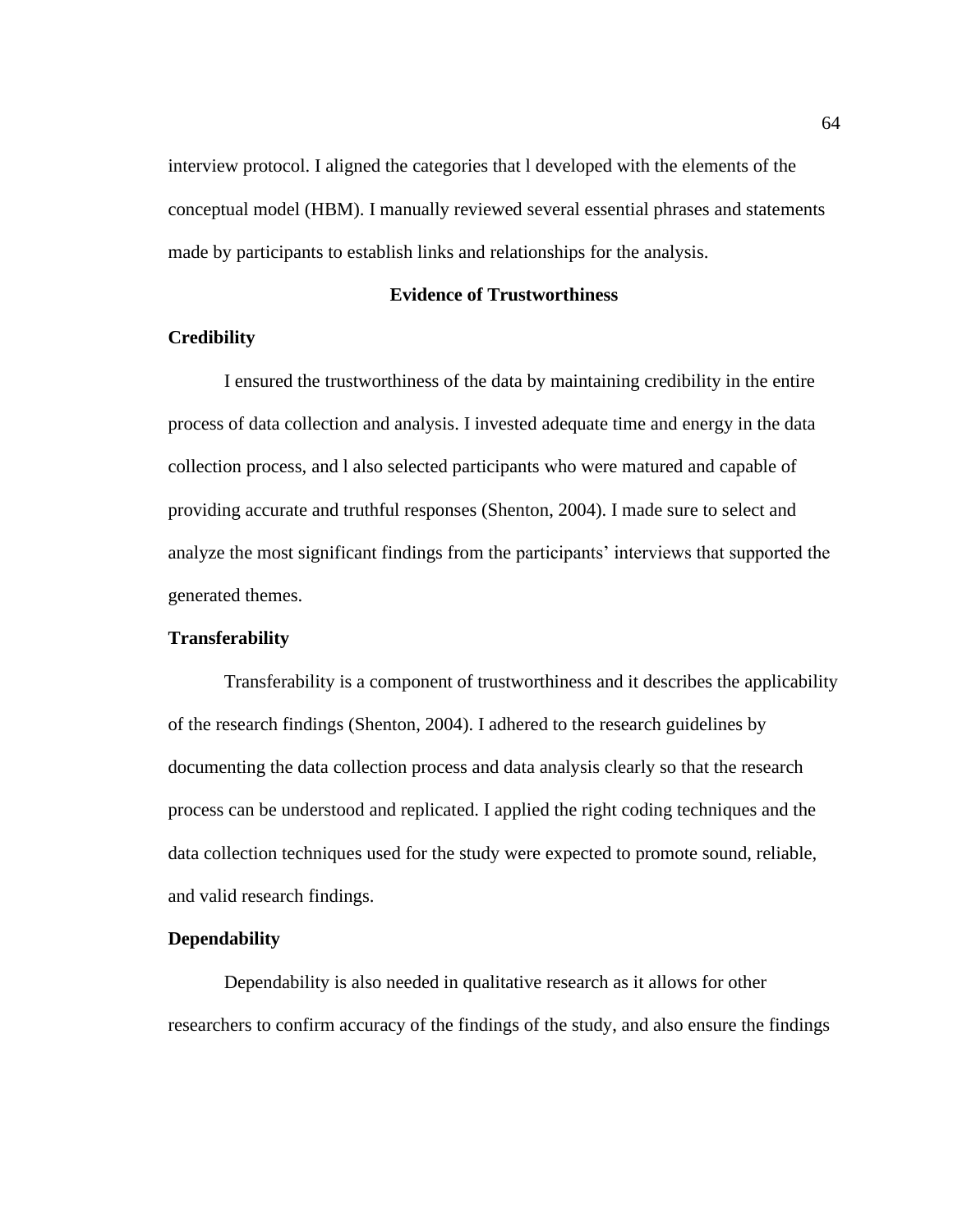interview protocol. I aligned the categories that l developed with the elements of the conceptual model (HBM). I manually reviewed several essential phrases and statements made by participants to establish links and relationships for the analysis.

## Evidence of Trustworthiness

### Credibility

I ensured the trustworthiness of the data by maintaining credibility in the entire process of data collection and analysis. I invested adequate time and energy in the data collection process, and l also selected participants who were matured and capable of providing accurate and truthful responses (Shenton, 2004). I made sure to select and analyze the most significant findings from the participants' interviews that supported the generated themes.

### Transferability

Transferability is a component of trustworthiness and it describes the applicability of the research findings (Shenton, 2004). I adhered to the research guidelines by documenting the data collection process and data analysis clearly so that the research process can be understood and replicated. I applied the right coding techniques and the data collection techniques used for the study were expected to promote sound, reliable, and valid research findings.

### Dependability

Dependability is also needed in qualitative research as it allows for other researchers to confirm accuracy of the findings of the study, and also ensure the findings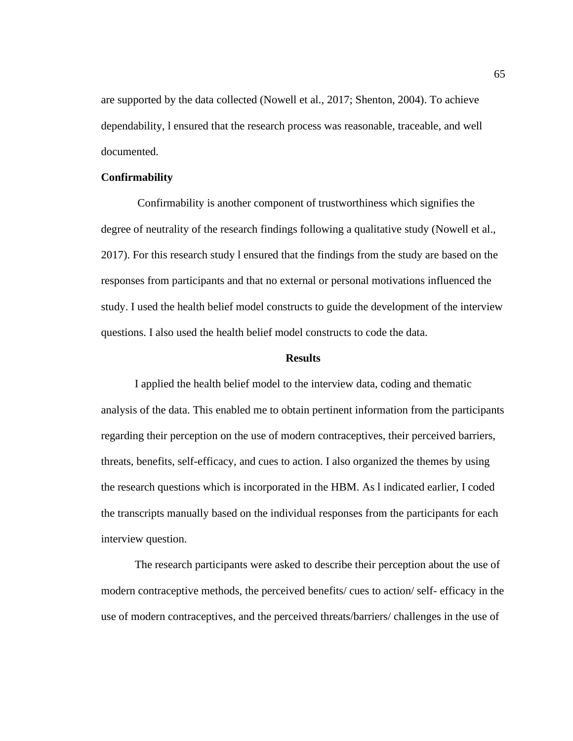are supported by the data collected (Nowell et al., 2017; Shenton, 2004). To achieve dependability, l ensured that the research process was reasonable, traceable, and well documented.

### Confirmability

Confirmability is another component of trustworthiness which signifies the degree of neutrality of the research findings following a qualitative study (Nowell et al., 2017). For this research study l ensured that the findings from the study are based on the responses from participants and that no external or personal motivations influenced the study. I used the health belief model constructs to guide the development of the interview questions. I also used the health belief model constructs to code the data.

## Results

I applied the health belief model to the interview data, coding and thematic analysis of the data. This enabled me to obtain pertinent information from the participants regarding their perception on the use of modern contraceptives, their perceived barriers, threats, benefits, self-efficacy, and cues to action. I also organized the themes by using the research questions which is incorporated in the HBM. As l indicated earlier, I coded the transcripts manually based on the individual responses from the participants for each interview question.

The research participants were asked to describe their perception about the use of modern contraceptive methods, the perceived benefits/ cues to action/ self- efficacy in the use of modern contraceptives, and the perceived threats/barriers/ challenges in the use of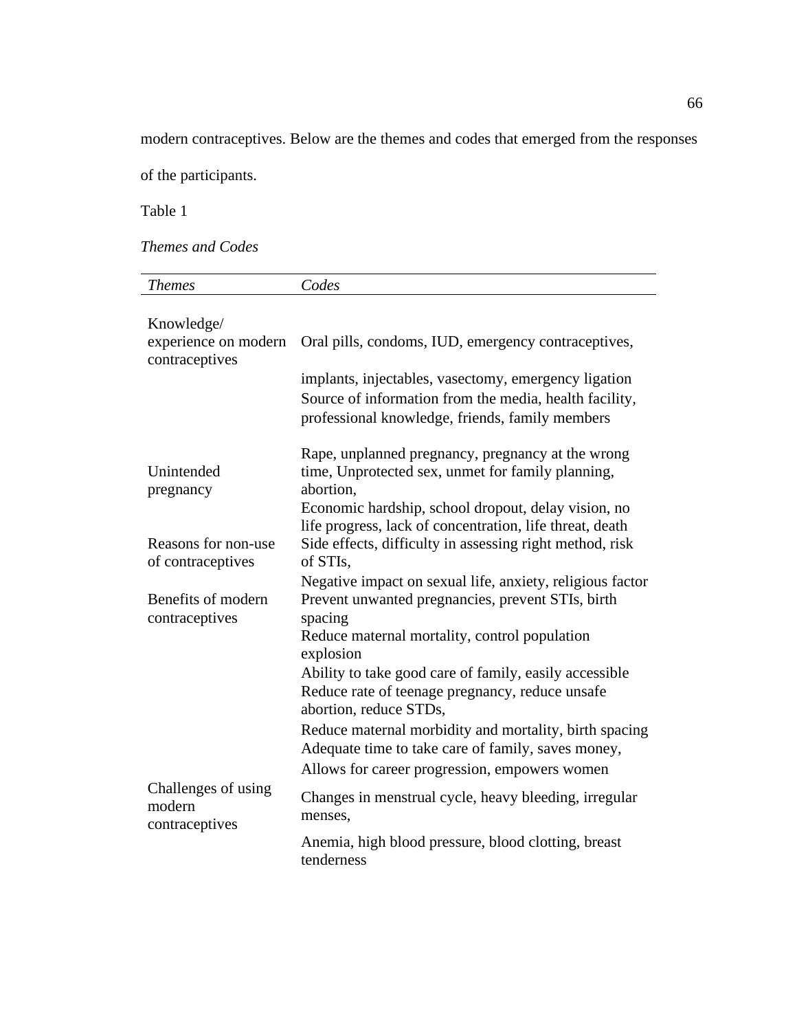modern contraceptives. Below are the themes and codes that emerged from the responses of the participants.

Table 1

*Themes and Codes*

| *Themes* | *Codes* |
|---|---|
| Knowledge/ experience on modern contraceptives | Oral pills, condoms, IUD, emergency contraceptives, |
| | implants, injectables, vasectomy, emergency ligation |
| | Source of information from the media, health facility, professional knowledge, friends, family members |
| Unintended pregnancy | Rape, unplanned pregnancy, pregnancy at the wrong time, Unprotected sex, unmet for family planning, abortion, |
| | Economic hardship, school dropout, delay vision, no life progress, lack of concentration, life threat, death |
| Reasons for non-use of contraceptives | Side effects, difficulty in assessing right method, risk of STIs, |
| | Negative impact on sexual life, anxiety, religious factor |
| Benefits of modern contraceptives | Prevent unwanted pregnancies, prevent STIs, birth spacing |
| | Reduce maternal mortality, control population explosion |
| | Ability to take good care of family, easily accessible |
| | Reduce rate of teenage pregnancy, reduce unsafe abortion, reduce STDs, |
| | Reduce maternal morbidity and mortality, birth spacing |
| | Adequate time to take care of family, saves money, |
| | Allows for career progression, empowers women |
| Challenges of using modern contraceptives | Changes in menstrual cycle, heavy bleeding, irregular menses, |
| | Anemia, high blood pressure, blood clotting, breast tenderness |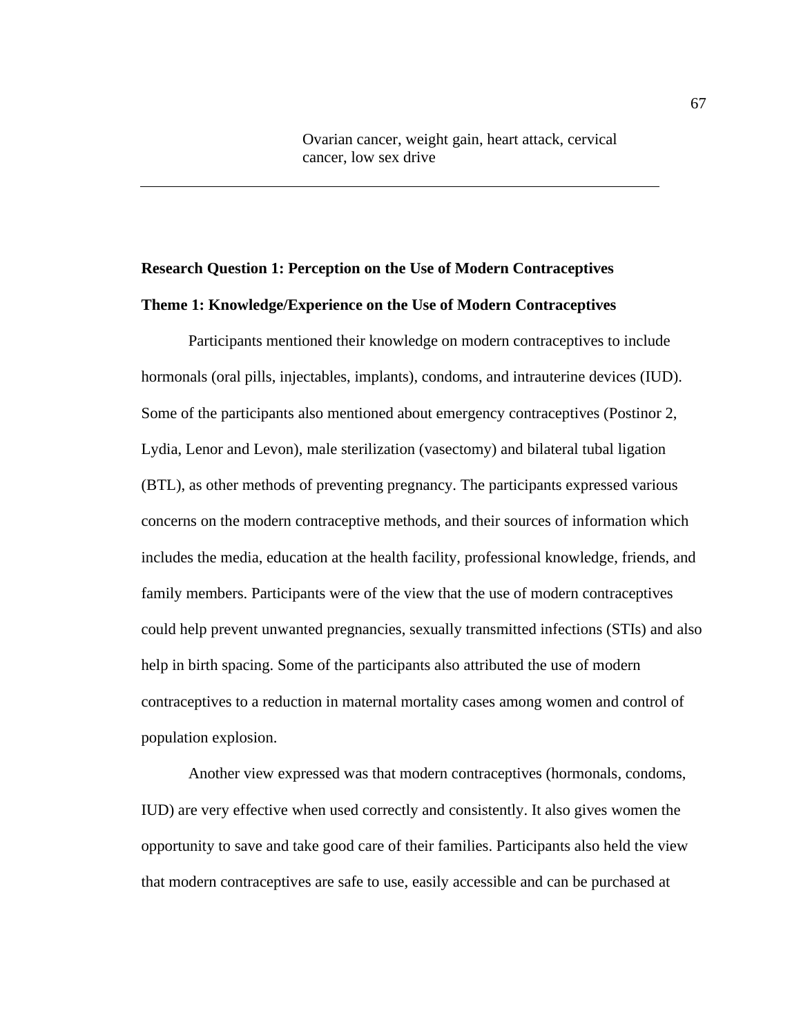| | Ovarian cancer, weight gain, heart attack, cervical cancer, low sex drive |
|---|---|

**Research Question 1: Perception on the Use of Modern Contraceptives**

**Theme 1: Knowledge/Experience on the Use of Modern Contraceptives**

Participants mentioned their knowledge on modern contraceptives to include hormonals (oral pills, injectables, implants), condoms, and intrauterine devices (IUD). Some of the participants also mentioned about emergency contraceptives (Postinor 2, Lydia, Lenor and Levon), male sterilization (vasectomy) and bilateral tubal ligation (BTL), as other methods of preventing pregnancy. The participants expressed various concerns on the modern contraceptive methods, and their sources of information which includes the media, education at the health facility, professional knowledge, friends, and family members. Participants were of the view that the use of modern contraceptives could help prevent unwanted pregnancies, sexually transmitted infections (STIs) and also help in birth spacing. Some of the participants also attributed the use of modern contraceptives to a reduction in maternal mortality cases among women and control of population explosion.

Another view expressed was that modern contraceptives (hormonals, condoms, IUD) are very effective when used correctly and consistently. It also gives women the opportunity to save and take good care of their families. Participants also held the view that modern contraceptives are safe to use, easily accessible and can be purchased at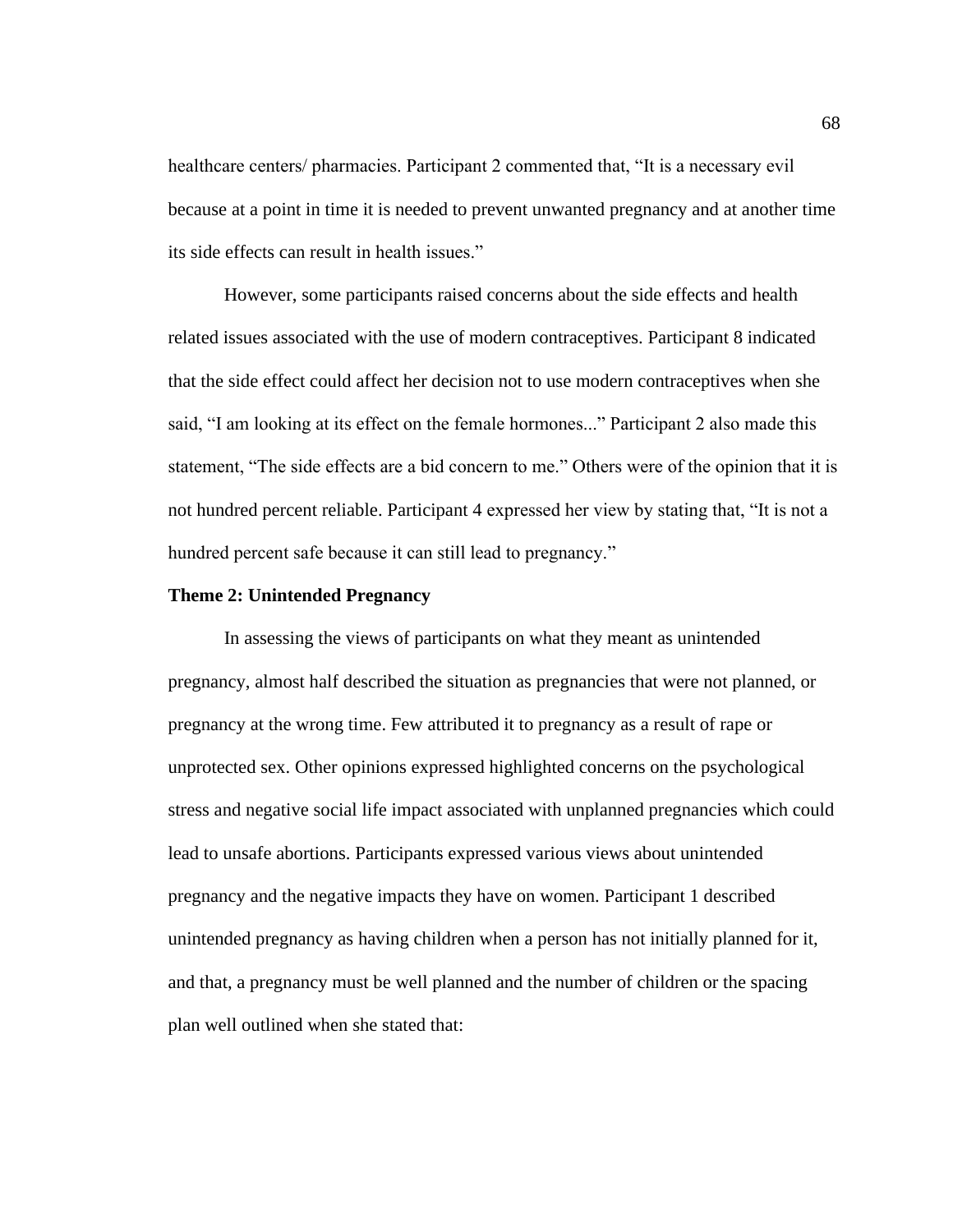healthcare centers/ pharmacies. Participant 2 commented that, “It is a necessary evil because at a point in time it is needed to prevent unwanted pregnancy and at another time its side effects can result in health issues.”

However, some participants raised concerns about the side effects and health related issues associated with the use of modern contraceptives. Participant 8 indicated that the side effect could affect her decision not to use modern contraceptives when she said, “I am looking at its effect on the female hormones...” Participant 2 also made this statement, “The side effects are a bid concern to me.” Others were of the opinion that it is not hundred percent reliable. Participant 4 expressed her view by stating that, “It is not a hundred percent safe because it can still lead to pregnancy.”

**Theme 2: Unintended Pregnancy**

In assessing the views of participants on what they meant as unintended pregnancy, almost half described the situation as pregnancies that were not planned, or pregnancy at the wrong time. Few attributed it to pregnancy as a result of rape or unprotected sex. Other opinions expressed highlighted concerns on the psychological stress and negative social life impact associated with unplanned pregnancies which could lead to unsafe abortions. Participants expressed various views about unintended pregnancy and the negative impacts they have on women. Participant 1 described unintended pregnancy as having children when a person has not initially planned for it, and that, a pregnancy must be well planned and the number of children or the spacing plan well outlined when she stated that: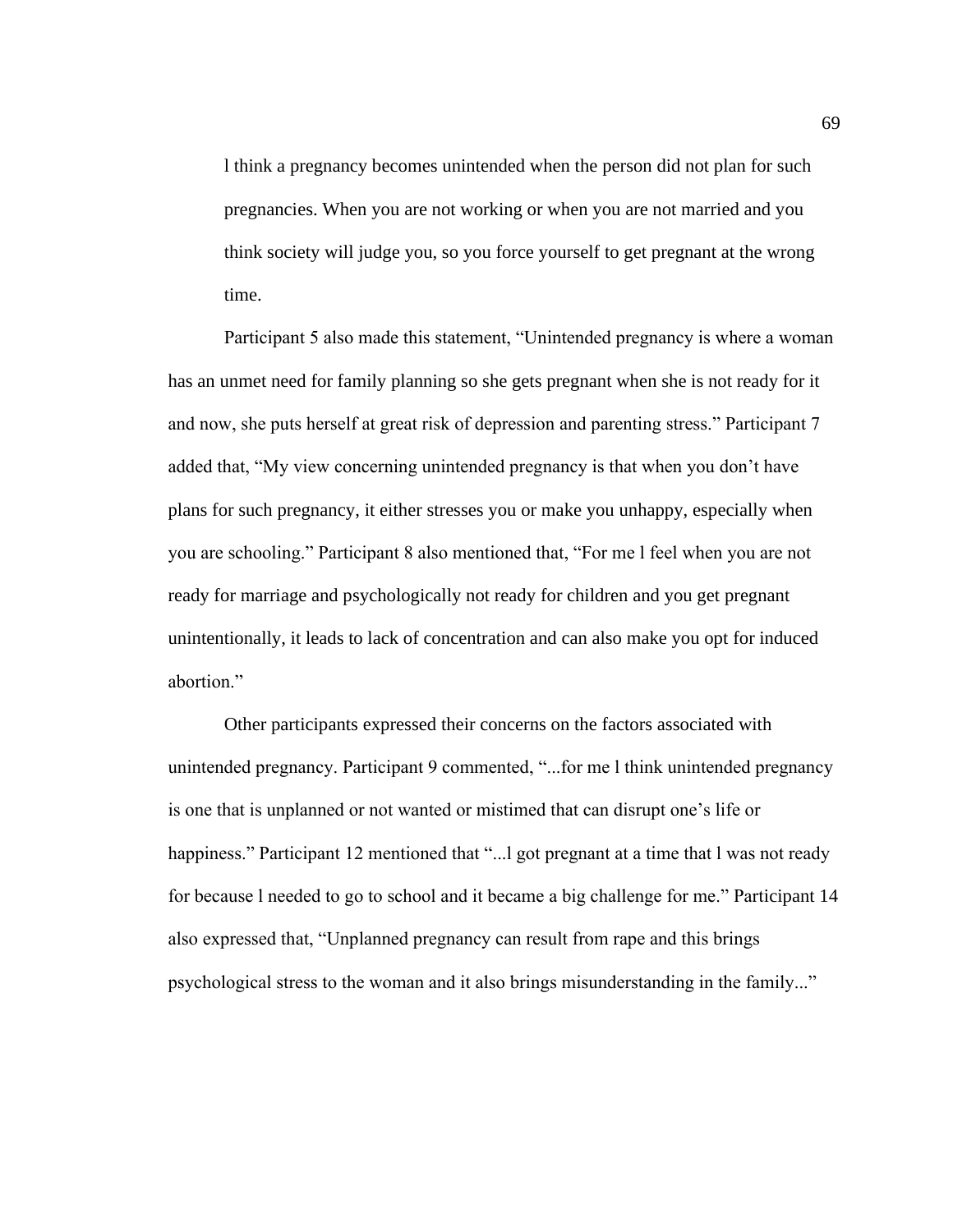> l think a pregnancy becomes unintended when the person did not plan for such pregnancies. When you are not working or when you are not married and you think society will judge you, so you force yourself to get pregnant at the wrong time.

Participant 5 also made this statement, "Unintended pregnancy is where a woman has an unmet need for family planning so she gets pregnant when she is not ready for it and now, she puts herself at great risk of depression and parenting stress." Participant 7 added that, "My view concerning unintended pregnancy is that when you don't have plans for such pregnancy, it either stresses you or make you unhappy, especially when you are schooling." Participant 8 also mentioned that, "For me l feel when you are not ready for marriage and psychologically not ready for children and you get pregnant unintentionally, it leads to lack of concentration and can also make you opt for induced abortion."

Other participants expressed their concerns on the factors associated with unintended pregnancy. Participant 9 commented, "...for me l think unintended pregnancy is one that is unplanned or not wanted or mistimed that can disrupt one's life or happiness." Participant 12 mentioned that "...l got pregnant at a time that l was not ready for because l needed to go to school and it became a big challenge for me." Participant 14 also expressed that, "Unplanned pregnancy can result from rape and this brings psychological stress to the woman and it also brings misunderstanding in the family..."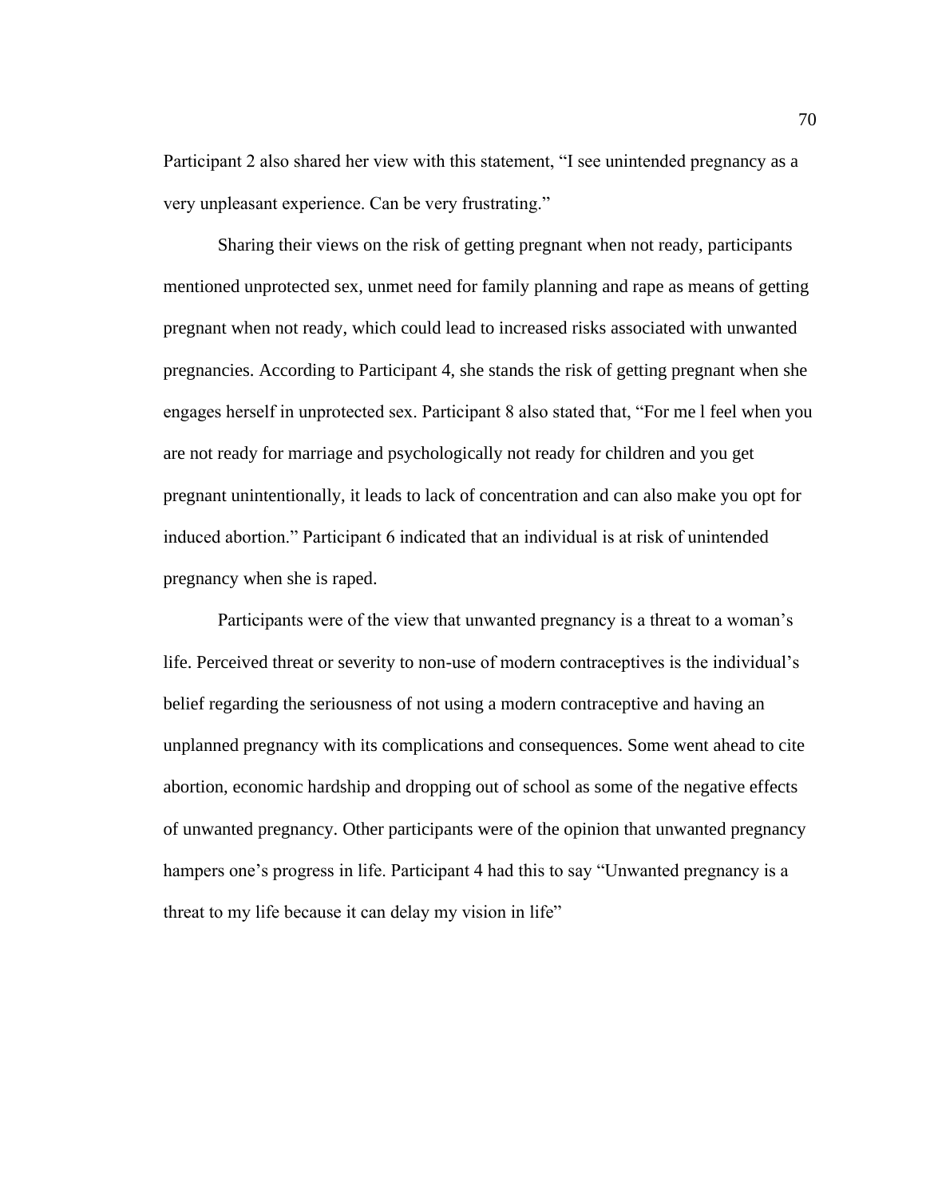Participant 2 also shared her view with this statement, "I see unintended pregnancy as a very unpleasant experience. Can be very frustrating."

Sharing their views on the risk of getting pregnant when not ready, participants mentioned unprotected sex, unmet need for family planning and rape as means of getting pregnant when not ready, which could lead to increased risks associated with unwanted pregnancies. According to Participant 4, she stands the risk of getting pregnant when she engages herself in unprotected sex. Participant 8 also stated that, "For me l feel when you are not ready for marriage and psychologically not ready for children and you get pregnant unintentionally, it leads to lack of concentration and can also make you opt for induced abortion." Participant 6 indicated that an individual is at risk of unintended pregnancy when she is raped.

Participants were of the view that unwanted pregnancy is a threat to a woman's life. Perceived threat or severity to non-use of modern contraceptives is the individual's belief regarding the seriousness of not using a modern contraceptive and having an unplanned pregnancy with its complications and consequences. Some went ahead to cite abortion, economic hardship and dropping out of school as some of the negative effects of unwanted pregnancy. Other participants were of the opinion that unwanted pregnancy hampers one's progress in life. Participant 4 had this to say "Unwanted pregnancy is a threat to my life because it can delay my vision in life"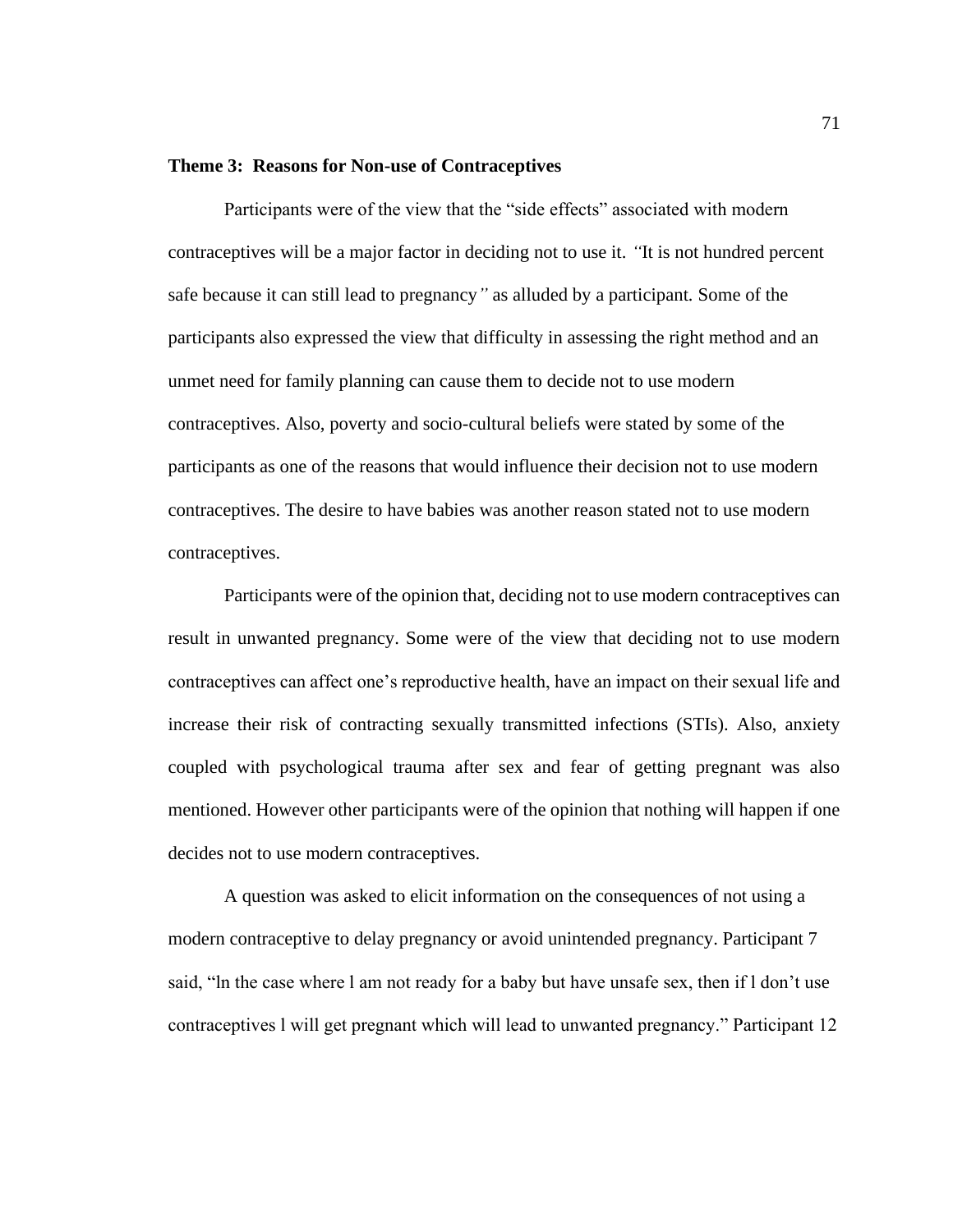**Theme 3: Reasons for Non-use of Contraceptives**

Participants were of the view that the "side effects" associated with modern contraceptives will be a major factor in deciding not to use it. *"*It is not hundred percent safe because it can still lead to pregnancy*"* as alluded by a participant. Some of the participants also expressed the view that difficulty in assessing the right method and an unmet need for family planning can cause them to decide not to use modern contraceptives. Also, poverty and socio-cultural beliefs were stated by some of the participants as one of the reasons that would influence their decision not to use modern contraceptives. The desire to have babies was another reason stated not to use modern contraceptives.

Participants were of the opinion that, deciding not to use modern contraceptives can result in unwanted pregnancy. Some were of the view that deciding not to use modern contraceptives can affect one's reproductive health, have an impact on their sexual life and increase their risk of contracting sexually transmitted infections (STIs). Also, anxiety coupled with psychological trauma after sex and fear of getting pregnant was also mentioned. However other participants were of the opinion that nothing will happen if one decides not to use modern contraceptives.

A question was asked to elicit information on the consequences of not using a modern contraceptive to delay pregnancy or avoid unintended pregnancy. Participant 7 said, "ln the case where l am not ready for a baby but have unsafe sex, then if l don't use contraceptives l will get pregnant which will lead to unwanted pregnancy." Participant 12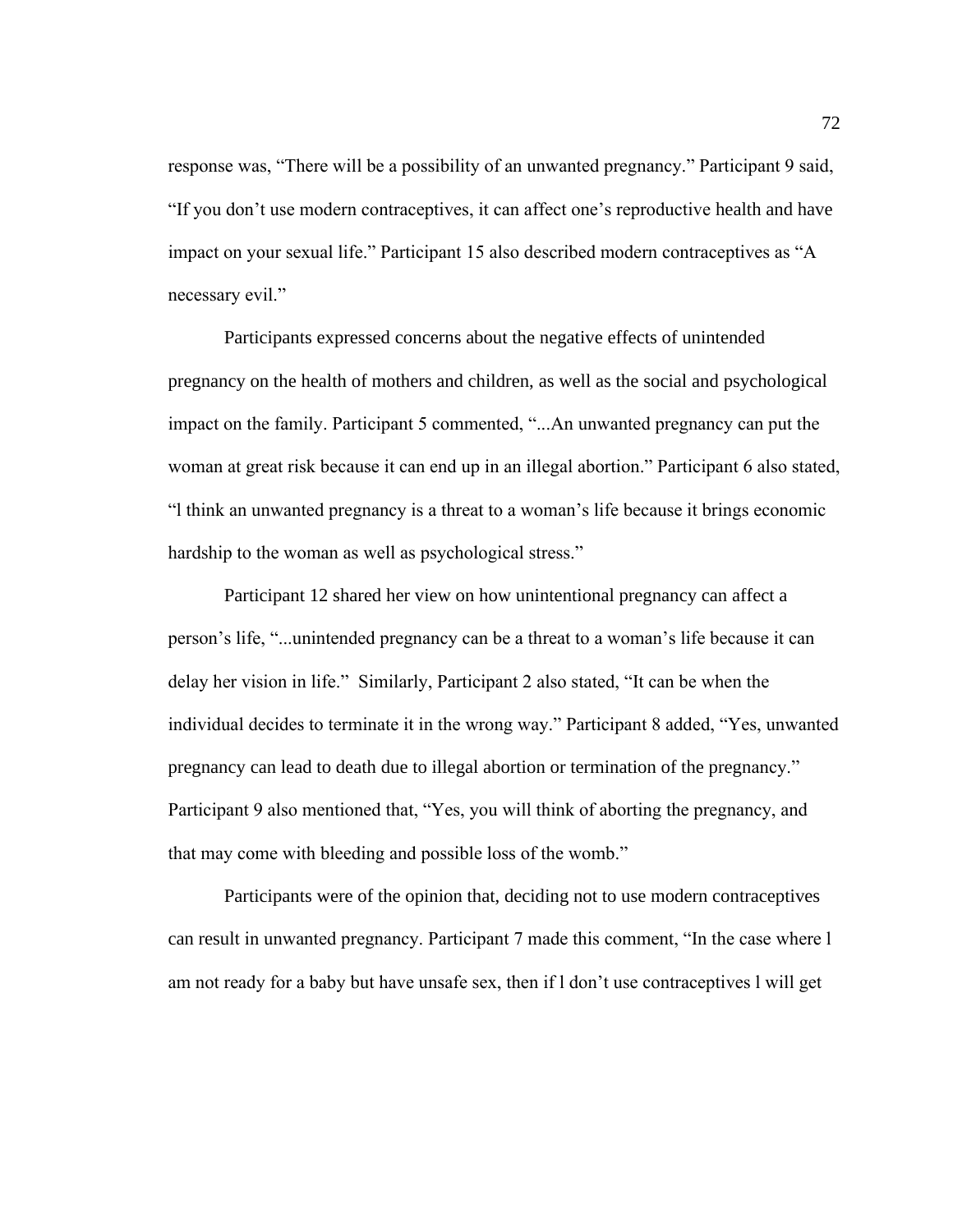response was, “There will be a possibility of an unwanted pregnancy.” Participant 9 said, “If you don’t use modern contraceptives, it can affect one’s reproductive health and have impact on your sexual life.” Participant 15 also described modern contraceptives as “A necessary evil.”

Participants expressed concerns about the negative effects of unintended pregnancy on the health of mothers and children, as well as the social and psychological impact on the family. Participant 5 commented, “...An unwanted pregnancy can put the woman at great risk because it can end up in an illegal abortion.” Participant 6 also stated, “l think an unwanted pregnancy is a threat to a woman’s life because it brings economic hardship to the woman as well as psychological stress.”

Participant 12 shared her view on how unintentional pregnancy can affect a person’s life, “...unintended pregnancy can be a threat to a woman’s life because it can delay her vision in life.” Similarly, Participant 2 also stated, “It can be when the individual decides to terminate it in the wrong way.” Participant 8 added, “Yes, unwanted pregnancy can lead to death due to illegal abortion or termination of the pregnancy.” Participant 9 also mentioned that, “Yes, you will think of aborting the pregnancy, and that may come with bleeding and possible loss of the womb.”

Participants were of the opinion that, deciding not to use modern contraceptives can result in unwanted pregnancy. Participant 7 made this comment, “In the case where l am not ready for a baby but have unsafe sex, then if l don’t use contraceptives l will get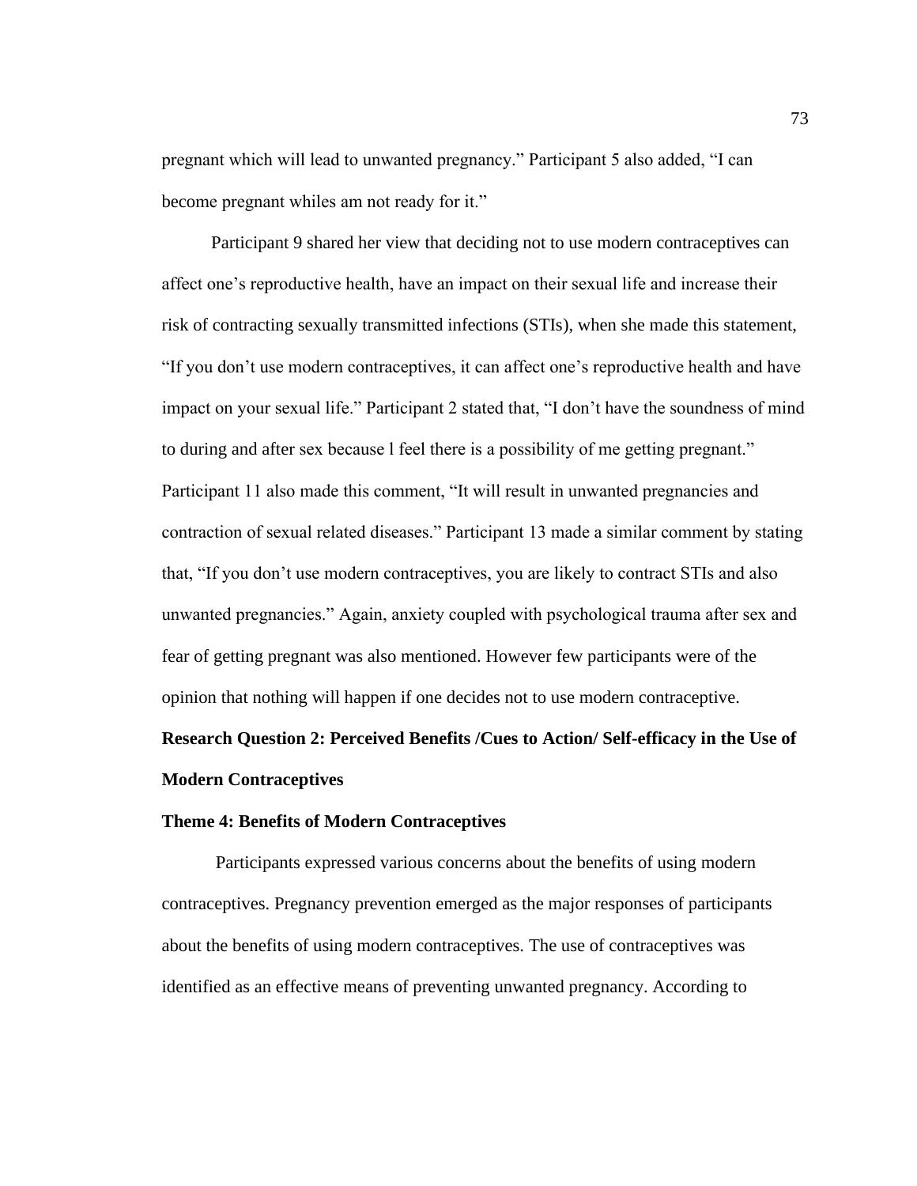pregnant which will lead to unwanted pregnancy." Participant 5 also added, "I can become pregnant whiles am not ready for it."

Participant 9 shared her view that deciding not to use modern contraceptives can affect one's reproductive health, have an impact on their sexual life and increase their risk of contracting sexually transmitted infections (STIs), when she made this statement, "If you don't use modern contraceptives, it can affect one's reproductive health and have impact on your sexual life." Participant 2 stated that, "I don't have the soundness of mind to during and after sex because l feel there is a possibility of me getting pregnant." Participant 11 also made this comment, "It will result in unwanted pregnancies and contraction of sexual related diseases." Participant 13 made a similar comment by stating that, "If you don't use modern contraceptives, you are likely to contract STIs and also unwanted pregnancies." Again, anxiety coupled with psychological trauma after sex and fear of getting pregnant was also mentioned. However few participants were of the opinion that nothing will happen if one decides not to use modern contraceptive.

## Research Question 2: Perceived Benefits /Cues to Action/ Self-efficacy in the Use of Modern Contraceptives

### Theme 4: Benefits of Modern Contraceptives

Participants expressed various concerns about the benefits of using modern contraceptives. Pregnancy prevention emerged as the major responses of participants about the benefits of using modern contraceptives. The use of contraceptives was identified as an effective means of preventing unwanted pregnancy. According to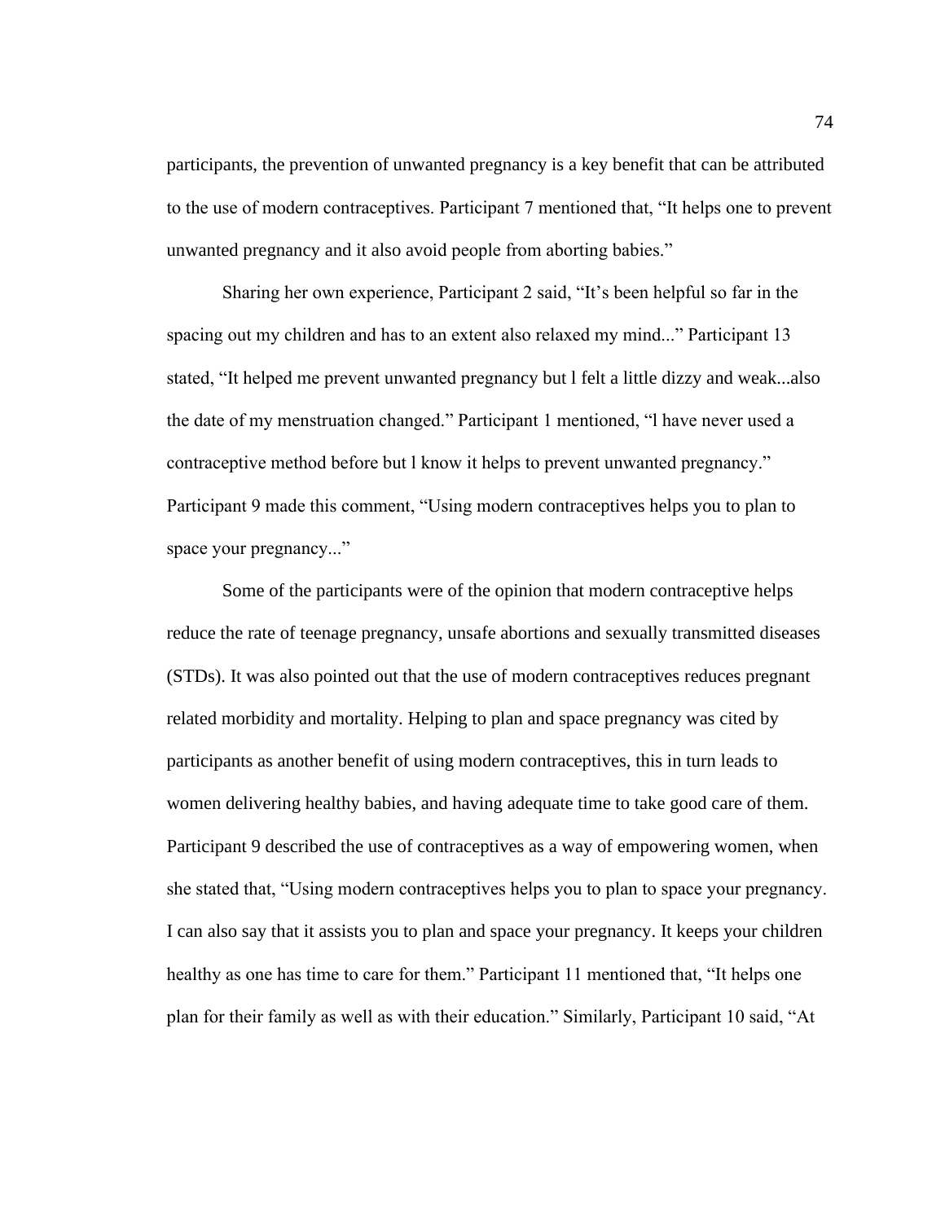participants, the prevention of unwanted pregnancy is a key benefit that can be attributed to the use of modern contraceptives. Participant 7 mentioned that, "It helps one to prevent unwanted pregnancy and it also avoid people from aborting babies."

Sharing her own experience, Participant 2 said, "It's been helpful so far in the spacing out my children and has to an extent also relaxed my mind..." Participant 13 stated, "It helped me prevent unwanted pregnancy but l felt a little dizzy and weak...also the date of my menstruation changed." Participant 1 mentioned, "l have never used a contraceptive method before but l know it helps to prevent unwanted pregnancy." Participant 9 made this comment, "Using modern contraceptives helps you to plan to space your pregnancy..."

Some of the participants were of the opinion that modern contraceptive helps reduce the rate of teenage pregnancy, unsafe abortions and sexually transmitted diseases (STDs). It was also pointed out that the use of modern contraceptives reduces pregnant related morbidity and mortality. Helping to plan and space pregnancy was cited by participants as another benefit of using modern contraceptives, this in turn leads to women delivering healthy babies, and having adequate time to take good care of them. Participant 9 described the use of contraceptives as a way of empowering women, when she stated that, "Using modern contraceptives helps you to plan to space your pregnancy. I can also say that it assists you to plan and space your pregnancy. It keeps your children healthy as one has time to care for them." Participant 11 mentioned that, "It helps one plan for their family as well as with their education." Similarly, Participant 10 said, "At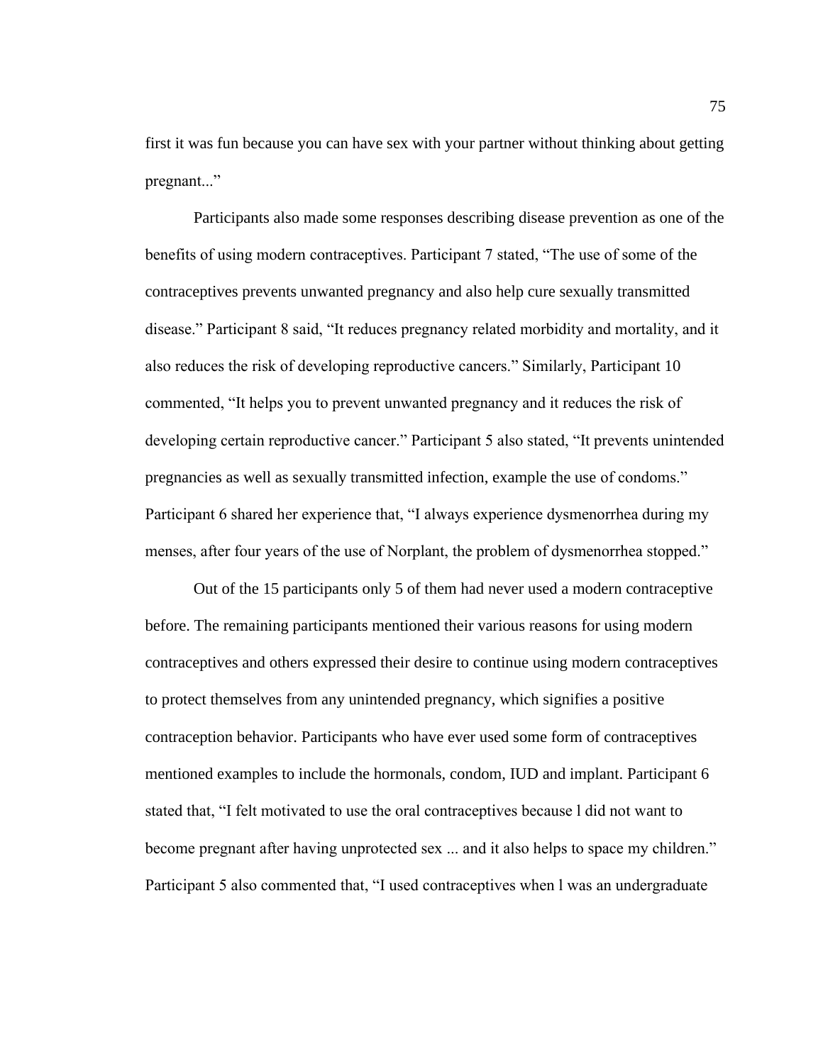first it was fun because you can have sex with your partner without thinking about getting pregnant..."

Participants also made some responses describing disease prevention as one of the benefits of using modern contraceptives. Participant 7 stated, "The use of some of the contraceptives prevents unwanted pregnancy and also help cure sexually transmitted disease." Participant 8 said, "It reduces pregnancy related morbidity and mortality, and it also reduces the risk of developing reproductive cancers." Similarly, Participant 10 commented, "It helps you to prevent unwanted pregnancy and it reduces the risk of developing certain reproductive cancer." Participant 5 also stated, "It prevents unintended pregnancies as well as sexually transmitted infection, example the use of condoms." Participant 6 shared her experience that, "I always experience dysmenorrhea during my menses, after four years of the use of Norplant, the problem of dysmenorrhea stopped."

Out of the 15 participants only 5 of them had never used a modern contraceptive before. The remaining participants mentioned their various reasons for using modern contraceptives and others expressed their desire to continue using modern contraceptives to protect themselves from any unintended pregnancy, which signifies a positive contraception behavior. Participants who have ever used some form of contraceptives mentioned examples to include the hormonals, condom, IUD and implant. Participant 6 stated that, "I felt motivated to use the oral contraceptives because l did not want to become pregnant after having unprotected sex ... and it also helps to space my children." Participant 5 also commented that, "I used contraceptives when l was an undergraduate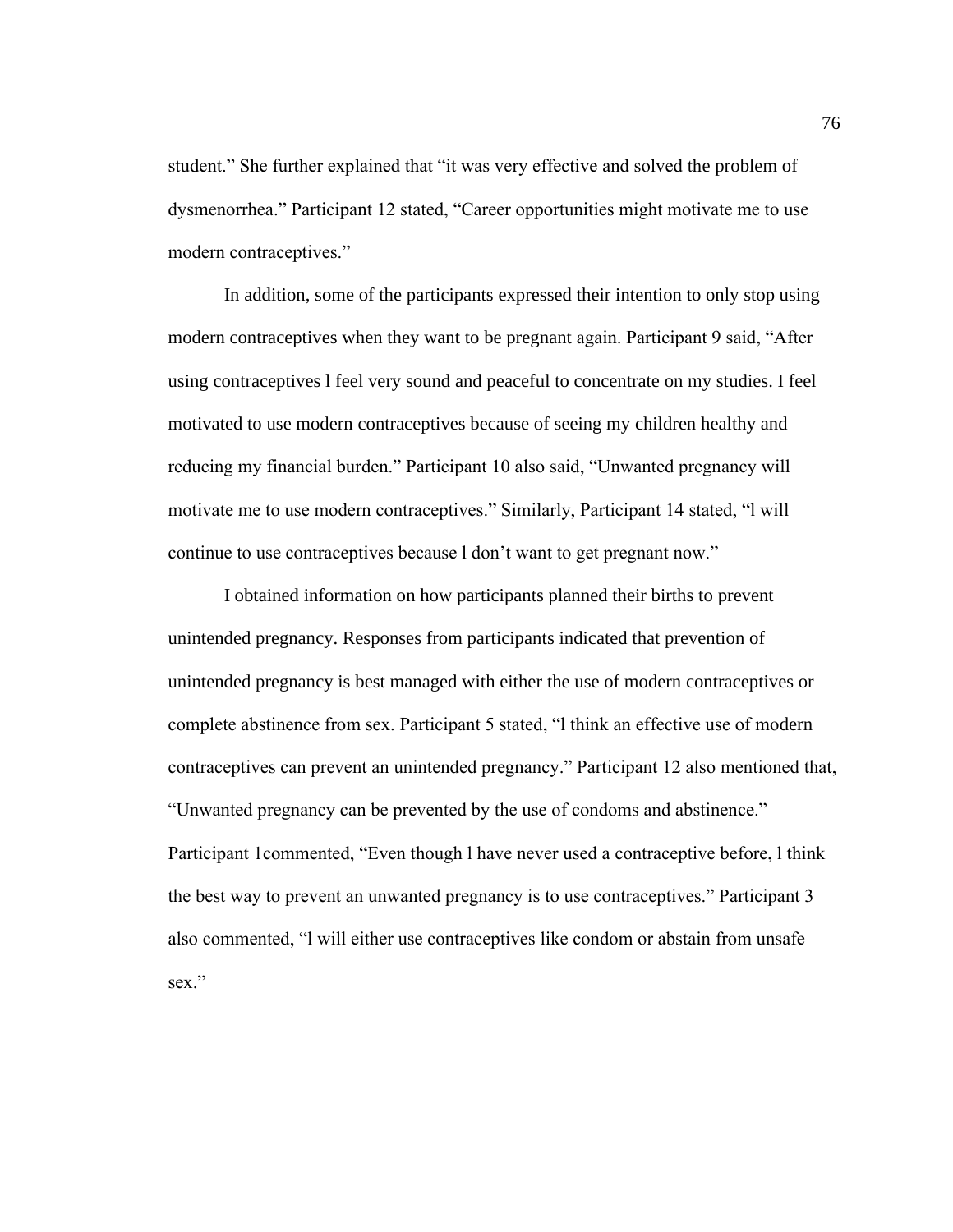student." She further explained that "it was very effective and solved the problem of dysmenorrhea." Participant 12 stated, "Career opportunities might motivate me to use modern contraceptives."

In addition, some of the participants expressed their intention to only stop using modern contraceptives when they want to be pregnant again. Participant 9 said, "After using contraceptives l feel very sound and peaceful to concentrate on my studies. I feel motivated to use modern contraceptives because of seeing my children healthy and reducing my financial burden." Participant 10 also said, "Unwanted pregnancy will motivate me to use modern contraceptives." Similarly, Participant 14 stated, "l will continue to use contraceptives because l don't want to get pregnant now."

I obtained information on how participants planned their births to prevent unintended pregnancy. Responses from participants indicated that prevention of unintended pregnancy is best managed with either the use of modern contraceptives or complete abstinence from sex. Participant 5 stated, "l think an effective use of modern contraceptives can prevent an unintended pregnancy." Participant 12 also mentioned that, "Unwanted pregnancy can be prevented by the use of condoms and abstinence." Participant 1commented, "Even though l have never used a contraceptive before, l think the best way to prevent an unwanted pregnancy is to use contraceptives." Participant 3 also commented, "l will either use contraceptives like condom or abstain from unsafe sex."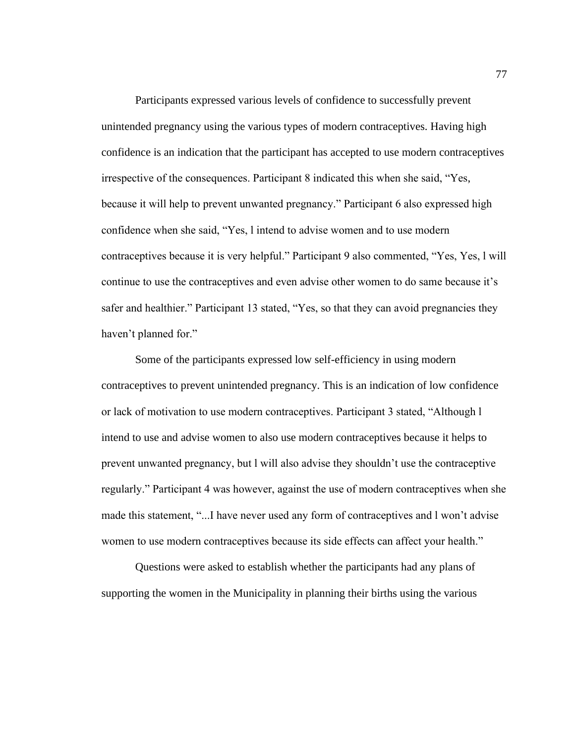Participants expressed various levels of confidence to successfully prevent unintended pregnancy using the various types of modern contraceptives. Having high confidence is an indication that the participant has accepted to use modern contraceptives irrespective of the consequences. Participant 8 indicated this when she said, “Yes, because it will help to prevent unwanted pregnancy.” Participant 6 also expressed high confidence when she said, “Yes, l intend to advise women and to use modern contraceptives because it is very helpful.” Participant 9 also commented, “Yes, Yes, l will continue to use the contraceptives and even advise other women to do same because it’s safer and healthier.” Participant 13 stated, “Yes, so that they can avoid pregnancies they haven’t planned for.”

Some of the participants expressed low self-efficiency in using modern contraceptives to prevent unintended pregnancy. This is an indication of low confidence or lack of motivation to use modern contraceptives. Participant 3 stated, “Although l intend to use and advise women to also use modern contraceptives because it helps to prevent unwanted pregnancy, but l will also advise they shouldn’t use the contraceptive regularly.” Participant 4 was however, against the use of modern contraceptives when she made this statement, “...I have never used any form of contraceptives and l won’t advise women to use modern contraceptives because its side effects can affect your health.”

Questions were asked to establish whether the participants had any plans of supporting the women in the Municipality in planning their births using the various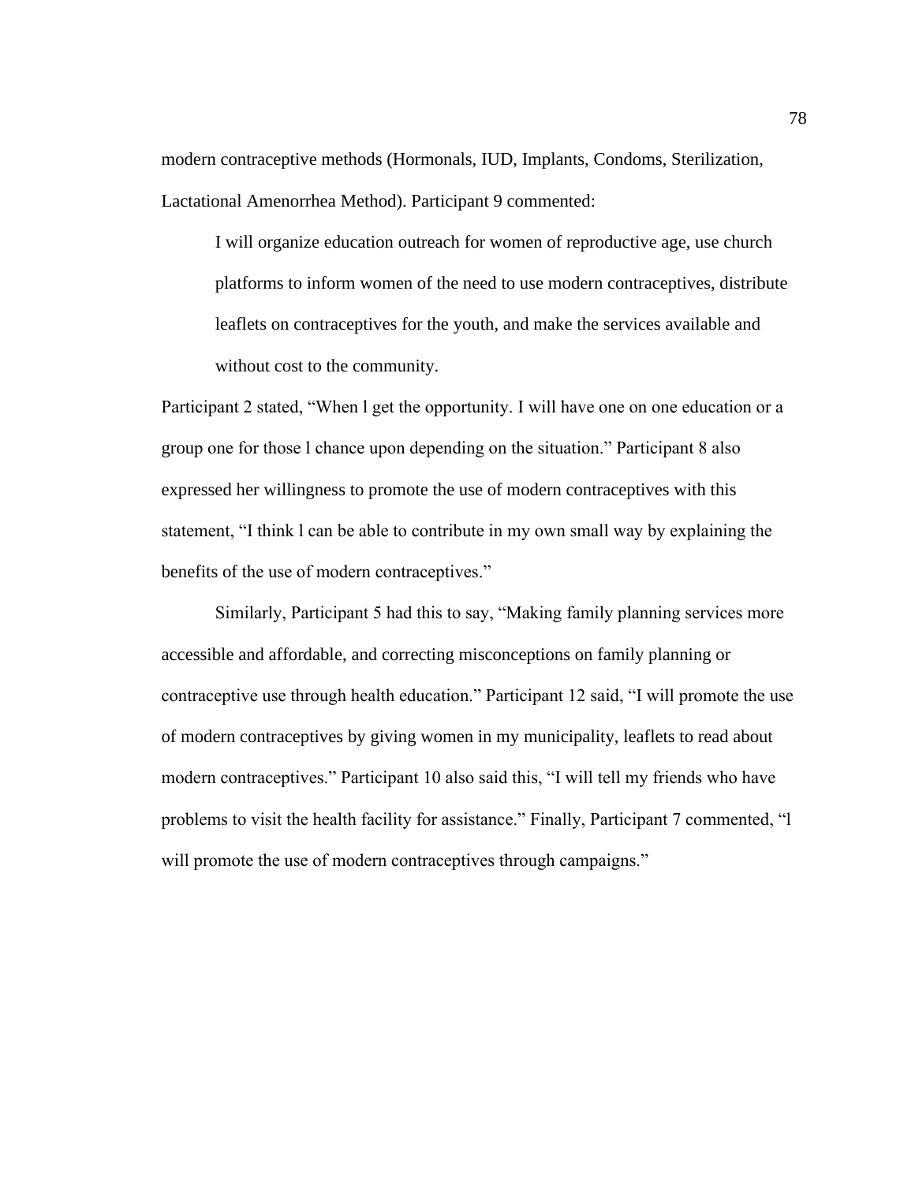modern contraceptive methods (Hormonals, IUD, Implants, Condoms, Sterilization, Lactational Amenorrhea Method). Participant 9 commented:

> I will organize education outreach for women of reproductive age, use church platforms to inform women of the need to use modern contraceptives, distribute leaflets on contraceptives for the youth, and make the services available and without cost to the community.

Participant 2 stated, “When l get the opportunity. I will have one on one education or a group one for those l chance upon depending on the situation.” Participant 8 also expressed her willingness to promote the use of modern contraceptives with this statement, “I think l can be able to contribute in my own small way by explaining the benefits of the use of modern contraceptives.”

Similarly, Participant 5 had this to say, “Making family planning services more accessible and affordable, and correcting misconceptions on family planning or contraceptive use through health education.” Participant 12 said, “I will promote the use of modern contraceptives by giving women in my municipality, leaflets to read about modern contraceptives.” Participant 10 also said this, “I will tell my friends who have problems to visit the health facility for assistance.” Finally, Participant 7 commented, “l will promote the use of modern contraceptives through campaigns.”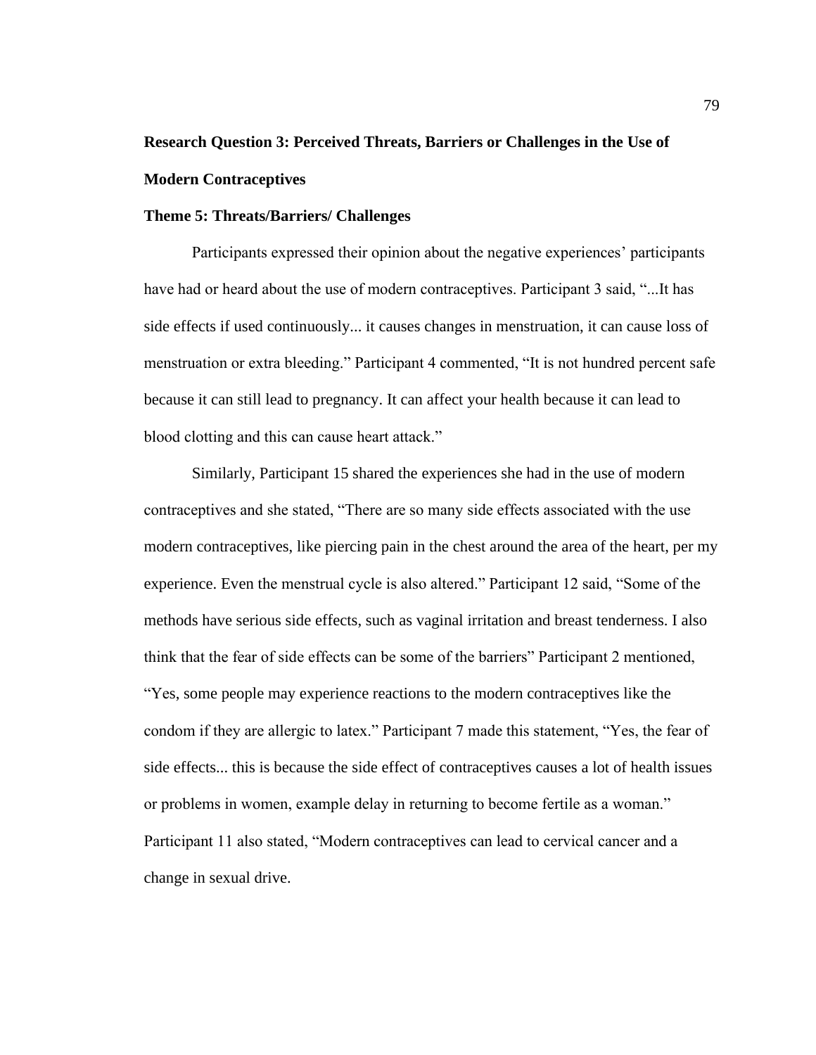**Research Question 3: Perceived Threats, Barriers or Challenges in the Use of Modern Contraceptives**

**Theme 5: Threats/Barriers/ Challenges**

Participants expressed their opinion about the negative experiences' participants have had or heard about the use of modern contraceptives. Participant 3 said, "...It has side effects if used continuously... it causes changes in menstruation, it can cause loss of menstruation or extra bleeding." Participant 4 commented, "It is not hundred percent safe because it can still lead to pregnancy. It can affect your health because it can lead to blood clotting and this can cause heart attack."

Similarly, Participant 15 shared the experiences she had in the use of modern contraceptives and she stated, "There are so many side effects associated with the use modern contraceptives, like piercing pain in the chest around the area of the heart, per my experience. Even the menstrual cycle is also altered." Participant 12 said, "Some of the methods have serious side effects, such as vaginal irritation and breast tenderness. I also think that the fear of side effects can be some of the barriers" Participant 2 mentioned, "Yes, some people may experience reactions to the modern contraceptives like the condom if they are allergic to latex." Participant 7 made this statement, "Yes, the fear of side effects... this is because the side effect of contraceptives causes a lot of health issues or problems in women, example delay in returning to become fertile as a woman." Participant 11 also stated, "Modern contraceptives can lead to cervical cancer and a change in sexual drive.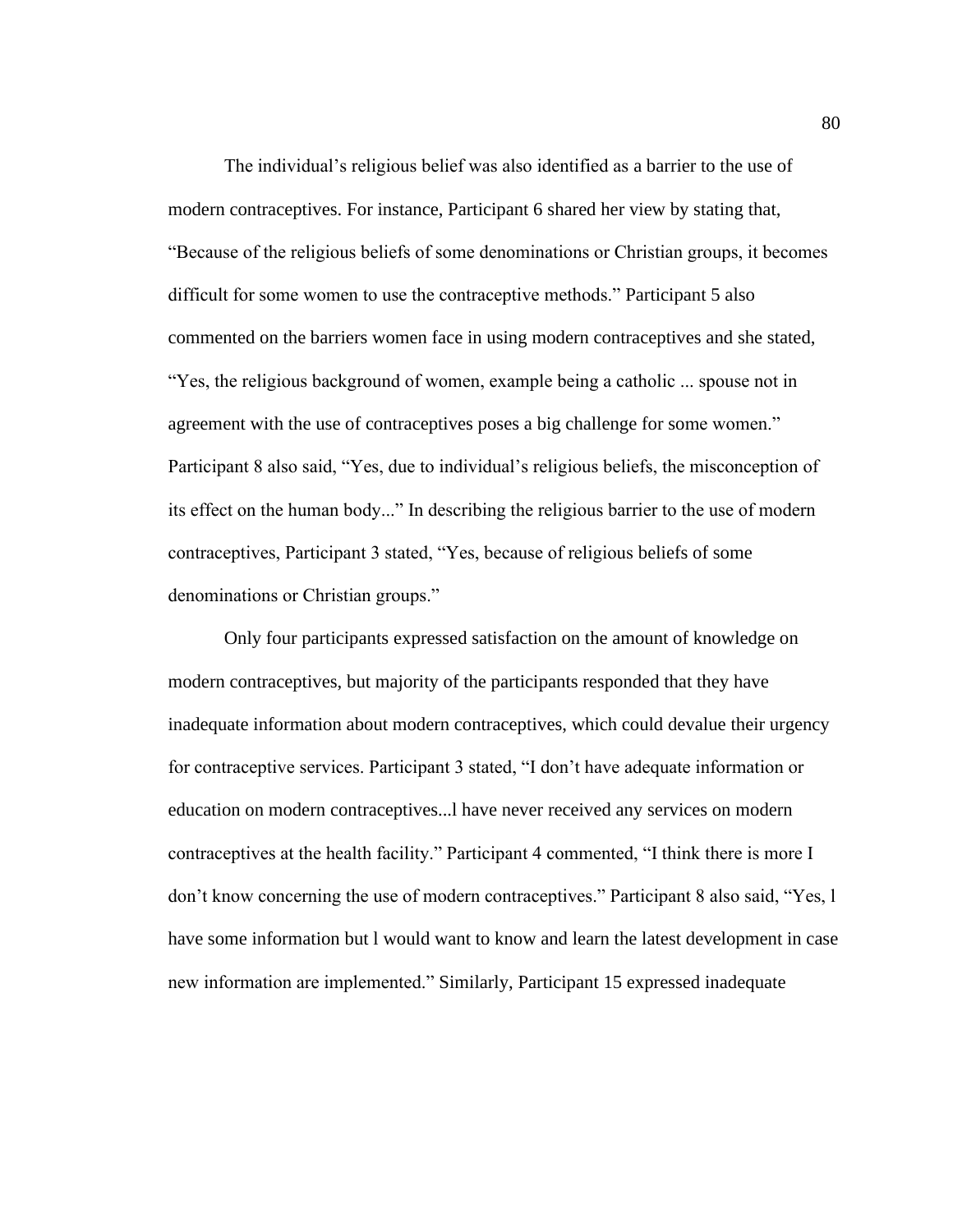The individual's religious belief was also identified as a barrier to the use of modern contraceptives. For instance, Participant 6 shared her view by stating that, "Because of the religious beliefs of some denominations or Christian groups, it becomes difficult for some women to use the contraceptive methods." Participant 5 also commented on the barriers women face in using modern contraceptives and she stated, "Yes, the religious background of women, example being a catholic ... spouse not in agreement with the use of contraceptives poses a big challenge for some women." Participant 8 also said, "Yes, due to individual's religious beliefs, the misconception of its effect on the human body..." In describing the religious barrier to the use of modern contraceptives, Participant 3 stated, "Yes, because of religious beliefs of some denominations or Christian groups."

Only four participants expressed satisfaction on the amount of knowledge on modern contraceptives, but majority of the participants responded that they have inadequate information about modern contraceptives, which could devalue their urgency for contraceptive services. Participant 3 stated, "I don't have adequate information or education on modern contraceptives...l have never received any services on modern contraceptives at the health facility." Participant 4 commented, "I think there is more I don't know concerning the use of modern contraceptives." Participant 8 also said, "Yes, l have some information but l would want to know and learn the latest development in case new information are implemented." Similarly, Participant 15 expressed inadequate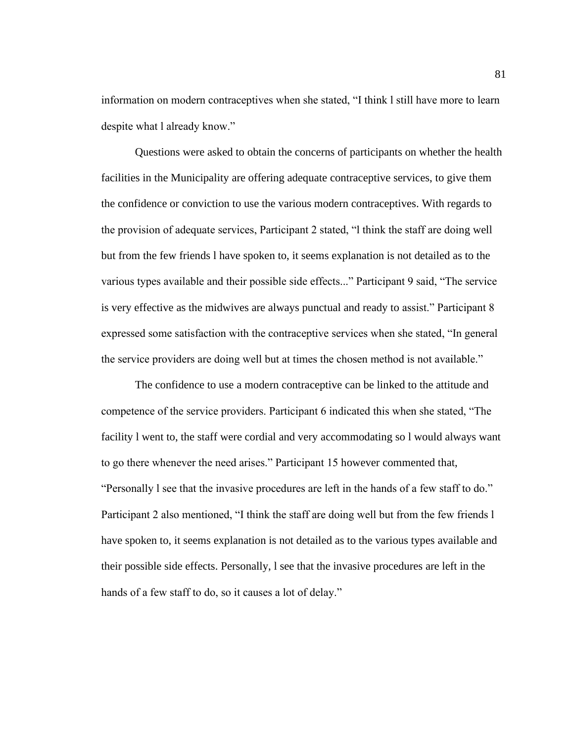information on modern contraceptives when she stated, “I think l still have more to learn despite what l already know.”

Questions were asked to obtain the concerns of participants on whether the health facilities in the Municipality are offering adequate contraceptive services, to give them the confidence or conviction to use the various modern contraceptives. With regards to the provision of adequate services, Participant 2 stated, “l think the staff are doing well but from the few friends l have spoken to, it seems explanation is not detailed as to the various types available and their possible side effects...” Participant 9 said, “The service is very effective as the midwives are always punctual and ready to assist.” Participant 8 expressed some satisfaction with the contraceptive services when she stated, “In general the service providers are doing well but at times the chosen method is not available.”

The confidence to use a modern contraceptive can be linked to the attitude and competence of the service providers. Participant 6 indicated this when she stated, “The facility l went to, the staff were cordial and very accommodating so l would always want to go there whenever the need arises.” Participant 15 however commented that, “Personally l see that the invasive procedures are left in the hands of a few staff to do.” Participant 2 also mentioned, “I think the staff are doing well but from the few friends l have spoken to, it seems explanation is not detailed as to the various types available and their possible side effects. Personally, l see that the invasive procedures are left in the hands of a few staff to do, so it causes a lot of delay.”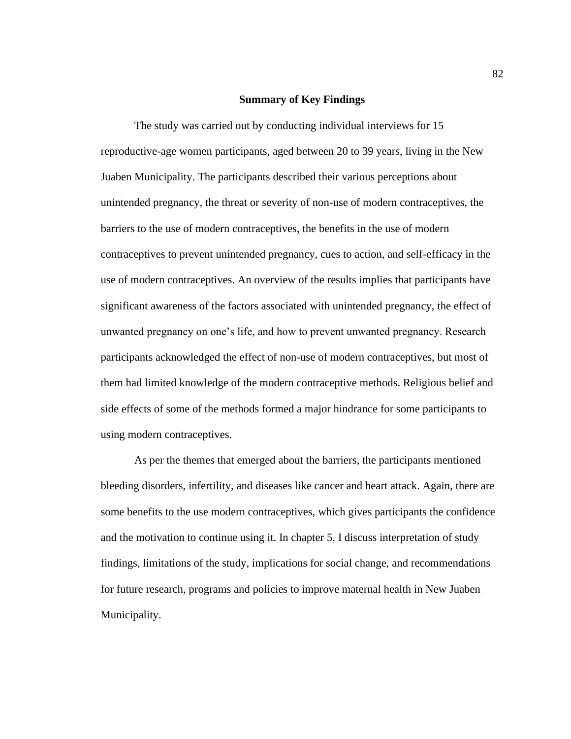## Summary of Key Findings

The study was carried out by conducting individual interviews for 15 reproductive-age women participants, aged between 20 to 39 years, living in the New Juaben Municipality. The participants described their various perceptions about unintended pregnancy, the threat or severity of non-use of modern contraceptives, the barriers to the use of modern contraceptives, the benefits in the use of modern contraceptives to prevent unintended pregnancy, cues to action, and self-efficacy in the use of modern contraceptives. An overview of the results implies that participants have significant awareness of the factors associated with unintended pregnancy, the effect of unwanted pregnancy on one's life, and how to prevent unwanted pregnancy. Research participants acknowledged the effect of non-use of modern contraceptives, but most of them had limited knowledge of the modern contraceptive methods. Religious belief and side effects of some of the methods formed a major hindrance for some participants to using modern contraceptives.

As per the themes that emerged about the barriers, the participants mentioned bleeding disorders, infertility, and diseases like cancer and heart attack. Again, there are some benefits to the use modern contraceptives, which gives participants the confidence and the motivation to continue using it. In chapter 5, I discuss interpretation of study findings, limitations of the study, implications for social change, and recommendations for future research, programs and policies to improve maternal health in New Juaben Municipality.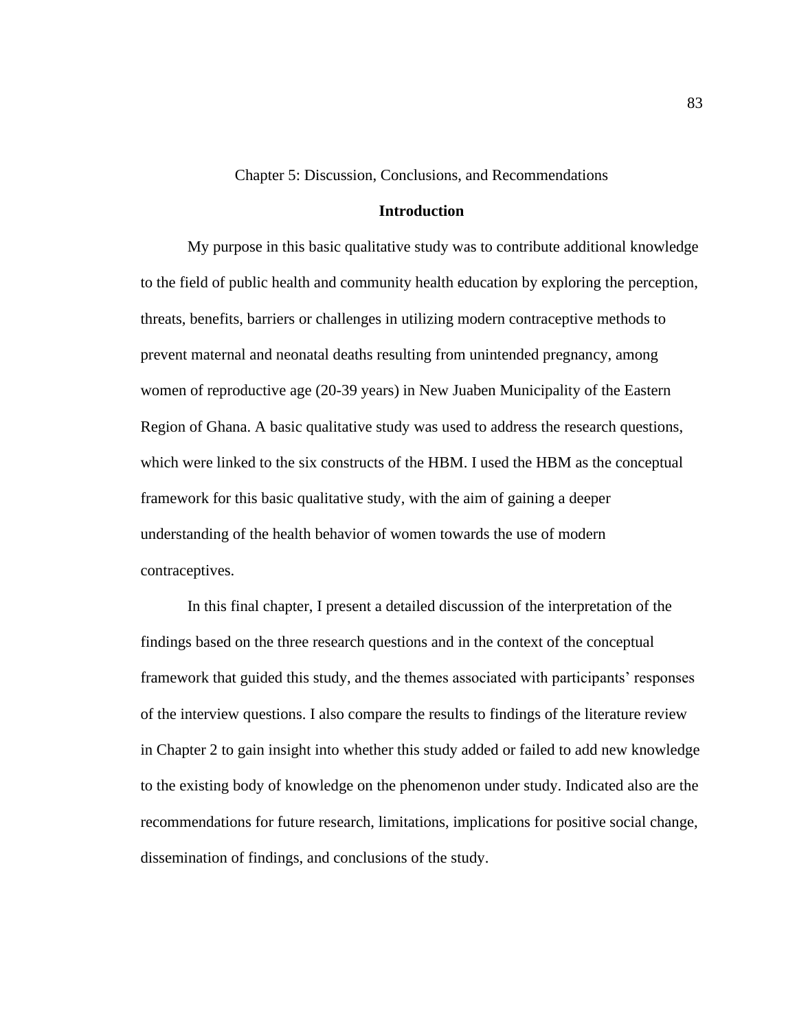# Chapter 5: Discussion, Conclusions, and Recommendations

## Introduction

My purpose in this basic qualitative study was to contribute additional knowledge to the field of public health and community health education by exploring the perception, threats, benefits, barriers or challenges in utilizing modern contraceptive methods to prevent maternal and neonatal deaths resulting from unintended pregnancy, among women of reproductive age (20-39 years) in New Juaben Municipality of the Eastern Region of Ghana. A basic qualitative study was used to address the research questions, which were linked to the six constructs of the HBM. I used the HBM as the conceptual framework for this basic qualitative study, with the aim of gaining a deeper understanding of the health behavior of women towards the use of modern contraceptives.

In this final chapter, I present a detailed discussion of the interpretation of the findings based on the three research questions and in the context of the conceptual framework that guided this study, and the themes associated with participants' responses of the interview questions. I also compare the results to findings of the literature review in Chapter 2 to gain insight into whether this study added or failed to add new knowledge to the existing body of knowledge on the phenomenon under study. Indicated also are the recommendations for future research, limitations, implications for positive social change, dissemination of findings, and conclusions of the study.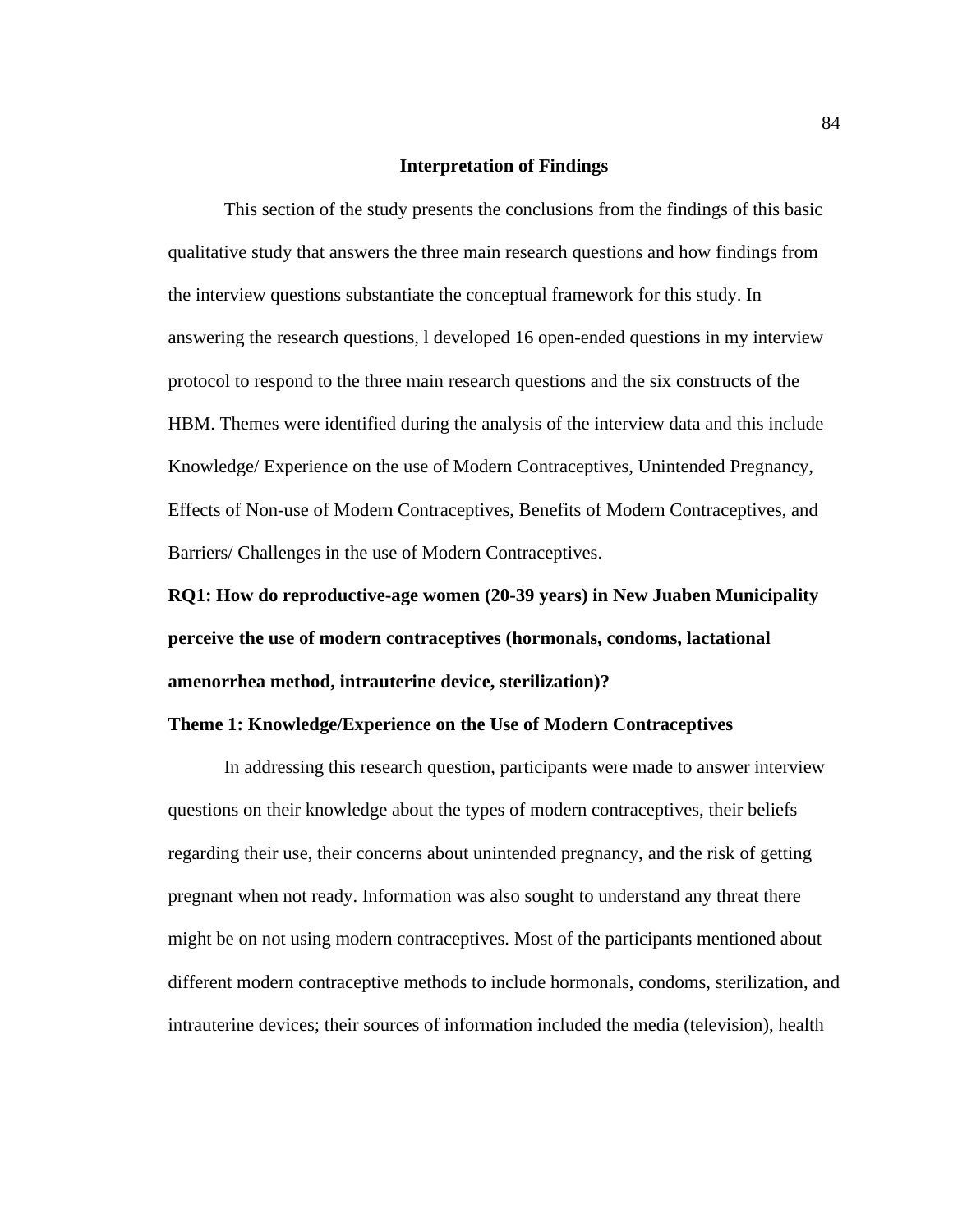## Interpretation of Findings

This section of the study presents the conclusions from the findings of this basic qualitative study that answers the three main research questions and how findings from the interview questions substantiate the conceptual framework for this study. In answering the research questions, l developed 16 open-ended questions in my interview protocol to respond to the three main research questions and the six constructs of the HBM. Themes were identified during the analysis of the interview data and this include Knowledge/ Experience on the use of Modern Contraceptives, Unintended Pregnancy, Effects of Non-use of Modern Contraceptives, Benefits of Modern Contraceptives, and Barriers/ Challenges in the use of Modern Contraceptives.

**RQ1: How do reproductive-age women (20-39 years) in New Juaben Municipality perceive the use of modern contraceptives (hormonals, condoms, lactational amenorrhea method, intrauterine device, sterilization)?**

**Theme 1: Knowledge/Experience on the Use of Modern Contraceptives**

In addressing this research question, participants were made to answer interview questions on their knowledge about the types of modern contraceptives, their beliefs regarding their use, their concerns about unintended pregnancy, and the risk of getting pregnant when not ready. Information was also sought to understand any threat there might be on not using modern contraceptives. Most of the participants mentioned about different modern contraceptive methods to include hormonals, condoms, sterilization, and intrauterine devices; their sources of information included the media (television), health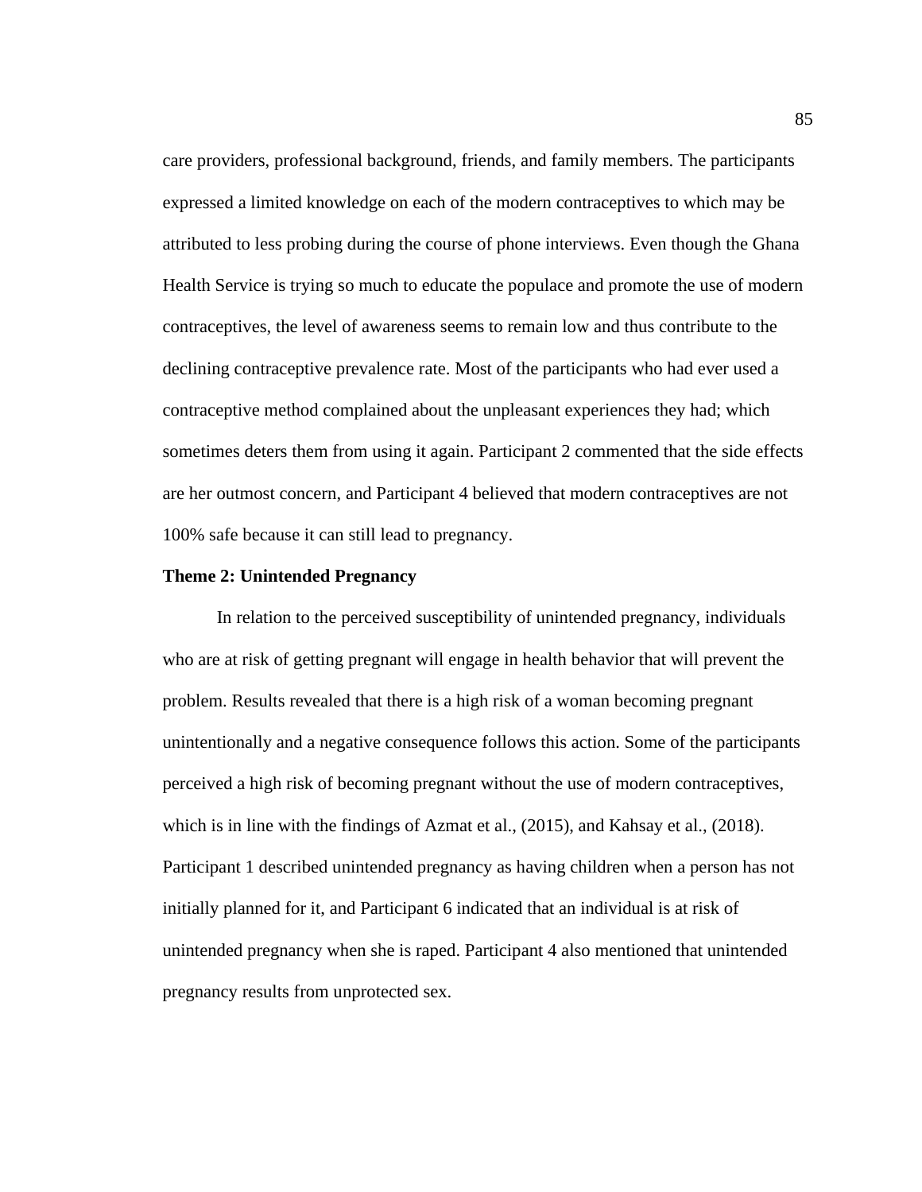care providers, professional background, friends, and family members. The participants expressed a limited knowledge on each of the modern contraceptives to which may be attributed to less probing during the course of phone interviews. Even though the Ghana Health Service is trying so much to educate the populace and promote the use of modern contraceptives, the level of awareness seems to remain low and thus contribute to the declining contraceptive prevalence rate. Most of the participants who had ever used a contraceptive method complained about the unpleasant experiences they had; which sometimes deters them from using it again. Participant 2 commented that the side effects are her outmost concern, and Participant 4 believed that modern contraceptives are not 100% safe because it can still lead to pregnancy.

**Theme 2: Unintended Pregnancy**

In relation to the perceived susceptibility of unintended pregnancy, individuals who are at risk of getting pregnant will engage in health behavior that will prevent the problem. Results revealed that there is a high risk of a woman becoming pregnant unintentionally and a negative consequence follows this action. Some of the participants perceived a high risk of becoming pregnant without the use of modern contraceptives, which is in line with the findings of Azmat et al., (2015), and Kahsay et al., (2018). Participant 1 described unintended pregnancy as having children when a person has not initially planned for it, and Participant 6 indicated that an individual is at risk of unintended pregnancy when she is raped. Participant 4 also mentioned that unintended pregnancy results from unprotected sex.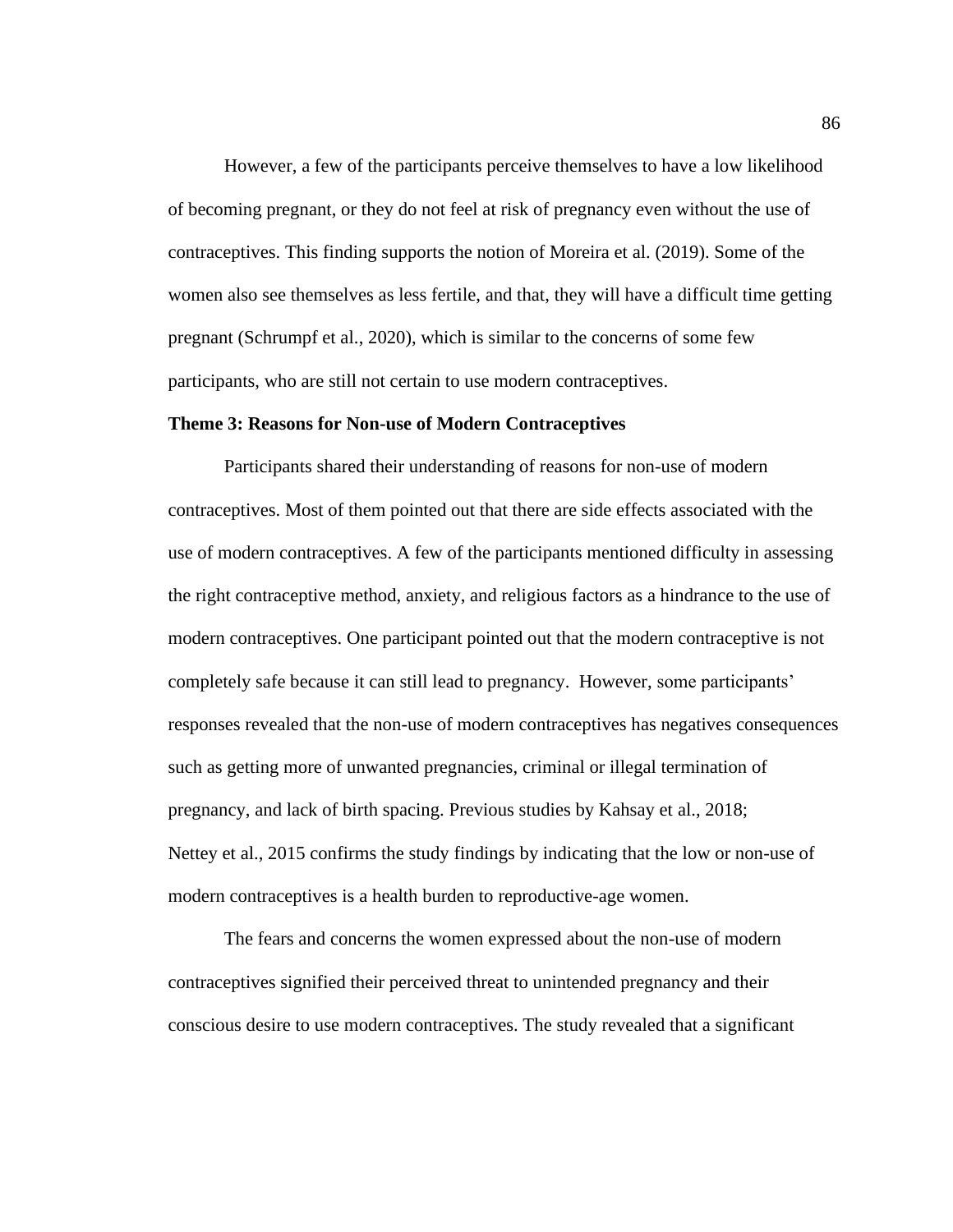However, a few of the participants perceive themselves to have a low likelihood of becoming pregnant, or they do not feel at risk of pregnancy even without the use of contraceptives. This finding supports the notion of Moreira et al. (2019). Some of the women also see themselves as less fertile, and that, they will have a difficult time getting pregnant (Schrumpf et al., 2020), which is similar to the concerns of some few participants, who are still not certain to use modern contraceptives.

**Theme 3: Reasons for Non-use of Modern Contraceptives**

Participants shared their understanding of reasons for non-use of modern contraceptives. Most of them pointed out that there are side effects associated with the use of modern contraceptives. A few of the participants mentioned difficulty in assessing the right contraceptive method, anxiety, and religious factors as a hindrance to the use of modern contraceptives. One participant pointed out that the modern contraceptive is not completely safe because it can still lead to pregnancy. However, some participants' responses revealed that the non-use of modern contraceptives has negatives consequences such as getting more of unwanted pregnancies, criminal or illegal termination of pregnancy, and lack of birth spacing. Previous studies by Kahsay et al., 2018; Nettey et al., 2015 confirms the study findings by indicating that the low or non-use of modern contraceptives is a health burden to reproductive-age women.

The fears and concerns the women expressed about the non-use of modern contraceptives signified their perceived threat to unintended pregnancy and their conscious desire to use modern contraceptives. The study revealed that a significant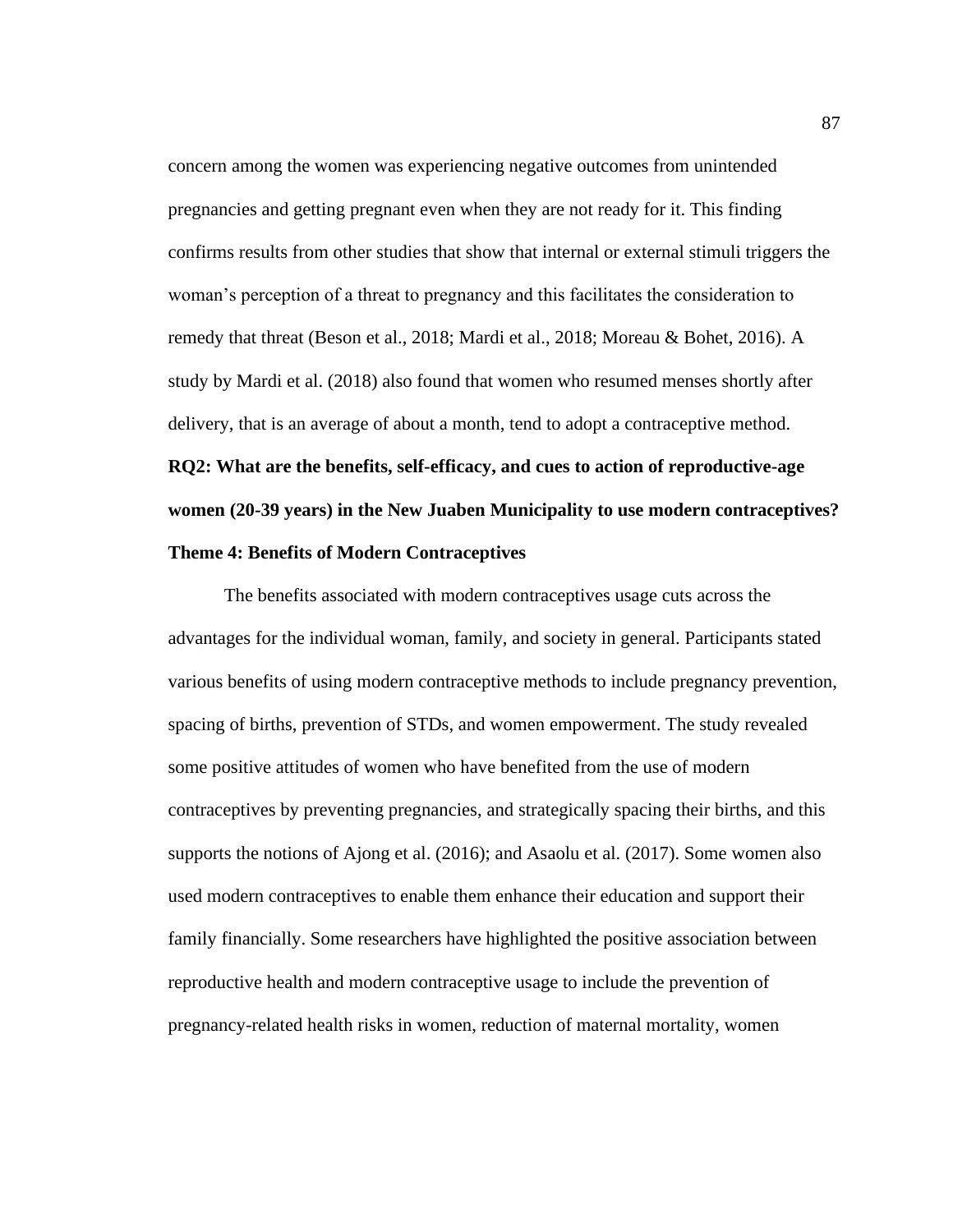concern among the women was experiencing negative outcomes from unintended pregnancies and getting pregnant even when they are not ready for it. This finding confirms results from other studies that show that internal or external stimuli triggers the woman's perception of a threat to pregnancy and this facilitates the consideration to remedy that threat (Beson et al., 2018; Mardi et al., 2018; Moreau & Bohet, 2016). A study by Mardi et al. (2018) also found that women who resumed menses shortly after delivery, that is an average of about a month, tend to adopt a contraceptive method.

**RQ2: What are the benefits, self-efficacy, and cues to action of reproductive-age women (20-39 years) in the New Juaben Municipality to use modern contraceptives?**

**Theme 4: Benefits of Modern Contraceptives**

The benefits associated with modern contraceptives usage cuts across the advantages for the individual woman, family, and society in general. Participants stated various benefits of using modern contraceptive methods to include pregnancy prevention, spacing of births, prevention of STDs, and women empowerment. The study revealed some positive attitudes of women who have benefited from the use of modern contraceptives by preventing pregnancies, and strategically spacing their births, and this supports the notions of Ajong et al. (2016); and Asaolu et al. (2017). Some women also used modern contraceptives to enable them enhance their education and support their family financially. Some researchers have highlighted the positive association between reproductive health and modern contraceptive usage to include the prevention of pregnancy-related health risks in women, reduction of maternal mortality, women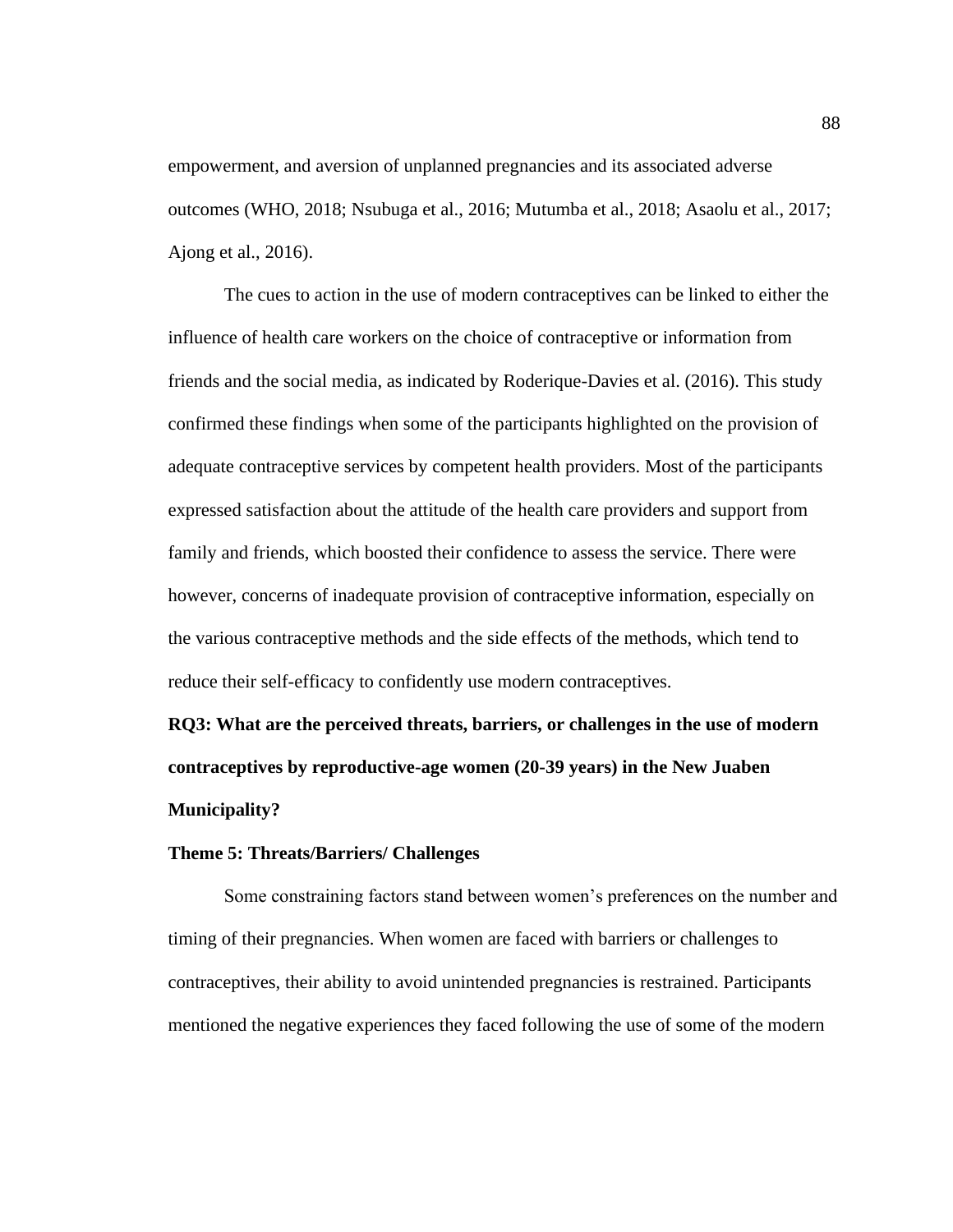empowerment, and aversion of unplanned pregnancies and its associated adverse outcomes (WHO, 2018; Nsubuga et al., 2016; Mutumba et al., 2018; Asaolu et al., 2017; Ajong et al., 2016).

The cues to action in the use of modern contraceptives can be linked to either the influence of health care workers on the choice of contraceptive or information from friends and the social media, as indicated by Roderique-Davies et al. (2016). This study confirmed these findings when some of the participants highlighted on the provision of adequate contraceptive services by competent health providers. Most of the participants expressed satisfaction about the attitude of the health care providers and support from family and friends, which boosted their confidence to assess the service. There were however, concerns of inadequate provision of contraceptive information, especially on the various contraceptive methods and the side effects of the methods, which tend to reduce their self-efficacy to confidently use modern contraceptives.

**RQ3: What are the perceived threats, barriers, or challenges in the use of modern contraceptives by reproductive-age women (20-39 years) in the New Juaben Municipality?**

**Theme 5: Threats/Barriers/ Challenges**

Some constraining factors stand between women's preferences on the number and timing of their pregnancies. When women are faced with barriers or challenges to contraceptives, their ability to avoid unintended pregnancies is restrained. Participants mentioned the negative experiences they faced following the use of some of the modern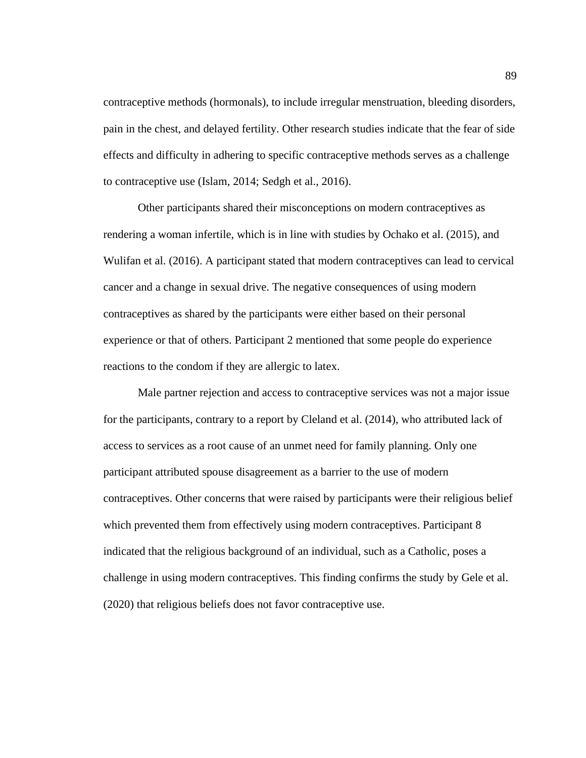contraceptive methods (hormonals), to include irregular menstruation, bleeding disorders, pain in the chest, and delayed fertility. Other research studies indicate that the fear of side effects and difficulty in adhering to specific contraceptive methods serves as a challenge to contraceptive use (Islam, 2014; Sedgh et al., 2016).

Other participants shared their misconceptions on modern contraceptives as rendering a woman infertile, which is in line with studies by Ochako et al. (2015), and Wulifan et al. (2016). A participant stated that modern contraceptives can lead to cervical cancer and a change in sexual drive. The negative consequences of using modern contraceptives as shared by the participants were either based on their personal experience or that of others. Participant 2 mentioned that some people do experience reactions to the condom if they are allergic to latex.

Male partner rejection and access to contraceptive services was not a major issue for the participants, contrary to a report by Cleland et al. (2014), who attributed lack of access to services as a root cause of an unmet need for family planning. Only one participant attributed spouse disagreement as a barrier to the use of modern contraceptives. Other concerns that were raised by participants were their religious belief which prevented them from effectively using modern contraceptives. Participant 8 indicated that the religious background of an individual, such as a Catholic, poses a challenge in using modern contraceptives. This finding confirms the study by Gele et al. (2020) that religious beliefs does not favor contraceptive use.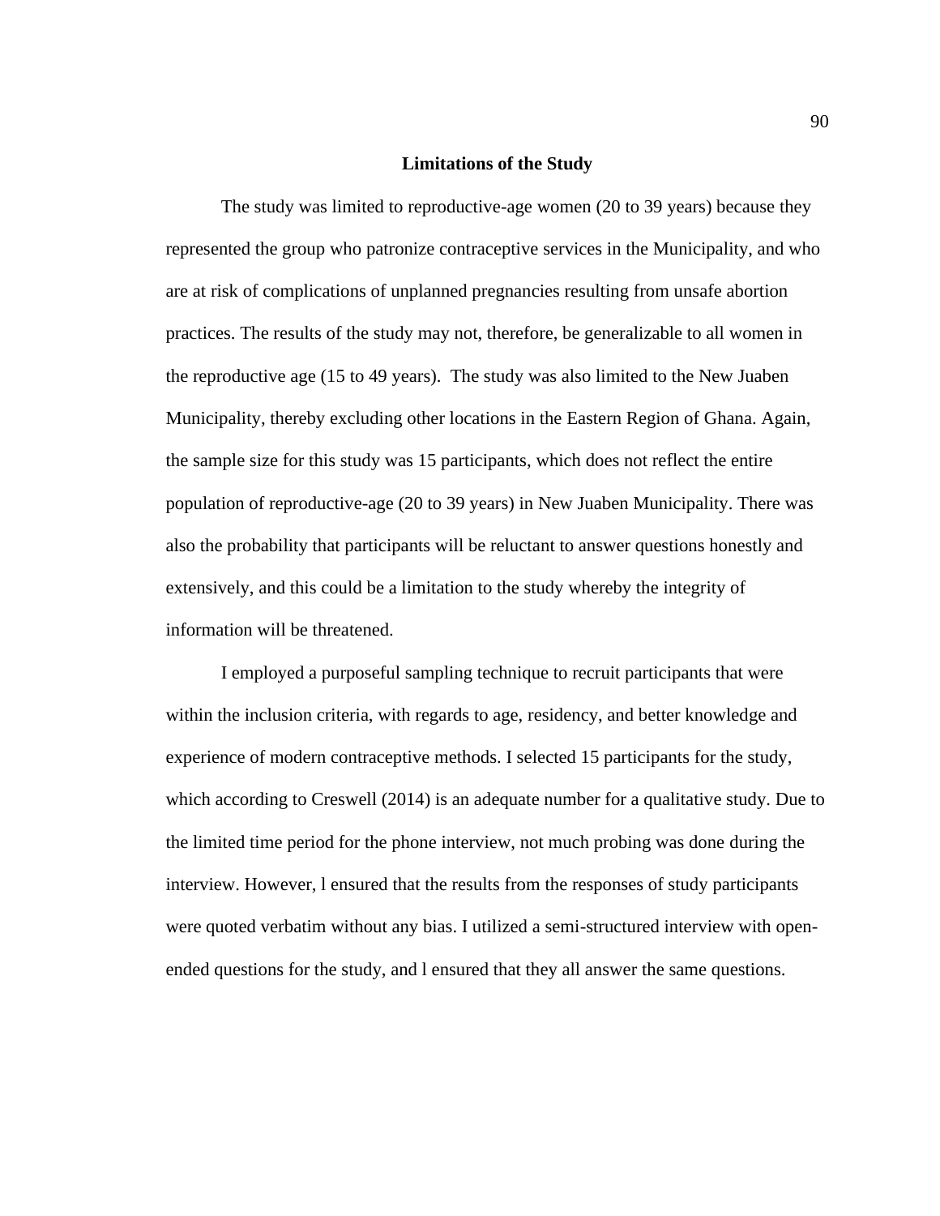## Limitations of the Study

The study was limited to reproductive-age women (20 to 39 years) because they represented the group who patronize contraceptive services in the Municipality, and who are at risk of complications of unplanned pregnancies resulting from unsafe abortion practices. The results of the study may not, therefore, be generalizable to all women in the reproductive age (15 to 49 years). The study was also limited to the New Juaben Municipality, thereby excluding other locations in the Eastern Region of Ghana. Again, the sample size for this study was 15 participants, which does not reflect the entire population of reproductive-age (20 to 39 years) in New Juaben Municipality. There was also the probability that participants will be reluctant to answer questions honestly and extensively, and this could be a limitation to the study whereby the integrity of information will be threatened.

I employed a purposeful sampling technique to recruit participants that were within the inclusion criteria, with regards to age, residency, and better knowledge and experience of modern contraceptive methods. I selected 15 participants for the study, which according to Creswell (2014) is an adequate number for a qualitative study. Due to the limited time period for the phone interview, not much probing was done during the interview. However, l ensured that the results from the responses of study participants were quoted verbatim without any bias. I utilized a semi-structured interview with open-ended questions for the study, and l ensured that they all answer the same questions.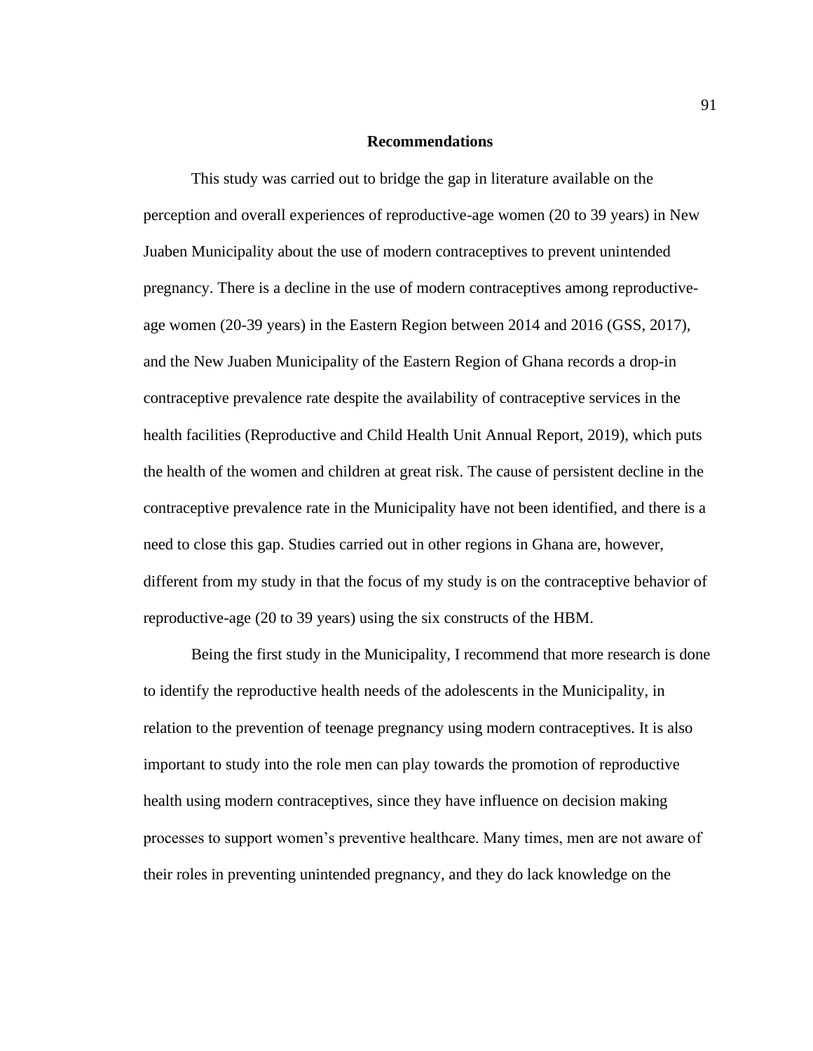## Recommendations

This study was carried out to bridge the gap in literature available on the perception and overall experiences of reproductive-age women (20 to 39 years) in New Juaben Municipality about the use of modern contraceptives to prevent unintended pregnancy. There is a decline in the use of modern contraceptives among reproductive-age women (20-39 years) in the Eastern Region between 2014 and 2016 (GSS, 2017), and the New Juaben Municipality of the Eastern Region of Ghana records a drop-in contraceptive prevalence rate despite the availability of contraceptive services in the health facilities (Reproductive and Child Health Unit Annual Report, 2019), which puts the health of the women and children at great risk. The cause of persistent decline in the contraceptive prevalence rate in the Municipality have not been identified, and there is a need to close this gap. Studies carried out in other regions in Ghana are, however, different from my study in that the focus of my study is on the contraceptive behavior of reproductive-age (20 to 39 years) using the six constructs of the HBM.

Being the first study in the Municipality, I recommend that more research is done to identify the reproductive health needs of the adolescents in the Municipality, in relation to the prevention of teenage pregnancy using modern contraceptives. It is also important to study into the role men can play towards the promotion of reproductive health using modern contraceptives, since they have influence on decision making processes to support women's preventive healthcare. Many times, men are not aware of their roles in preventing unintended pregnancy, and they do lack knowledge on the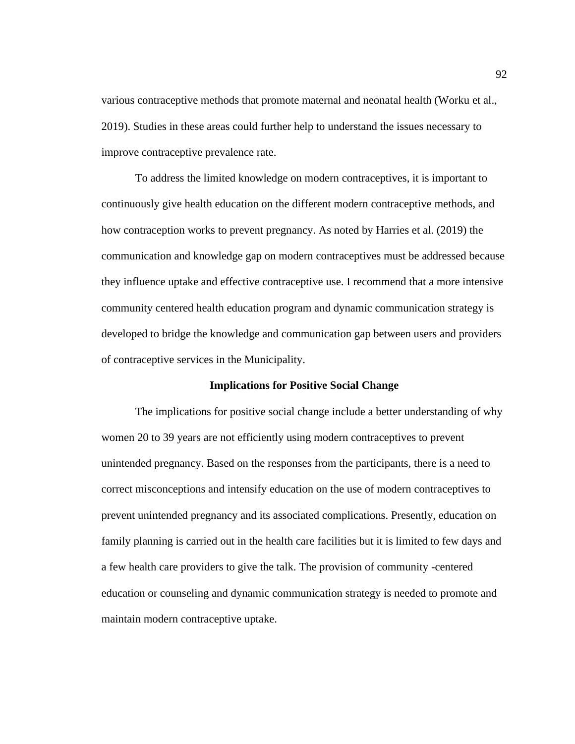various contraceptive methods that promote maternal and neonatal health (Worku et al., 2019). Studies in these areas could further help to understand the issues necessary to improve contraceptive prevalence rate.

To address the limited knowledge on modern contraceptives, it is important to continuously give health education on the different modern contraceptive methods, and how contraception works to prevent pregnancy. As noted by Harries et al. (2019) the communication and knowledge gap on modern contraceptives must be addressed because they influence uptake and effective contraceptive use. I recommend that a more intensive community centered health education program and dynamic communication strategy is developed to bridge the knowledge and communication gap between users and providers of contraceptive services in the Municipality.

## Implications for Positive Social Change

The implications for positive social change include a better understanding of why women 20 to 39 years are not efficiently using modern contraceptives to prevent unintended pregnancy. Based on the responses from the participants, there is a need to correct misconceptions and intensify education on the use of modern contraceptives to prevent unintended pregnancy and its associated complications. Presently, education on family planning is carried out in the health care facilities but it is limited to few days and a few health care providers to give the talk. The provision of community -centered education or counseling and dynamic communication strategy is needed to promote and maintain modern contraceptive uptake.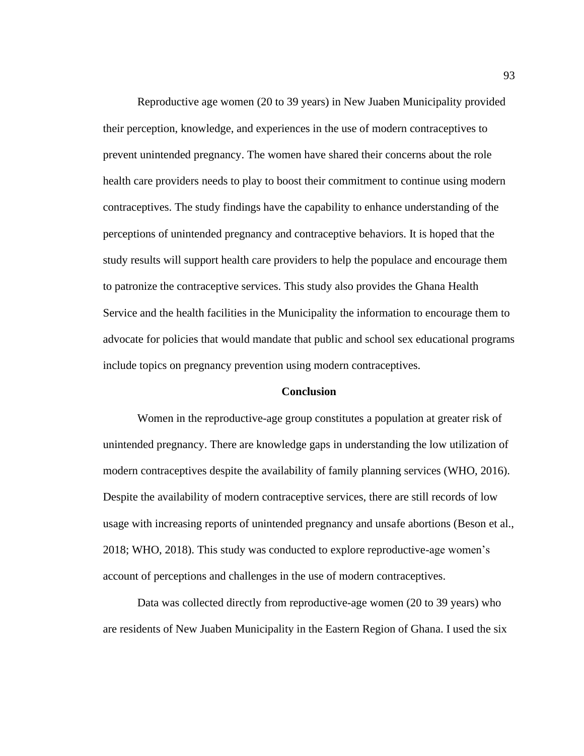Reproductive age women (20 to 39 years) in New Juaben Municipality provided their perception, knowledge, and experiences in the use of modern contraceptives to prevent unintended pregnancy. The women have shared their concerns about the role health care providers needs to play to boost their commitment to continue using modern contraceptives. The study findings have the capability to enhance understanding of the perceptions of unintended pregnancy and contraceptive behaviors. It is hoped that the study results will support health care providers to help the populace and encourage them to patronize the contraceptive services. This study also provides the Ghana Health Service and the health facilities in the Municipality the information to encourage them to advocate for policies that would mandate that public and school sex educational programs include topics on pregnancy prevention using modern contraceptives.

## Conclusion

Women in the reproductive-age group constitutes a population at greater risk of unintended pregnancy. There are knowledge gaps in understanding the low utilization of modern contraceptives despite the availability of family planning services (WHO, 2016). Despite the availability of modern contraceptive services, there are still records of low usage with increasing reports of unintended pregnancy and unsafe abortions (Beson et al., 2018; WHO, 2018). This study was conducted to explore reproductive-age women's account of perceptions and challenges in the use of modern contraceptives.

Data was collected directly from reproductive-age women (20 to 39 years) who are residents of New Juaben Municipality in the Eastern Region of Ghana. I used the six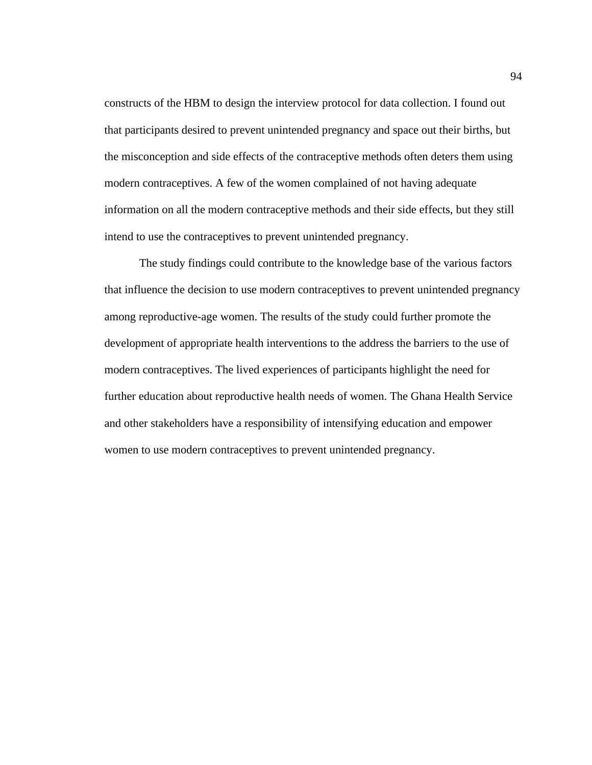constructs of the HBM to design the interview protocol for data collection. I found out that participants desired to prevent unintended pregnancy and space out their births, but the misconception and side effects of the contraceptive methods often deters them using modern contraceptives. A few of the women complained of not having adequate information on all the modern contraceptive methods and their side effects, but they still intend to use the contraceptives to prevent unintended pregnancy.

The study findings could contribute to the knowledge base of the various factors that influence the decision to use modern contraceptives to prevent unintended pregnancy among reproductive-age women. The results of the study could further promote the development of appropriate health interventions to the address the barriers to the use of modern contraceptives. The lived experiences of participants highlight the need for further education about reproductive health needs of women. The Ghana Health Service and other stakeholders have a responsibility of intensifying education and empower women to use modern contraceptives to prevent unintended pregnancy.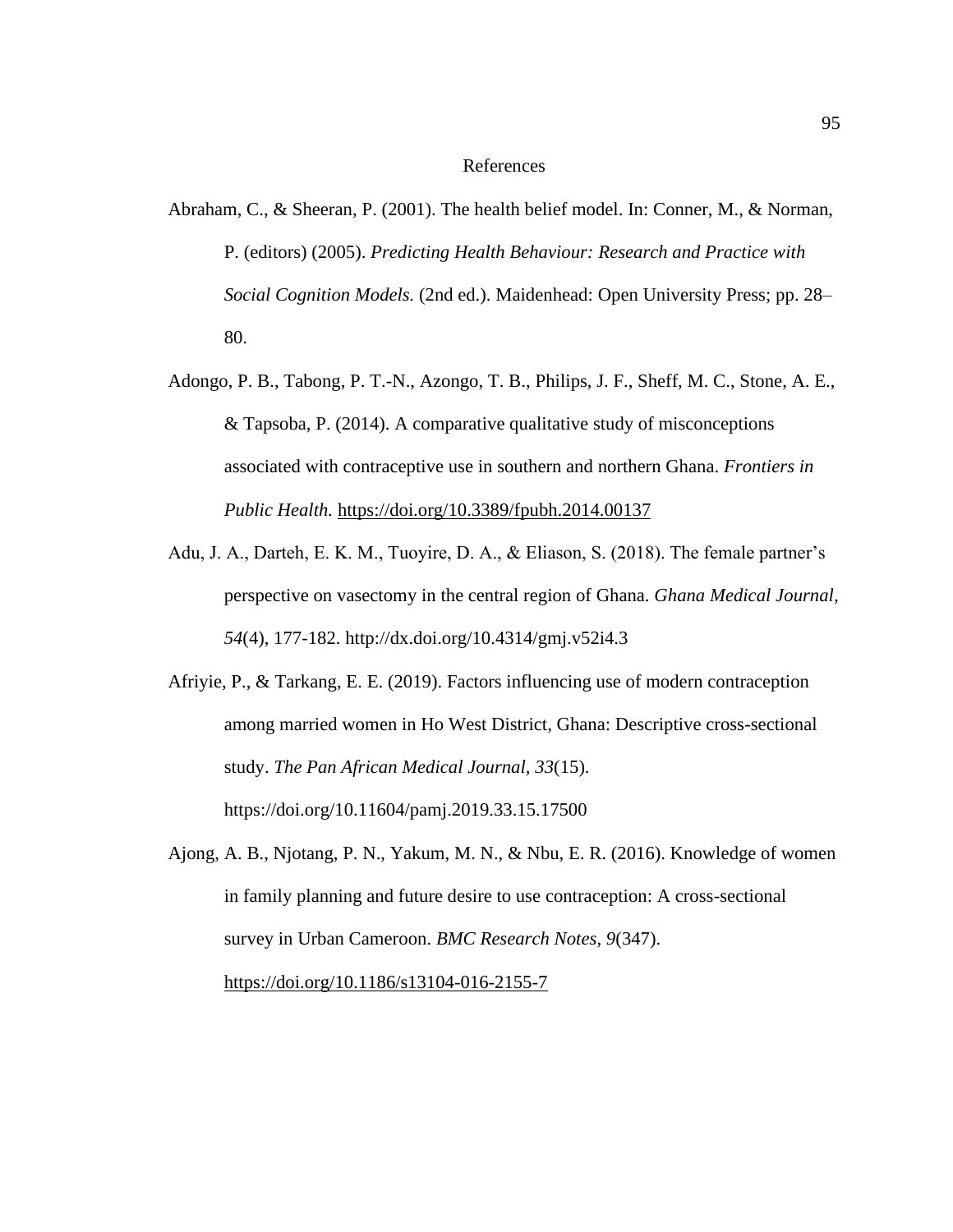# References

Abraham, C., & Sheeran, P. (2001). The health belief model. In: Conner, M., & Norman, P. (editors) (2005). *Predicting Health Behaviour: Research and Practice with Social Cognition Models.* (2nd ed.). Maidenhead: Open University Press; pp. 28–80.

Adongo, P. B., Tabong, P. T.-N., Azongo, T. B., Philips, J. F., Sheff, M. C., Stone, A. E., & Tapsoba, P. (2014). A comparative qualitative study of misconceptions associated with contraceptive use in southern and northern Ghana. *Frontiers in Public Health.* https://doi.org/10.3389/fpubh.2014.00137

Adu, J. A., Darteh, E. K. M., Tuoyire, D. A., & Eliason, S. (2018). The female partner's perspective on vasectomy in the central region of Ghana. *Ghana Medical Journal, 54*(4), 177-182. http://dx.doi.org/10.4314/gmj.v52i4.3

Afriyie, P., & Tarkang, E. E. (2019). Factors influencing use of modern contraception among married women in Ho West District, Ghana: Descriptive cross-sectional study. *The Pan African Medical Journal, 33*(15). https://doi.org/10.11604/pamj.2019.33.15.17500

Ajong, A. B., Njotang, P. N., Yakum, M. N., & Nbu, E. R. (2016). Knowledge of women in family planning and future desire to use contraception: A cross-sectional survey in Urban Cameroon. *BMC Research Notes, 9*(347). https://doi.org/10.1186/s13104-016-2155-7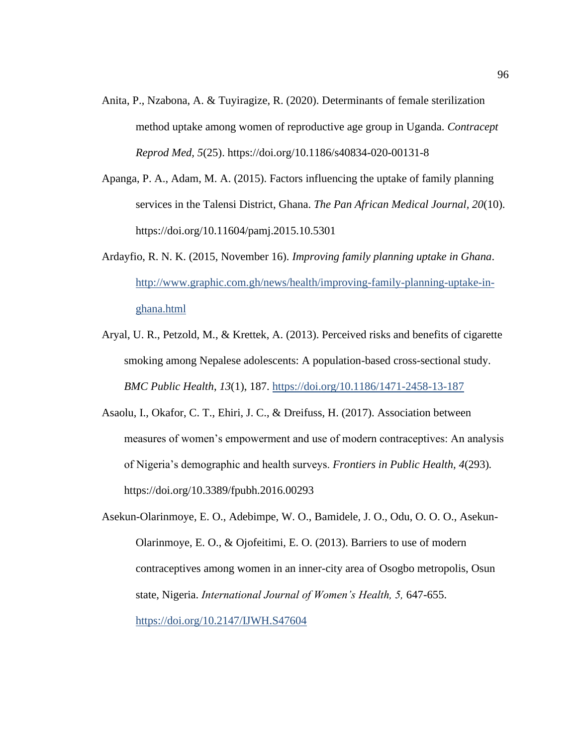Anita, P., Nzabona, A. & Tuyiragize, R. (2020). Determinants of female sterilization method uptake among women of reproductive age group in Uganda. *Contracept Reprod Med, 5*(25). https://doi.org/10.1186/s40834-020-00131-8

Apanga, P. A., Adam, M. A. (2015). Factors influencing the uptake of family planning services in the Talensi District, Ghana. *The Pan African Medical Journal*, *20*(10). https://doi.org/10.11604/pamj.2015.10.5301

Ardayfio, R. N. K. (2015, November 16). *Improving family planning uptake in Ghana*. http://www.graphic.com.gh/news/health/improving-family-planning-uptake-in-ghana.html

Aryal, U. R., Petzold, M., & Krettek, A. (2013). Perceived risks and benefits of cigarette smoking among Nepalese adolescents: A population-based cross-sectional study. *BMC Public Health*, *13*(1), 187. https://doi.org/10.1186/1471-2458-13-187

Asaolu, I., Okafor, C. T., Ehiri, J. C., & Dreifuss, H. (2017). Association between measures of women's empowerment and use of modern contraceptives: An analysis of Nigeria's demographic and health surveys. *Frontiers in Public Health, 4*(293). https://doi.org/10.3389/fpubh.2016.00293

Asekun-Olarinmoye, E. O., Adebimpe, W. O., Bamidele, J. O., Odu, O. O. O., Asekun-Olarinmoye, E. O., & Ojofeitimi, E. O. (2013). Barriers to use of modern contraceptives among women in an inner-city area of Osogbo metropolis, Osun state, Nigeria. *International Journal of Women's Health, 5,* 647-655. https://doi.org/10.2147/IJWH.S47604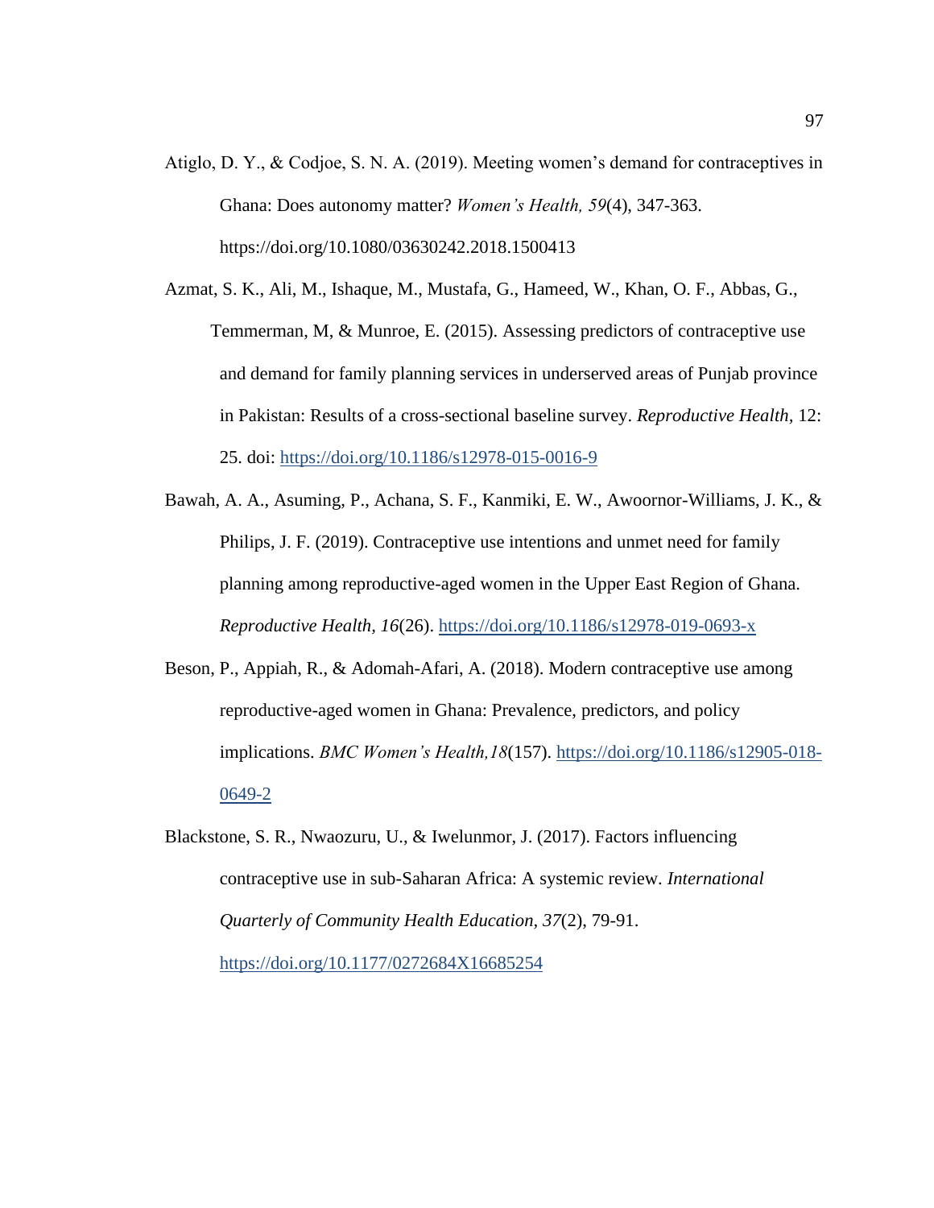Atiglo, D. Y., & Codjoe, S. N. A. (2019). Meeting women's demand for contraceptives in Ghana: Does autonomy matter? *Women's Health, 59*(4), 347-363. https://doi.org/10.1080/03630242.2018.1500413

Azmat, S. K., Ali, M., Ishaque, M., Mustafa, G., Hameed, W., Khan, O. F., Abbas, G., Temmerman, M, & Munroe, E. (2015). Assessing predictors of contraceptive use and demand for family planning services in underserved areas of Punjab province in Pakistan: Results of a cross-sectional baseline survey. *Reproductive Health*, 12: 25. doi: https://doi.org/10.1186/s12978-015-0016-9

Bawah, A. A., Asuming, P., Achana, S. F., Kanmiki, E. W., Awoornor-Williams, J. K., & Philips, J. F. (2019). Contraceptive use intentions and unmet need for family planning among reproductive-aged women in the Upper East Region of Ghana. *Reproductive Health, 16*(26). https://doi.org/10.1186/s12978-019-0693-x

Beson, P., Appiah, R., & Adomah-Afari, A. (2018). Modern contraceptive use among reproductive-aged women in Ghana: Prevalence, predictors, and policy implications. *BMC Women's Health,18*(157). https://doi.org/10.1186/s12905-018-0649-2

Blackstone, S. R., Nwaozuru, U., & Iwelunmor, J. (2017). Factors influencing contraceptive use in sub-Saharan Africa: A systemic review. *International Quarterly of Community Health Education, 37*(2), 79-91. https://doi.org/10.1177/0272684X16685254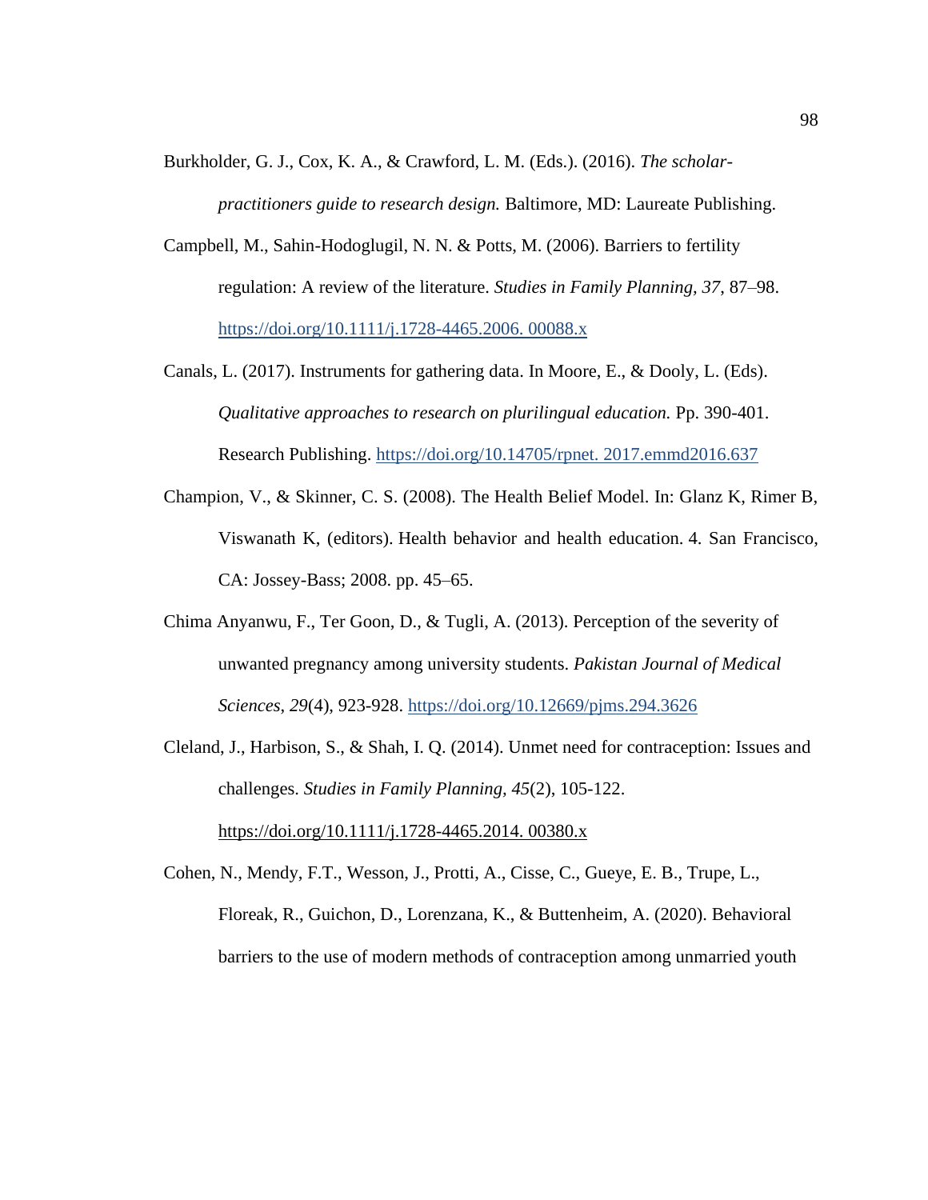Burkholder, G. J., Cox, K. A., & Crawford, L. M. (Eds.). (2016). *The scholar-practitioners guide to research design.* Baltimore, MD: Laureate Publishing.

Campbell, M., Sahin-Hodoglugil, N. N. & Potts, M. (2006). Barriers to fertility regulation: A review of the literature. *Studies in Family Planning, 37*, 87–98. https://doi.org/10.1111/j.1728-4465.2006. 00088.x

Canals, L. (2017). Instruments for gathering data. In Moore, E., & Dooly, L. (Eds). *Qualitative approaches to research on plurilingual education.* Pp. 390-401. Research Publishing. https://doi.org/10.14705/rpnet. 2017.emmd2016.637

Champion, V., & Skinner, C. S. (2008). The Health Belief Model. In: Glanz K, Rimer B, Viswanath K, (editors). Health behavior and health education. 4. San Francisco, CA: Jossey-Bass; 2008. pp. 45–65.

Chima Anyanwu, F., Ter Goon, D., & Tugli, A. (2013). Perception of the severity of unwanted pregnancy among university students. *Pakistan Journal of Medical Sciences*, *29*(4), 923-928. https://doi.org/10.12669/pjms.294.3626

Cleland, J., Harbison, S., & Shah, I. Q. (2014). Unmet need for contraception: Issues and challenges. *Studies in Family Planning, 45*(2), 105-122. https://doi.org/10.1111/j.1728-4465.2014. 00380.x

Cohen, N., Mendy, F.T., Wesson, J., Protti, A., Cisse, C., Gueye, E. B., Trupe, L., Floreak, R., Guichon, D., Lorenzana, K., & Buttenheim, A. (2020). Behavioral barriers to the use of modern methods of contraception among unmarried youth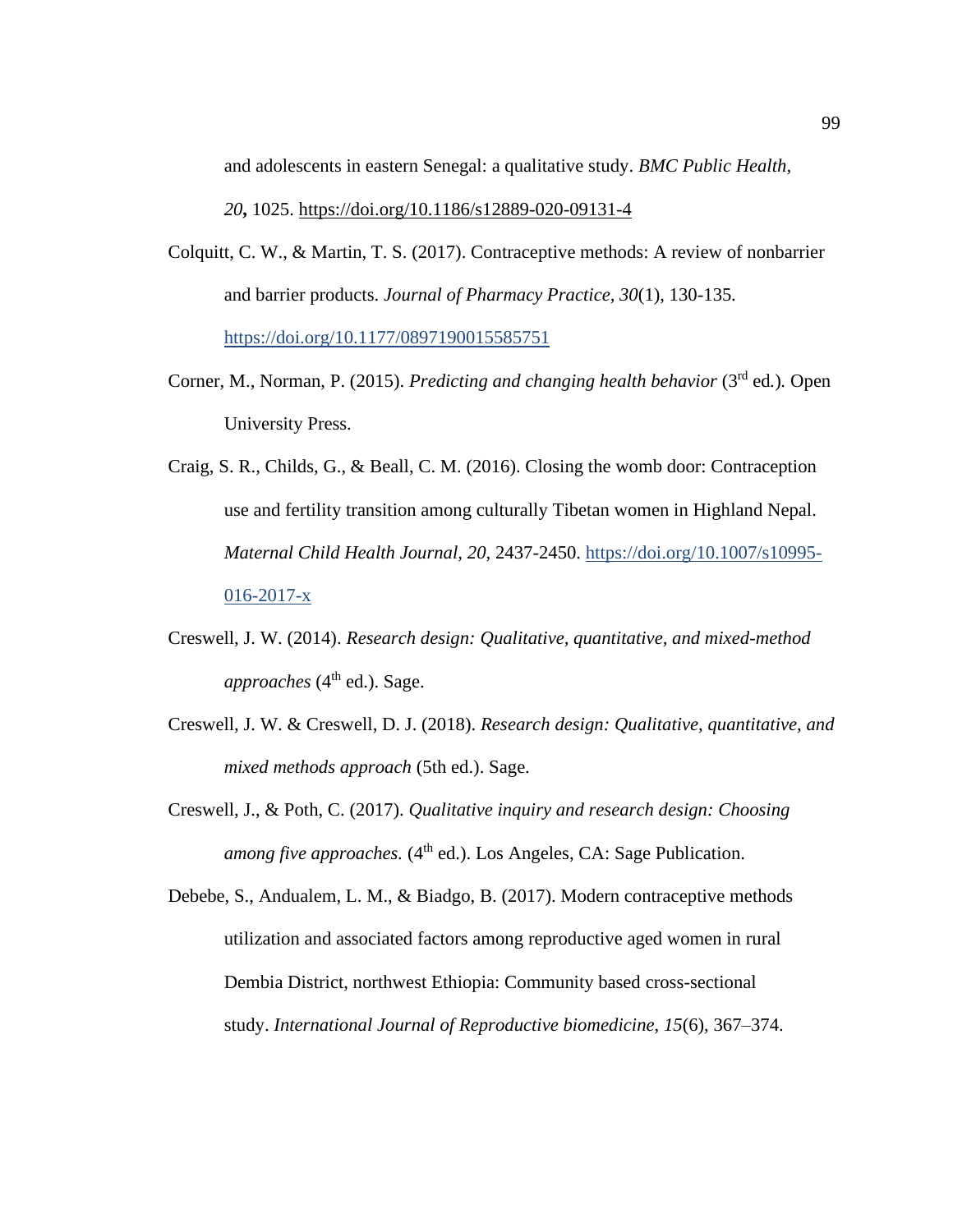and adolescents in eastern Senegal: a qualitative study. *BMC Public Health, 20***,** 1025. https://doi.org/10.1186/s12889-020-09131-4

Colquitt, C. W., & Martin, T. S. (2017). Contraceptive methods: A review of nonbarrier and barrier products. *Journal of Pharmacy Practice, 30*(1), 130-135. https://doi.org/10.1177/0897190015585751

Corner, M., Norman, P. (2015). *Predicting and changing health behavior* (3rd ed.). Open University Press.

Craig, S. R., Childs, G., & Beall, C. M. (2016). Closing the womb door: Contraception use and fertility transition among culturally Tibetan women in Highland Nepal. *Maternal Child Health Journal, 20*, 2437-2450. https://doi.org/10.1007/s10995-016-2017-x

Creswell, J. W. (2014). *Research design: Qualitative, quantitative, and mixed-method approaches* (4th ed.). Sage.

Creswell, J. W. & Creswell, D. J. (2018). *Research design: Qualitative, quantitative, and mixed methods approach* (5th ed.). Sage.

Creswell, J., & Poth, C. (2017). *Qualitative inquiry and research design: Choosing among five approaches.* (4th ed.). Los Angeles, CA: Sage Publication.

Debebe, S., Andualem, L. M., & Biadgo, B. (2017). Modern contraceptive methods utilization and associated factors among reproductive aged women in rural Dembia District, northwest Ethiopia: Community based cross-sectional study. *International Journal of Reproductive biomedicine*, *15*(6), 367–374.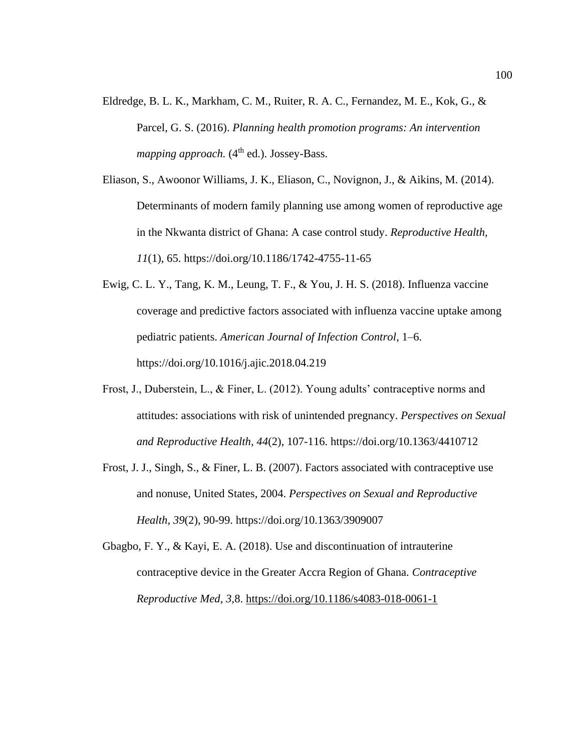Eldredge, B. L. K., Markham, C. M., Ruiter, R. A. C., Fernandez, M. E., Kok, G., & Parcel, G. S. (2016). *Planning health promotion programs: An intervention mapping approach.* ($4^{th}$ ed.). Jossey-Bass.

Eliason, S., Awoonor Williams, J. K., Eliason, C., Novignon, J., & Aikins, M. (2014). Determinants of modern family planning use among women of reproductive age in the Nkwanta district of Ghana: A case control study. *Reproductive Health, 11*(1), 65. https://doi.org/10.1186/1742-4755-11-65

Ewig, C. L. Y., Tang, K. M., Leung, T. F., & You, J. H. S. (2018). Influenza vaccine coverage and predictive factors associated with influenza vaccine uptake among pediatric patients. *American Journal of Infection Control*, 1–6. https://doi.org/10.1016/j.ajic.2018.04.219

Frost, J., Duberstein, L., & Finer, L. (2012). Young adults' contraceptive norms and attitudes: associations with risk of unintended pregnancy. *Perspectives on Sexual and Reproductive Health*, *44*(2), 107-116. https://doi.org/10.1363/4410712

Frost, J. J., Singh, S., & Finer, L. B. (2007). Factors associated with contraceptive use and nonuse, United States, 2004. *Perspectives on Sexual and Reproductive Health, 39*(2), 90-99. https://doi.org/10.1363/3909007

Gbagbo, F. Y., & Kayi, E. A. (2018). Use and discontinuation of intrauterine contraceptive device in the Greater Accra Region of Ghana. *Contraceptive Reproductive Med*, *3*,8. https://doi.org/10.1186/s4083-018-0061-1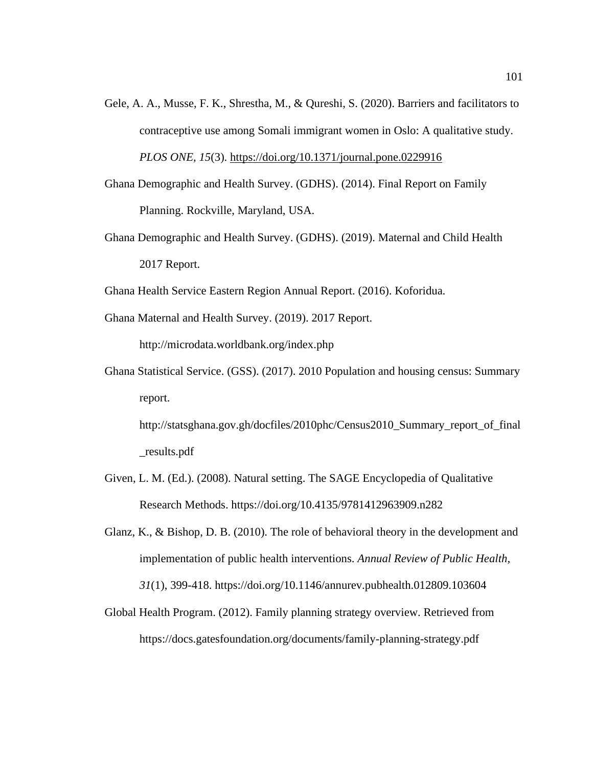Gele, A. A., Musse, F. K., Shrestha, M., & Qureshi, S. (2020). Barriers and facilitators to contraceptive use among Somali immigrant women in Oslo: A qualitative study. *PLOS ONE, 15*(3). https://doi.org/10.1371/journal.pone.0229916

Ghana Demographic and Health Survey. (GDHS). (2014). Final Report on Family Planning. Rockville, Maryland, USA.

Ghana Demographic and Health Survey. (GDHS). (2019). Maternal and Child Health 2017 Report.

Ghana Health Service Eastern Region Annual Report. (2016). Koforidua.

Ghana Maternal and Health Survey. (2019). 2017 Report. http://microdata.worldbank.org/index.php

Ghana Statistical Service. (GSS). (2017). 2010 Population and housing census: Summary report. http://statsghana.gov.gh/docfiles/2010phc/Census2010_Summary_report_of_final_results.pdf

Given, L. M. (Ed.). (2008). Natural setting. The SAGE Encyclopedia of Qualitative Research Methods. https://doi.org/10.4135/9781412963909.n282

Glanz, K., & Bishop, D. B. (2010). The role of behavioral theory in the development and implementation of public health interventions. *Annual Review of Public Health, 31*(1), 399-418. https://doi.org/10.1146/annurev.pubhealth.012809.103604

Global Health Program. (2012). Family planning strategy overview. Retrieved from https://docs.gatesfoundation.org/documents/family-planning-strategy.pdf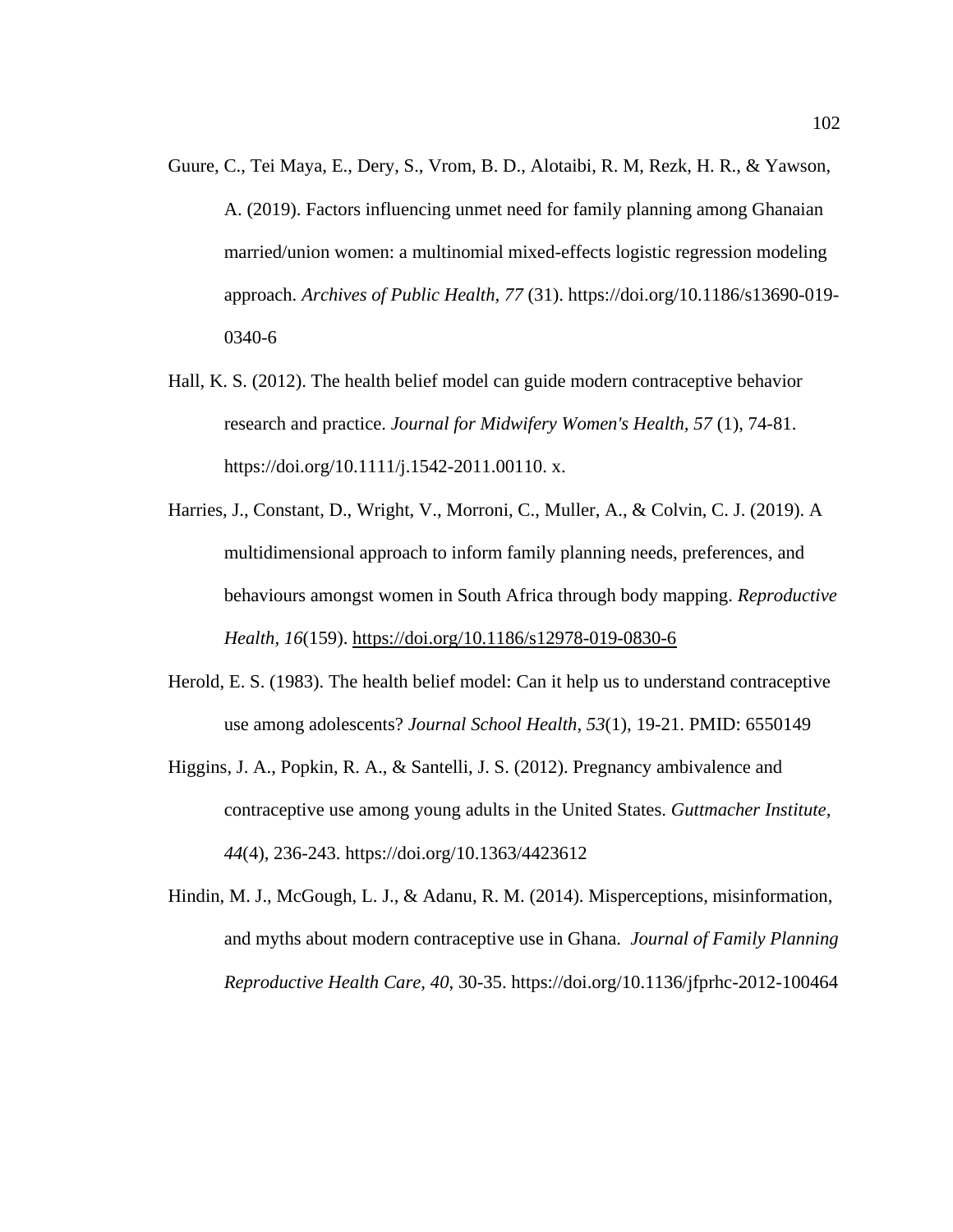Guure, C., Tei Maya, E., Dery, S., Vrom, B. D., Alotaibi, R. M, Rezk, H. R., & Yawson, A. (2019). Factors influencing unmet need for family planning among Ghanaian married/union women: a multinomial mixed-effects logistic regression modeling approach. *Archives of Public Health, 77* (31). https://doi.org/10.1186/s13690-019-0340-6

Hall, K. S. (2012). The health belief model can guide modern contraceptive behavior research and practice. *Journal for Midwifery Women's Health, 57* (1), 74-81. https://doi.org/10.1111/j.1542-2011.00110. x.

Harries, J., Constant, D., Wright, V., Morroni, C., Muller, A., & Colvin, C. J. (2019). A multidimensional approach to inform family planning needs, preferences, and behaviours amongst women in South Africa through body mapping. *Reproductive Health, 16*(159). https://doi.org/10.1186/s12978-019-0830-6

Herold, E. S. (1983). The health belief model: Can it help us to understand contraceptive use among adolescents? *Journal School Health, 53*(1), 19-21. PMID: 6550149

Higgins, J. A., Popkin, R. A., & Santelli, J. S. (2012). Pregnancy ambivalence and contraceptive use among young adults in the United States. *Guttmacher Institute, 44*(4), 236-243. https://doi.org/10.1363/4423612

Hindin, M. J., McGough, L. J., & Adanu, R. M. (2014). Misperceptions, misinformation, and myths about modern contraceptive use in Ghana. *Journal of Family Planning Reproductive Health Care, 40*, 30-35. https://doi.org/10.1136/jfprhc-2012-100464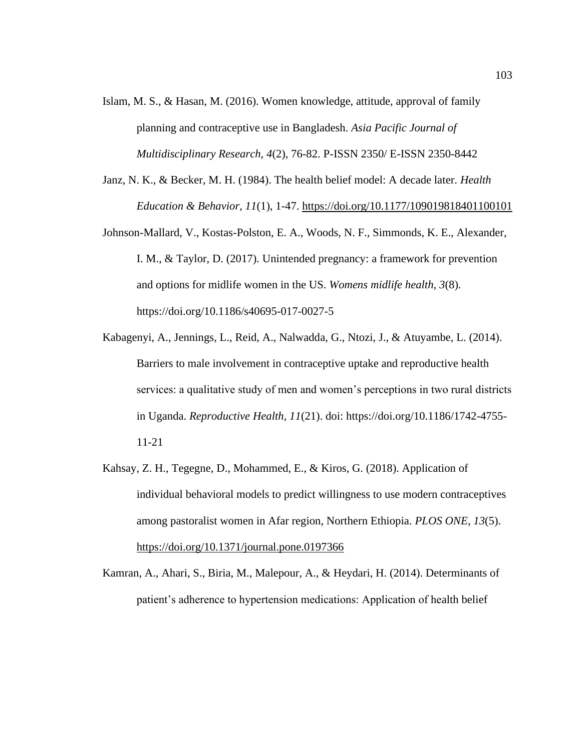Islam, M. S., & Hasan, M. (2016). Women knowledge, attitude, approval of family planning and contraceptive use in Bangladesh. *Asia Pacific Journal of Multidisciplinary Research, 4*(2), 76-82. P-ISSN 2350/ E-ISSN 2350-8442

Janz, N. K., & Becker, M. H. (1984). The health belief model: A decade later. *Health Education & Behavior, 11*(1), 1-47. https://doi.org/10.1177/109019818401100101

Johnson-Mallard, V., Kostas-Polston, E. A., Woods, N. F., Simmonds, K. E., Alexander, I. M., & Taylor, D. (2017). Unintended pregnancy: a framework for prevention and options for midlife women in the US. *Womens midlife health, 3*(8). https://doi.org/10.1186/s40695-017-0027-5

Kabagenyi, A., Jennings, L., Reid, A., Nalwadda, G., Ntozi, J., & Atuyambe, L. (2014). Barriers to male involvement in contraceptive uptake and reproductive health services: a qualitative study of men and women's perceptions in two rural districts in Uganda. *Reproductive Health, 11*(21). doi: https://doi.org/10.1186/1742-4755-11-21

Kahsay, Z. H., Tegegne, D., Mohammed, E., & Kiros, G. (2018). Application of individual behavioral models to predict willingness to use modern contraceptives among pastoralist women in Afar region, Northern Ethiopia. *PLOS ONE, 13*(5). https://doi.org/10.1371/journal.pone.0197366

Kamran, A., Ahari, S., Biria, M., Malepour, A., & Heydari, H. (2014). Determinants of patient's adherence to hypertension medications: Application of health belief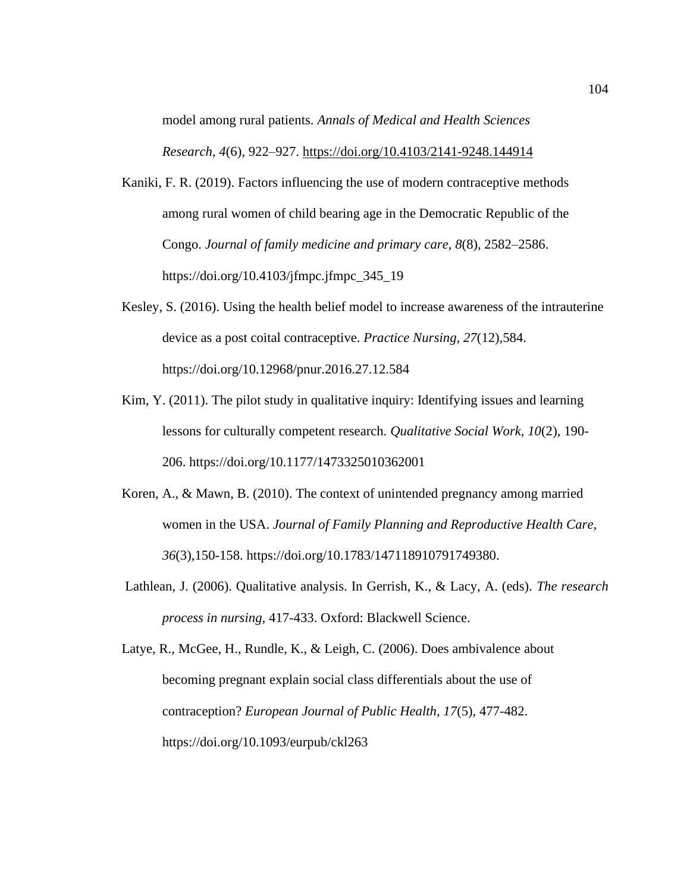model among rural patients. *Annals of Medical and Health Sciences Research*, *4*(6), 922–927. https://doi.org/10.4103/2141-9248.144914

Kaniki, F. R. (2019). Factors influencing the use of modern contraceptive methods among rural women of child bearing age in the Democratic Republic of the Congo. *Journal of family medicine and primary care*, *8*(8), 2582–2586. https://doi.org/10.4103/jfmpc.jfmpc_345_19

Kesley, S. (2016). Using the health belief model to increase awareness of the intrauterine device as a post coital contraceptive. *Practice Nursing, 27*(12),584. https://doi.org/10.12968/pnur.2016.27.12.584

Kim, Y. (2011). The pilot study in qualitative inquiry: Identifying issues and learning lessons for culturally competent research. *Qualitative Social Work, 10*(2), 190-206. https://doi.org/10.1177/1473325010362001

Koren, A., & Mawn, B. (2010). The context of unintended pregnancy among married women in the USA. *Journal of Family Planning and Reproductive Health Care, 36*(3),150-158. https://doi.org/10.1783/147118910791749380.

Lathlean, J. (2006). Qualitative analysis. In Gerrish, K., & Lacy, A. (eds). *The research process in nursing,* 417-433. Oxford: Blackwell Science.

Latye, R., McGee, H., Rundle, K., & Leigh, C. (2006). Does ambivalence about becoming pregnant explain social class differentials about the use of contraception? *European Journal of Public Health, 17*(5), 477-482. https://doi.org/10.1093/eurpub/ckl263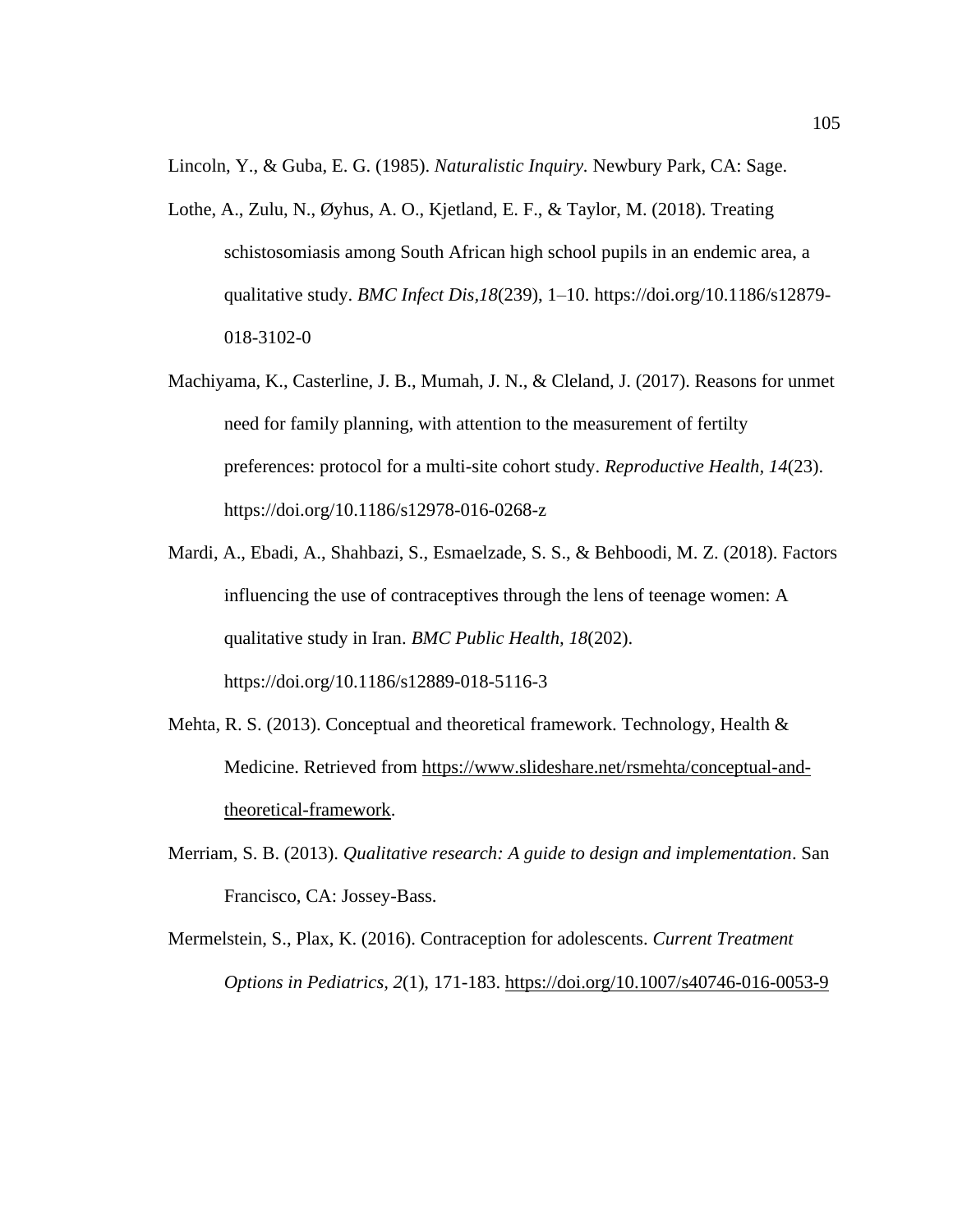Lincoln, Y., & Guba, E. G. (1985). *Naturalistic Inquiry.* Newbury Park, CA: Sage.

Lothe, A., Zulu, N., Øyhus, A. O., Kjetland, E. F., & Taylor, M. (2018). Treating schistosomiasis among South African high school pupils in an endemic area, a qualitative study. *BMC Infect Dis,18*(239), 1–10. https://doi.org/10.1186/s12879-018-3102-0

Machiyama, K., Casterline, J. B., Mumah, J. N., & Cleland, J. (2017). Reasons for unmet need for family planning, with attention to the measurement of fertilty preferences: protocol for a multi-site cohort study. *Reproductive Health, 14*(23). https://doi.org/10.1186/s12978-016-0268-z

Mardi, A., Ebadi, A., Shahbazi, S., Esmaelzade, S. S., & Behboodi, M. Z. (2018). Factors influencing the use of contraceptives through the lens of teenage women: A qualitative study in Iran. *BMC Public Health, 18*(202). https://doi.org/10.1186/s12889-018-5116-3

Mehta, R. S. (2013). Conceptual and theoretical framework. Technology, Health & Medicine. Retrieved from https://www.slideshare.net/rsmehta/conceptual-and-theoretical-framework.

Merriam, S. B. (2013). *Qualitative research: A guide to design and implementation*. San Francisco, CA: Jossey-Bass.

Mermelstein, S., Plax, K. (2016). Contraception for adolescents. *Current Treatment Options in Pediatrics, 2*(1), 171-183. https://doi.org/10.1007/s40746-016-0053-9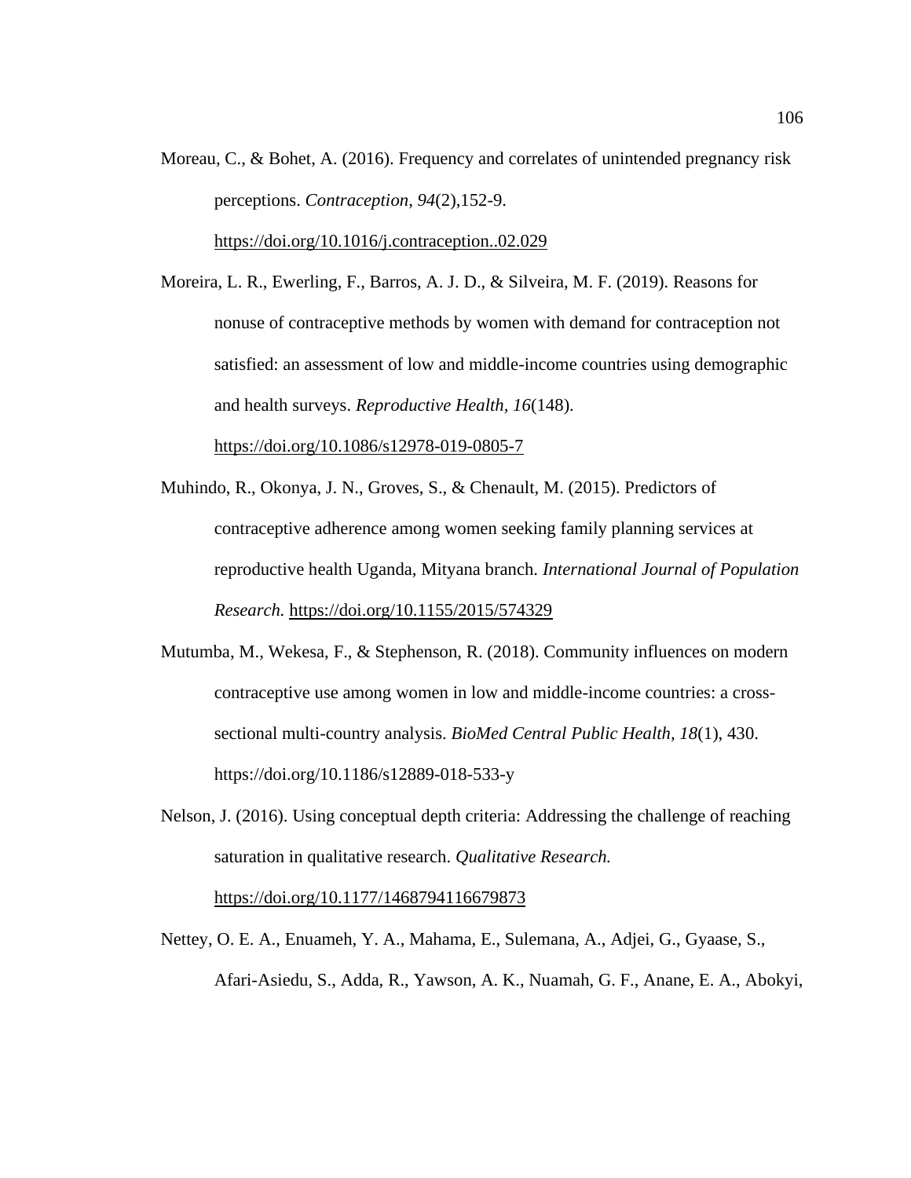Moreau, C., & Bohet, A. (2016). Frequency and correlates of unintended pregnancy risk perceptions. *Contraception, 94*(2),152-9. https://doi.org/10.1016/j.contraception..02.029

Moreira, L. R., Ewerling, F., Barros, A. J. D., & Silveira, M. F. (2019). Reasons for nonuse of contraceptive methods by women with demand for contraception not satisfied: an assessment of low and middle-income countries using demographic and health surveys. *Reproductive Health, 16*(148). https://doi.org/10.1086/s12978-019-0805-7

Muhindo, R., Okonya, J. N., Groves, S., & Chenault, M. (2015). Predictors of contraceptive adherence among women seeking family planning services at reproductive health Uganda, Mityana branch. *International Journal of Population Research.* https://doi.org/10.1155/2015/574329

Mutumba, M., Wekesa, F., & Stephenson, R. (2018). Community influences on modern contraceptive use among women in low and middle-income countries: a cross-sectional multi-country analysis. *BioMed Central Public Health, 18*(1), 430. https://doi.org/10.1186/s12889-018-533-y

Nelson, J. (2016). Using conceptual depth criteria: Addressing the challenge of reaching saturation in qualitative research. *Qualitative Research.* https://doi.org/10.1177/1468794116679873

Nettey, O. E. A., Enuameh, Y. A., Mahama, E., Sulemana, A., Adjei, G., Gyaase, S., Afari-Asiedu, S., Adda, R., Yawson, A. K., Nuamah, G. F., Anane, E. A., Abokyi,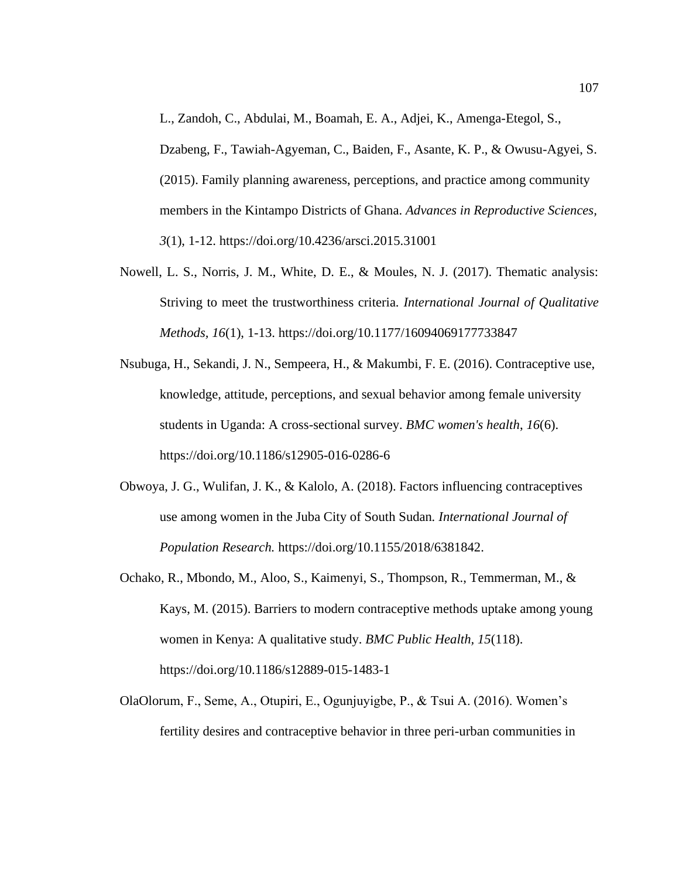L., Zandoh, C., Abdulai, M., Boamah, E. A., Adjei, K., Amenga-Etegol, S., Dzabeng, F., Tawiah-Agyeman, C., Baiden, F., Asante, K. P., & Owusu-Agyei, S. (2015). Family planning awareness, perceptions, and practice among community members in the Kintampo Districts of Ghana. *Advances in Reproductive Sciences, 3*(1), 1-12. https://doi.org/10.4236/arsci.2015.31001

Nowell, L. S., Norris, J. M., White, D. E., & Moules, N. J. (2017). Thematic analysis: Striving to meet the trustworthiness criteria. *International Journal of Qualitative Methods, 16*(1), 1-13. https://doi.org/10.1177/16094069177733847

Nsubuga, H., Sekandi, J. N., Sempeera, H., & Makumbi, F. E. (2016). Contraceptive use, knowledge, attitude, perceptions, and sexual behavior among female university students in Uganda: A cross-sectional survey. *BMC women's health*, *16*(6). https://doi.org/10.1186/s12905-016-0286-6

Obwoya, J. G., Wulifan, J. K., & Kalolo, A. (2018). Factors influencing contraceptives use among women in the Juba City of South Sudan. *International Journal of Population Research.* https://doi.org/10.1155/2018/6381842.

Ochako, R., Mbondo, M., Aloo, S., Kaimenyi, S., Thompson, R., Temmerman, M., & Kays, M. (2015). Barriers to modern contraceptive methods uptake among young women in Kenya: A qualitative study. *BMC Public Health, 15*(118). https://doi.org/10.1186/s12889-015-1483-1

OlaOlorum, F., Seme, A., Otupiri, E., Ogunjuyigbe, P., & Tsui A. (2016). Women's fertility desires and contraceptive behavior in three peri-urban communities in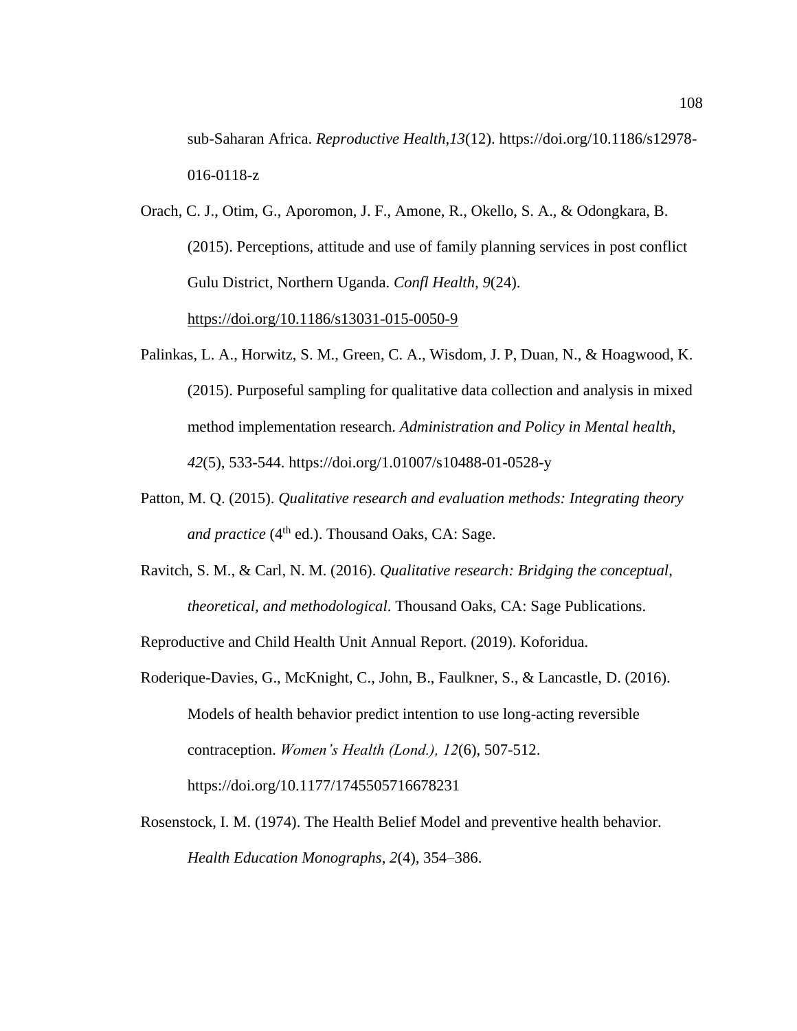sub-Saharan Africa. *Reproductive Health,13*(12). https://doi.org/10.1186/s12978-016-0118-z

Orach, C. J., Otim, G., Aporomon, J. F., Amone, R., Okello, S. A., & Odongkara, B. (2015). Perceptions, attitude and use of family planning services in post conflict Gulu District, Northern Uganda. *Confl Health, 9*(24). https://doi.org/10.1186/s13031-015-0050-9

Palinkas, L. A., Horwitz, S. M., Green, C. A., Wisdom, J. P, Duan, N., & Hoagwood, K. (2015). Purposeful sampling for qualitative data collection and analysis in mixed method implementation research. *Administration and Policy in Mental health, 42*(5), 533-544. https://doi.org/1.01007/s10488-01-0528-y

Patton, M. Q. (2015). *Qualitative research and evaluation methods: Integrating theory and practice* (4th ed.). Thousand Oaks, CA: Sage.

Ravitch, S. M., & Carl, N. M. (2016). *Qualitative research: Bridging the conceptual, theoretical, and methodological*. Thousand Oaks, CA: Sage Publications.

Reproductive and Child Health Unit Annual Report. (2019). Koforidua.

Roderique-Davies, G., McKnight, C., John, B., Faulkner, S., & Lancastle, D. (2016). Models of health behavior predict intention to use long-acting reversible contraception. *Women's Health (Lond.), 12*(6), 507-512. https://doi.org/10.1177/1745505716678231

Rosenstock, I. M. (1974). The Health Belief Model and preventive health behavior. *Health Education Monographs*, *2*(4), 354–386.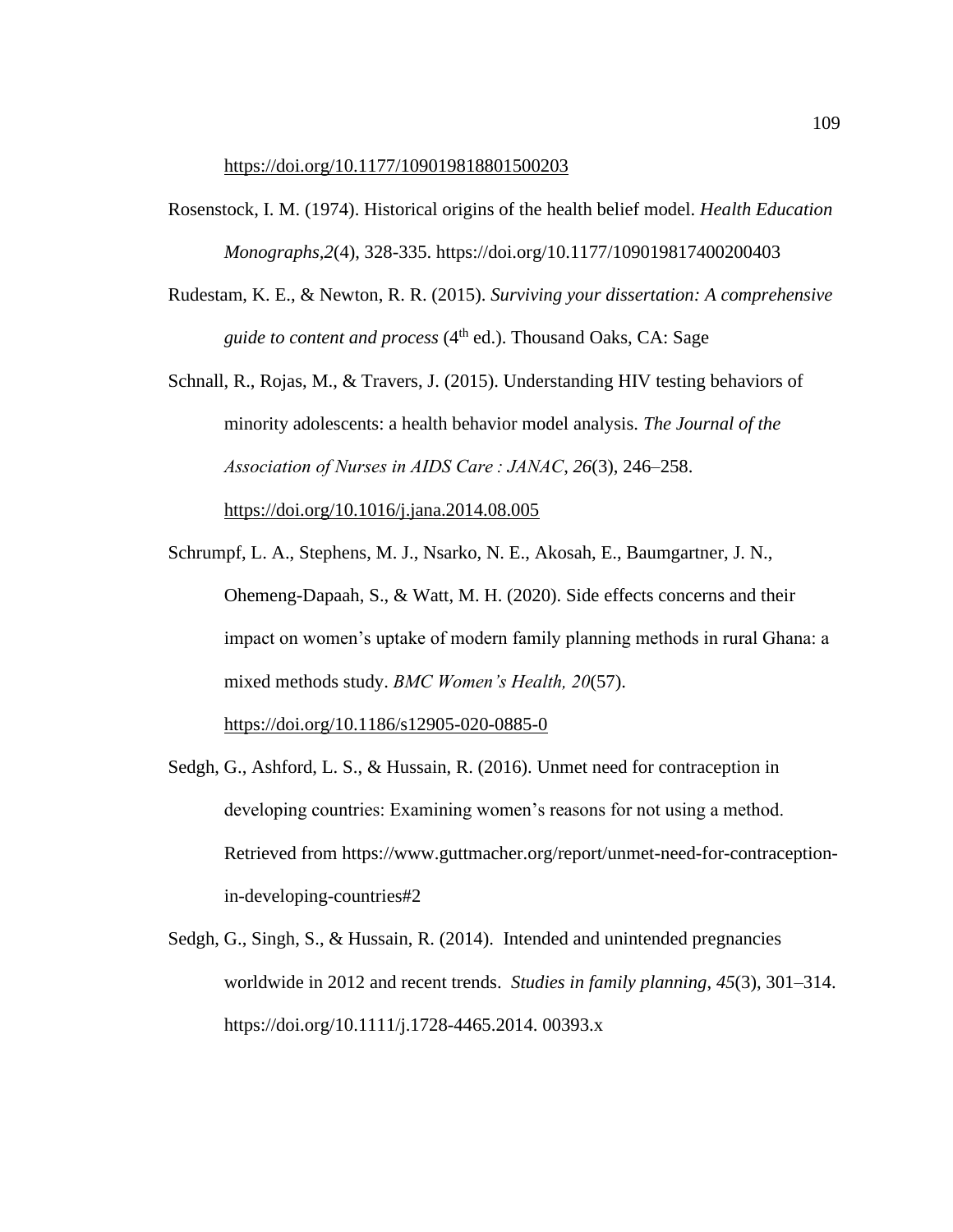https://doi.org/10.1177/109019818801500203

Rosenstock, I. M. (1974). Historical origins of the health belief model. *Health Education Monographs,2*(4), 328-335. https://doi.org/10.1177/109019817400200403

Rudestam, K. E., & Newton, R. R. (2015). *Surviving your dissertation: A comprehensive guide to content and process* (4th ed.). Thousand Oaks, CA: Sage

Schnall, R., Rojas, M., & Travers, J. (2015). Understanding HIV testing behaviors of minority adolescents: a health behavior model analysis. *The Journal of the Association of Nurses in AIDS Care : JANAC*, *26*(3), 246–258. https://doi.org/10.1016/j.jana.2014.08.005

Schrumpf, L. A., Stephens, M. J., Nsarko, N. E., Akosah, E., Baumgartner, J. N., Ohemeng-Dapaah, S., & Watt, M. H. (2020). Side effects concerns and their impact on women's uptake of modern family planning methods in rural Ghana: a mixed methods study. *BMC Women's Health, 20*(57). https://doi.org/10.1186/s12905-020-0885-0

Sedgh, G., Ashford, L. S., & Hussain, R. (2016). Unmet need for contraception in developing countries: Examining women's reasons for not using a method. Retrieved from https://www.guttmacher.org/report/unmet-need-for-contraception-in-developing-countries#2

Sedgh, G., Singh, S., & Hussain, R. (2014). Intended and unintended pregnancies worldwide in 2012 and recent trends. *Studies in family planning*, *45*(3), 301–314. https://doi.org/10.1111/j.1728-4465.2014. 00393.x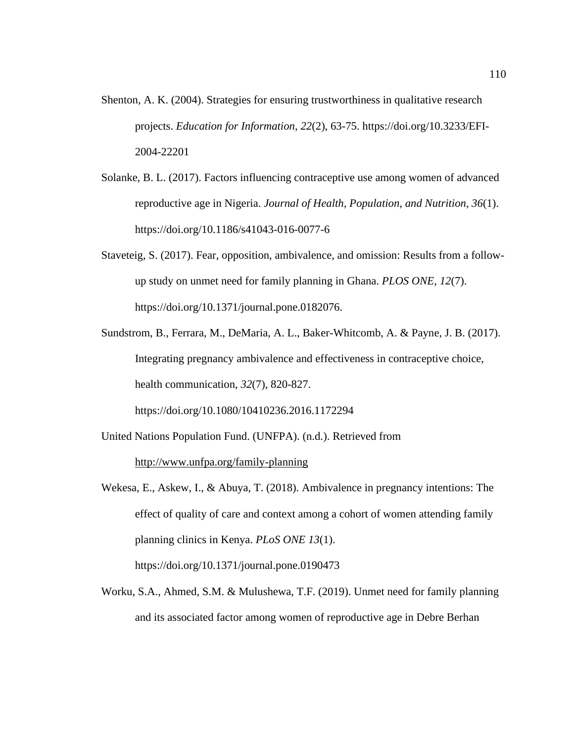Shenton, A. K. (2004). Strategies for ensuring trustworthiness in qualitative research projects. *Education for Information*, *22*(2), 63-75. https://doi.org/10.3233/EFI-2004-22201

Solanke, B. L. (2017). Factors influencing contraceptive use among women of advanced reproductive age in Nigeria. *Journal of Health, Population, and Nutrition*, *36*(1). https://doi.org/10.1186/s41043-016-0077-6

Staveteig, S. (2017). Fear, opposition, ambivalence, and omission: Results from a follow-up study on unmet need for family planning in Ghana. *PLOS ONE, 12*(7). https://doi.org/10.1371/journal.pone.0182076.

Sundstrom, B., Ferrara, M., DeMaria, A. L., Baker-Whitcomb, A. & Payne, J. B. (2017). Integrating pregnancy ambivalence and effectiveness in contraceptive choice, health communication, *32*(7), 820-827. https://doi.org/10.1080/10410236.2016.1172294

United Nations Population Fund. (UNFPA). (n.d.). Retrieved from http://www.unfpa.org/family-planning

Wekesa, E., Askew, I., & Abuya, T. (2018). Ambivalence in pregnancy intentions: The effect of quality of care and context among a cohort of women attending family planning clinics in Kenya. *PLoS ONE 13*(1). https://doi.org/10.1371/journal.pone.0190473

Worku, S.A., Ahmed, S.M. & Mulushewa, T.F. (2019). Unmet need for family planning and its associated factor among women of reproductive age in Debre Berhan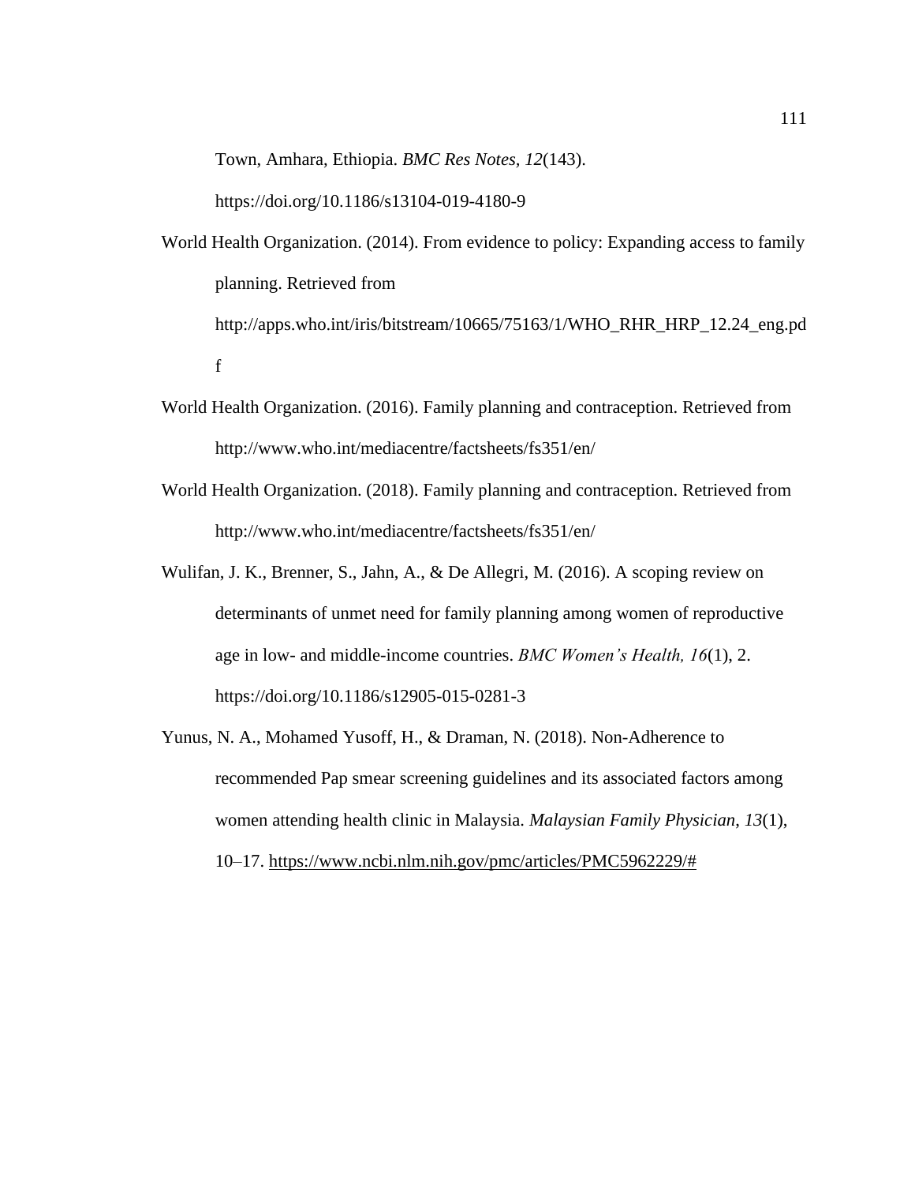Town, Amhara, Ethiopia. *BMC Res Notes*, *12*(143). https://doi.org/10.1186/s13104-019-4180-9

World Health Organization. (2014). From evidence to policy: Expanding access to family planning. Retrieved from http://apps.who.int/iris/bitstream/10665/75163/1/WHO_RHR_HRP_12.24_eng.pdf

World Health Organization. (2016). Family planning and contraception. Retrieved from http://www.who.int/mediacentre/factsheets/fs351/en/

World Health Organization. (2018). Family planning and contraception. Retrieved from http://www.who.int/mediacentre/factsheets/fs351/en/

Wulifan, J. K., Brenner, S., Jahn, A., & De Allegri, M. (2016). A scoping review on determinants of unmet need for family planning among women of reproductive age in low- and middle-income countries. *BMC Women's Health, 16*(1), 2. https://doi.org/10.1186/s12905-015-0281-3

Yunus, N. A., Mohamed Yusoff, H., & Draman, N. (2018). Non-Adherence to recommended Pap smear screening guidelines and its associated factors among women attending health clinic in Malaysia. *Malaysian Family Physician*, *13*(1), 10–17. https://www.ncbi.nlm.nih.gov/pmc/articles/PMC5962229/#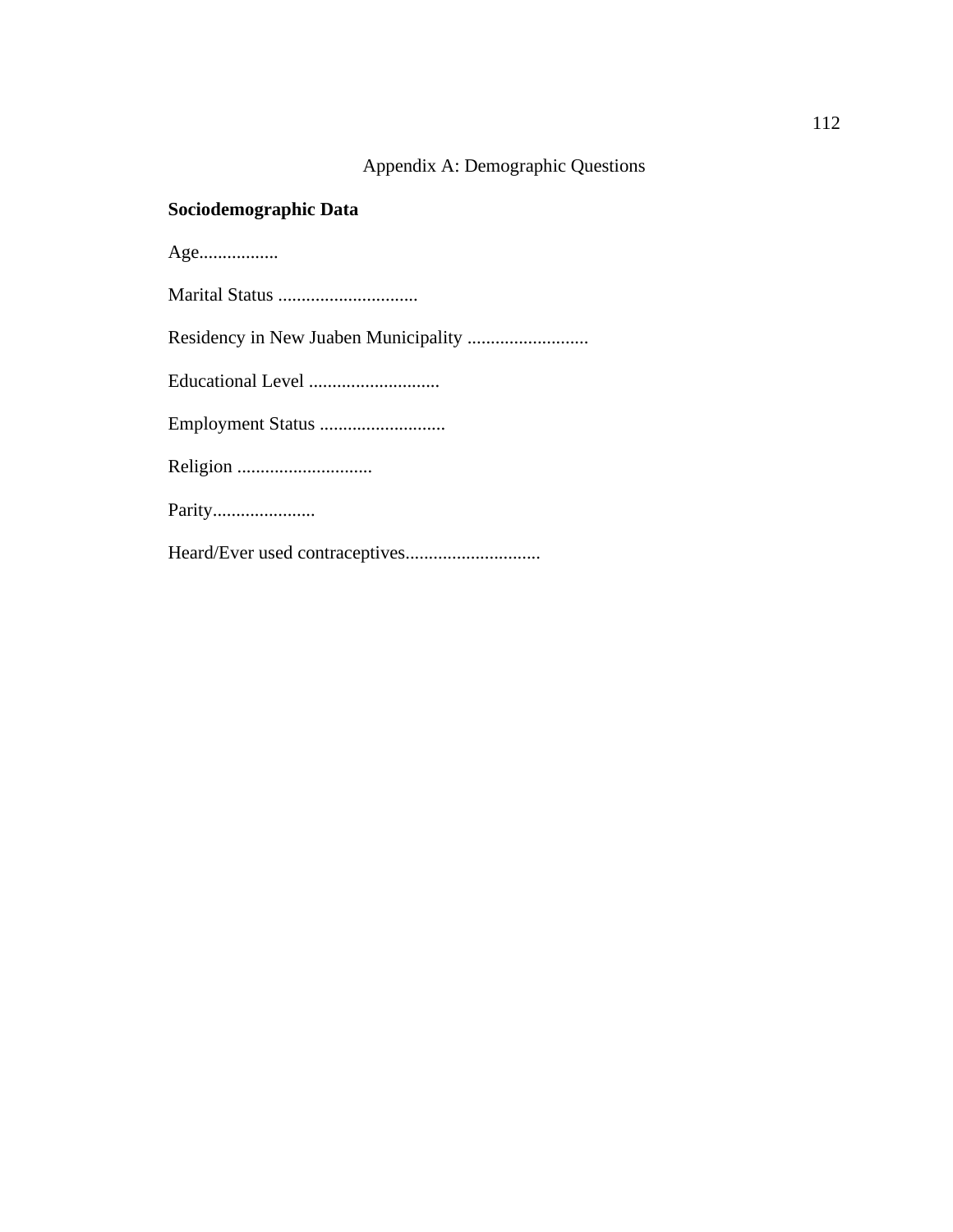# Appendix A: Demographic Questions

**Sociodemographic Data**

Age.................

Marital Status ..............................

Residency in New Juaben Municipality ..........................

Educational Level ............................

Employment Status ...........................

Religion .............................

Parity......................

Heard/Ever used contraceptives.............................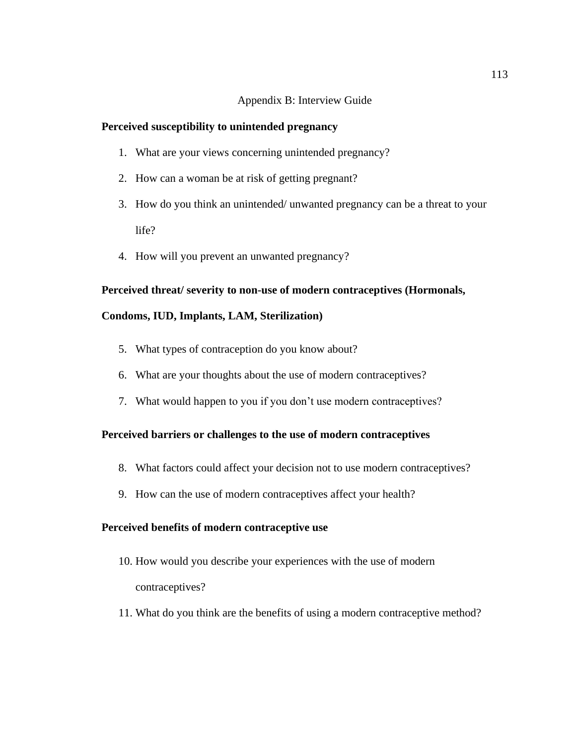# Appendix B: Interview Guide

**Perceived susceptibility to unintended pregnancy**

1. What are your views concerning unintended pregnancy?
2. How can a woman be at risk of getting pregnant?
3. How do you think an unintended/ unwanted pregnancy can be a threat to your life?
4. How will you prevent an unwanted pregnancy?

**Perceived threat/ severity to non-use of modern contraceptives (Hormonals, Condoms, IUD, Implants, LAM, Sterilization)**

5. What types of contraception do you know about?
6. What are your thoughts about the use of modern contraceptives?
7. What would happen to you if you don't use modern contraceptives?

**Perceived barriers or challenges to the use of modern contraceptives**

8. What factors could affect your decision not to use modern contraceptives?
9. How can the use of modern contraceptives affect your health?

**Perceived benefits of modern contraceptive use**

10. How would you describe your experiences with the use of modern contraceptives?
11. What do you think are the benefits of using a modern contraceptive method?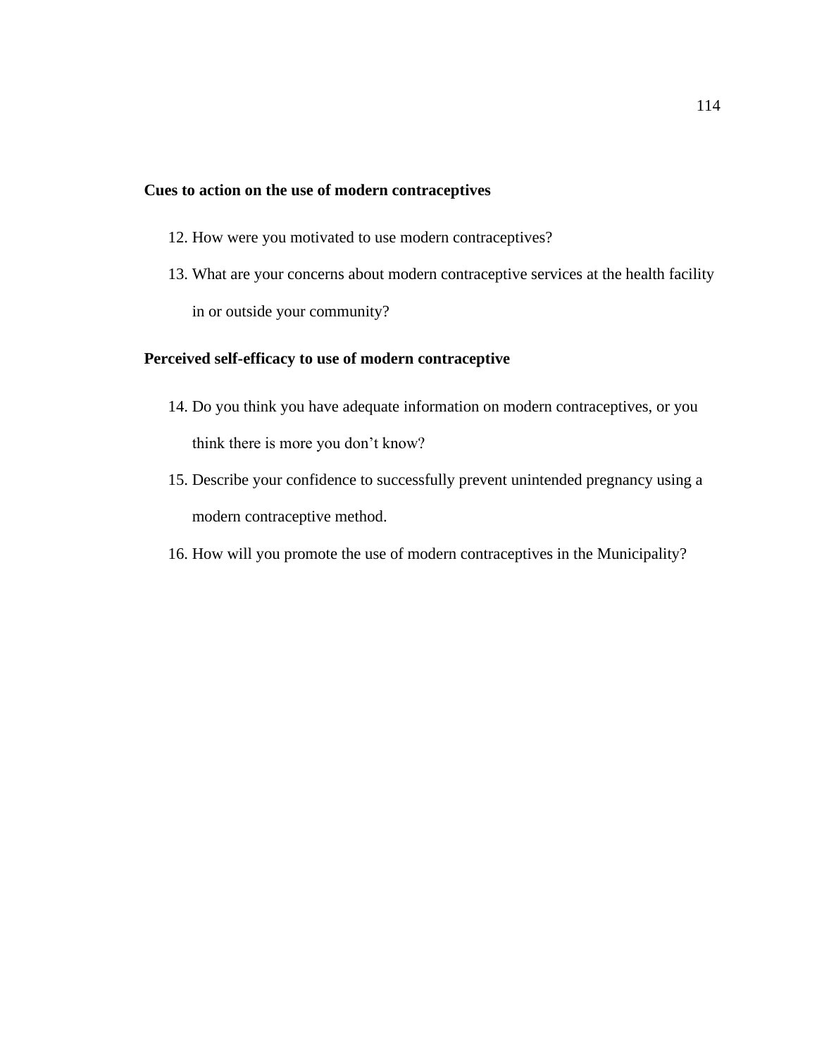**Cues to action on the use of modern contraceptives**

12. How were you motivated to use modern contraceptives?
13. What are your concerns about modern contraceptive services at the health facility in or outside your community?

**Perceived self-efficacy to use of modern contraceptive**

14. Do you think you have adequate information on modern contraceptives, or you think there is more you don't know?
15. Describe your confidence to successfully prevent unintended pregnancy using a modern contraceptive method.
16. How will you promote the use of modern contraceptives in the Municipality?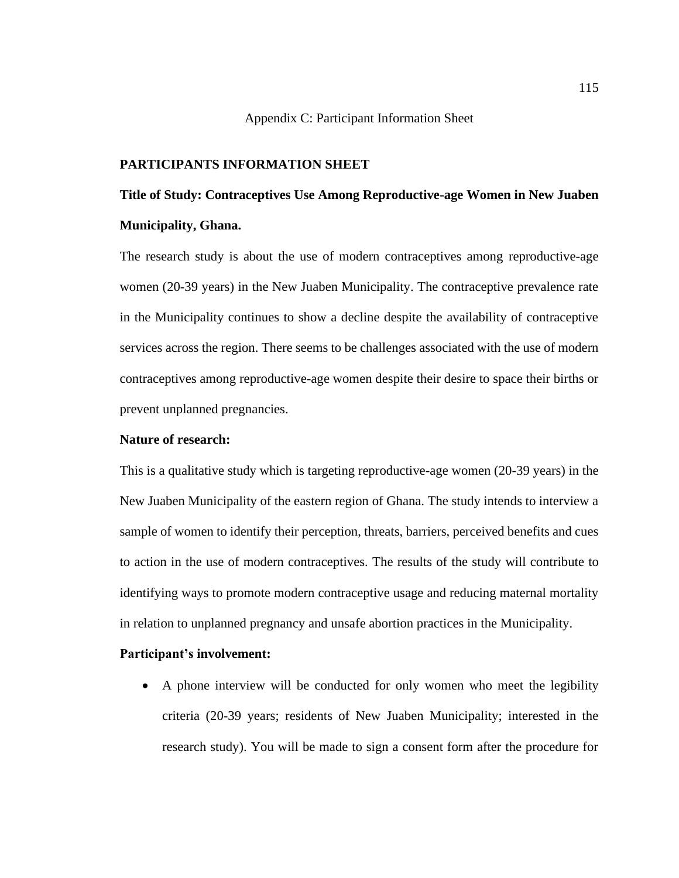Appendix C: Participant Information Sheet

**PARTICIPANTS INFORMATION SHEET**

**Title of Study: Contraceptives Use Among Reproductive-age Women in New Juaben Municipality, Ghana.**

The research study is about the use of modern contraceptives among reproductive-age women (20-39 years) in the New Juaben Municipality. The contraceptive prevalence rate in the Municipality continues to show a decline despite the availability of contraceptive services across the region. There seems to be challenges associated with the use of modern contraceptives among reproductive-age women despite their desire to space their births or prevent unplanned pregnancies.

**Nature of research:**

This is a qualitative study which is targeting reproductive-age women (20-39 years) in the New Juaben Municipality of the eastern region of Ghana. The study intends to interview a sample of women to identify their perception, threats, barriers, perceived benefits and cues to action in the use of modern contraceptives. The results of the study will contribute to identifying ways to promote modern contraceptive usage and reducing maternal mortality in relation to unplanned pregnancy and unsafe abortion practices in the Municipality.

**Participant's involvement:**

- A phone interview will be conducted for only women who meet the legibility criteria (20-39 years; residents of New Juaben Municipality; interested in the research study). You will be made to sign a consent form after the procedure for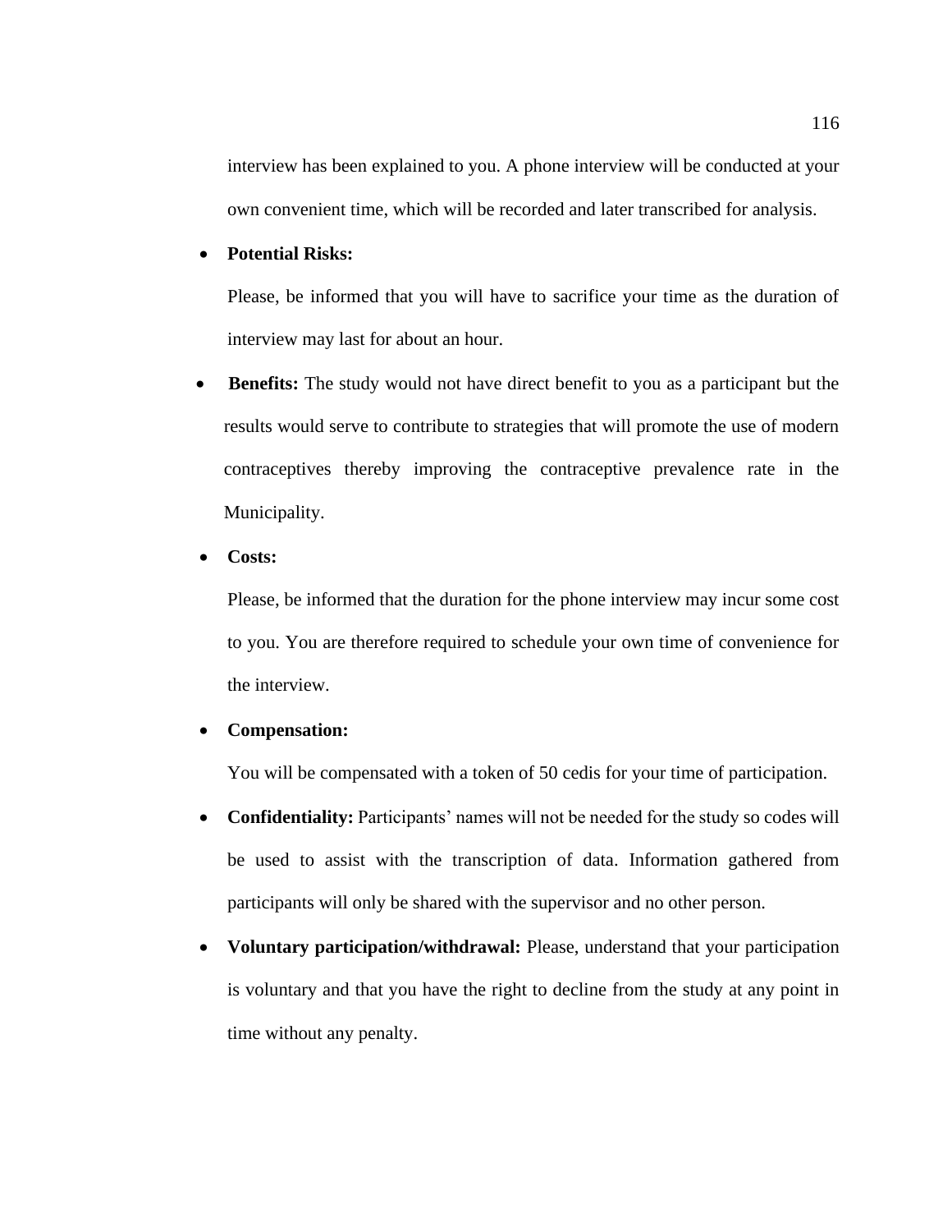interview has been explained to you. A phone interview will be conducted at your own convenient time, which will be recorded and later transcribed for analysis.

- **Potential Risks:**

  Please, be informed that you will have to sacrifice your time as the duration of interview may last for about an hour.

- **Benefits:** The study would not have direct benefit to you as a participant but the results would serve to contribute to strategies that will promote the use of modern contraceptives thereby improving the contraceptive prevalence rate in the Municipality.

- **Costs:**

  Please, be informed that the duration for the phone interview may incur some cost to you. You are therefore required to schedule your own time of convenience for the interview.

- **Compensation:**

  You will be compensated with a token of 50 cedis for your time of participation.

- **Confidentiality:** Participants' names will not be needed for the study so codes will be used to assist with the transcription of data. Information gathered from participants will only be shared with the supervisor and no other person.

- **Voluntary participation/withdrawal:** Please, understand that your participation is voluntary and that you have the right to decline from the study at any point in time without any penalty.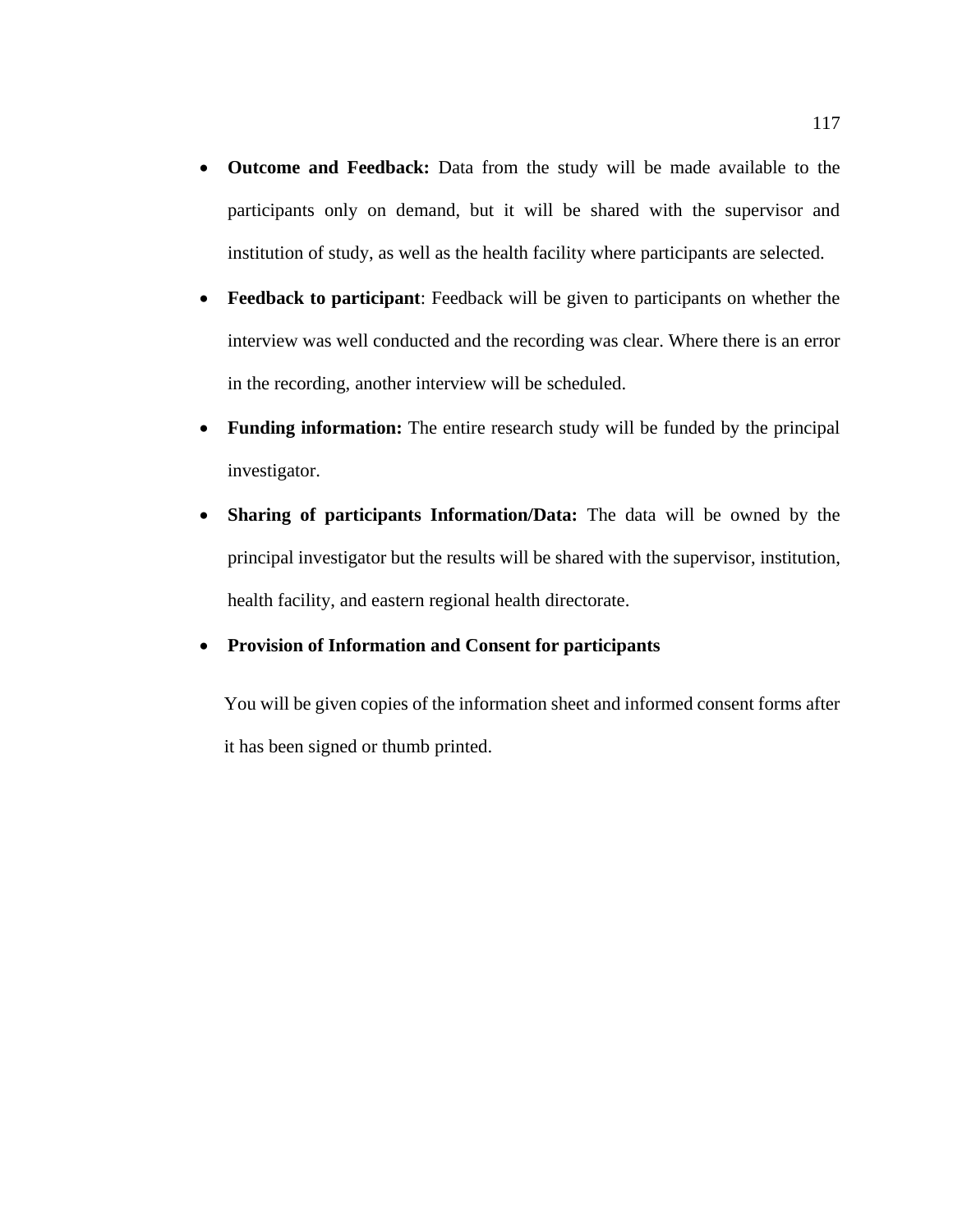- **Outcome and Feedback:** Data from the study will be made available to the participants only on demand, but it will be shared with the supervisor and institution of study, as well as the health facility where participants are selected.
- **Feedback to participant**: Feedback will be given to participants on whether the interview was well conducted and the recording was clear. Where there is an error in the recording, another interview will be scheduled.
- **Funding information:** The entire research study will be funded by the principal investigator.
- **Sharing of participants Information/Data:** The data will be owned by the principal investigator but the results will be shared with the supervisor, institution, health facility, and eastern regional health directorate.
- **Provision of Information and Consent for participants**

  You will be given copies of the information sheet and informed consent forms after it has been signed or thumb printed.